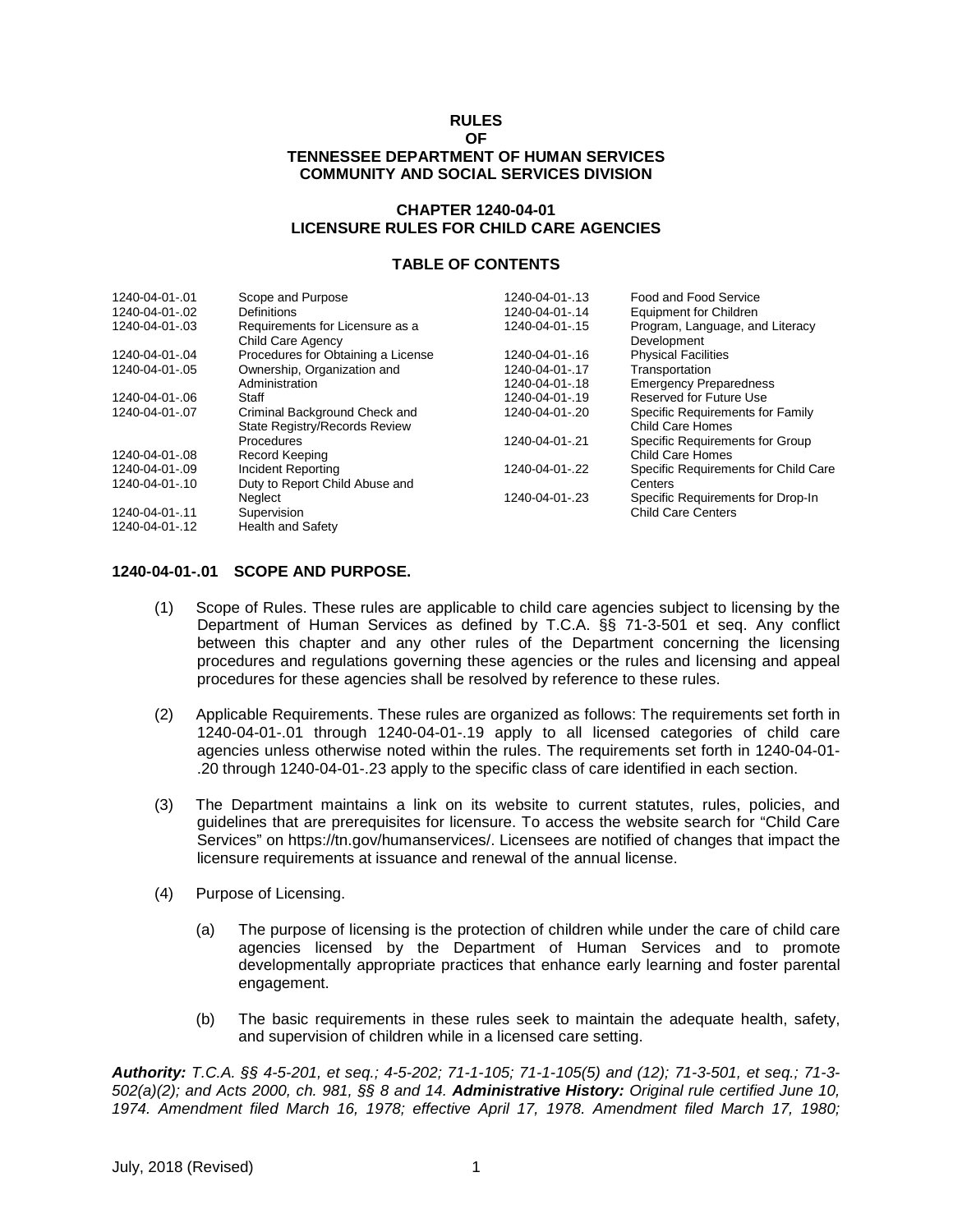# RULES
# OF
# TENNESSEE DEPARTMENT OF HUMAN SERVICES
# COMMUNITY AND SOCIAL SERVICES DIVISION

## CHAPTER 1240-04-01
## LICENSURE RULES FOR CHILD CARE AGENCIES

### TABLE OF CONTENTS

| | | | |
|---|---|---|---|
| 1240-04-01-.01 | Scope and Purpose | 1240-04-01-.13 | Food and Food Service |
| 1240-04-01-.02 | Definitions | 1240-04-01-.14 | Equipment for Children |
| 1240-04-01-.03 | Requirements for Licensure as a Child Care Agency | 1240-04-01-.15 | Program, Language, and Literacy Development |
| 1240-04-01-.04 | Procedures for Obtaining a License | 1240-04-01-.16 | Physical Facilities |
| 1240-04-01-.05 | Ownership, Organization and Administration | 1240-04-01-.17 | Transportation |
| 1240-04-01-.06 | Staff | 1240-04-01-.18 | Emergency Preparedness |
| 1240-04-01-.07 | Criminal Background Check and State Registry/Records Review Procedures | 1240-04-01-.19 | Reserved for Future Use |
| 1240-04-01-.08 | Record Keeping | 1240-04-01-.20 | Specific Requirements for Family Child Care Homes |
| 1240-04-01-.09 | Incident Reporting | 1240-04-01-.21 | Specific Requirements for Group Child Care Homes |
| 1240-04-01-.10 | Duty to Report Child Abuse and Neglect | 1240-04-01-.22 | Specific Requirements for Child Care Centers |
| 1240-04-01-.11 | Supervision | 1240-04-01-.23 | Specific Requirements for Drop-In Child Care Centers |
| 1240-04-01-.12 | Health and Safety | | |

**1240-04-01-.01 SCOPE AND PURPOSE.**

(1) Scope of Rules. These rules are applicable to child care agencies subject to licensing by the Department of Human Services as defined by T.C.A. §§ 71-3-501 et seq. Any conflict between this chapter and any other rules of the Department concerning the licensing procedures and regulations governing these agencies or the rules and licensing and appeal procedures for these agencies shall be resolved by reference to these rules.

(2) Applicable Requirements. These rules are organized as follows: The requirements set forth in 1240-04-01-.01 through 1240-04-01-.19 apply to all licensed categories of child care agencies unless otherwise noted within the rules. The requirements set forth in 1240-04-01-.20 through 1240-04-01-.23 apply to the specific class of care identified in each section.

(3) The Department maintains a link on its website to current statutes, rules, policies, and guidelines that are prerequisites for licensure. To access the website search for "Child Care Services" on https://tn.gov/humanservices/. Licensees are notified of changes that impact the licensure requirements at issuance and renewal of the annual license.

(4) Purpose of Licensing.

   (a) The purpose of licensing is the protection of children while under the care of child care agencies licensed by the Department of Human Services and to promote developmentally appropriate practices that enhance early learning and foster parental engagement.

   (b) The basic requirements in these rules seek to maintain the adequate health, safety, and supervision of children while in a licensed care setting.

***Authority:*** *T.C.A. §§ 4-5-201, et seq.; 4-5-202; 71-1-105; 71-1-105(5) and (12); 71-3-501, et seq.; 71-3-502(a)(2); and Acts 2000, ch. 981, §§ 8 and 14.* ***Administrative History:*** *Original rule certified June 10, 1974. Amendment filed March 16, 1978; effective April 17, 1978. Amendment filed March 17, 1980;*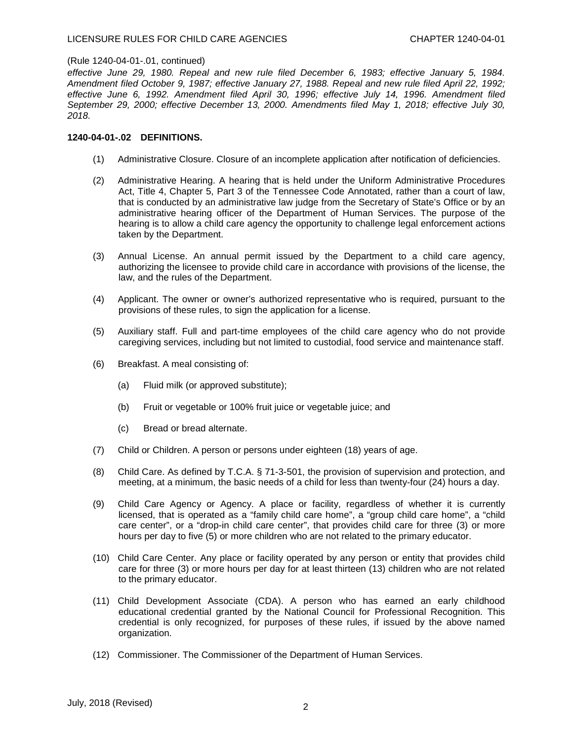(Rule 1240-04-01-.01, continued)

*effective June 29, 1980. Repeal and new rule filed December 6, 1983; effective January 5, 1984. Amendment filed October 9, 1987; effective January 27, 1988. Repeal and new rule filed April 22, 1992; effective June 6, 1992. Amendment filed April 30, 1996; effective July 14, 1996. Amendment filed September 29, 2000; effective December 13, 2000. Amendments filed May 1, 2018; effective July 30, 2018.*

**1240-04-01-.02 DEFINITIONS.**

(1) Administrative Closure. Closure of an incomplete application after notification of deficiencies.

(2) Administrative Hearing. A hearing that is held under the Uniform Administrative Procedures Act, Title 4, Chapter 5, Part 3 of the Tennessee Code Annotated, rather than a court of law, that is conducted by an administrative law judge from the Secretary of State's Office or by an administrative hearing officer of the Department of Human Services. The purpose of the hearing is to allow a child care agency the opportunity to challenge legal enforcement actions taken by the Department.

(3) Annual License. An annual permit issued by the Department to a child care agency, authorizing the licensee to provide child care in accordance with provisions of the license, the law, and the rules of the Department.

(4) Applicant. The owner or owner's authorized representative who is required, pursuant to the provisions of these rules, to sign the application for a license.

(5) Auxiliary staff. Full and part-time employees of the child care agency who do not provide caregiving services, including but not limited to custodial, food service and maintenance staff.

(6) Breakfast. A meal consisting of:

   (a) Fluid milk (or approved substitute);

   (b) Fruit or vegetable or 100% fruit juice or vegetable juice; and

   (c) Bread or bread alternate.

(7) Child or Children. A person or persons under eighteen (18) years of age.

(8) Child Care. As defined by T.C.A. § 71-3-501, the provision of supervision and protection, and meeting, at a minimum, the basic needs of a child for less than twenty-four (24) hours a day.

(9) Child Care Agency or Agency. A place or facility, regardless of whether it is currently licensed, that is operated as a "family child care home", a "group child care home", a "child care center", or a "drop-in child care center", that provides child care for three (3) or more hours per day to five (5) or more children who are not related to the primary educator.

(10) Child Care Center. Any place or facility operated by any person or entity that provides child care for three (3) or more hours per day for at least thirteen (13) children who are not related to the primary educator.

(11) Child Development Associate (CDA). A person who has earned an early childhood educational credential granted by the National Council for Professional Recognition. This credential is only recognized, for purposes of these rules, if issued by the above named organization.

(12) Commissioner. The Commissioner of the Department of Human Services.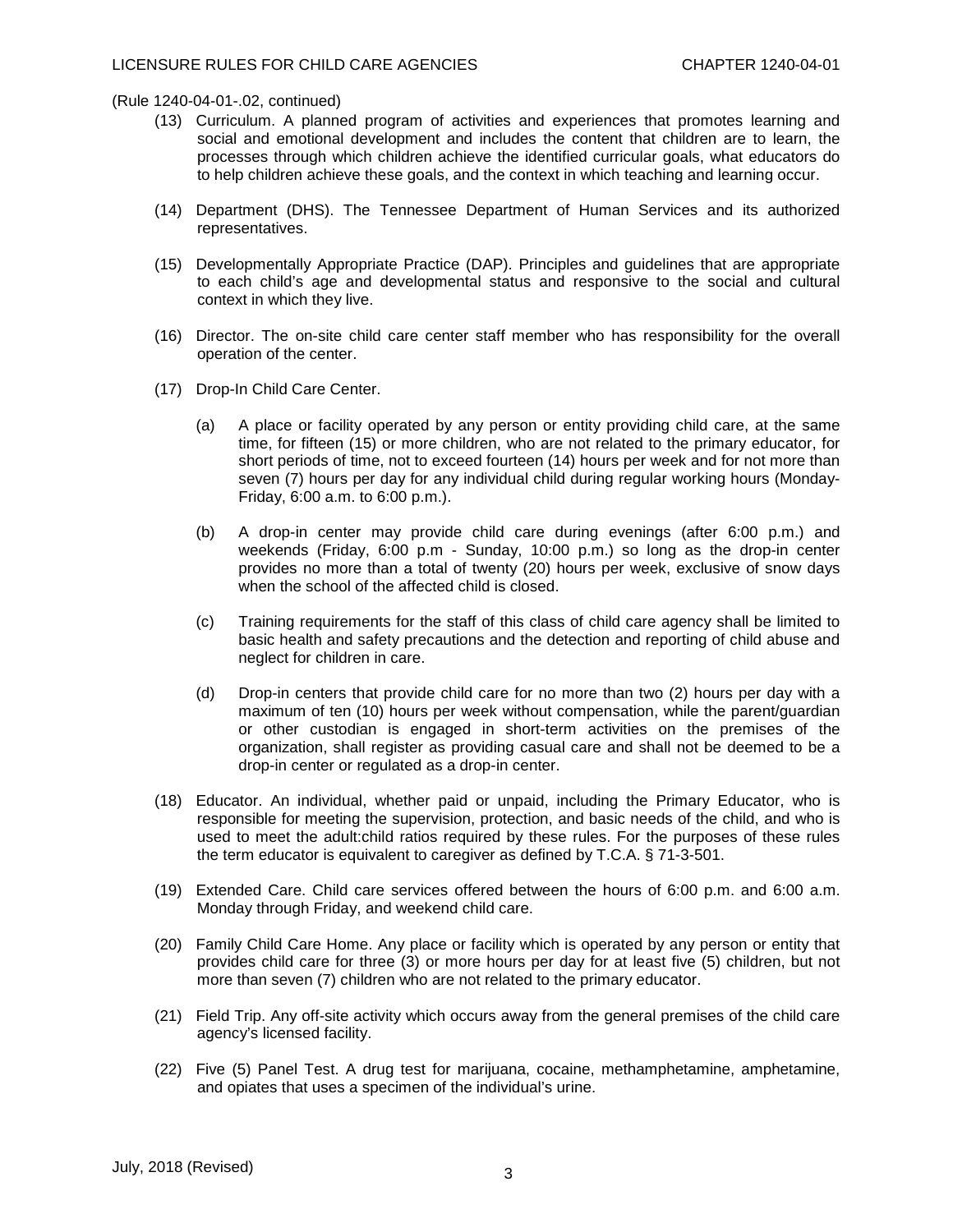(Rule 1240-04-01-.02, continued)

(13) Curriculum. A planned program of activities and experiences that promotes learning and social and emotional development and includes the content that children are to learn, the processes through which children achieve the identified curricular goals, what educators do to help children achieve these goals, and the context in which teaching and learning occur.

(14) Department (DHS). The Tennessee Department of Human Services and its authorized representatives.

(15) Developmentally Appropriate Practice (DAP). Principles and guidelines that are appropriate to each child's age and developmental status and responsive to the social and cultural context in which they live.

(16) Director. The on-site child care center staff member who has responsibility for the overall operation of the center.

(17) Drop-In Child Care Center.

(a) A place or facility operated by any person or entity providing child care, at the same time, for fifteen (15) or more children, who are not related to the primary educator, for short periods of time, not to exceed fourteen (14) hours per week and for not more than seven (7) hours per day for any individual child during regular working hours (Monday-Friday, 6:00 a.m. to 6:00 p.m.).

(b) A drop-in center may provide child care during evenings (after 6:00 p.m.) and weekends (Friday, 6:00 p.m - Sunday, 10:00 p.m.) so long as the drop-in center provides no more than a total of twenty (20) hours per week, exclusive of snow days when the school of the affected child is closed.

(c) Training requirements for the staff of this class of child care agency shall be limited to basic health and safety precautions and the detection and reporting of child abuse and neglect for children in care.

(d) Drop-in centers that provide child care for no more than two (2) hours per day with a maximum of ten (10) hours per week without compensation, while the parent/guardian or other custodian is engaged in short-term activities on the premises of the organization, shall register as providing casual care and shall not be deemed to be a drop-in center or regulated as a drop-in center.

(18) Educator. An individual, whether paid or unpaid, including the Primary Educator, who is responsible for meeting the supervision, protection, and basic needs of the child, and who is used to meet the adult:child ratios required by these rules. For the purposes of these rules the term educator is equivalent to caregiver as defined by T.C.A. § 71-3-501.

(19) Extended Care. Child care services offered between the hours of 6:00 p.m. and 6:00 a.m. Monday through Friday, and weekend child care.

(20) Family Child Care Home. Any place or facility which is operated by any person or entity that provides child care for three (3) or more hours per day for at least five (5) children, but not more than seven (7) children who are not related to the primary educator.

(21) Field Trip. Any off-site activity which occurs away from the general premises of the child care agency's licensed facility.

(22) Five (5) Panel Test. A drug test for marijuana, cocaine, methamphetamine, amphetamine, and opiates that uses a specimen of the individual's urine.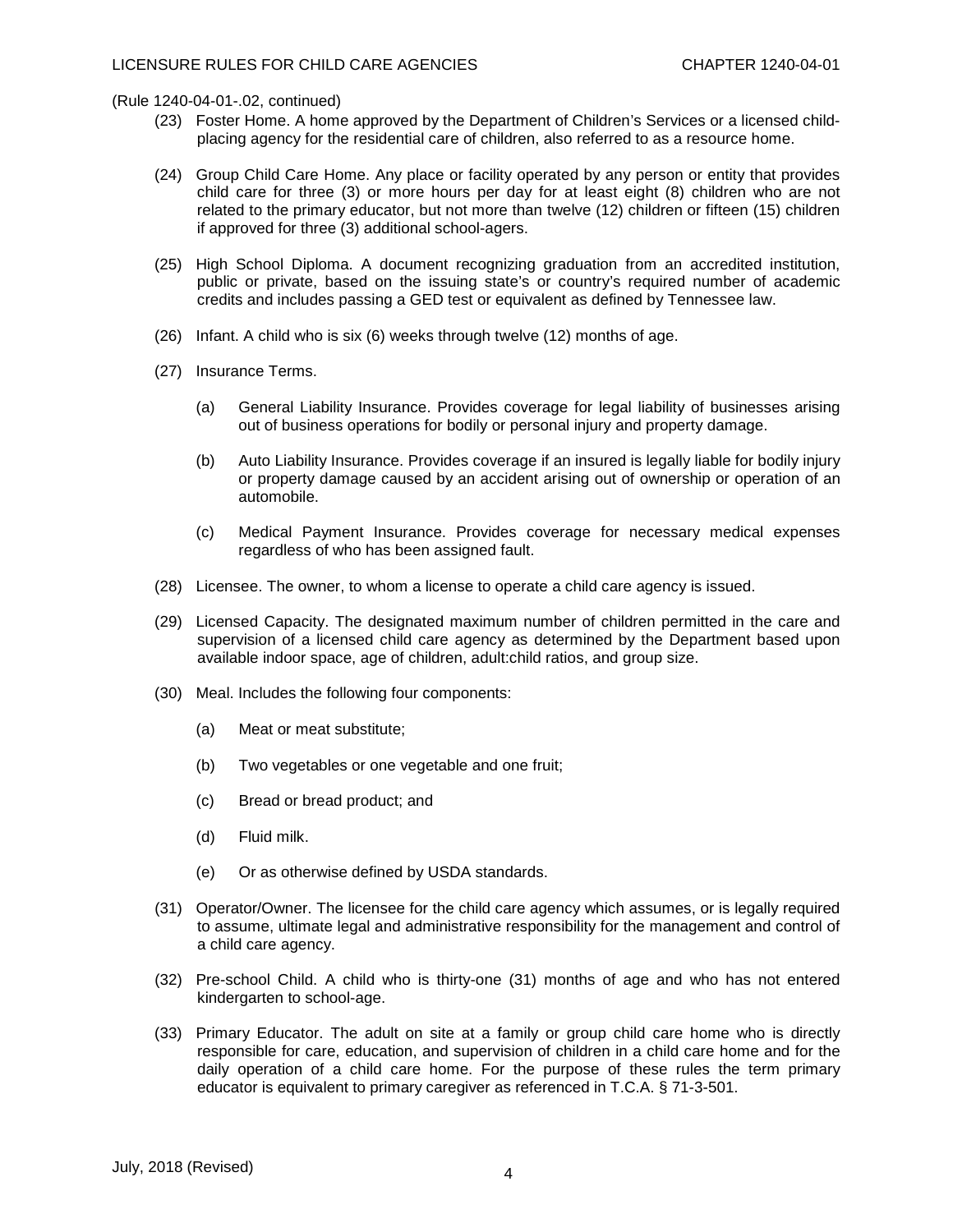(Rule 1240-04-01-.02, continued)

(23) Foster Home. A home approved by the Department of Children's Services or a licensed child-placing agency for the residential care of children, also referred to as a resource home.

(24) Group Child Care Home. Any place or facility operated by any person or entity that provides child care for three (3) or more hours per day for at least eight (8) children who are not related to the primary educator, but not more than twelve (12) children or fifteen (15) children if approved for three (3) additional school-agers.

(25) High School Diploma. A document recognizing graduation from an accredited institution, public or private, based on the issuing state's or country's required number of academic credits and includes passing a GED test or equivalent as defined by Tennessee law.

(26) Infant. A child who is six (6) weeks through twelve (12) months of age.

(27) Insurance Terms.

   (a) General Liability Insurance. Provides coverage for legal liability of businesses arising out of business operations for bodily or personal injury and property damage.

   (b) Auto Liability Insurance. Provides coverage if an insured is legally liable for bodily injury or property damage caused by an accident arising out of ownership or operation of an automobile.

   (c) Medical Payment Insurance. Provides coverage for necessary medical expenses regardless of who has been assigned fault.

(28) Licensee. The owner, to whom a license to operate a child care agency is issued.

(29) Licensed Capacity. The designated maximum number of children permitted in the care and supervision of a licensed child care agency as determined by the Department based upon available indoor space, age of children, adult:child ratios, and group size.

(30) Meal. Includes the following four components:

   (a) Meat or meat substitute;

   (b) Two vegetables or one vegetable and one fruit;

   (c) Bread or bread product; and

   (d) Fluid milk.

   (e) Or as otherwise defined by USDA standards.

(31) Operator/Owner. The licensee for the child care agency which assumes, or is legally required to assume, ultimate legal and administrative responsibility for the management and control of a child care agency.

(32) Pre-school Child. A child who is thirty-one (31) months of age and who has not entered kindergarten to school-age.

(33) Primary Educator. The adult on site at a family or group child care home who is directly responsible for care, education, and supervision of children in a child care home and for the daily operation of a child care home. For the purpose of these rules the term primary educator is equivalent to primary caregiver as referenced in T.C.A. § 71-3-501.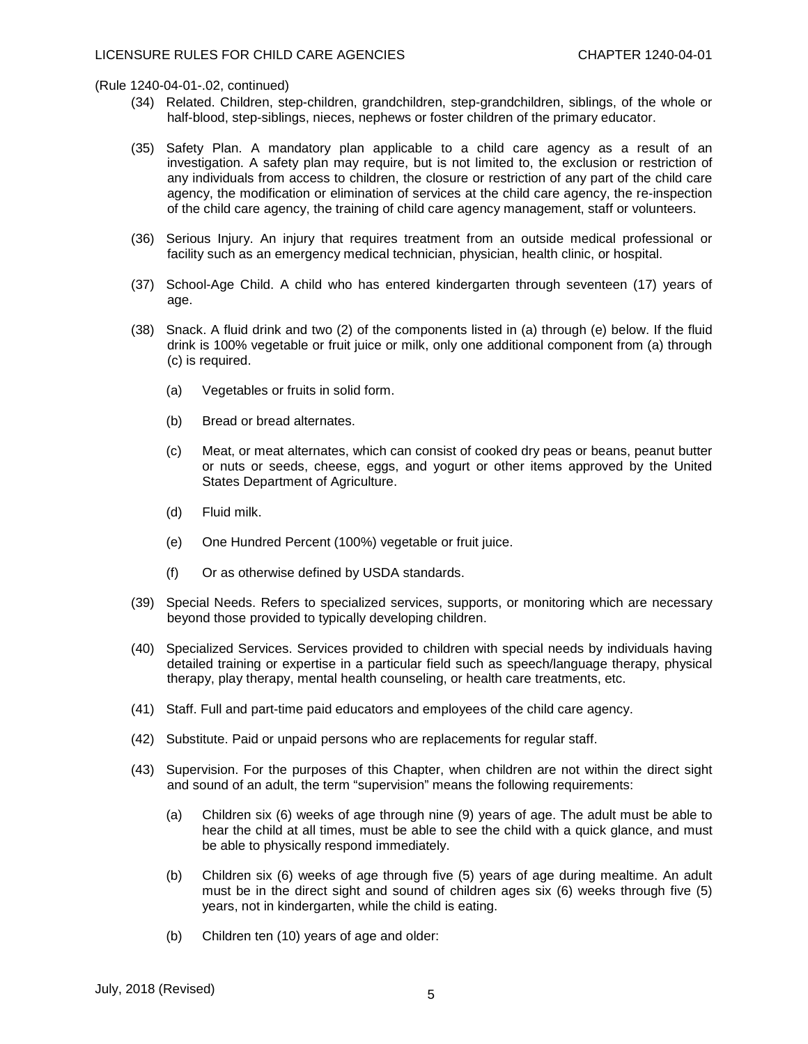(Rule 1240-04-01-.02, continued)

(34) Related. Children, step-children, grandchildren, step-grandchildren, siblings, of the whole or half-blood, step-siblings, nieces, nephews or foster children of the primary educator.

(35) Safety Plan. A mandatory plan applicable to a child care agency as a result of an investigation. A safety plan may require, but is not limited to, the exclusion or restriction of any individuals from access to children, the closure or restriction of any part of the child care agency, the modification or elimination of services at the child care agency, the re-inspection of the child care agency, the training of child care agency management, staff or volunteers.

(36) Serious Injury. An injury that requires treatment from an outside medical professional or facility such as an emergency medical technician, physician, health clinic, or hospital.

(37) School-Age Child. A child who has entered kindergarten through seventeen (17) years of age.

(38) Snack. A fluid drink and two (2) of the components listed in (a) through (e) below. If the fluid drink is 100% vegetable or fruit juice or milk, only one additional component from (a) through (c) is required.

- (a) Vegetables or fruits in solid form.
- (b) Bread or bread alternates.
- (c) Meat, or meat alternates, which can consist of cooked dry peas or beans, peanut butter or nuts or seeds, cheese, eggs, and yogurt or other items approved by the United States Department of Agriculture.
- (d) Fluid milk.
- (e) One Hundred Percent (100%) vegetable or fruit juice.
- (f) Or as otherwise defined by USDA standards.

(39) Special Needs. Refers to specialized services, supports, or monitoring which are necessary beyond those provided to typically developing children.

(40) Specialized Services. Services provided to children with special needs by individuals having detailed training or expertise in a particular field such as speech/language therapy, physical therapy, play therapy, mental health counseling, or health care treatments, etc.

(41) Staff. Full and part-time paid educators and employees of the child care agency.

(42) Substitute. Paid or unpaid persons who are replacements for regular staff.

(43) Supervision. For the purposes of this Chapter, when children are not within the direct sight and sound of an adult, the term "supervision" means the following requirements:

- (a) Children six (6) weeks of age through nine (9) years of age. The adult must be able to hear the child at all times, must be able to see the child with a quick glance, and must be able to physically respond immediately.
- (b) Children six (6) weeks of age through five (5) years of age during mealtime. An adult must be in the direct sight and sound of children ages six (6) weeks through five (5) years, not in kindergarten, while the child is eating.
- (b) Children ten (10) years of age and older: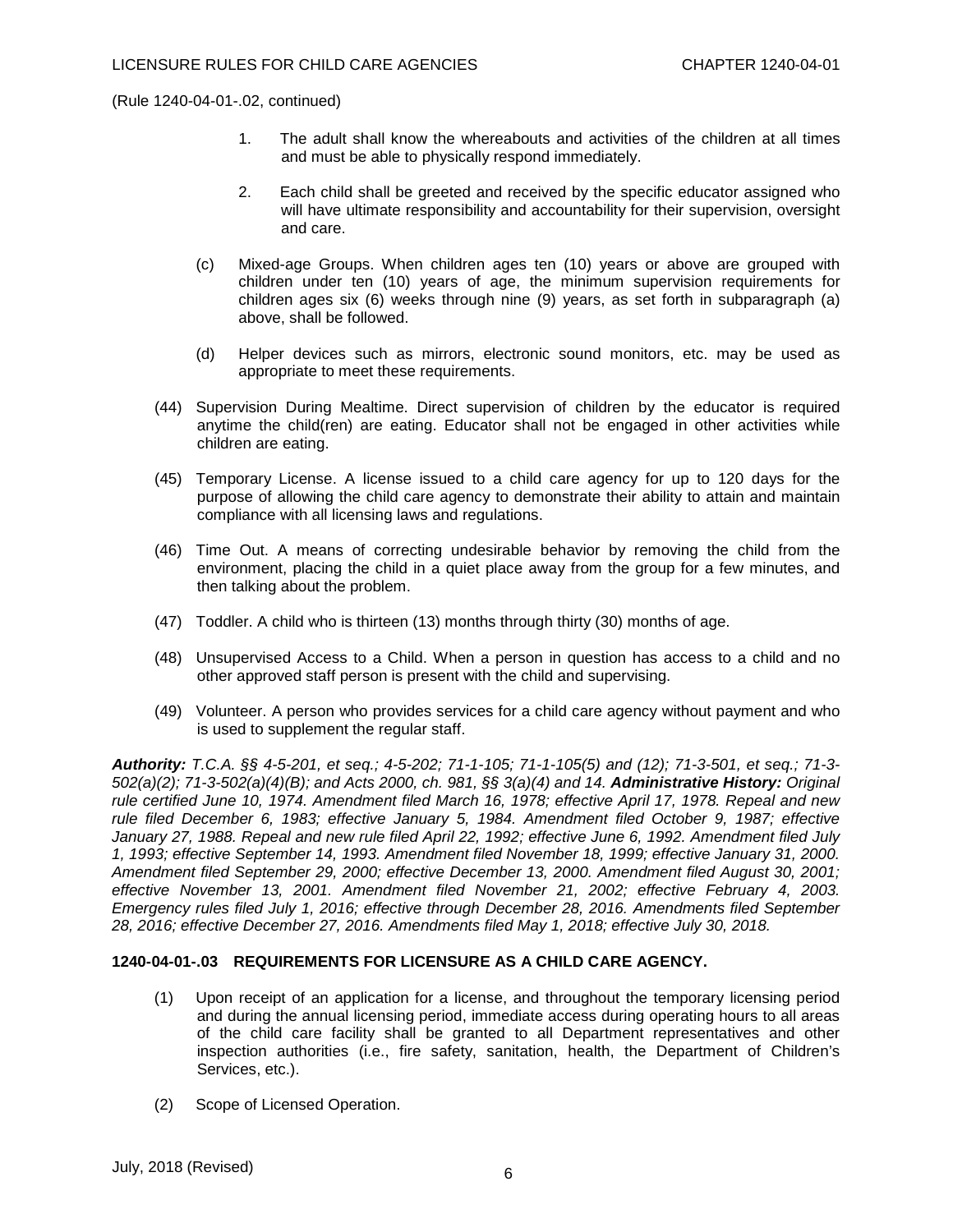(Rule 1240-04-01-.02, continued)

1. The adult shall know the whereabouts and activities of the children at all times and must be able to physically respond immediately.

2. Each child shall be greeted and received by the specific educator assigned who will have ultimate responsibility and accountability for their supervision, oversight and care.

(c) Mixed-age Groups. When children ages ten (10) years or above are grouped with children under ten (10) years of age, the minimum supervision requirements for children ages six (6) weeks through nine (9) years, as set forth in subparagraph (a) above, shall be followed.

(d) Helper devices such as mirrors, electronic sound monitors, etc. may be used as appropriate to meet these requirements.

(44) Supervision During Mealtime. Direct supervision of children by the educator is required anytime the child(ren) are eating. Educator shall not be engaged in other activities while children are eating.

(45) Temporary License. A license issued to a child care agency for up to 120 days for the purpose of allowing the child care agency to demonstrate their ability to attain and maintain compliance with all licensing laws and regulations.

(46) Time Out. A means of correcting undesirable behavior by removing the child from the environment, placing the child in a quiet place away from the group for a few minutes, and then talking about the problem.

(47) Toddler. A child who is thirteen (13) months through thirty (30) months of age.

(48) Unsupervised Access to a Child. When a person in question has access to a child and no other approved staff person is present with the child and supervising.

(49) Volunteer. A person who provides services for a child care agency without payment and who is used to supplement the regular staff.

***Authority:*** *T.C.A. §§ 4-5-201, et seq.; 4-5-202; 71-1-105; 71-1-105(5) and (12); 71-3-501, et seq.; 71-3-502(a)(2); 71-3-502(a)(4)(B); and Acts 2000, ch. 981, §§ 3(a)(4) and 14.* ***Administrative History:*** *Original rule certified June 10, 1974. Amendment filed March 16, 1978; effective April 17, 1978. Repeal and new rule filed December 6, 1983; effective January 5, 1984. Amendment filed October 9, 1987; effective January 27, 1988. Repeal and new rule filed April 22, 1992; effective June 6, 1992. Amendment filed July 1, 1993; effective September 14, 1993. Amendment filed November 18, 1999; effective January 31, 2000. Amendment filed September 29, 2000; effective December 13, 2000. Amendment filed August 30, 2001; effective November 13, 2001. Amendment filed November 21, 2002; effective February 4, 2003. Emergency rules filed July 1, 2016; effective through December 28, 2016. Amendments filed September 28, 2016; effective December 27, 2016. Amendments filed May 1, 2018; effective July 30, 2018.*

## 1240-04-01-.03 REQUIREMENTS FOR LICENSURE AS A CHILD CARE AGENCY.

(1) Upon receipt of an application for a license, and throughout the temporary licensing period and during the annual licensing period, immediate access during operating hours to all areas of the child care facility shall be granted to all Department representatives and other inspection authorities (i.e., fire safety, sanitation, health, the Department of Children's Services, etc.).

(2) Scope of Licensed Operation.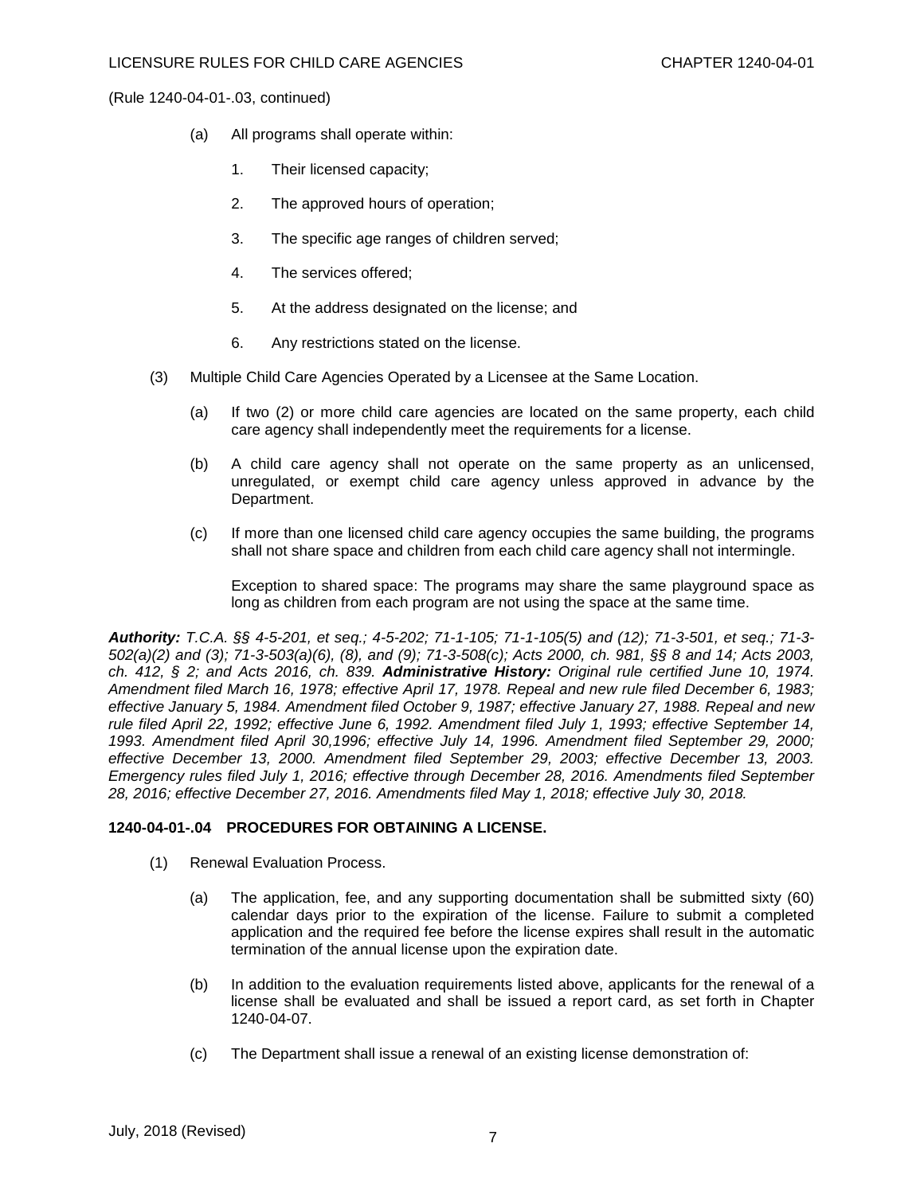(Rule 1240-04-01-.03, continued)

(a) All programs shall operate within:

1. Their licensed capacity;

2. The approved hours of operation;

3. The specific age ranges of children served;

4. The services offered;

5. At the address designated on the license; and

6. Any restrictions stated on the license.

(3) Multiple Child Care Agencies Operated by a Licensee at the Same Location.

(a) If two (2) or more child care agencies are located on the same property, each child care agency shall independently meet the requirements for a license.

(b) A child care agency shall not operate on the same property as an unlicensed, unregulated, or exempt child care agency unless approved in advance by the Department.

(c) If more than one licensed child care agency occupies the same building, the programs shall not share space and children from each child care agency shall not intermingle.

Exception to shared space: The programs may share the same playground space as long as children from each program are not using the space at the same time.

***Authority:*** *T.C.A. §§ 4-5-201, et seq.; 4-5-202; 71-1-105; 71-1-105(5) and (12); 71-3-501, et seq.; 71-3-502(a)(2) and (3); 71-3-503(a)(6), (8), and (9); 71-3-508(c); Acts 2000, ch. 981, §§ 8 and 14; Acts 2003, ch. 412, § 2; and Acts 2016, ch. 839.* ***Administrative History:*** *Original rule certified June 10, 1974. Amendment filed March 16, 1978; effective April 17, 1978. Repeal and new rule filed December 6, 1983; effective January 5, 1984. Amendment filed October 9, 1987; effective January 27, 1988. Repeal and new rule filed April 22, 1992; effective June 6, 1992. Amendment filed July 1, 1993; effective September 14, 1993. Amendment filed April 30,1996; effective July 14, 1996. Amendment filed September 29, 2000; effective December 13, 2000. Amendment filed September 29, 2003; effective December 13, 2003. Emergency rules filed July 1, 2016; effective through December 28, 2016. Amendments filed September 28, 2016; effective December 27, 2016. Amendments filed May 1, 2018; effective July 30, 2018.*

**1240-04-01-.04 PROCEDURES FOR OBTAINING A LICENSE.**

(1) Renewal Evaluation Process.

(a) The application, fee, and any supporting documentation shall be submitted sixty (60) calendar days prior to the expiration of the license. Failure to submit a completed application and the required fee before the license expires shall result in the automatic termination of the annual license upon the expiration date.

(b) In addition to the evaluation requirements listed above, applicants for the renewal of a license shall be evaluated and shall be issued a report card, as set forth in Chapter 1240-04-07.

(c) The Department shall issue a renewal of an existing license demonstration of: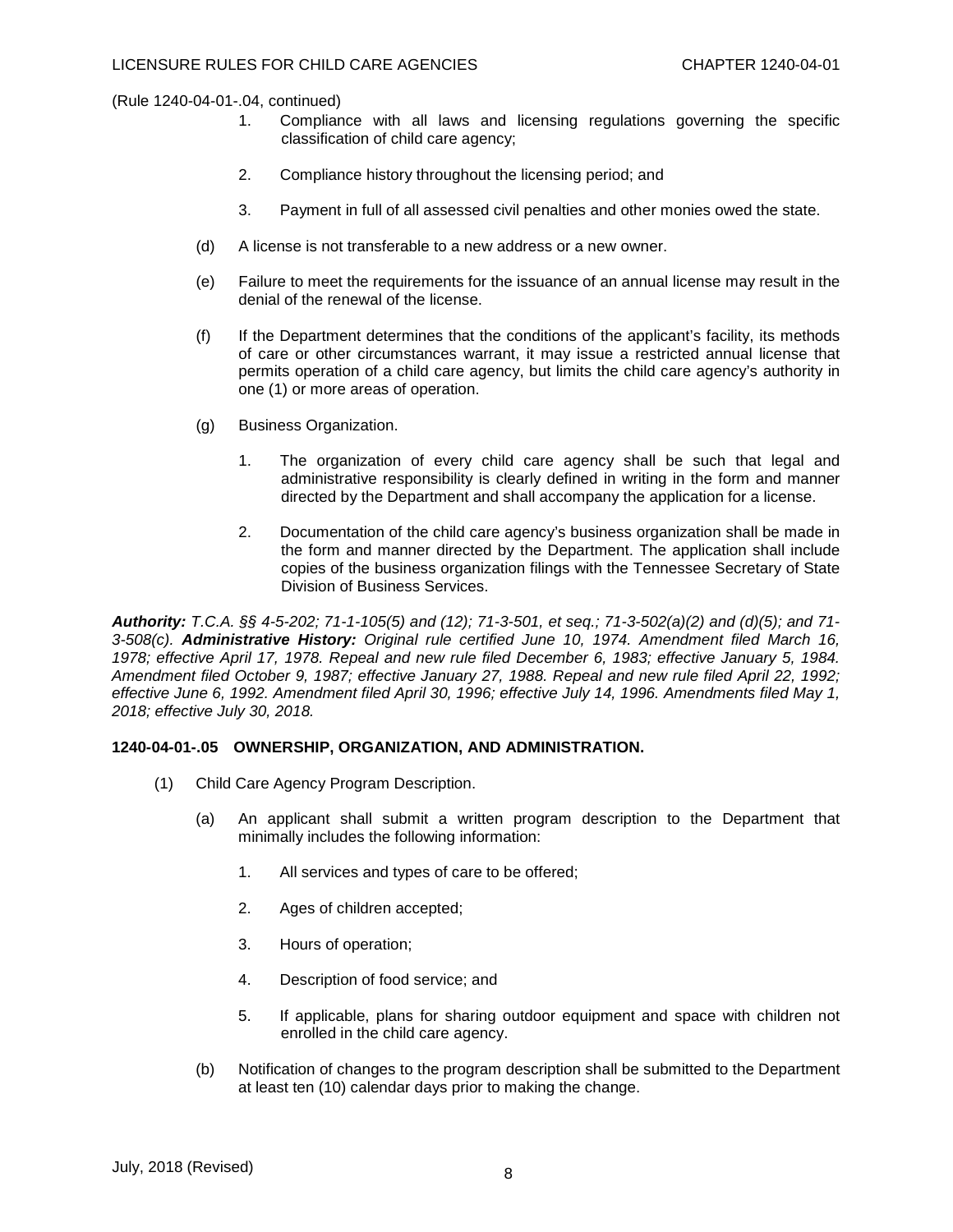(Rule 1240-04-01-.04, continued)

1. Compliance with all laws and licensing regulations governing the specific classification of child care agency;

2. Compliance history throughout the licensing period; and

3. Payment in full of all assessed civil penalties and other monies owed the state.

(d) A license is not transferable to a new address or a new owner.

(e) Failure to meet the requirements for the issuance of an annual license may result in the denial of the renewal of the license.

(f) If the Department determines that the conditions of the applicant's facility, its methods of care or other circumstances warrant, it may issue a restricted annual license that permits operation of a child care agency, but limits the child care agency's authority in one (1) or more areas of operation.

(g) Business Organization.

1. The organization of every child care agency shall be such that legal and administrative responsibility is clearly defined in writing in the form and manner directed by the Department and shall accompany the application for a license.

2. Documentation of the child care agency's business organization shall be made in the form and manner directed by the Department. The application shall include copies of the business organization filings with the Tennessee Secretary of State Division of Business Services.

***Authority:*** *T.C.A. §§ 4-5-202; 71-1-105(5) and (12); 71-3-501, et seq.; 71-3-502(a)(2) and (d)(5); and 71-3-508(c).* ***Administrative History:*** *Original rule certified June 10, 1974. Amendment filed March 16, 1978; effective April 17, 1978. Repeal and new rule filed December 6, 1983; effective January 5, 1984. Amendment filed October 9, 1987; effective January 27, 1988. Repeal and new rule filed April 22, 1992; effective June 6, 1992. Amendment filed April 30, 1996; effective July 14, 1996. Amendments filed May 1, 2018; effective July 30, 2018.*

**1240-04-01-.05 OWNERSHIP, ORGANIZATION, AND ADMINISTRATION.**

(1) Child Care Agency Program Description.

(a) An applicant shall submit a written program description to the Department that minimally includes the following information:

1. All services and types of care to be offered;

2. Ages of children accepted;

3. Hours of operation;

4. Description of food service; and

5. If applicable, plans for sharing outdoor equipment and space with children not enrolled in the child care agency.

(b) Notification of changes to the program description shall be submitted to the Department at least ten (10) calendar days prior to making the change.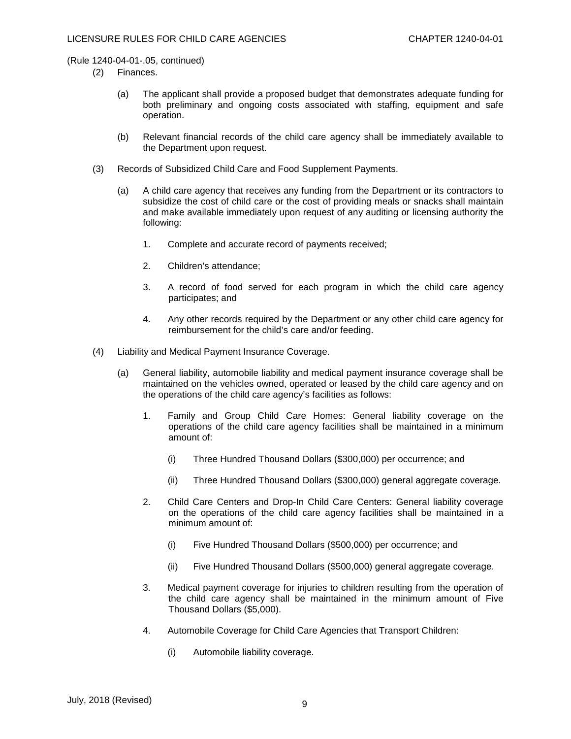(Rule 1240-04-01-.05, continued)

(2) Finances.

(a) The applicant shall provide a proposed budget that demonstrates adequate funding for both preliminary and ongoing costs associated with staffing, equipment and safe operation.

(b) Relevant financial records of the child care agency shall be immediately available to the Department upon request.

(3) Records of Subsidized Child Care and Food Supplement Payments.

(a) A child care agency that receives any funding from the Department or its contractors to subsidize the cost of child care or the cost of providing meals or snacks shall maintain and make available immediately upon request of any auditing or licensing authority the following:

1. Complete and accurate record of payments received;

2. Children's attendance;

3. A record of food served for each program in which the child care agency participates; and

4. Any other records required by the Department or any other child care agency for reimbursement for the child's care and/or feeding.

(4) Liability and Medical Payment Insurance Coverage.

(a) General liability, automobile liability and medical payment insurance coverage shall be maintained on the vehicles owned, operated or leased by the child care agency and on the operations of the child care agency's facilities as follows:

1. Family and Group Child Care Homes: General liability coverage on the operations of the child care agency facilities shall be maintained in a minimum amount of:

(i) Three Hundred Thousand Dollars ($300,000) per occurrence; and

(ii) Three Hundred Thousand Dollars ($300,000) general aggregate coverage.

2. Child Care Centers and Drop-In Child Care Centers: General liability coverage on the operations of the child care agency facilities shall be maintained in a minimum amount of:

(i) Five Hundred Thousand Dollars ($500,000) per occurrence; and

(ii) Five Hundred Thousand Dollars ($500,000) general aggregate coverage.

3. Medical payment coverage for injuries to children resulting from the operation of the child care agency shall be maintained in the minimum amount of Five Thousand Dollars ($5,000).

4. Automobile Coverage for Child Care Agencies that Transport Children:

(i) Automobile liability coverage.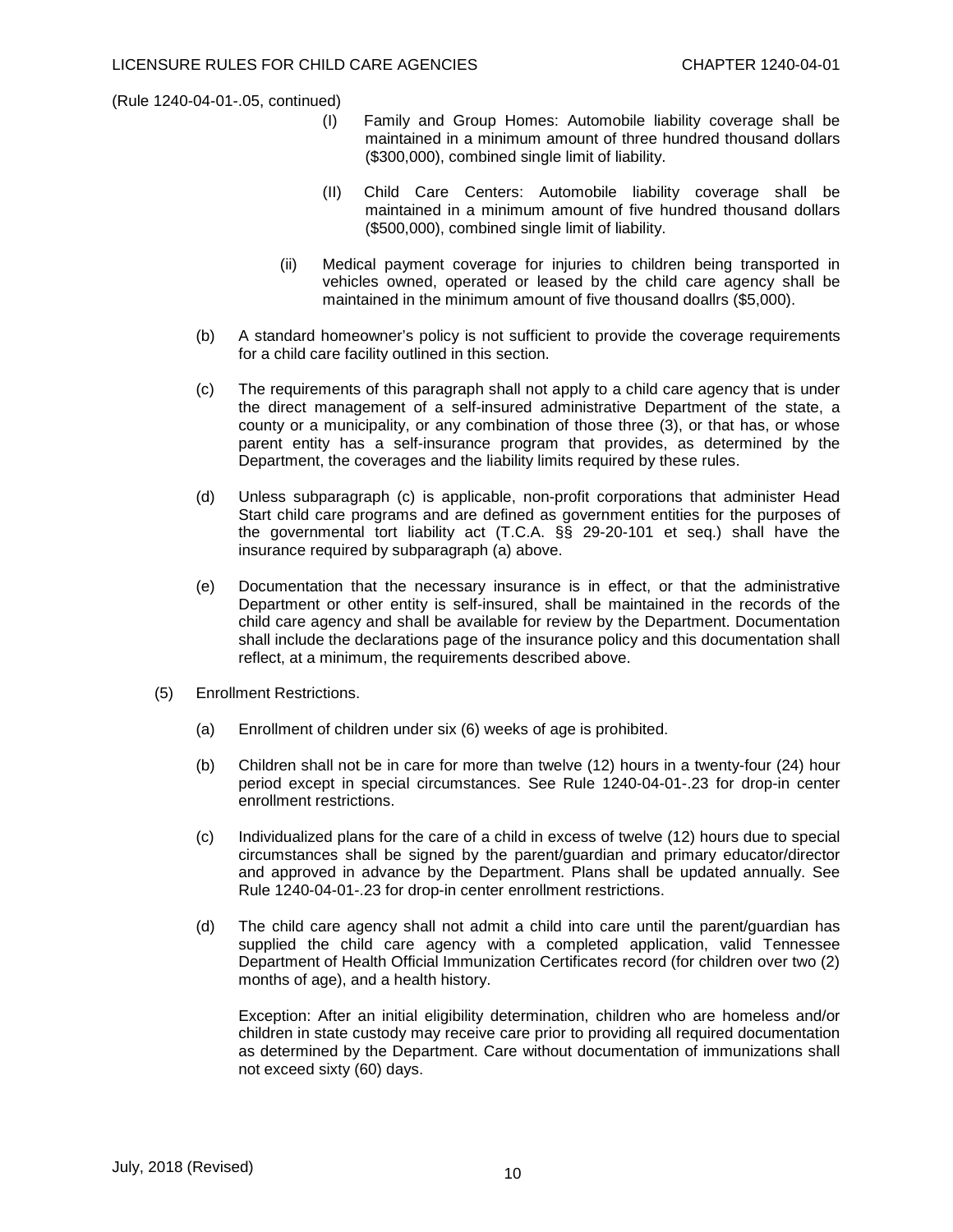(Rule 1240-04-01-.05, continued)

(I) Family and Group Homes: Automobile liability coverage shall be maintained in a minimum amount of three hundred thousand dollars ($300,000), combined single limit of liability.

(II) Child Care Centers: Automobile liability coverage shall be maintained in a minimum amount of five hundred thousand dollars ($500,000), combined single limit of liability.

(ii) Medical payment coverage for injuries to children being transported in vehicles owned, operated or leased by the child care agency shall be maintained in the minimum amount of five thousand doallrs ($5,000).

(b) A standard homeowner's policy is not sufficient to provide the coverage requirements for a child care facility outlined in this section.

(c) The requirements of this paragraph shall not apply to a child care agency that is under the direct management of a self-insured administrative Department of the state, a county or a municipality, or any combination of those three (3), or that has, or whose parent entity has a self-insurance program that provides, as determined by the Department, the coverages and the liability limits required by these rules.

(d) Unless subparagraph (c) is applicable, non-profit corporations that administer Head Start child care programs and are defined as government entities for the purposes of the governmental tort liability act (T.C.A. §§ 29-20-101 et seq.) shall have the insurance required by subparagraph (a) above.

(e) Documentation that the necessary insurance is in effect, or that the administrative Department or other entity is self-insured, shall be maintained in the records of the child care agency and shall be available for review by the Department. Documentation shall include the declarations page of the insurance policy and this documentation shall reflect, at a minimum, the requirements described above.

(5) Enrollment Restrictions.

(a) Enrollment of children under six (6) weeks of age is prohibited.

(b) Children shall not be in care for more than twelve (12) hours in a twenty-four (24) hour period except in special circumstances. See Rule 1240-04-01-.23 for drop-in center enrollment restrictions.

(c) Individualized plans for the care of a child in excess of twelve (12) hours due to special circumstances shall be signed by the parent/guardian and primary educator/director and approved in advance by the Department. Plans shall be updated annually. See Rule 1240-04-01-.23 for drop-in center enrollment restrictions.

(d) The child care agency shall not admit a child into care until the parent/guardian has supplied the child care agency with a completed application, valid Tennessee Department of Health Official Immunization Certificates record (for children over two (2) months of age), and a health history.

Exception: After an initial eligibility determination, children who are homeless and/or children in state custody may receive care prior to providing all required documentation as determined by the Department. Care without documentation of immunizations shall not exceed sixty (60) days.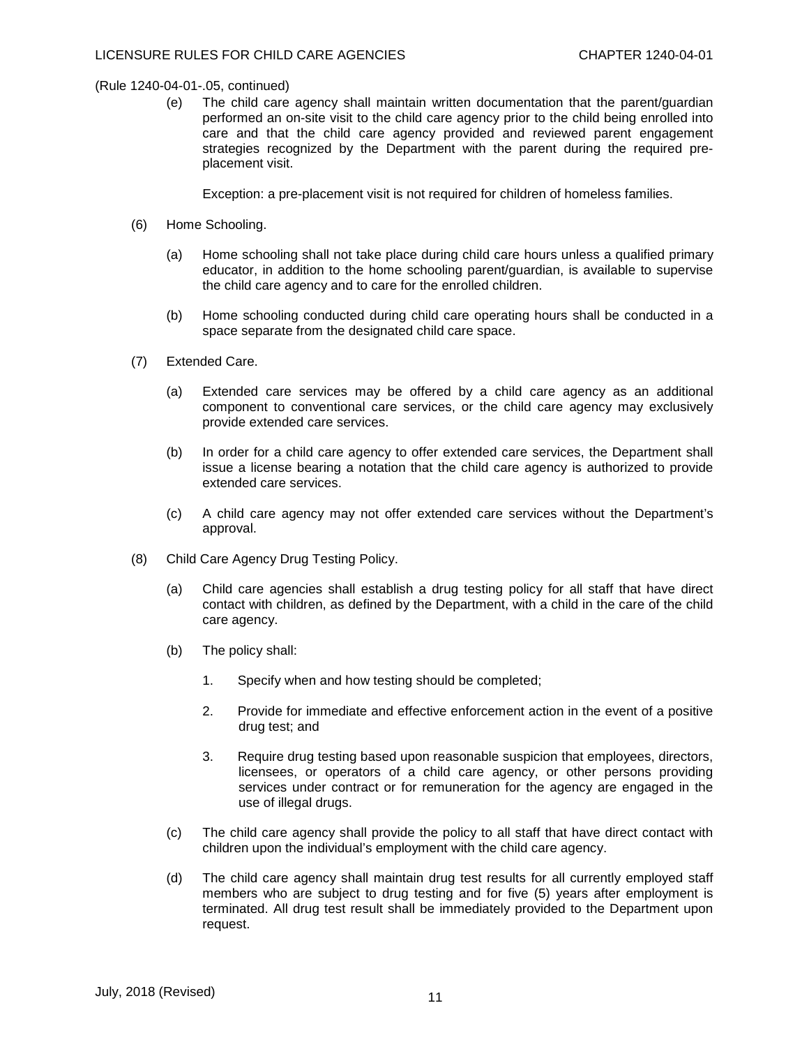(Rule 1240-04-01-.05, continued)

(e) The child care agency shall maintain written documentation that the parent/guardian performed an on-site visit to the child care agency prior to the child being enrolled into care and that the child care agency provided and reviewed parent engagement strategies recognized by the Department with the parent during the required pre-placement visit.

Exception: a pre-placement visit is not required for children of homeless families.

(6) Home Schooling.

(a) Home schooling shall not take place during child care hours unless a qualified primary educator, in addition to the home schooling parent/guardian, is available to supervise the child care agency and to care for the enrolled children.

(b) Home schooling conducted during child care operating hours shall be conducted in a space separate from the designated child care space.

(7) Extended Care.

(a) Extended care services may be offered by a child care agency as an additional component to conventional care services, or the child care agency may exclusively provide extended care services.

(b) In order for a child care agency to offer extended care services, the Department shall issue a license bearing a notation that the child care agency is authorized to provide extended care services.

(c) A child care agency may not offer extended care services without the Department's approval.

(8) Child Care Agency Drug Testing Policy.

(a) Child care agencies shall establish a drug testing policy for all staff that have direct contact with children, as defined by the Department, with a child in the care of the child care agency.

(b) The policy shall:

1. Specify when and how testing should be completed;

2. Provide for immediate and effective enforcement action in the event of a positive drug test; and

3. Require drug testing based upon reasonable suspicion that employees, directors, licensees, or operators of a child care agency, or other persons providing services under contract or for remuneration for the agency are engaged in the use of illegal drugs.

(c) The child care agency shall provide the policy to all staff that have direct contact with children upon the individual's employment with the child care agency.

(d) The child care agency shall maintain drug test results for all currently employed staff members who are subject to drug testing and for five (5) years after employment is terminated. All drug test result shall be immediately provided to the Department upon request.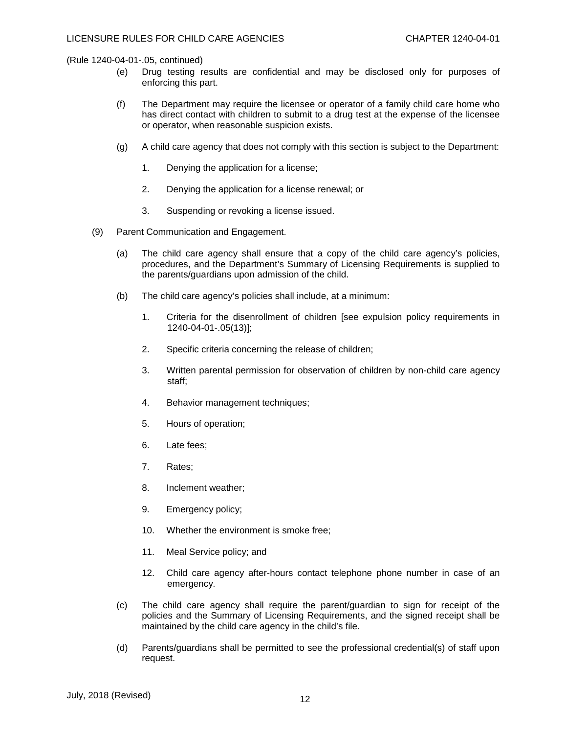(Rule 1240-04-01-.05, continued)

(e) Drug testing results are confidential and may be disclosed only for purposes of enforcing this part.

(f) The Department may require the licensee or operator of a family child care home who has direct contact with children to submit to a drug test at the expense of the licensee or operator, when reasonable suspicion exists.

(g) A child care agency that does not comply with this section is subject to the Department:

1. Denying the application for a license;

2. Denying the application for a license renewal; or

3. Suspending or revoking a license issued.

(9) Parent Communication and Engagement.

(a) The child care agency shall ensure that a copy of the child care agency's policies, procedures, and the Department's Summary of Licensing Requirements is supplied to the parents/guardians upon admission of the child.

(b) The child care agency's policies shall include, at a minimum:

1. Criteria for the disenrollment of children [see expulsion policy requirements in 1240-04-01-.05(13)];

2. Specific criteria concerning the release of children;

3. Written parental permission for observation of children by non-child care agency staff;

4. Behavior management techniques;

5. Hours of operation;

6. Late fees;

7. Rates;

8. Inclement weather;

9. Emergency policy;

10. Whether the environment is smoke free;

11. Meal Service policy; and

12. Child care agency after-hours contact telephone phone number in case of an emergency.

(c) The child care agency shall require the parent/guardian to sign for receipt of the policies and the Summary of Licensing Requirements, and the signed receipt shall be maintained by the child care agency in the child's file.

(d) Parents/guardians shall be permitted to see the professional credential(s) of staff upon request.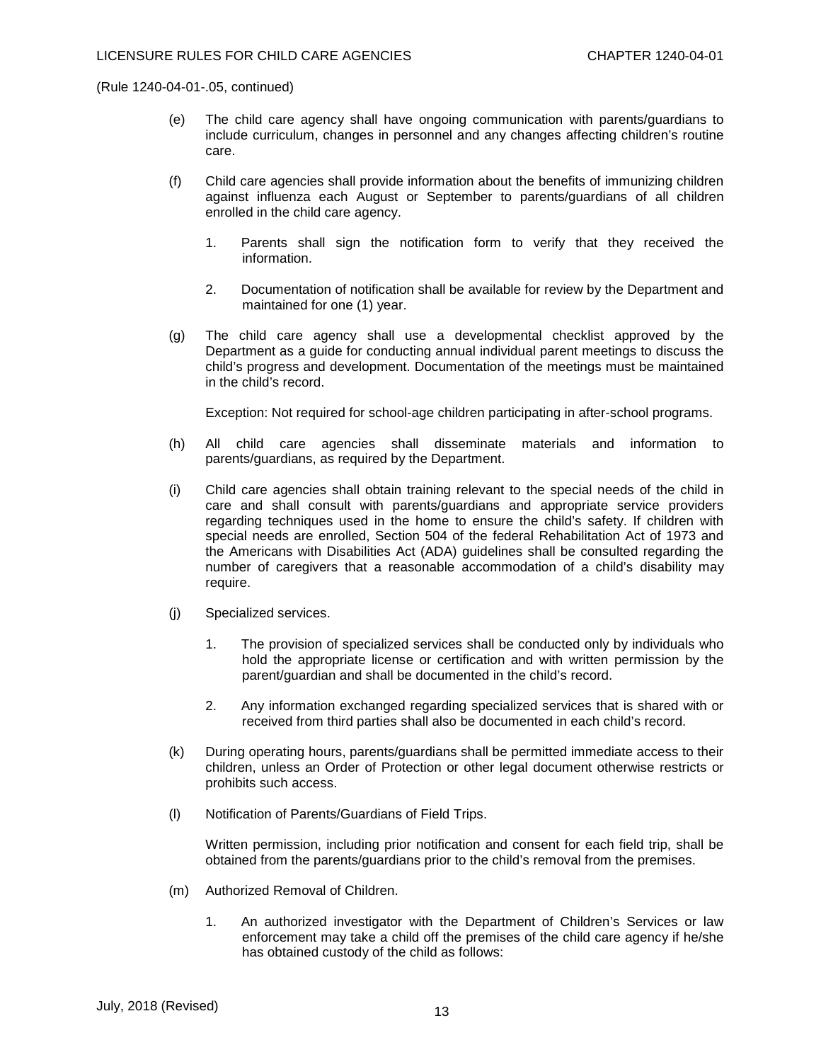(Rule 1240-04-01-.05, continued)

(e) The child care agency shall have ongoing communication with parents/guardians to include curriculum, changes in personnel and any changes affecting children's routine care.

(f) Child care agencies shall provide information about the benefits of immunizing children against influenza each August or September to parents/guardians of all children enrolled in the child care agency.

1. Parents shall sign the notification form to verify that they received the information.

2. Documentation of notification shall be available for review by the Department and maintained for one (1) year.

(g) The child care agency shall use a developmental checklist approved by the Department as a guide for conducting annual individual parent meetings to discuss the child's progress and development. Documentation of the meetings must be maintained in the child's record.

Exception: Not required for school-age children participating in after-school programs.

(h) All child care agencies shall disseminate materials and information to parents/guardians, as required by the Department.

(i) Child care agencies shall obtain training relevant to the special needs of the child in care and shall consult with parents/guardians and appropriate service providers regarding techniques used in the home to ensure the child's safety. If children with special needs are enrolled, Section 504 of the federal Rehabilitation Act of 1973 and the Americans with Disabilities Act (ADA) guidelines shall be consulted regarding the number of caregivers that a reasonable accommodation of a child's disability may require.

(j) Specialized services.

1. The provision of specialized services shall be conducted only by individuals who hold the appropriate license or certification and with written permission by the parent/guardian and shall be documented in the child's record.

2. Any information exchanged regarding specialized services that is shared with or received from third parties shall also be documented in each child's record.

(k) During operating hours, parents/guardians shall be permitted immediate access to their children, unless an Order of Protection or other legal document otherwise restricts or prohibits such access.

(l) Notification of Parents/Guardians of Field Trips.

Written permission, including prior notification and consent for each field trip, shall be obtained from the parents/guardians prior to the child's removal from the premises.

(m) Authorized Removal of Children.

1. An authorized investigator with the Department of Children's Services or law enforcement may take a child off the premises of the child care agency if he/she has obtained custody of the child as follows: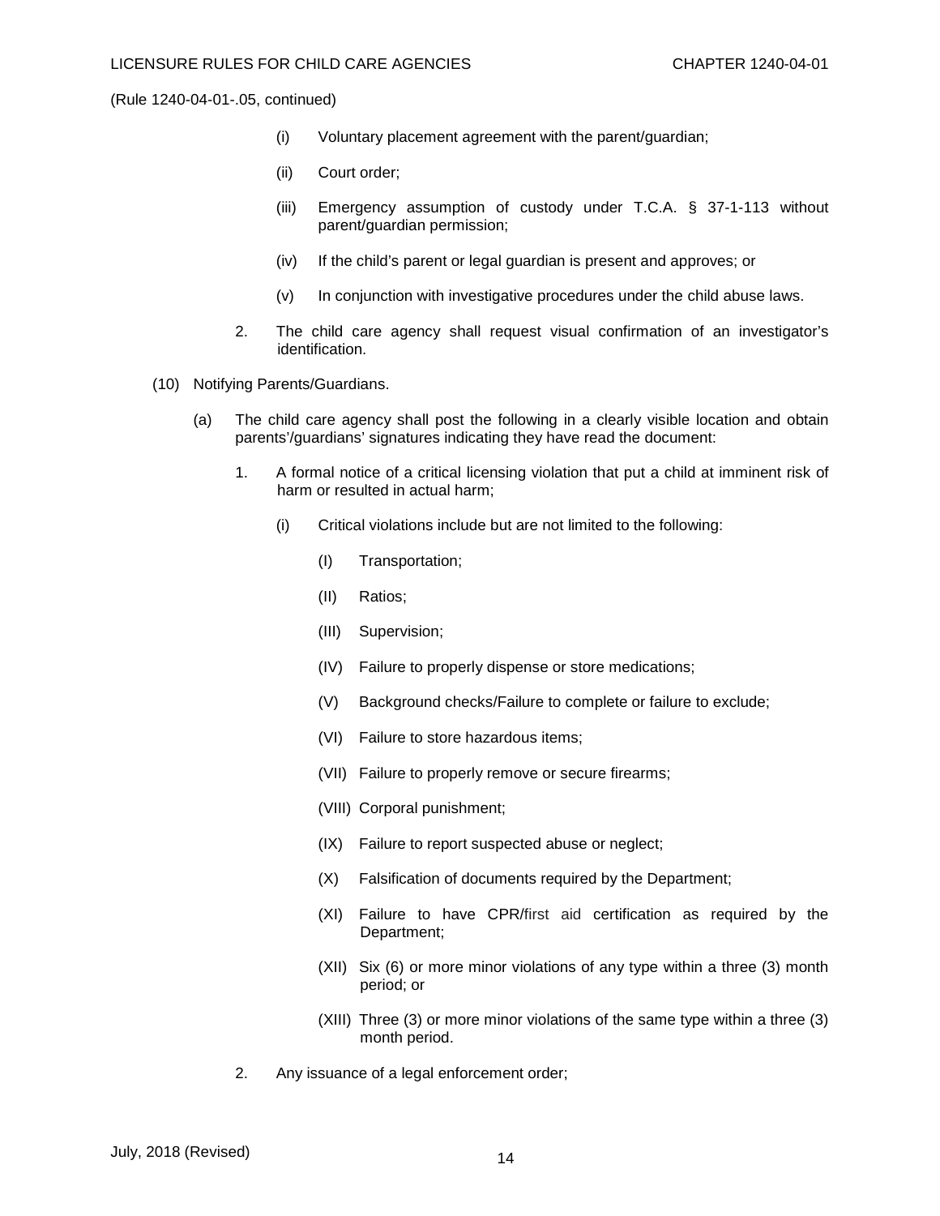(Rule 1240-04-01-.05, continued)

(i) Voluntary placement agreement with the parent/guardian;

(ii) Court order;

(iii) Emergency assumption of custody under T.C.A. § 37-1-113 without parent/guardian permission;

(iv) If the child's parent or legal guardian is present and approves; or

(v) In conjunction with investigative procedures under the child abuse laws.

2. The child care agency shall request visual confirmation of an investigator's identification.

(10) Notifying Parents/Guardians.

(a) The child care agency shall post the following in a clearly visible location and obtain parents'/guardians' signatures indicating they have read the document:

1. A formal notice of a critical licensing violation that put a child at imminent risk of harm or resulted in actual harm;

(i) Critical violations include but are not limited to the following:

(I) Transportation;

(II) Ratios;

(III) Supervision;

(IV) Failure to properly dispense or store medications;

(V) Background checks/Failure to complete or failure to exclude;

(VI) Failure to store hazardous items;

(VII) Failure to properly remove or secure firearms;

(VIII) Corporal punishment;

(IX) Failure to report suspected abuse or neglect;

(X) Falsification of documents required by the Department;

(XI) Failure to have CPR/first aid certification as required by the Department;

(XII) Six (6) or more minor violations of any type within a three (3) month period; or

(XIII) Three (3) or more minor violations of the same type within a three (3) month period.

2. Any issuance of a legal enforcement order;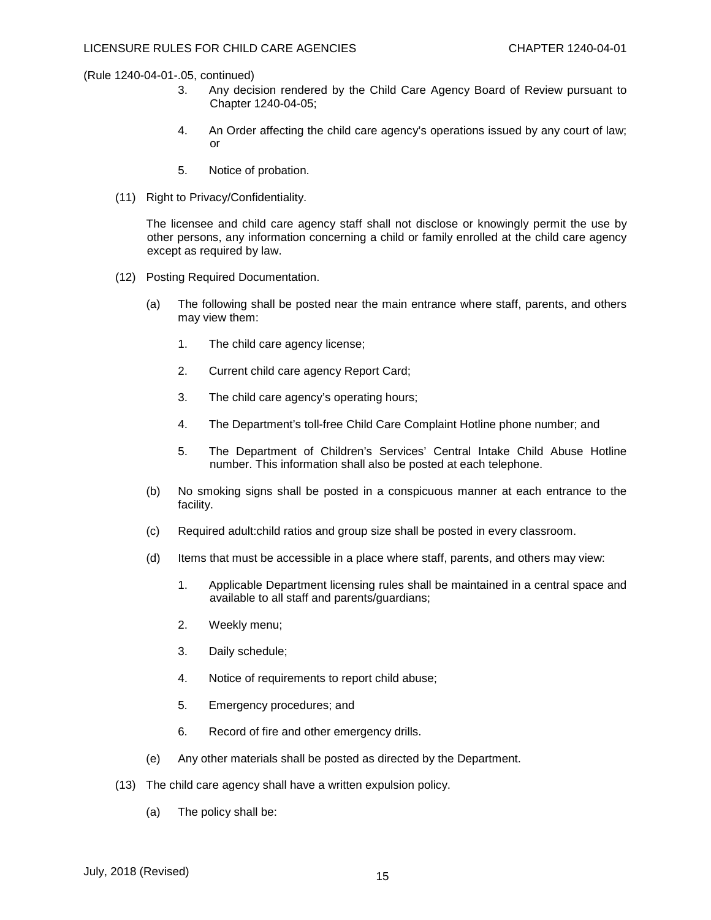(Rule 1240-04-01-.05, continued)

3. Any decision rendered by the Child Care Agency Board of Review pursuant to Chapter 1240-04-05;

4. An Order affecting the child care agency's operations issued by any court of law; or

5. Notice of probation.

(11) Right to Privacy/Confidentiality.

The licensee and child care agency staff shall not disclose or knowingly permit the use by other persons, any information concerning a child or family enrolled at the child care agency except as required by law.

(12) Posting Required Documentation.

(a) The following shall be posted near the main entrance where staff, parents, and others may view them:

1. The child care agency license;

2. Current child care agency Report Card;

3. The child care agency's operating hours;

4. The Department's toll-free Child Care Complaint Hotline phone number; and

5. The Department of Children's Services' Central Intake Child Abuse Hotline number. This information shall also be posted at each telephone.

(b) No smoking signs shall be posted in a conspicuous manner at each entrance to the facility.

(c) Required adult:child ratios and group size shall be posted in every classroom.

(d) Items that must be accessible in a place where staff, parents, and others may view:

1. Applicable Department licensing rules shall be maintained in a central space and available to all staff and parents/guardians;

2. Weekly menu;

3. Daily schedule;

4. Notice of requirements to report child abuse;

5. Emergency procedures; and

6. Record of fire and other emergency drills.

(e) Any other materials shall be posted as directed by the Department.

(13) The child care agency shall have a written expulsion policy.

(a) The policy shall be: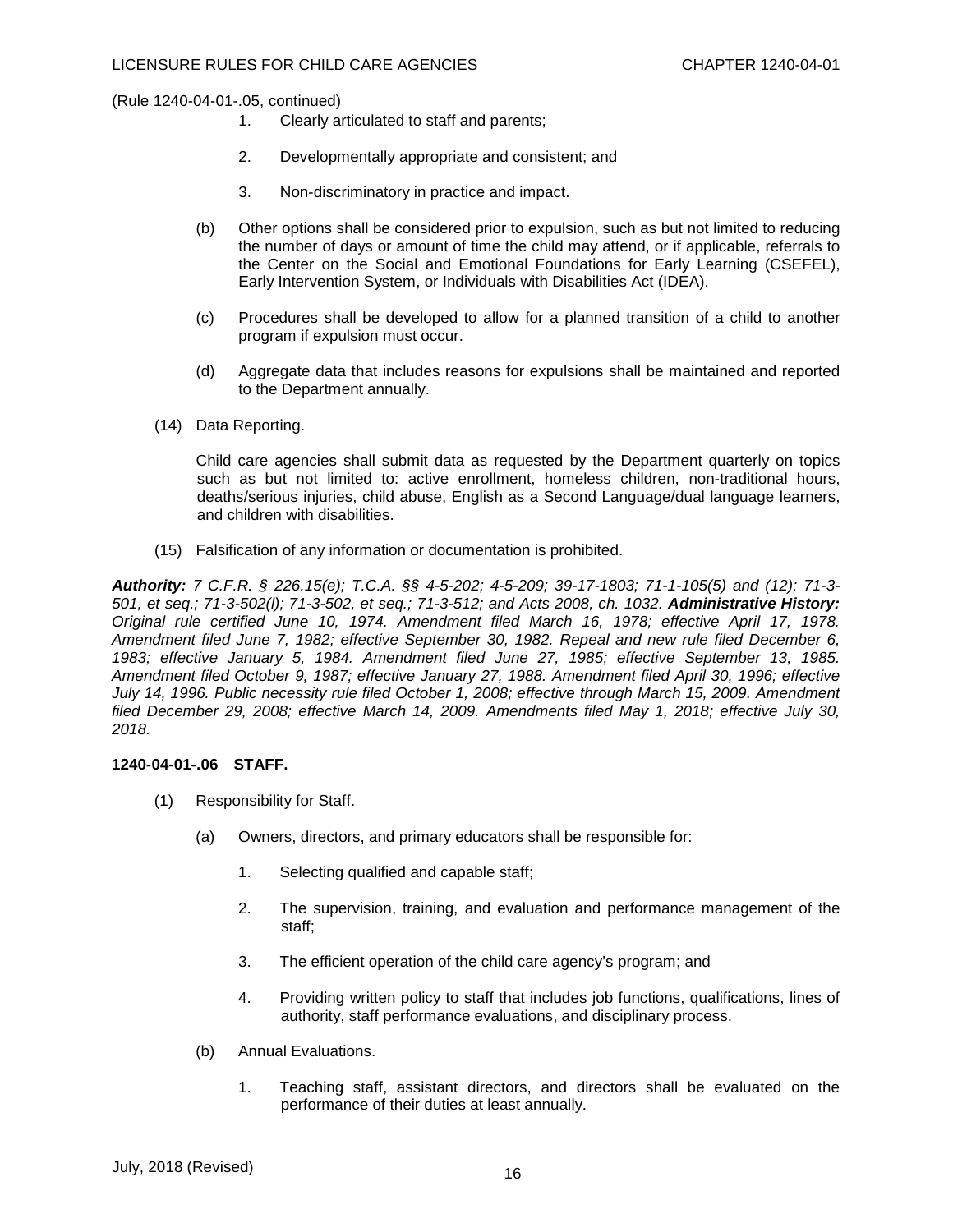(Rule 1240-04-01-.05, continued)

1. Clearly articulated to staff and parents;

2. Developmentally appropriate and consistent; and

3. Non-discriminatory in practice and impact.

(b) Other options shall be considered prior to expulsion, such as but not limited to reducing the number of days or amount of time the child may attend, or if applicable, referrals to the Center on the Social and Emotional Foundations for Early Learning (CSEFEL), Early Intervention System, or Individuals with Disabilities Act (IDEA).

(c) Procedures shall be developed to allow for a planned transition of a child to another program if expulsion must occur.

(d) Aggregate data that includes reasons for expulsions shall be maintained and reported to the Department annually.

(14) Data Reporting.

Child care agencies shall submit data as requested by the Department quarterly on topics such as but not limited to: active enrollment, homeless children, non-traditional hours, deaths/serious injuries, child abuse, English as a Second Language/dual language learners, and children with disabilities.

(15) Falsification of any information or documentation is prohibited.

***Authority:*** *7 C.F.R. § 226.15(e); T.C.A. §§ 4-5-202; 4-5-209; 39-17-1803; 71-1-105(5) and (12); 71-3-501, et seq.; 71-3-502(l); 71-3-502, et seq.; 71-3-512; and Acts 2008, ch. 1032.* ***Administrative History:*** *Original rule certified June 10, 1974. Amendment filed March 16, 1978; effective April 17, 1978. Amendment filed June 7, 1982; effective September 30, 1982. Repeal and new rule filed December 6, 1983; effective January 5, 1984. Amendment filed June 27, 1985; effective September 13, 1985. Amendment filed October 9, 1987; effective January 27, 1988. Amendment filed April 30, 1996; effective July 14, 1996. Public necessity rule filed October 1, 2008; effective through March 15, 2009. Amendment filed December 29, 2008; effective March 14, 2009. Amendments filed May 1, 2018; effective July 30, 2018.*

**1240-04-01-.06 STAFF.**

(1) Responsibility for Staff.

(a) Owners, directors, and primary educators shall be responsible for:

1. Selecting qualified and capable staff;

2. The supervision, training, and evaluation and performance management of the staff;

3. The efficient operation of the child care agency's program; and

4. Providing written policy to staff that includes job functions, qualifications, lines of authority, staff performance evaluations, and disciplinary process.

(b) Annual Evaluations.

1. Teaching staff, assistant directors, and directors shall be evaluated on the performance of their duties at least annually.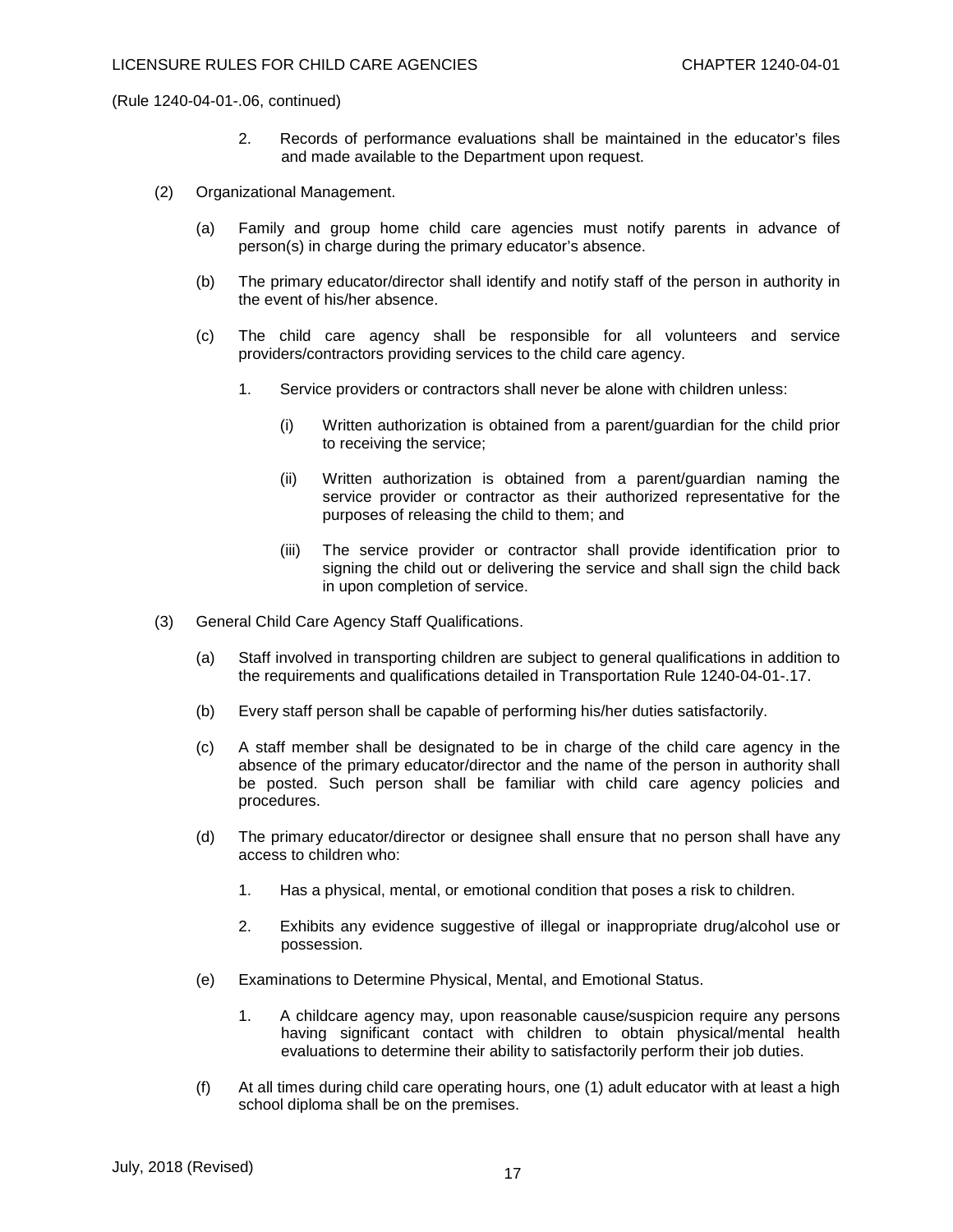(Rule 1240-04-01-.06, continued)

2. Records of performance evaluations shall be maintained in the educator's files and made available to the Department upon request.

(2) Organizational Management.

(a) Family and group home child care agencies must notify parents in advance of person(s) in charge during the primary educator's absence.

(b) The primary educator/director shall identify and notify staff of the person in authority in the event of his/her absence.

(c) The child care agency shall be responsible for all volunteers and service providers/contractors providing services to the child care agency.

1. Service providers or contractors shall never be alone with children unless:

(i) Written authorization is obtained from a parent/guardian for the child prior to receiving the service;

(ii) Written authorization is obtained from a parent/guardian naming the service provider or contractor as their authorized representative for the purposes of releasing the child to them; and

(iii) The service provider or contractor shall provide identification prior to signing the child out or delivering the service and shall sign the child back in upon completion of service.

(3) General Child Care Agency Staff Qualifications.

(a) Staff involved in transporting children are subject to general qualifications in addition to the requirements and qualifications detailed in Transportation Rule 1240-04-01-.17.

(b) Every staff person shall be capable of performing his/her duties satisfactorily.

(c) A staff member shall be designated to be in charge of the child care agency in the absence of the primary educator/director and the name of the person in authority shall be posted. Such person shall be familiar with child care agency policies and procedures.

(d) The primary educator/director or designee shall ensure that no person shall have any access to children who:

1. Has a physical, mental, or emotional condition that poses a risk to children.

2. Exhibits any evidence suggestive of illegal or inappropriate drug/alcohol use or possession.

(e) Examinations to Determine Physical, Mental, and Emotional Status.

1. A childcare agency may, upon reasonable cause/suspicion require any persons having significant contact with children to obtain physical/mental health evaluations to determine their ability to satisfactorily perform their job duties.

(f) At all times during child care operating hours, one (1) adult educator with at least a high school diploma shall be on the premises.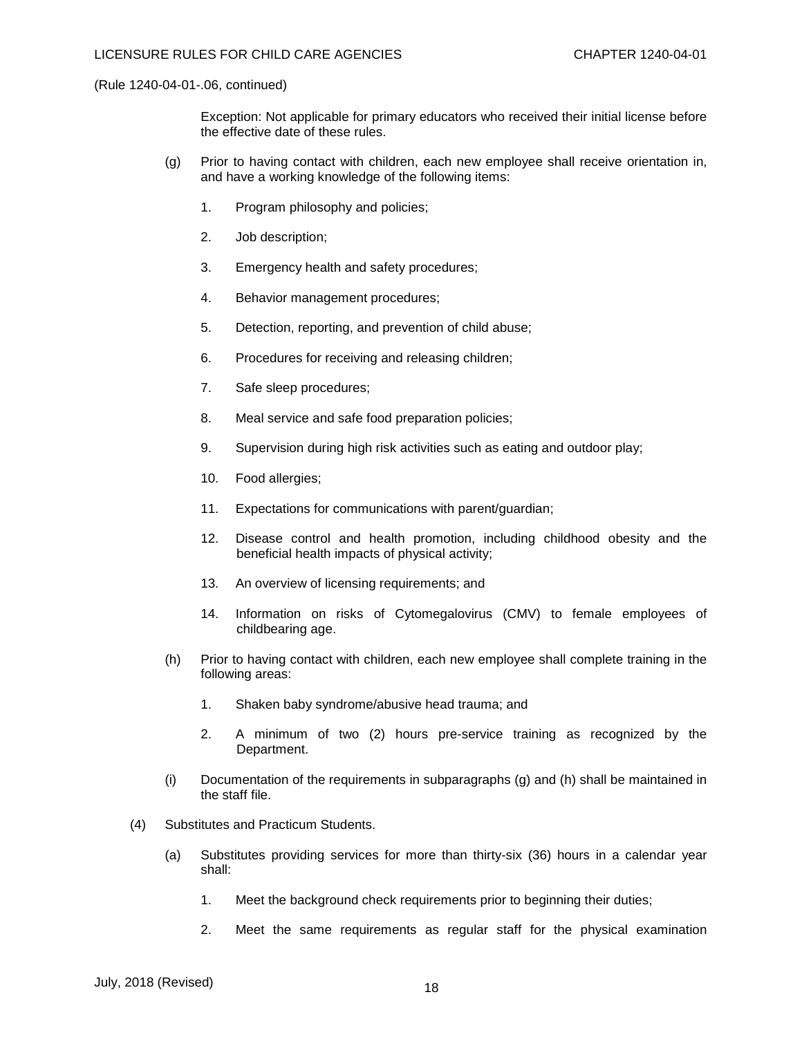(Rule 1240-04-01-.06, continued)

Exception: Not applicable for primary educators who received their initial license before the effective date of these rules.

(g) Prior to having contact with children, each new employee shall receive orientation in, and have a working knowledge of the following items:

1. Program philosophy and policies;

2. Job description;

3. Emergency health and safety procedures;

4. Behavior management procedures;

5. Detection, reporting, and prevention of child abuse;

6. Procedures for receiving and releasing children;

7. Safe sleep procedures;

8. Meal service and safe food preparation policies;

9. Supervision during high risk activities such as eating and outdoor play;

10. Food allergies;

11. Expectations for communications with parent/guardian;

12. Disease control and health promotion, including childhood obesity and the beneficial health impacts of physical activity;

13. An overview of licensing requirements; and

14. Information on risks of Cytomegalovirus (CMV) to female employees of childbearing age.

(h) Prior to having contact with children, each new employee shall complete training in the following areas:

1. Shaken baby syndrome/abusive head trauma; and

2. A minimum of two (2) hours pre-service training as recognized by the Department.

(i) Documentation of the requirements in subparagraphs (g) and (h) shall be maintained in the staff file.

(4) Substitutes and Practicum Students.

(a) Substitutes providing services for more than thirty-six (36) hours in a calendar year shall:

1. Meet the background check requirements prior to beginning their duties;

2. Meet the same requirements as regular staff for the physical examination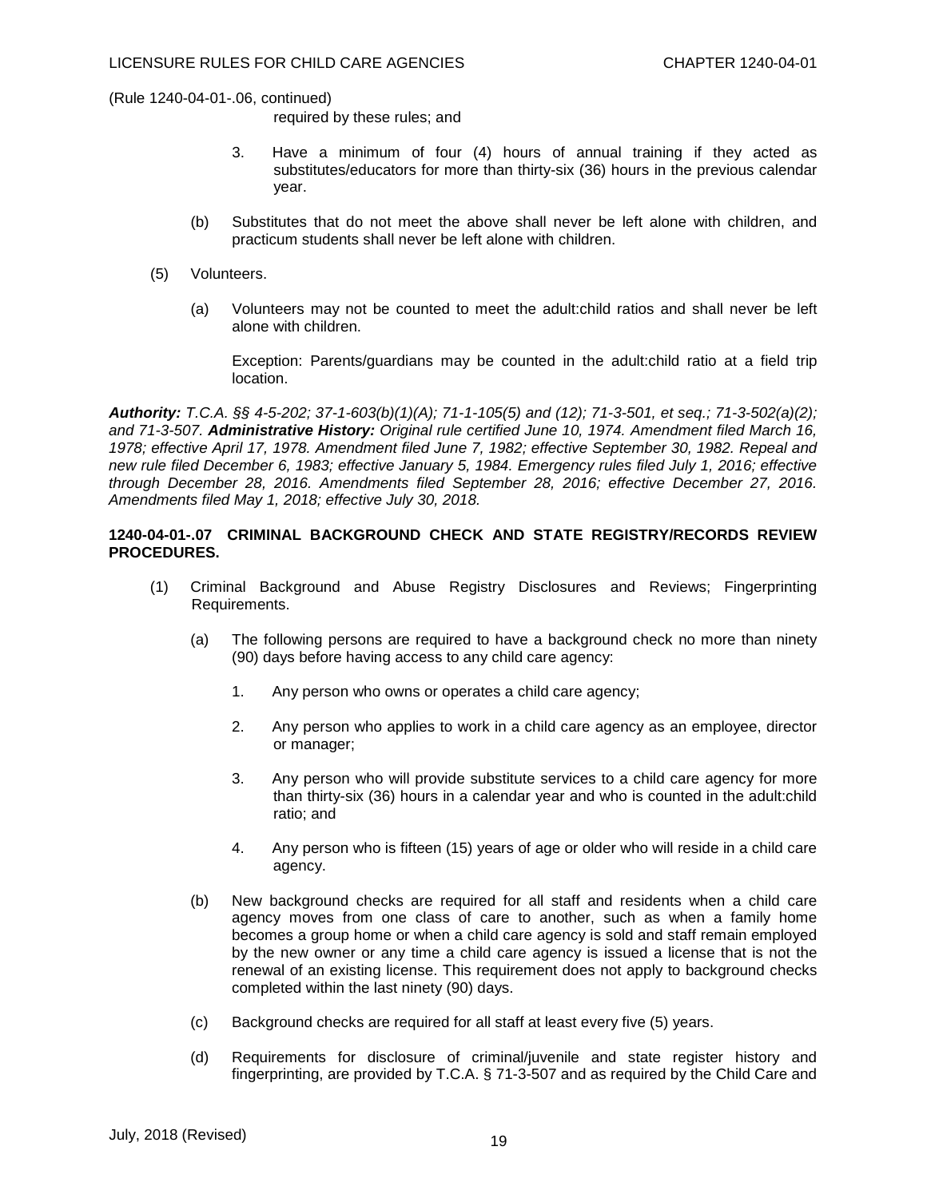(Rule 1240-04-01-.06, continued)

required by these rules; and

3. Have a minimum of four (4) hours of annual training if they acted as substitutes/educators for more than thirty-six (36) hours in the previous calendar year.

(b) Substitutes that do not meet the above shall never be left alone with children, and practicum students shall never be left alone with children.

(5) Volunteers.

(a) Volunteers may not be counted to meet the adult:child ratios and shall never be left alone with children.

Exception: Parents/guardians may be counted in the adult:child ratio at a field trip location.

***Authority:*** *T.C.A. §§ 4-5-202; 37-1-603(b)(1)(A); 71-1-105(5) and (12); 71-3-501, et seq.; 71-3-502(a)(2); and 71-3-507.* ***Administrative History:*** *Original rule certified June 10, 1974. Amendment filed March 16, 1978; effective April 17, 1978. Amendment filed June 7, 1982; effective September 30, 1982. Repeal and new rule filed December 6, 1983; effective January 5, 1984. Emergency rules filed July 1, 2016; effective through December 28, 2016. Amendments filed September 28, 2016; effective December 27, 2016. Amendments filed May 1, 2018; effective July 30, 2018.*

**1240-04-01-.07 CRIMINAL BACKGROUND CHECK AND STATE REGISTRY/RECORDS REVIEW PROCEDURES.**

(1) Criminal Background and Abuse Registry Disclosures and Reviews; Fingerprinting Requirements.

(a) The following persons are required to have a background check no more than ninety (90) days before having access to any child care agency:

1. Any person who owns or operates a child care agency;

2. Any person who applies to work in a child care agency as an employee, director or manager;

3. Any person who will provide substitute services to a child care agency for more than thirty-six (36) hours in a calendar year and who is counted in the adult:child ratio; and

4. Any person who is fifteen (15) years of age or older who will reside in a child care agency.

(b) New background checks are required for all staff and residents when a child care agency moves from one class of care to another, such as when a family home becomes a group home or when a child care agency is sold and staff remain employed by the new owner or any time a child care agency is issued a license that is not the renewal of an existing license. This requirement does not apply to background checks completed within the last ninety (90) days.

(c) Background checks are required for all staff at least every five (5) years.

(d) Requirements for disclosure of criminal/juvenile and state register history and fingerprinting, are provided by T.C.A. § 71-3-507 and as required by the Child Care and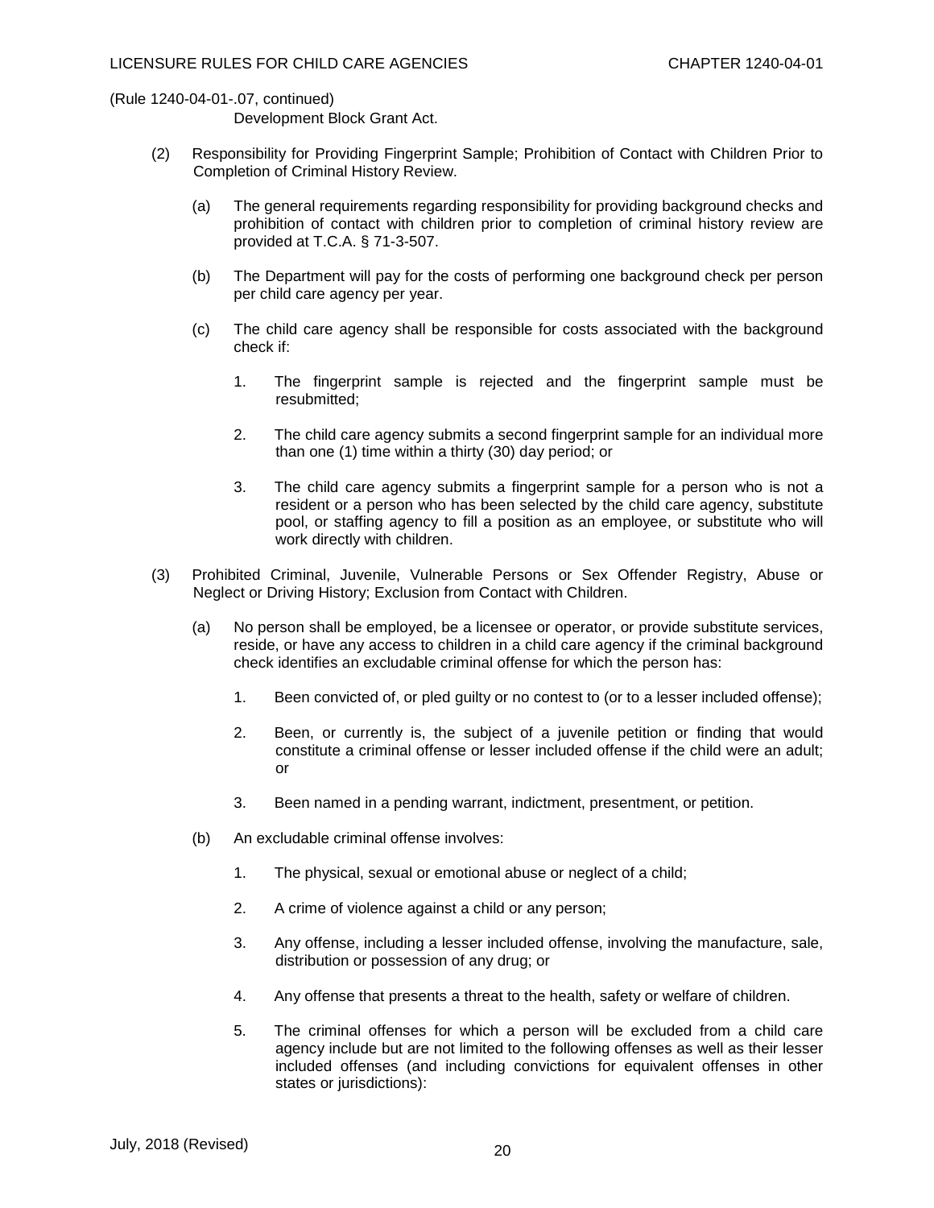(Rule 1240-04-01-.07, continued)

Development Block Grant Act.

(2) Responsibility for Providing Fingerprint Sample; Prohibition of Contact with Children Prior to Completion of Criminal History Review.

(a) The general requirements regarding responsibility for providing background checks and prohibition of contact with children prior to completion of criminal history review are provided at T.C.A. § 71-3-507.

(b) The Department will pay for the costs of performing one background check per person per child care agency per year.

(c) The child care agency shall be responsible for costs associated with the background check if:

1. The fingerprint sample is rejected and the fingerprint sample must be resubmitted;

2. The child care agency submits a second fingerprint sample for an individual more than one (1) time within a thirty (30) day period; or

3. The child care agency submits a fingerprint sample for a person who is not a resident or a person who has been selected by the child care agency, substitute pool, or staffing agency to fill a position as an employee, or substitute who will work directly with children.

(3) Prohibited Criminal, Juvenile, Vulnerable Persons or Sex Offender Registry, Abuse or Neglect or Driving History; Exclusion from Contact with Children.

(a) No person shall be employed, be a licensee or operator, or provide substitute services, reside, or have any access to children in a child care agency if the criminal background check identifies an excludable criminal offense for which the person has:

1. Been convicted of, or pled guilty or no contest to (or to a lesser included offense);

2. Been, or currently is, the subject of a juvenile petition or finding that would constitute a criminal offense or lesser included offense if the child were an adult; or

3. Been named in a pending warrant, indictment, presentment, or petition.

(b) An excludable criminal offense involves:

1. The physical, sexual or emotional abuse or neglect of a child;

2. A crime of violence against a child or any person;

3. Any offense, including a lesser included offense, involving the manufacture, sale, distribution or possession of any drug; or

4. Any offense that presents a threat to the health, safety or welfare of children.

5. The criminal offenses for which a person will be excluded from a child care agency include but are not limited to the following offenses as well as their lesser included offenses (and including convictions for equivalent offenses in other states or jurisdictions):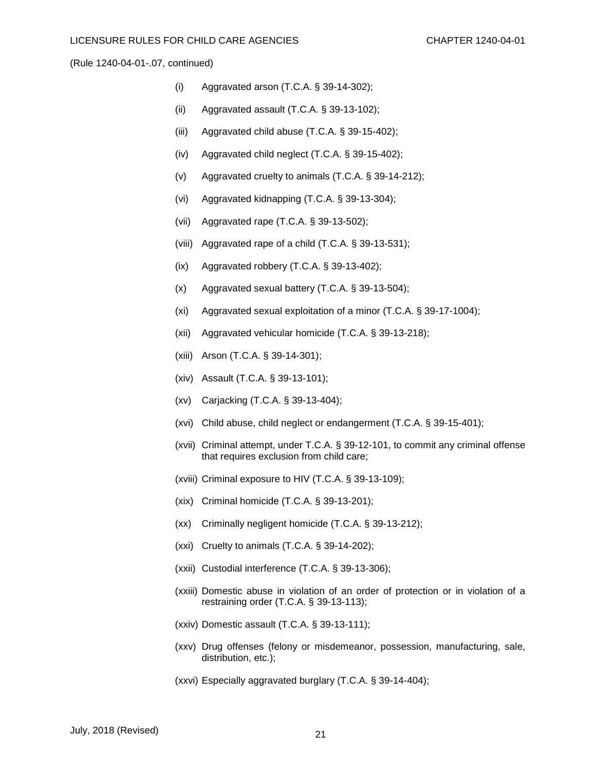(Rule 1240-04-01-.07, continued)

(i) Aggravated arson (T.C.A. § 39-14-302);

(ii) Aggravated assault (T.C.A. § 39-13-102);

(iii) Aggravated child abuse (T.C.A. § 39-15-402);

(iv) Aggravated child neglect (T.C.A. § 39-15-402);

(v) Aggravated cruelty to animals (T.C.A. § 39-14-212);

(vi) Aggravated kidnapping (T.C.A. § 39-13-304);

(vii) Aggravated rape (T.C.A. § 39-13-502);

(viii) Aggravated rape of a child (T.C.A. § 39-13-531);

(ix) Aggravated robbery (T.C.A. § 39-13-402);

(x) Aggravated sexual battery (T.C.A. § 39-13-504);

(xi) Aggravated sexual exploitation of a minor (T.C.A. § 39-17-1004);

(xii) Aggravated vehicular homicide (T.C.A. § 39-13-218);

(xiii) Arson (T.C.A. § 39-14-301);

(xiv) Assault (T.C.A. § 39-13-101);

(xv) Carjacking (T.C.A. § 39-13-404);

(xvi) Child abuse, child neglect or endangerment (T.C.A. § 39-15-401);

(xvii) Criminal attempt, under T.C.A. § 39-12-101, to commit any criminal offense that requires exclusion from child care;

(xviii) Criminal exposure to HIV (T.C.A. § 39-13-109);

(xix) Criminal homicide (T.C.A. § 39-13-201);

(xx) Criminally negligent homicide (T.C.A. § 39-13-212);

(xxi) Cruelty to animals (T.C.A. § 39-14-202);

(xxii) Custodial interference (T.C.A. § 39-13-306);

(xxiii) Domestic abuse in violation of an order of protection or in violation of a restraining order (T.C.A. § 39-13-113);

(xxiv) Domestic assault (T.C.A. § 39-13-111);

(xxv) Drug offenses (felony or misdemeanor, possession, manufacturing, sale, distribution, etc.);

(xxvi) Especially aggravated burglary (T.C.A. § 39-14-404);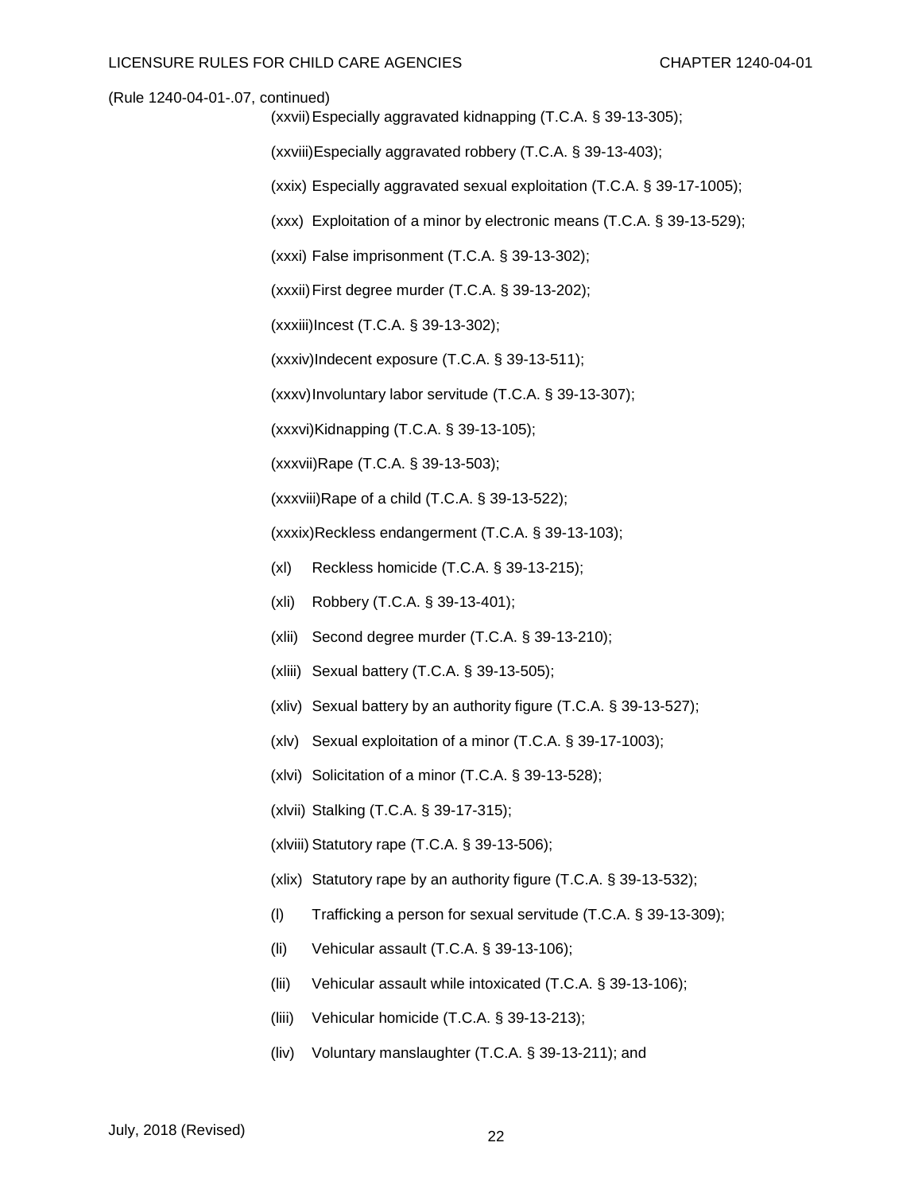(Rule 1240-04-01-.07, continued)

(xxvii) Especially aggravated kidnapping (T.C.A. § 39-13-305);

(xxviii) Especially aggravated robbery (T.C.A. § 39-13-403);

(xxix) Especially aggravated sexual exploitation (T.C.A. § 39-17-1005);

(xxx) Exploitation of a minor by electronic means (T.C.A. § 39-13-529);

(xxxi) False imprisonment (T.C.A. § 39-13-302);

(xxxii) First degree murder (T.C.A. § 39-13-202);

(xxxiii) Incest (T.C.A. § 39-13-302);

(xxxiv) Indecent exposure (T.C.A. § 39-13-511);

(xxxv) Involuntary labor servitude (T.C.A. § 39-13-307);

(xxxvi) Kidnapping (T.C.A. § 39-13-105);

(xxxvii) Rape (T.C.A. § 39-13-503);

(xxxviii) Rape of a child (T.C.A. § 39-13-522);

(xxxix) Reckless endangerment (T.C.A. § 39-13-103);

(xl) Reckless homicide (T.C.A. § 39-13-215);

(xli) Robbery (T.C.A. § 39-13-401);

(xlii) Second degree murder (T.C.A. § 39-13-210);

(xliii) Sexual battery (T.C.A. § 39-13-505);

(xliv) Sexual battery by an authority figure (T.C.A. § 39-13-527);

(xlv) Sexual exploitation of a minor (T.C.A. § 39-17-1003);

(xlvi) Solicitation of a minor (T.C.A. § 39-13-528);

(xlvii) Stalking (T.C.A. § 39-17-315);

(xlviii) Statutory rape (T.C.A. § 39-13-506);

(xlix) Statutory rape by an authority figure (T.C.A. § 39-13-532);

(l) Trafficking a person for sexual servitude (T.C.A. § 39-13-309);

(li) Vehicular assault (T.C.A. § 39-13-106);

(lii) Vehicular assault while intoxicated (T.C.A. § 39-13-106);

(liii) Vehicular homicide (T.C.A. § 39-13-213);

(liv) Voluntary manslaughter (T.C.A. § 39-13-211); and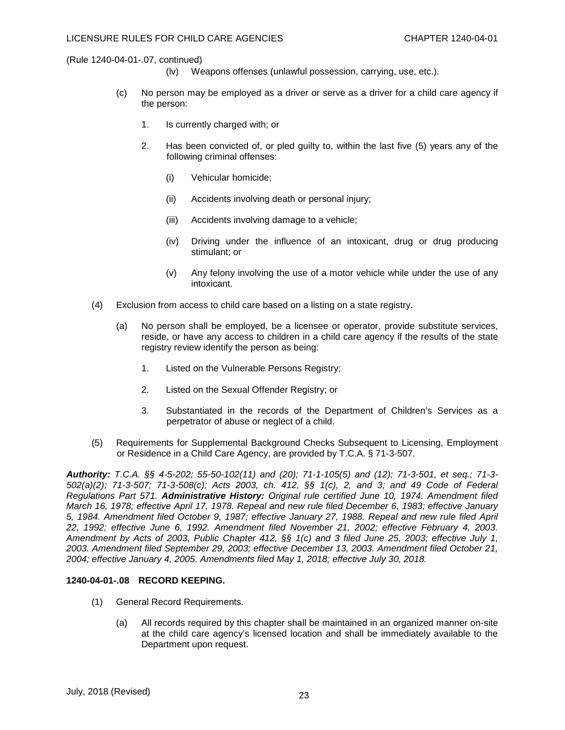(Rule 1240-04-01-.07, continued)

(lv) Weapons offenses (unlawful possession, carrying, use, etc.).

(c) No person may be employed as a driver or serve as a driver for a child care agency if the person:

1. Is currently charged with; or

2. Has been convicted of, or pled guilty to, within the last five (5) years any of the following criminal offenses:

(i) Vehicular homicide;

(ii) Accidents involving death or personal injury;

(iii) Accidents involving damage to a vehicle;

(iv) Driving under the influence of an intoxicant, drug or drug producing stimulant; or

(v) Any felony involving the use of a motor vehicle while under the use of any intoxicant.

(4) Exclusion from access to child care based on a listing on a state registry.

(a) No person shall be employed, be a licensee or operator, provide substitute services, reside, or have any access to children in a child care agency if the results of the state registry review identify the person as being:

1. Listed on the Vulnerable Persons Registry;

2. Listed on the Sexual Offender Registry; or

3. Substantiated in the records of the Department of Children's Services as a perpetrator of abuse or neglect of a child.

(5) Requirements for Supplemental Background Checks Subsequent to Licensing, Employment or Residence in a Child Care Agency, are provided by T.C.A. § 71-3-507.

***Authority:*** *T.C.A. §§ 4-5-202; 55-50-102(11) and (20); 71-1-105(5) and (12); 71-3-501, et seq.; 71-3-502(a)(2); 71-3-507; 71-3-508(c); Acts 2003, ch. 412, §§ 1(c), 2, and 3; and 49 Code of Federal Regulations Part 571.* ***Administrative History:*** *Original rule certified June 10, 1974. Amendment filed March 16, 1978; effective April 17, 1978. Repeal and new rule filed December 6, 1983; effective January 5, 1984. Amendment filed October 9, 1987; effective January 27, 1988. Repeal and new rule filed April 22, 1992; effective June 6, 1992. Amendment filed November 21, 2002; effective February 4, 2003. Amendment by Acts of 2003, Public Chapter 412, §§ 1(c) and 3 filed June 25, 2003; effective July 1, 2003. Amendment filed September 29, 2003; effective December 13, 2003. Amendment filed October 21, 2004; effective January 4, 2005. Amendments filed May 1, 2018; effective July 30, 2018.*

**1240-04-01-.08 RECORD KEEPING.**

(1) General Record Requirements.

(a) All records required by this chapter shall be maintained in an organized manner on-site at the child care agency's licensed location and shall be immediately available to the Department upon request.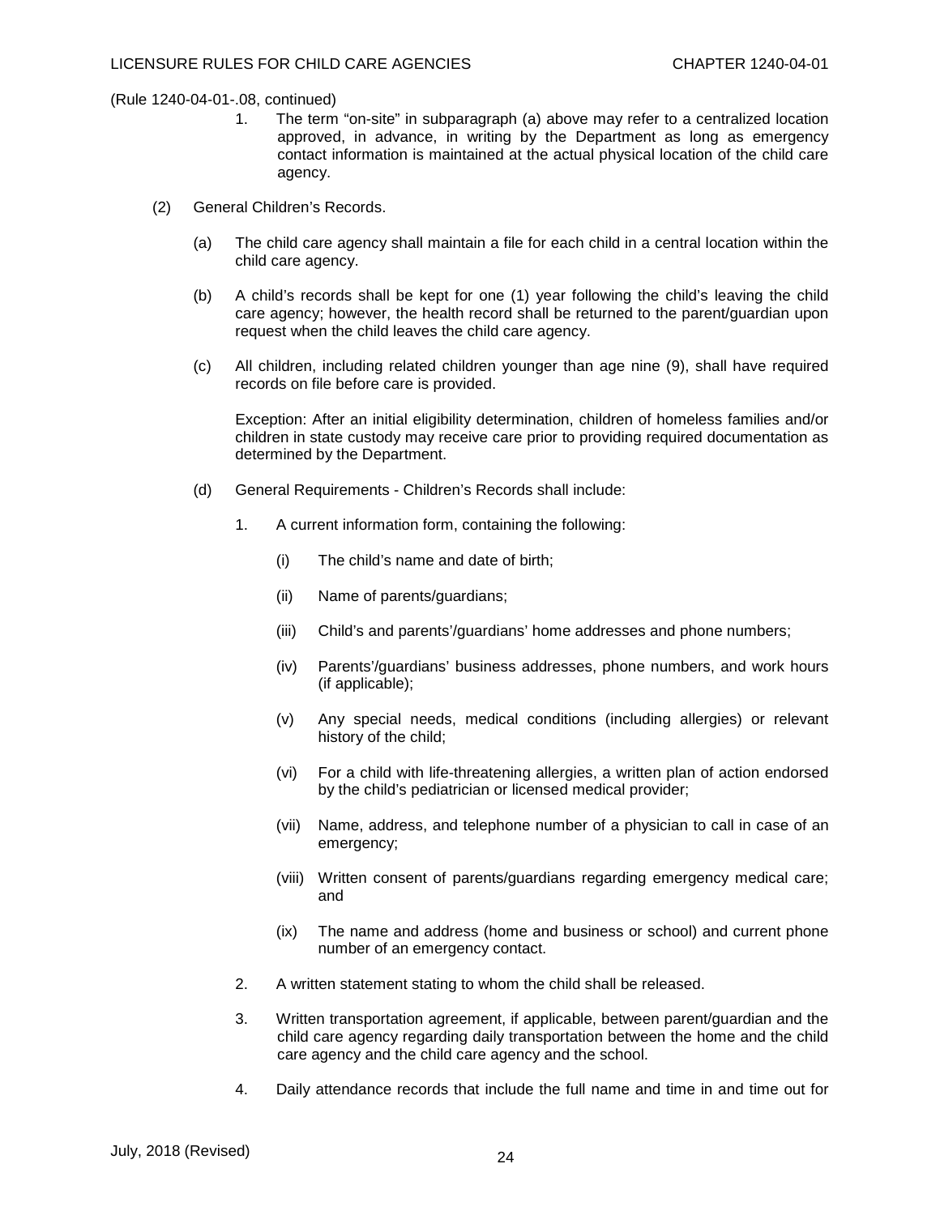(Rule 1240-04-01-.08, continued)

1. The term "on-site" in subparagraph (a) above may refer to a centralized location approved, in advance, in writing by the Department as long as emergency contact information is maintained at the actual physical location of the child care agency.

(2) General Children's Records.

(a) The child care agency shall maintain a file for each child in a central location within the child care agency.

(b) A child's records shall be kept for one (1) year following the child's leaving the child care agency; however, the health record shall be returned to the parent/guardian upon request when the child leaves the child care agency.

(c) All children, including related children younger than age nine (9), shall have required records on file before care is provided.

Exception: After an initial eligibility determination, children of homeless families and/or children in state custody may receive care prior to providing required documentation as determined by the Department.

(d) General Requirements - Children's Records shall include:

1. A current information form, containing the following:

(i) The child's name and date of birth;

(ii) Name of parents/guardians;

(iii) Child's and parents'/guardians' home addresses and phone numbers;

(iv) Parents'/guardians' business addresses, phone numbers, and work hours (if applicable);

(v) Any special needs, medical conditions (including allergies) or relevant history of the child;

(vi) For a child with life-threatening allergies, a written plan of action endorsed by the child's pediatrician or licensed medical provider;

(vii) Name, address, and telephone number of a physician to call in case of an emergency;

(viii) Written consent of parents/guardians regarding emergency medical care; and

(ix) The name and address (home and business or school) and current phone number of an emergency contact.

2. A written statement stating to whom the child shall be released.

3. Written transportation agreement, if applicable, between parent/guardian and the child care agency regarding daily transportation between the home and the child care agency and the child care agency and the school.

4. Daily attendance records that include the full name and time in and time out for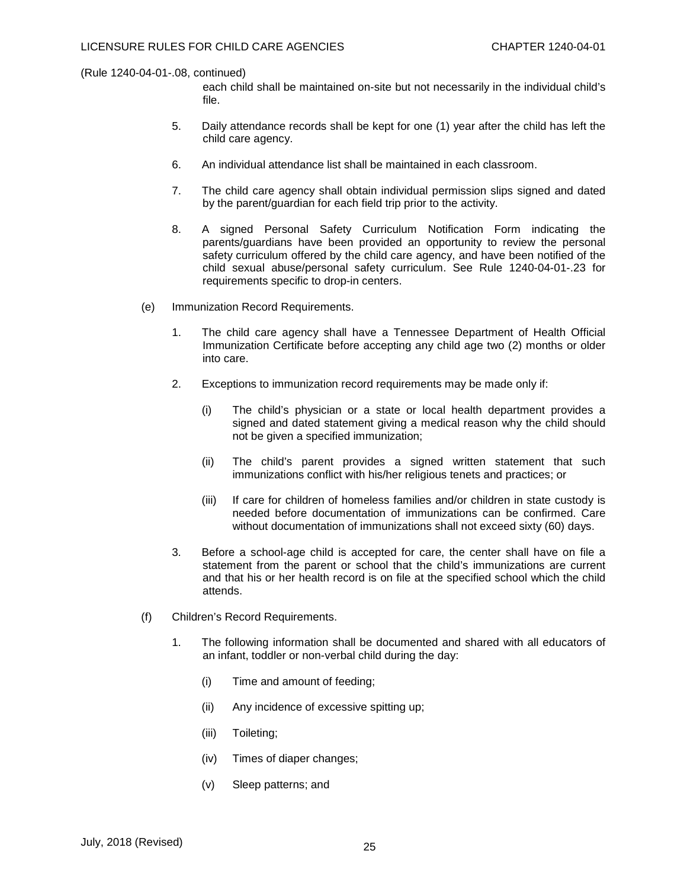(Rule 1240-04-01-.08, continued)

each child shall be maintained on-site but not necessarily in the individual child's file.

5. Daily attendance records shall be kept for one (1) year after the child has left the child care agency.

6. An individual attendance list shall be maintained in each classroom.

7. The child care agency shall obtain individual permission slips signed and dated by the parent/guardian for each field trip prior to the activity.

8. A signed Personal Safety Curriculum Notification Form indicating the parents/guardians have been provided an opportunity to review the personal safety curriculum offered by the child care agency, and have been notified of the child sexual abuse/personal safety curriculum. See Rule 1240-04-01-.23 for requirements specific to drop-in centers.

(e) Immunization Record Requirements.

1. The child care agency shall have a Tennessee Department of Health Official Immunization Certificate before accepting any child age two (2) months or older into care.

2. Exceptions to immunization record requirements may be made only if:

   (i) The child's physician or a state or local health department provides a signed and dated statement giving a medical reason why the child should not be given a specified immunization;

   (ii) The child's parent provides a signed written statement that such immunizations conflict with his/her religious tenets and practices; or

   (iii) If care for children of homeless families and/or children in state custody is needed before documentation of immunizations can be confirmed. Care without documentation of immunizations shall not exceed sixty (60) days.

3. Before a school-age child is accepted for care, the center shall have on file a statement from the parent or school that the child's immunizations are current and that his or her health record is on file at the specified school which the child attends.

(f) Children's Record Requirements.

1. The following information shall be documented and shared with all educators of an infant, toddler or non-verbal child during the day:

   (i) Time and amount of feeding;

   (ii) Any incidence of excessive spitting up;

   (iii) Toileting;

   (iv) Times of diaper changes;

   (v) Sleep patterns; and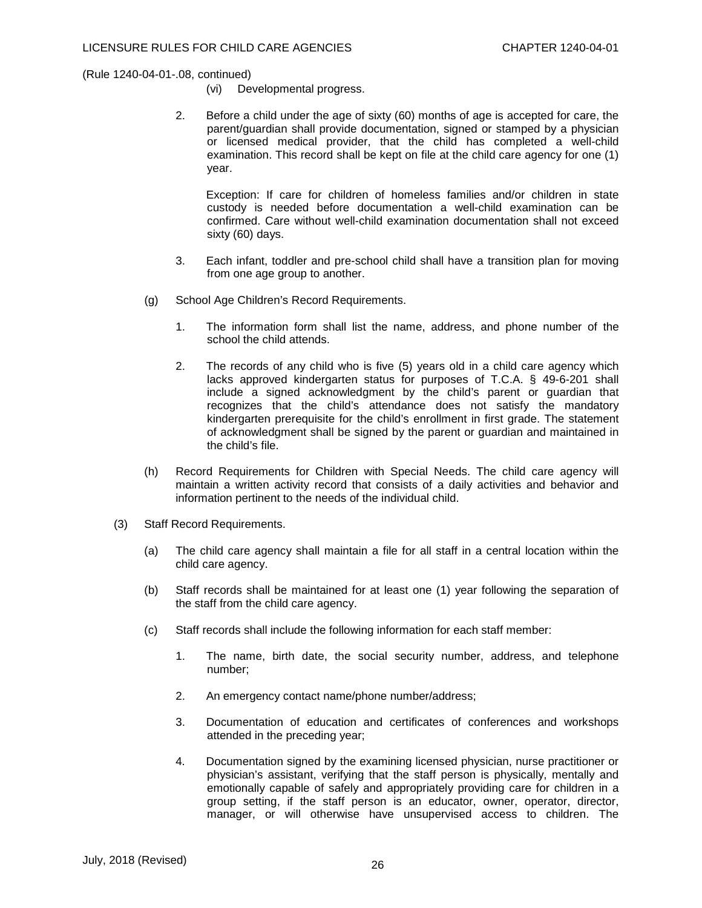(Rule 1240-04-01-.08, continued)

(vi) Developmental progress.

2. Before a child under the age of sixty (60) months of age is accepted for care, the parent/guardian shall provide documentation, signed or stamped by a physician or licensed medical provider, that the child has completed a well-child examination. This record shall be kept on file at the child care agency for one (1) year.

   Exception: If care for children of homeless families and/or children in state custody is needed before documentation a well-child examination can be confirmed. Care without well-child examination documentation shall not exceed sixty (60) days.

3. Each infant, toddler and pre-school child shall have a transition plan for moving from one age group to another.

(g) School Age Children's Record Requirements.

1. The information form shall list the name, address, and phone number of the school the child attends.

2. The records of any child who is five (5) years old in a child care agency which lacks approved kindergarten status for purposes of T.C.A. § 49-6-201 shall include a signed acknowledgment by the child's parent or guardian that recognizes that the child's attendance does not satisfy the mandatory kindergarten prerequisite for the child's enrollment in first grade. The statement of acknowledgment shall be signed by the parent or guardian and maintained in the child's file.

(h) Record Requirements for Children with Special Needs. The child care agency will maintain a written activity record that consists of a daily activities and behavior and information pertinent to the needs of the individual child.

(3) Staff Record Requirements.

(a) The child care agency shall maintain a file for all staff in a central location within the child care agency.

(b) Staff records shall be maintained for at least one (1) year following the separation of the staff from the child care agency.

(c) Staff records shall include the following information for each staff member:

1. The name, birth date, the social security number, address, and telephone number;

2. An emergency contact name/phone number/address;

3. Documentation of education and certificates of conferences and workshops attended in the preceding year;

4. Documentation signed by the examining licensed physician, nurse practitioner or physician's assistant, verifying that the staff person is physically, mentally and emotionally capable of safely and appropriately providing care for children in a group setting, if the staff person is an educator, owner, operator, director, manager, or will otherwise have unsupervised access to children. The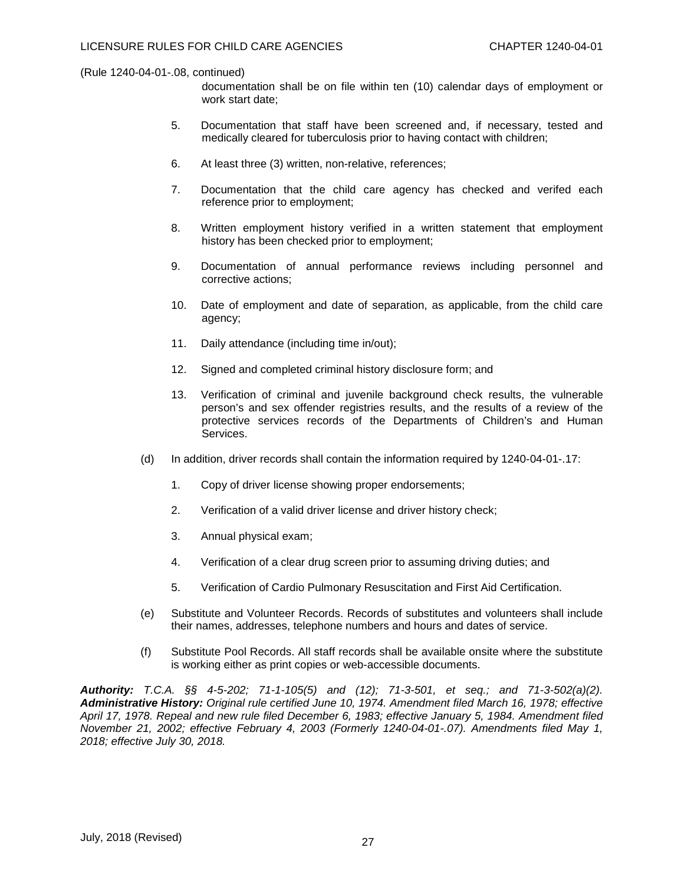(Rule 1240-04-01-.08, continued)

documentation shall be on file within ten (10) calendar days of employment or work start date;

5. Documentation that staff have been screened and, if necessary, tested and medically cleared for tuberculosis prior to having contact with children;

6. At least three (3) written, non-relative, references;

7. Documentation that the child care agency has checked and verifed each reference prior to employment;

8. Written employment history verified in a written statement that employment history has been checked prior to employment;

9. Documentation of annual performance reviews including personnel and corrective actions;

10. Date of employment and date of separation, as applicable, from the child care agency;

11. Daily attendance (including time in/out);

12. Signed and completed criminal history disclosure form; and

13. Verification of criminal and juvenile background check results, the vulnerable person's and sex offender registries results, and the results of a review of the protective services records of the Departments of Children's and Human Services.

(d) In addition, driver records shall contain the information required by 1240-04-01-.17:

1. Copy of driver license showing proper endorsements;

2. Verification of a valid driver license and driver history check;

3. Annual physical exam;

4. Verification of a clear drug screen prior to assuming driving duties; and

5. Verification of Cardio Pulmonary Resuscitation and First Aid Certification.

(e) Substitute and Volunteer Records. Records of substitutes and volunteers shall include their names, addresses, telephone numbers and hours and dates of service.

(f) Substitute Pool Records. All staff records shall be available onsite where the substitute is working either as print copies or web-accessible documents.

***Authority:*** *T.C.A. §§ 4-5-202; 71-1-105(5) and (12); 71-3-501, et seq.; and 71-3-502(a)(2).* ***Administrative History:*** *Original rule certified June 10, 1974. Amendment filed March 16, 1978; effective April 17, 1978. Repeal and new rule filed December 6, 1983; effective January 5, 1984. Amendment filed November 21, 2002; effective February 4, 2003 (Formerly 1240-04-01-.07). Amendments filed May 1, 2018; effective July 30, 2018.*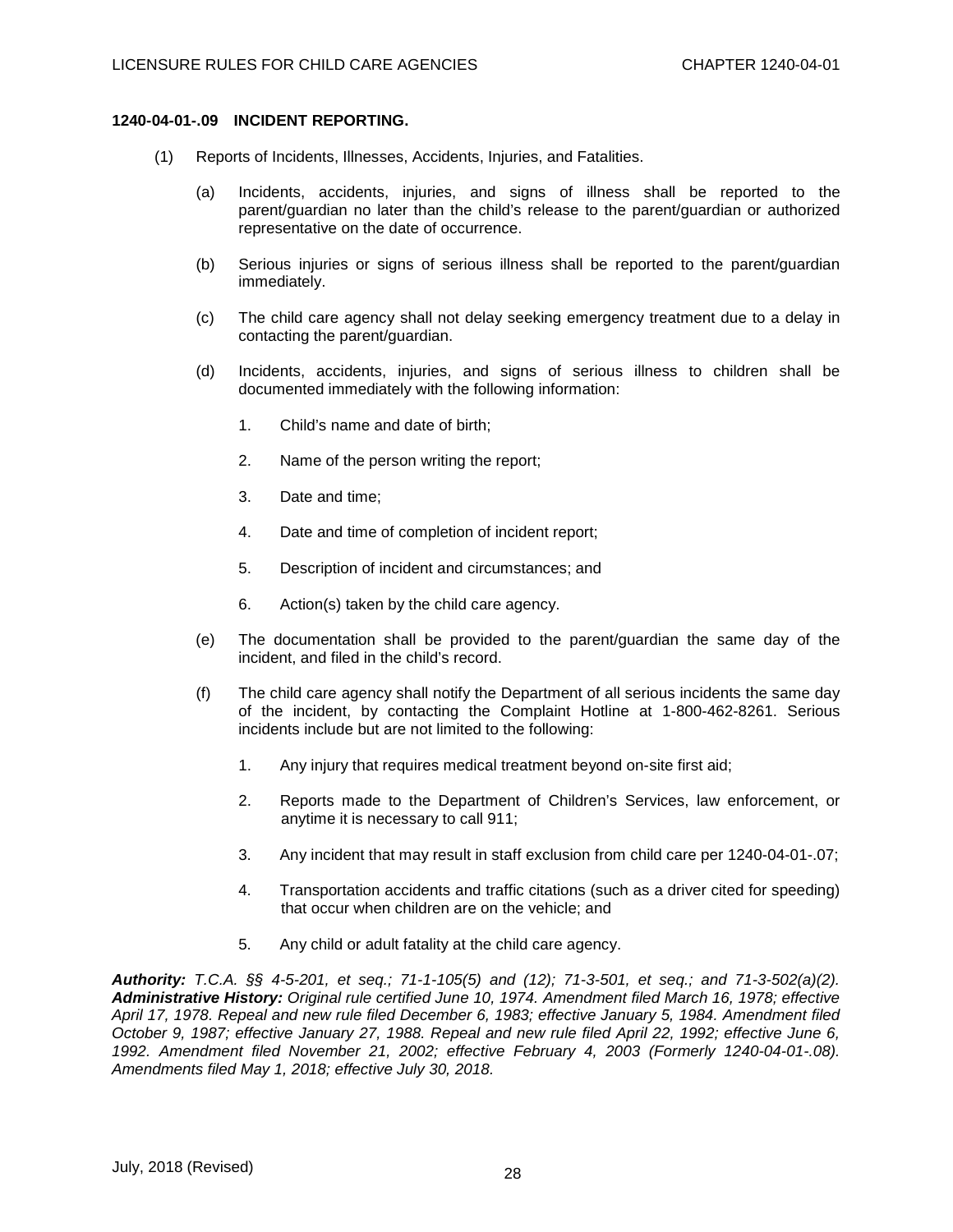#### 1240-04-01-.09 INCIDENT REPORTING.

(1) Reports of Incidents, Illnesses, Accidents, Injuries, and Fatalities.

(a) Incidents, accidents, injuries, and signs of illness shall be reported to the parent/guardian no later than the child's release to the parent/guardian or authorized representative on the date of occurrence.

(b) Serious injuries or signs of serious illness shall be reported to the parent/guardian immediately.

(c) The child care agency shall not delay seeking emergency treatment due to a delay in contacting the parent/guardian.

(d) Incidents, accidents, injuries, and signs of serious illness to children shall be documented immediately with the following information:

1. Child's name and date of birth;

2. Name of the person writing the report;

3. Date and time;

4. Date and time of completion of incident report;

5. Description of incident and circumstances; and

6. Action(s) taken by the child care agency.

(e) The documentation shall be provided to the parent/guardian the same day of the incident, and filed in the child's record.

(f) The child care agency shall notify the Department of all serious incidents the same day of the incident, by contacting the Complaint Hotline at 1-800-462-8261. Serious incidents include but are not limited to the following:

1. Any injury that requires medical treatment beyond on-site first aid;

2. Reports made to the Department of Children's Services, law enforcement, or anytime it is necessary to call 911;

3. Any incident that may result in staff exclusion from child care per 1240-04-01-.07;

4. Transportation accidents and traffic citations (such as a driver cited for speeding) that occur when children are on the vehicle; and

5. Any child or adult fatality at the child care agency.

***Authority:*** *T.C.A. §§ 4-5-201, et seq.; 71-1-105(5) and (12); 71-3-501, et seq.; and 71-3-502(a)(2).* ***Administrative History:*** *Original rule certified June 10, 1974. Amendment filed March 16, 1978; effective April 17, 1978. Repeal and new rule filed December 6, 1983; effective January 5, 1984. Amendment filed October 9, 1987; effective January 27, 1988. Repeal and new rule filed April 22, 1992; effective June 6, 1992. Amendment filed November 21, 2002; effective February 4, 2003 (Formerly 1240-04-01-.08). Amendments filed May 1, 2018; effective July 30, 2018.*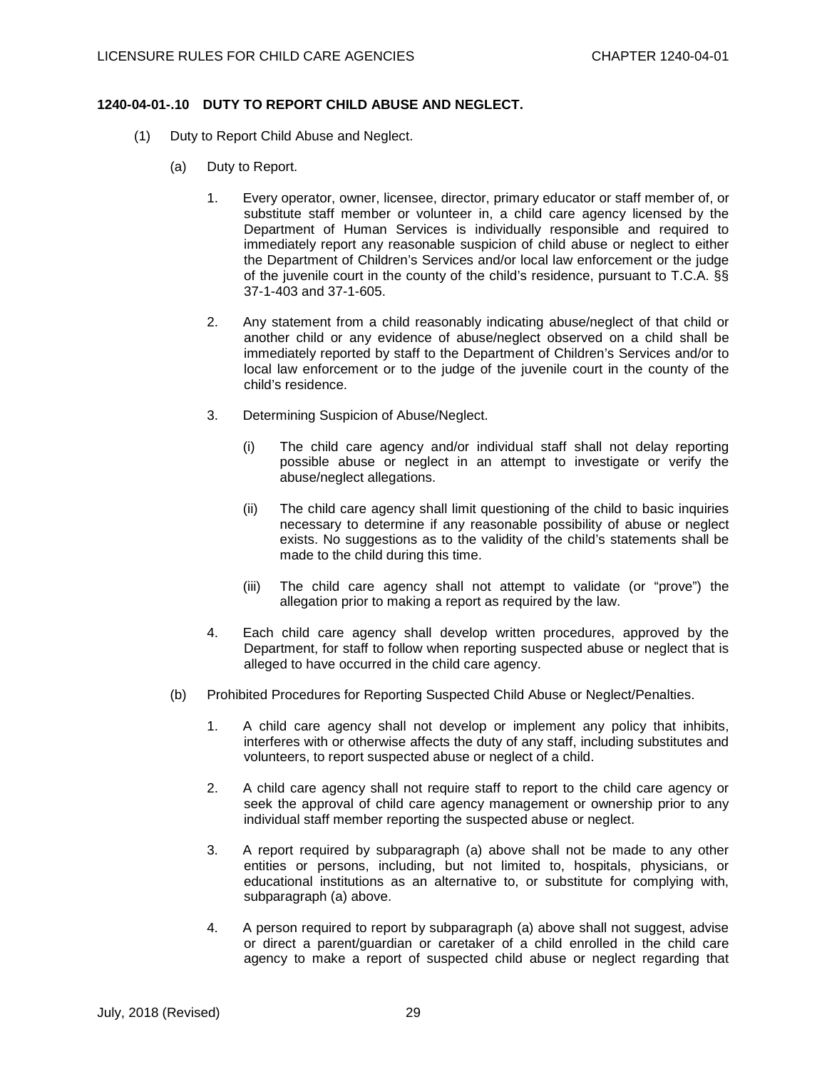**1240-04-01-.10 DUTY TO REPORT CHILD ABUSE AND NEGLECT.**

(1) Duty to Report Child Abuse and Neglect.

(a) Duty to Report.

1. Every operator, owner, licensee, director, primary educator or staff member of, or substitute staff member or volunteer in, a child care agency licensed by the Department of Human Services is individually responsible and required to immediately report any reasonable suspicion of child abuse or neglect to either the Department of Children's Services and/or local law enforcement or the judge of the juvenile court in the county of the child's residence, pursuant to T.C.A. §§ 37-1-403 and 37-1-605.

2. Any statement from a child reasonably indicating abuse/neglect of that child or another child or any evidence of abuse/neglect observed on a child shall be immediately reported by staff to the Department of Children's Services and/or to local law enforcement or to the judge of the juvenile court in the county of the child's residence.

3. Determining Suspicion of Abuse/Neglect.

(i) The child care agency and/or individual staff shall not delay reporting possible abuse or neglect in an attempt to investigate or verify the abuse/neglect allegations.

(ii) The child care agency shall limit questioning of the child to basic inquiries necessary to determine if any reasonable possibility of abuse or neglect exists. No suggestions as to the validity of the child's statements shall be made to the child during this time.

(iii) The child care agency shall not attempt to validate (or "prove") the allegation prior to making a report as required by the law.

4. Each child care agency shall develop written procedures, approved by the Department, for staff to follow when reporting suspected abuse or neglect that is alleged to have occurred in the child care agency.

(b) Prohibited Procedures for Reporting Suspected Child Abuse or Neglect/Penalties.

1. A child care agency shall not develop or implement any policy that inhibits, interferes with or otherwise affects the duty of any staff, including substitutes and volunteers, to report suspected abuse or neglect of a child.

2. A child care agency shall not require staff to report to the child care agency or seek the approval of child care agency management or ownership prior to any individual staff member reporting the suspected abuse or neglect.

3. A report required by subparagraph (a) above shall not be made to any other entities or persons, including, but not limited to, hospitals, physicians, or educational institutions as an alternative to, or substitute for complying with, subparagraph (a) above.

4. A person required to report by subparagraph (a) above shall not suggest, advise or direct a parent/guardian or caretaker of a child enrolled in the child care agency to make a report of suspected child abuse or neglect regarding that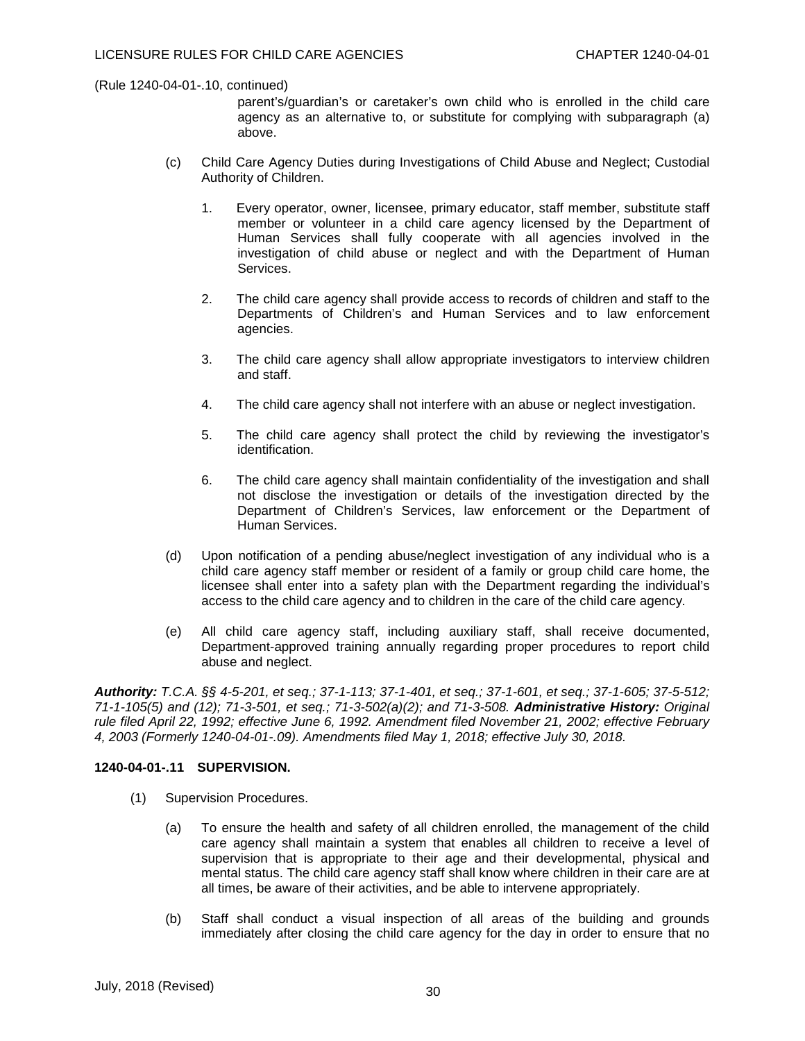(Rule 1240-04-01-.10, continued)

parent's/guardian's or caretaker's own child who is enrolled in the child care agency as an alternative to, or substitute for complying with subparagraph (a) above.

(c) Child Care Agency Duties during Investigations of Child Abuse and Neglect; Custodial Authority of Children.

1. Every operator, owner, licensee, primary educator, staff member, substitute staff member or volunteer in a child care agency licensed by the Department of Human Services shall fully cooperate with all agencies involved in the investigation of child abuse or neglect and with the Department of Human Services.

2. The child care agency shall provide access to records of children and staff to the Departments of Children's and Human Services and to law enforcement agencies.

3. The child care agency shall allow appropriate investigators to interview children and staff.

4. The child care agency shall not interfere with an abuse or neglect investigation.

5. The child care agency shall protect the child by reviewing the investigator's identification.

6. The child care agency shall maintain confidentiality of the investigation and shall not disclose the investigation or details of the investigation directed by the Department of Children's Services, law enforcement or the Department of Human Services.

(d) Upon notification of a pending abuse/neglect investigation of any individual who is a child care agency staff member or resident of a family or group child care home, the licensee shall enter into a safety plan with the Department regarding the individual's access to the child care agency and to children in the care of the child care agency.

(e) All child care agency staff, including auxiliary staff, shall receive documented, Department-approved training annually regarding proper procedures to report child abuse and neglect.

***Authority:*** *T.C.A. §§ 4-5-201, et seq.; 37-1-113; 37-1-401, et seq.; 37-1-601, et seq.; 37-1-605; 37-5-512; 71-1-105(5) and (12); 71-3-501, et seq.; 71-3-502(a)(2); and 71-3-508.* ***Administrative History:*** *Original rule filed April 22, 1992; effective June 6, 1992. Amendment filed November 21, 2002; effective February 4, 2003 (Formerly 1240-04-01-.09). Amendments filed May 1, 2018; effective July 30, 2018.*

**1240-04-01-.11 SUPERVISION.**

(1) Supervision Procedures.

(a) To ensure the health and safety of all children enrolled, the management of the child care agency shall maintain a system that enables all children to receive a level of supervision that is appropriate to their age and their developmental, physical and mental status. The child care agency staff shall know where children in their care are at all times, be aware of their activities, and be able to intervene appropriately.

(b) Staff shall conduct a visual inspection of all areas of the building and grounds immediately after closing the child care agency for the day in order to ensure that no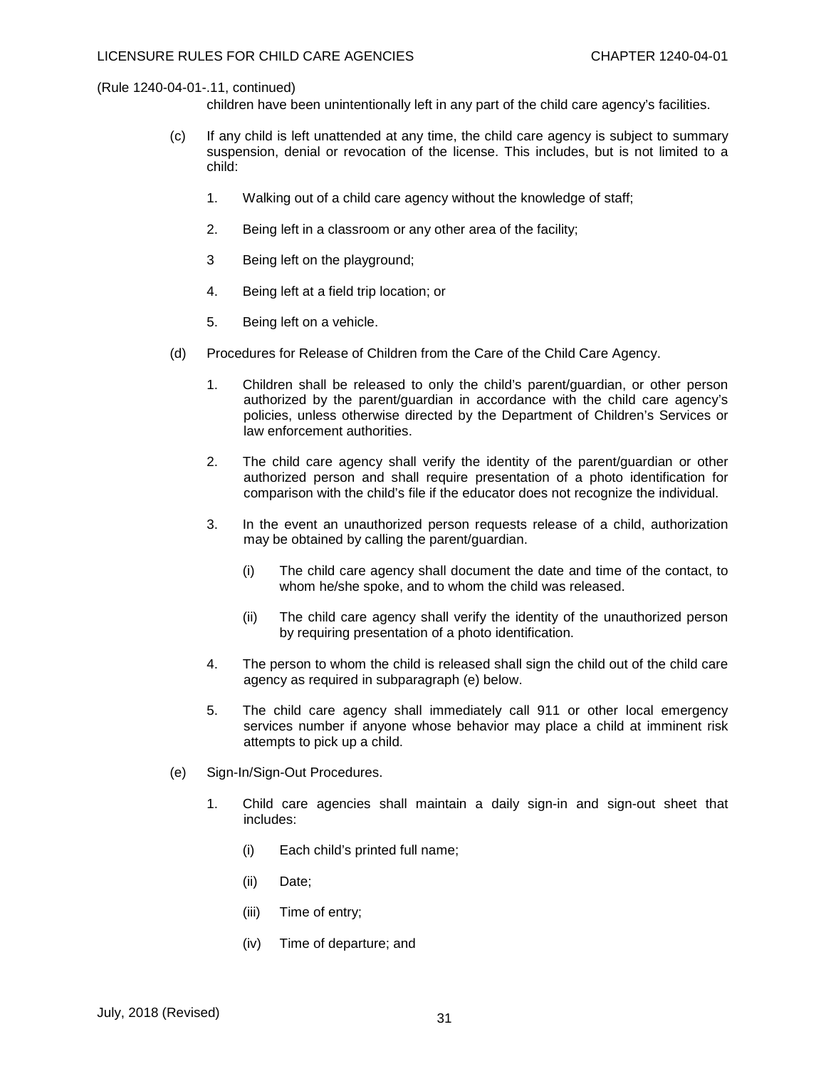(Rule 1240-04-01-.11, continued)

children have been unintentionally left in any part of the child care agency's facilities.

(c) If any child is left unattended at any time, the child care agency is subject to summary suspension, denial or revocation of the license. This includes, but is not limited to a child:

1. Walking out of a child care agency without the knowledge of staff;

2. Being left in a classroom or any other area of the facility;

3 Being left on the playground;

4. Being left at a field trip location; or

5. Being left on a vehicle.

(d) Procedures for Release of Children from the Care of the Child Care Agency.

1. Children shall be released to only the child's parent/guardian, or other person authorized by the parent/guardian in accordance with the child care agency's policies, unless otherwise directed by the Department of Children's Services or law enforcement authorities.

2. The child care agency shall verify the identity of the parent/guardian or other authorized person and shall require presentation of a photo identification for comparison with the child's file if the educator does not recognize the individual.

3. In the event an unauthorized person requests release of a child, authorization may be obtained by calling the parent/guardian.

   (i) The child care agency shall document the date and time of the contact, to whom he/she spoke, and to whom the child was released.

   (ii) The child care agency shall verify the identity of the unauthorized person by requiring presentation of a photo identification.

4. The person to whom the child is released shall sign the child out of the child care agency as required in subparagraph (e) below.

5. The child care agency shall immediately call 911 or other local emergency services number if anyone whose behavior may place a child at imminent risk attempts to pick up a child.

(e) Sign-In/Sign-Out Procedures.

1. Child care agencies shall maintain a daily sign-in and sign-out sheet that includes:

   (i) Each child's printed full name;

   (ii) Date;

   (iii) Time of entry;

   (iv) Time of departure; and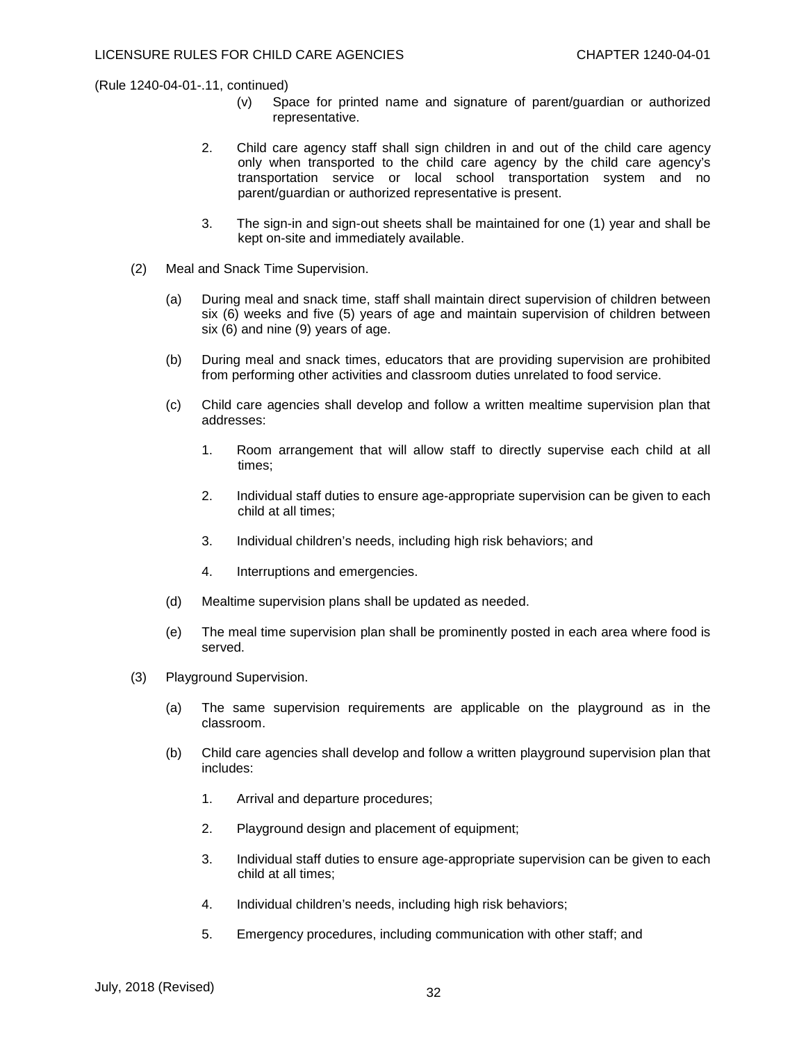(Rule 1240-04-01-.11, continued)

(v) Space for printed name and signature of parent/guardian or authorized representative.

2. Child care agency staff shall sign children in and out of the child care agency only when transported to the child care agency by the child care agency's transportation service or local school transportation system and no parent/guardian or authorized representative is present.

3. The sign-in and sign-out sheets shall be maintained for one (1) year and shall be kept on-site and immediately available.

(2) Meal and Snack Time Supervision.

(a) During meal and snack time, staff shall maintain direct supervision of children between six (6) weeks and five (5) years of age and maintain supervision of children between six (6) and nine (9) years of age.

(b) During meal and snack times, educators that are providing supervision are prohibited from performing other activities and classroom duties unrelated to food service.

(c) Child care agencies shall develop and follow a written mealtime supervision plan that addresses:

1. Room arrangement that will allow staff to directly supervise each child at all times;

2. Individual staff duties to ensure age-appropriate supervision can be given to each child at all times;

3. Individual children's needs, including high risk behaviors; and

4. Interruptions and emergencies.

(d) Mealtime supervision plans shall be updated as needed.

(e) The meal time supervision plan shall be prominently posted in each area where food is served.

(3) Playground Supervision.

(a) The same supervision requirements are applicable on the playground as in the classroom.

(b) Child care agencies shall develop and follow a written playground supervision plan that includes:

1. Arrival and departure procedures;

2. Playground design and placement of equipment;

3. Individual staff duties to ensure age-appropriate supervision can be given to each child at all times;

4. Individual children's needs, including high risk behaviors;

5. Emergency procedures, including communication with other staff; and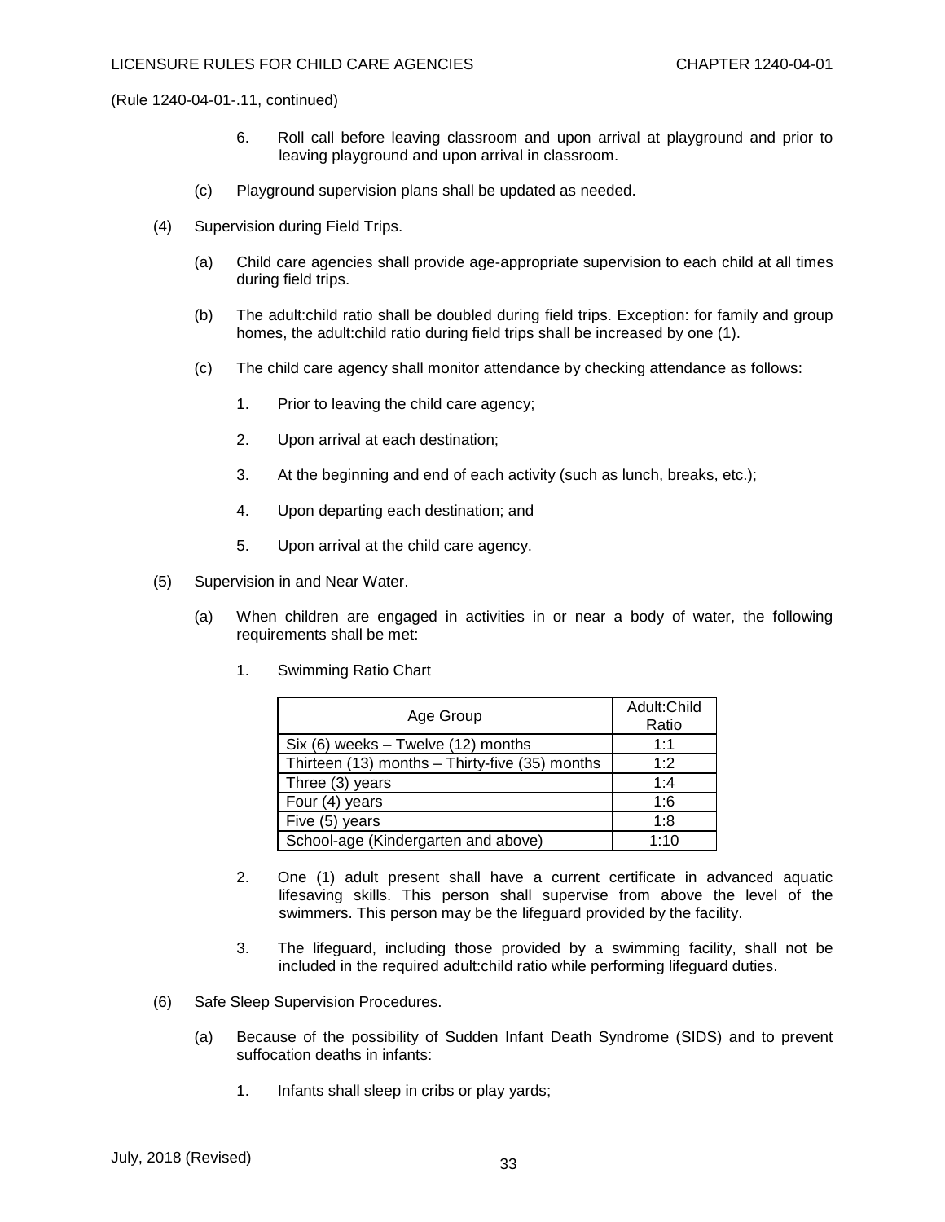(Rule 1240-04-01-.11, continued)

6. Roll call before leaving classroom and upon arrival at playground and prior to leaving playground and upon arrival in classroom.

(c) Playground supervision plans shall be updated as needed.

(4) Supervision during Field Trips.

(a) Child care agencies shall provide age-appropriate supervision to each child at all times during field trips.

(b) The adult:child ratio shall be doubled during field trips. Exception: for family and group homes, the adult:child ratio during field trips shall be increased by one (1).

(c) The child care agency shall monitor attendance by checking attendance as follows:

1. Prior to leaving the child care agency;

2. Upon arrival at each destination;

3. At the beginning and end of each activity (such as lunch, breaks, etc.);

4. Upon departing each destination; and

5. Upon arrival at the child care agency.

(5) Supervision in and Near Water.

(a) When children are engaged in activities in or near a body of water, the following requirements shall be met:

1. Swimming Ratio Chart

| Age Group | Adult:Child Ratio |
|---|---|
| Six (6) weeks – Twelve (12) months | 1:1 |
| Thirteen (13) months – Thirty-five (35) months | 1:2 |
| Three (3) years | 1:4 |
| Four (4) years | 1:6 |
| Five (5) years | 1:8 |
| School-age (Kindergarten and above) | 1:10 |

2. One (1) adult present shall have a current certificate in advanced aquatic lifesaving skills. This person shall supervise from above the level of the swimmers. This person may be the lifeguard provided by the facility.

3. The lifeguard, including those provided by a swimming facility, shall not be included in the required adult:child ratio while performing lifeguard duties.

(6) Safe Sleep Supervision Procedures.

(a) Because of the possibility of Sudden Infant Death Syndrome (SIDS) and to prevent suffocation deaths in infants:

1. Infants shall sleep in cribs or play yards;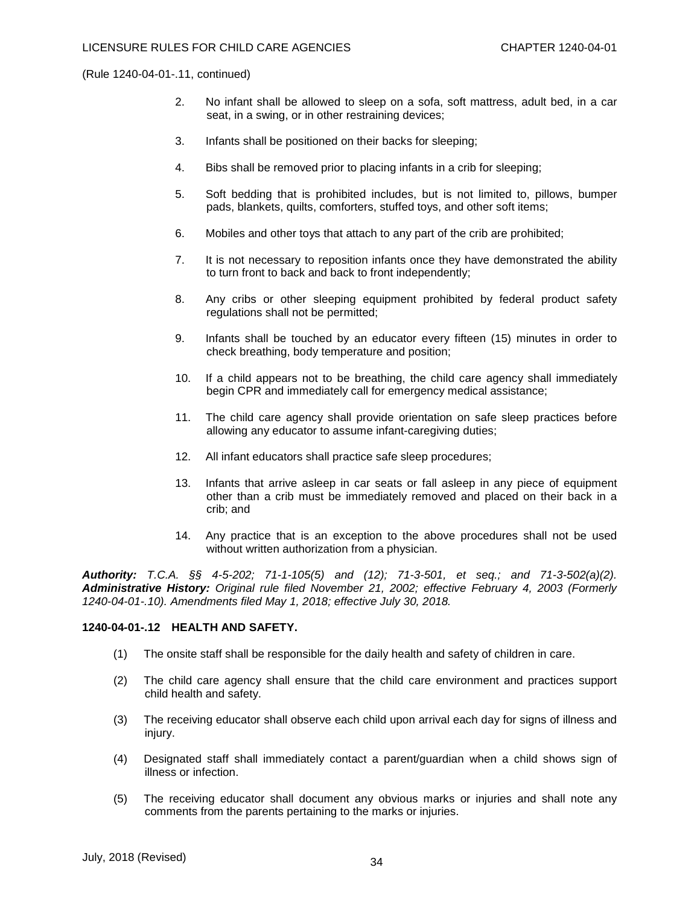(Rule 1240-04-01-.11, continued)

2. No infant shall be allowed to sleep on a sofa, soft mattress, adult bed, in a car seat, in a swing, or in other restraining devices;

3. Infants shall be positioned on their backs for sleeping;

4. Bibs shall be removed prior to placing infants in a crib for sleeping;

5. Soft bedding that is prohibited includes, but is not limited to, pillows, bumper pads, blankets, quilts, comforters, stuffed toys, and other soft items;

6. Mobiles and other toys that attach to any part of the crib are prohibited;

7. It is not necessary to reposition infants once they have demonstrated the ability to turn front to back and back to front independently;

8. Any cribs or other sleeping equipment prohibited by federal product safety regulations shall not be permitted;

9. Infants shall be touched by an educator every fifteen (15) minutes in order to check breathing, body temperature and position;

10. If a child appears not to be breathing, the child care agency shall immediately begin CPR and immediately call for emergency medical assistance;

11. The child care agency shall provide orientation on safe sleep practices before allowing any educator to assume infant-caregiving duties;

12. All infant educators shall practice safe sleep procedures;

13. Infants that arrive asleep in car seats or fall asleep in any piece of equipment other than a crib must be immediately removed and placed on their back in a crib; and

14. Any practice that is an exception to the above procedures shall not be used without written authorization from a physician.

***Authority:*** *T.C.A. §§ 4-5-202; 71-1-105(5) and (12); 71-3-501, et seq.; and 71-3-502(a)(2).* ***Administrative History:*** *Original rule filed November 21, 2002; effective February 4, 2003 (Formerly 1240-04-01-.10). Amendments filed May 1, 2018; effective July 30, 2018.*

**1240-04-01-.12 HEALTH AND SAFETY.**

(1) The onsite staff shall be responsible for the daily health and safety of children in care.

(2) The child care agency shall ensure that the child care environment and practices support child health and safety.

(3) The receiving educator shall observe each child upon arrival each day for signs of illness and injury.

(4) Designated staff shall immediately contact a parent/guardian when a child shows sign of illness or infection.

(5) The receiving educator shall document any obvious marks or injuries and shall note any comments from the parents pertaining to the marks or injuries.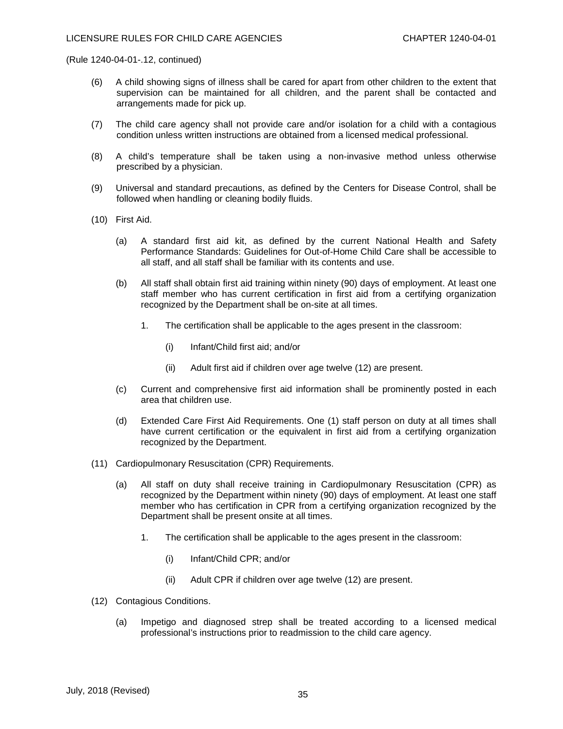(Rule 1240-04-01-.12, continued)

(6) A child showing signs of illness shall be cared for apart from other children to the extent that supervision can be maintained for all children, and the parent shall be contacted and arrangements made for pick up.

(7) The child care agency shall not provide care and/or isolation for a child with a contagious condition unless written instructions are obtained from a licensed medical professional.

(8) A child's temperature shall be taken using a non-invasive method unless otherwise prescribed by a physician.

(9) Universal and standard precautions, as defined by the Centers for Disease Control, shall be followed when handling or cleaning bodily fluids.

(10) First Aid.

(a) A standard first aid kit, as defined by the current National Health and Safety Performance Standards: Guidelines for Out-of-Home Child Care shall be accessible to all staff, and all staff shall be familiar with its contents and use.

(b) All staff shall obtain first aid training within ninety (90) days of employment. At least one staff member who has current certification in first aid from a certifying organization recognized by the Department shall be on-site at all times.

1. The certification shall be applicable to the ages present in the classroom:

(i) Infant/Child first aid; and/or

(ii) Adult first aid if children over age twelve (12) are present.

(c) Current and comprehensive first aid information shall be prominently posted in each area that children use.

(d) Extended Care First Aid Requirements. One (1) staff person on duty at all times shall have current certification or the equivalent in first aid from a certifying organization recognized by the Department.

(11) Cardiopulmonary Resuscitation (CPR) Requirements.

(a) All staff on duty shall receive training in Cardiopulmonary Resuscitation (CPR) as recognized by the Department within ninety (90) days of employment. At least one staff member who has certification in CPR from a certifying organization recognized by the Department shall be present onsite at all times.

1. The certification shall be applicable to the ages present in the classroom:

(i) Infant/Child CPR; and/or

(ii) Adult CPR if children over age twelve (12) are present.

(12) Contagious Conditions.

(a) Impetigo and diagnosed strep shall be treated according to a licensed medical professional's instructions prior to readmission to the child care agency.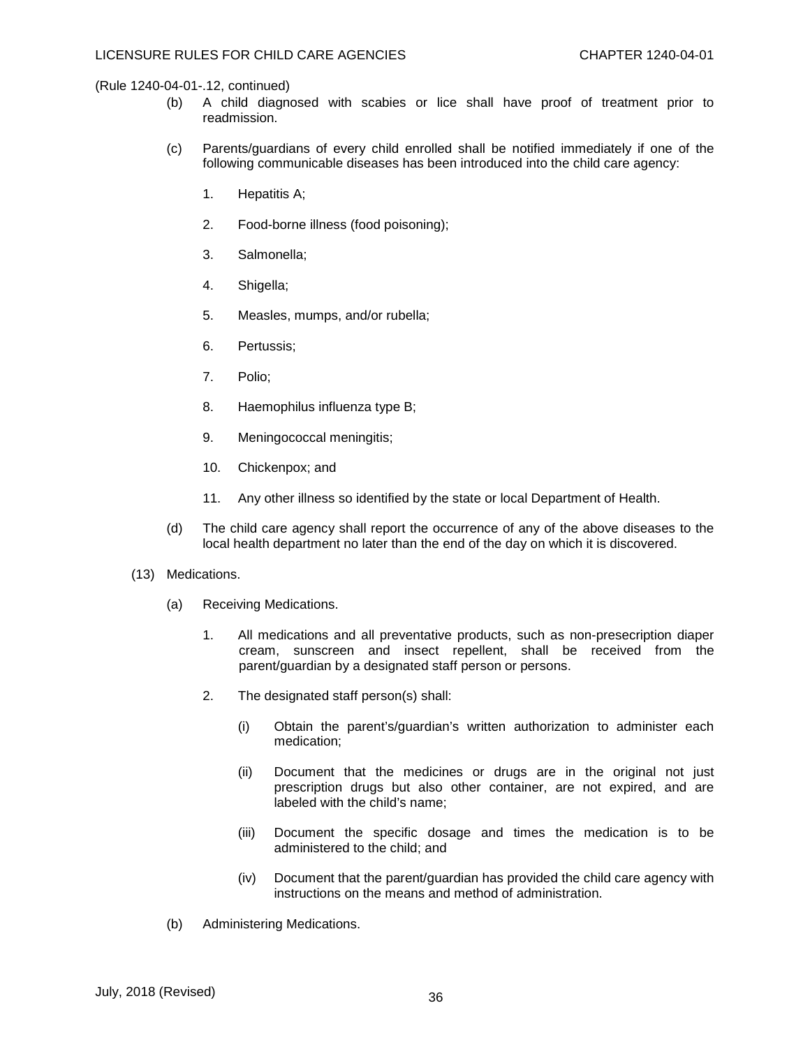(Rule 1240-04-01-.12, continued)

(b) A child diagnosed with scabies or lice shall have proof of treatment prior to readmission.

(c) Parents/guardians of every child enrolled shall be notified immediately if one of the following communicable diseases has been introduced into the child care agency:

1. Hepatitis A;
2. Food-borne illness (food poisoning);
3. Salmonella;
4. Shigella;
5. Measles, mumps, and/or rubella;
6. Pertussis;
7. Polio;
8. Haemophilus influenza type B;
9. Meningococcal meningitis;
10. Chickenpox; and
11. Any other illness so identified by the state or local Department of Health.

(d) The child care agency shall report the occurrence of any of the above diseases to the local health department no later than the end of the day on which it is discovered.

(13) Medications.

(a) Receiving Medications.

1. All medications and all preventative products, such as non-presecription diaper cream, sunscreen and insect repellent, shall be received from the parent/guardian by a designated staff person or persons.

2. The designated staff person(s) shall:

(i) Obtain the parent's/guardian's written authorization to administer each medication;

(ii) Document that the medicines or drugs are in the original not just prescription drugs but also other container, are not expired, and are labeled with the child's name;

(iii) Document the specific dosage and times the medication is to be administered to the child; and

(iv) Document that the parent/guardian has provided the child care agency with instructions on the means and method of administration.

(b) Administering Medications.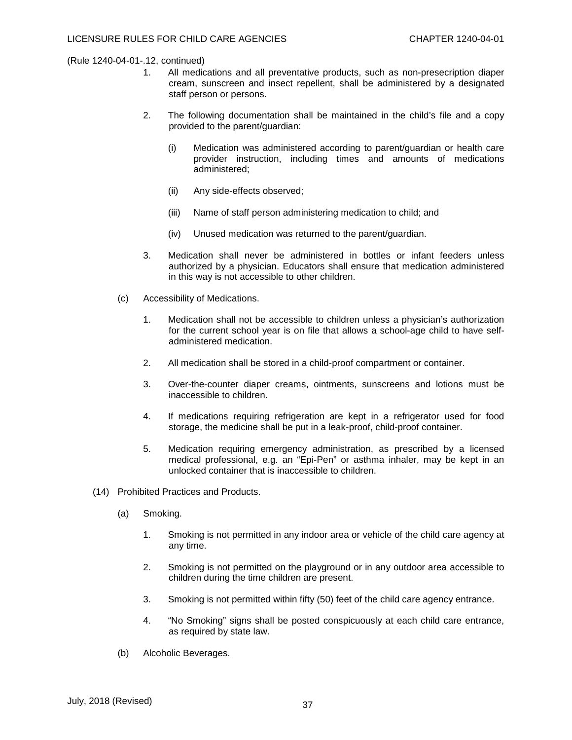(Rule 1240-04-01-.12, continued)

1. All medications and all preventative products, such as non-presecription diaper cream, sunscreen and insect repellent, shall be administered by a designated staff person or persons.

2. The following documentation shall be maintained in the child's file and a copy provided to the parent/guardian:

   (i) Medication was administered according to parent/guardian or health care provider instruction, including times and amounts of medications administered;

   (ii) Any side-effects observed;

   (iii) Name of staff person administering medication to child; and

   (iv) Unused medication was returned to the parent/guardian.

3. Medication shall never be administered in bottles or infant feeders unless authorized by a physician. Educators shall ensure that medication administered in this way is not accessible to other children.

(c) Accessibility of Medications.

1. Medication shall not be accessible to children unless a physician's authorization for the current school year is on file that allows a school-age child to have self-administered medication.

2. All medication shall be stored in a child-proof compartment or container.

3. Over-the-counter diaper creams, ointments, sunscreens and lotions must be inaccessible to children.

4. If medications requiring refrigeration are kept in a refrigerator used for food storage, the medicine shall be put in a leak-proof, child-proof container.

5. Medication requiring emergency administration, as prescribed by a licensed medical professional, e.g. an "Epi-Pen" or asthma inhaler, may be kept in an unlocked container that is inaccessible to children.

(14) Prohibited Practices and Products.

(a) Smoking.

1. Smoking is not permitted in any indoor area or vehicle of the child care agency at any time.

2. Smoking is not permitted on the playground or in any outdoor area accessible to children during the time children are present.

3. Smoking is not permitted within fifty (50) feet of the child care agency entrance.

4. "No Smoking" signs shall be posted conspicuously at each child care entrance, as required by state law.

(b) Alcoholic Beverages.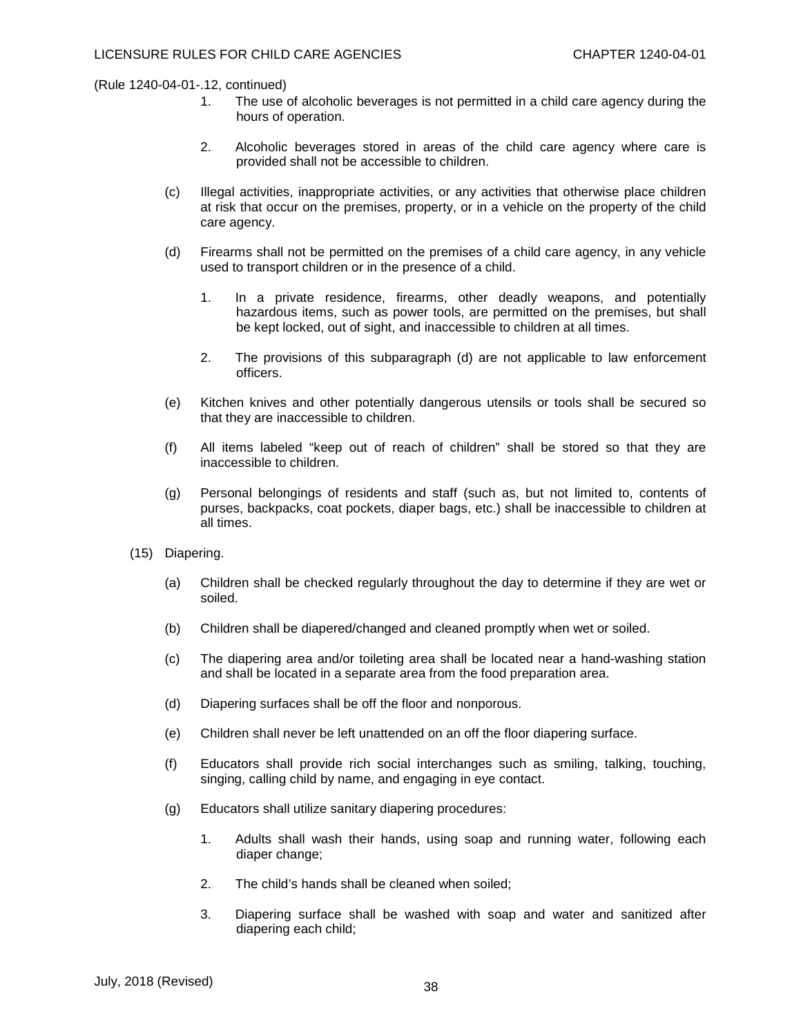(Rule 1240-04-01-.12, continued)

1. The use of alcoholic beverages is not permitted in a child care agency during the hours of operation.

2. Alcoholic beverages stored in areas of the child care agency where care is provided shall not be accessible to children.

(c) Illegal activities, inappropriate activities, or any activities that otherwise place children at risk that occur on the premises, property, or in a vehicle on the property of the child care agency.

(d) Firearms shall not be permitted on the premises of a child care agency, in any vehicle used to transport children or in the presence of a child.

1. In a private residence, firearms, other deadly weapons, and potentially hazardous items, such as power tools, are permitted on the premises, but shall be kept locked, out of sight, and inaccessible to children at all times.

2. The provisions of this subparagraph (d) are not applicable to law enforcement officers.

(e) Kitchen knives and other potentially dangerous utensils or tools shall be secured so that they are inaccessible to children.

(f) All items labeled "keep out of reach of children" shall be stored so that they are inaccessible to children.

(g) Personal belongings of residents and staff (such as, but not limited to, contents of purses, backpacks, coat pockets, diaper bags, etc.) shall be inaccessible to children at all times.

(15) Diapering.

(a) Children shall be checked regularly throughout the day to determine if they are wet or soiled.

(b) Children shall be diapered/changed and cleaned promptly when wet or soiled.

(c) The diapering area and/or toileting area shall be located near a hand-washing station and shall be located in a separate area from the food preparation area.

(d) Diapering surfaces shall be off the floor and nonporous.

(e) Children shall never be left unattended on an off the floor diapering surface.

(f) Educators shall provide rich social interchanges such as smiling, talking, touching, singing, calling child by name, and engaging in eye contact.

(g) Educators shall utilize sanitary diapering procedures:

1. Adults shall wash their hands, using soap and running water, following each diaper change;

2. The child's hands shall be cleaned when soiled;

3. Diapering surface shall be washed with soap and water and sanitized after diapering each child;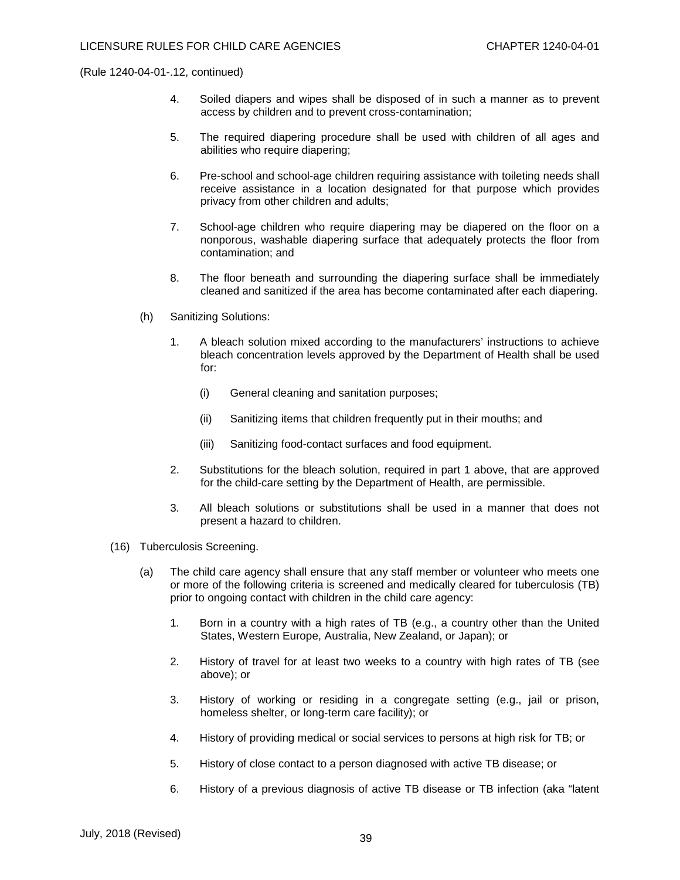(Rule 1240-04-01-.12, continued)

4. Soiled diapers and wipes shall be disposed of in such a manner as to prevent access by children and to prevent cross-contamination;

5. The required diapering procedure shall be used with children of all ages and abilities who require diapering;

6. Pre-school and school-age children requiring assistance with toileting needs shall receive assistance in a location designated for that purpose which provides privacy from other children and adults;

7. School-age children who require diapering may be diapered on the floor on a nonporous, washable diapering surface that adequately protects the floor from contamination; and

8. The floor beneath and surrounding the diapering surface shall be immediately cleaned and sanitized if the area has become contaminated after each diapering.

(h) Sanitizing Solutions:

1. A bleach solution mixed according to the manufacturers' instructions to achieve bleach concentration levels approved by the Department of Health shall be used for:

   (i) General cleaning and sanitation purposes;

   (ii) Sanitizing items that children frequently put in their mouths; and

   (iii) Sanitizing food-contact surfaces and food equipment.

2. Substitutions for the bleach solution, required in part 1 above, that are approved for the child-care setting by the Department of Health, are permissible.

3. All bleach solutions or substitutions shall be used in a manner that does not present a hazard to children.

(16) Tuberculosis Screening.

(a) The child care agency shall ensure that any staff member or volunteer who meets one or more of the following criteria is screened and medically cleared for tuberculosis (TB) prior to ongoing contact with children in the child care agency:

1. Born in a country with a high rates of TB (e.g., a country other than the United States, Western Europe, Australia, New Zealand, or Japan); or

2. History of travel for at least two weeks to a country with high rates of TB (see above); or

3. History of working or residing in a congregate setting (e.g., jail or prison, homeless shelter, or long-term care facility); or

4. History of providing medical or social services to persons at high risk for TB; or

5. History of close contact to a person diagnosed with active TB disease; or

6. History of a previous diagnosis of active TB disease or TB infection (aka "latent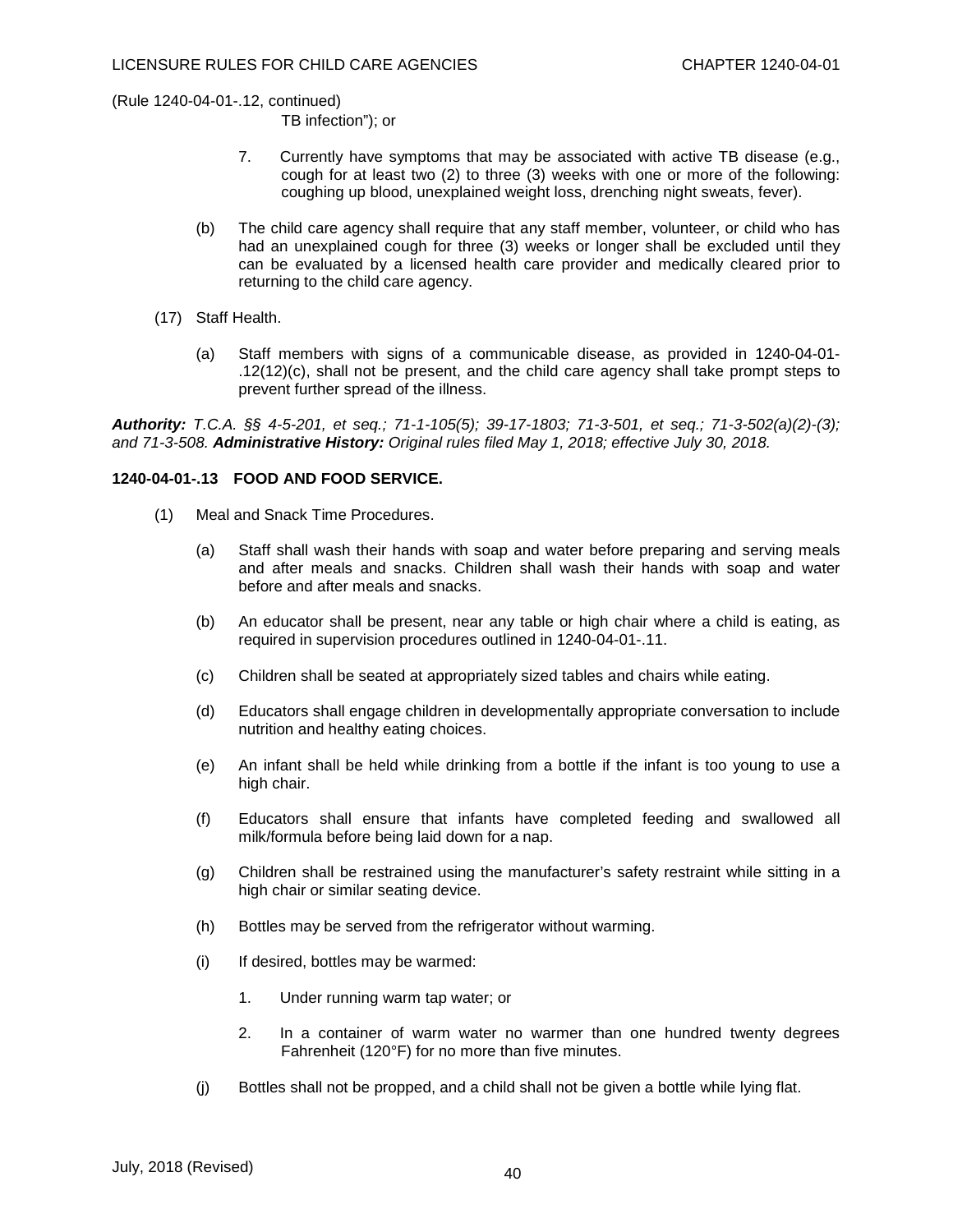(Rule 1240-04-01-.12, continued)

TB infection"); or

7. Currently have symptoms that may be associated with active TB disease (e.g., cough for at least two (2) to three (3) weeks with one or more of the following: coughing up blood, unexplained weight loss, drenching night sweats, fever).

(b) The child care agency shall require that any staff member, volunteer, or child who has had an unexplained cough for three (3) weeks or longer shall be excluded until they can be evaluated by a licensed health care provider and medically cleared prior to returning to the child care agency.

(17) Staff Health.

(a) Staff members with signs of a communicable disease, as provided in 1240-04-01-.12(12)(c), shall not be present, and the child care agency shall take prompt steps to prevent further spread of the illness.

***Authority:*** *T.C.A. §§ 4-5-201, et seq.; 71-1-105(5); 39-17-1803; 71-3-501, et seq.; 71-3-502(a)(2)-(3); and 71-3-508.* ***Administrative History:*** *Original rules filed May 1, 2018; effective July 30, 2018.*

**1240-04-01-.13 FOOD AND FOOD SERVICE.**

(1) Meal and Snack Time Procedures.

(a) Staff shall wash their hands with soap and water before preparing and serving meals and after meals and snacks. Children shall wash their hands with soap and water before and after meals and snacks.

(b) An educator shall be present, near any table or high chair where a child is eating, as required in supervision procedures outlined in 1240-04-01-.11.

(c) Children shall be seated at appropriately sized tables and chairs while eating.

(d) Educators shall engage children in developmentally appropriate conversation to include nutrition and healthy eating choices.

(e) An infant shall be held while drinking from a bottle if the infant is too young to use a high chair.

(f) Educators shall ensure that infants have completed feeding and swallowed all milk/formula before being laid down for a nap.

(g) Children shall be restrained using the manufacturer's safety restraint while sitting in a high chair or similar seating device.

(h) Bottles may be served from the refrigerator without warming.

(i) If desired, bottles may be warmed:

1. Under running warm tap water; or

2. In a container of warm water no warmer than one hundred twenty degrees Fahrenheit (120°F) for no more than five minutes.

(j) Bottles shall not be propped, and a child shall not be given a bottle while lying flat.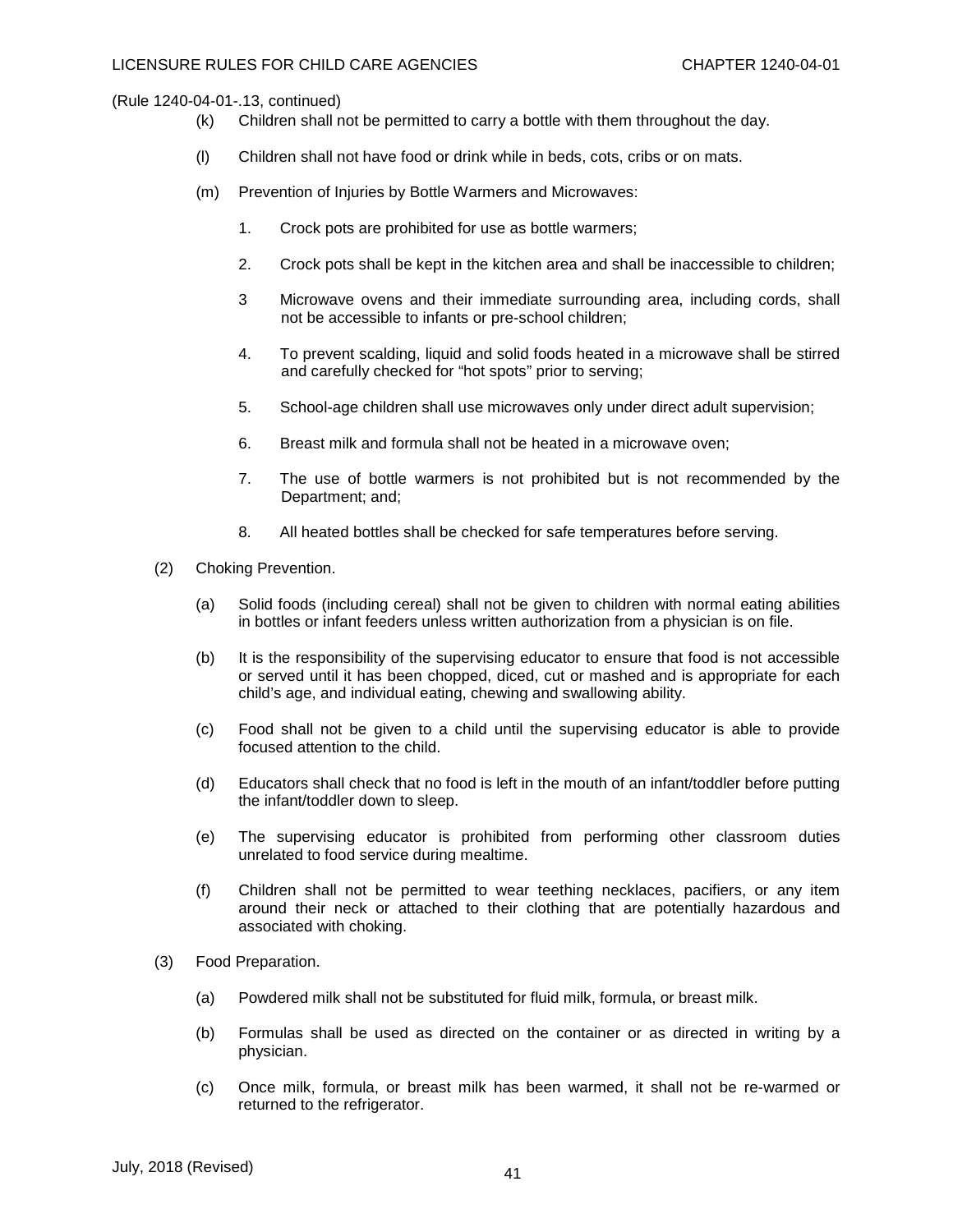(Rule 1240-04-01-.13, continued)

(k) Children shall not be permitted to carry a bottle with them throughout the day.

(l) Children shall not have food or drink while in beds, cots, cribs or on mats.

(m) Prevention of Injuries by Bottle Warmers and Microwaves:

1. Crock pots are prohibited for use as bottle warmers;

2. Crock pots shall be kept in the kitchen area and shall be inaccessible to children;

3 Microwave ovens and their immediate surrounding area, including cords, shall not be accessible to infants or pre-school children;

4. To prevent scalding, liquid and solid foods heated in a microwave shall be stirred and carefully checked for "hot spots" prior to serving;

5. School-age children shall use microwaves only under direct adult supervision;

6. Breast milk and formula shall not be heated in a microwave oven;

7. The use of bottle warmers is not prohibited but is not recommended by the Department; and;

8. All heated bottles shall be checked for safe temperatures before serving.

(2) Choking Prevention.

(a) Solid foods (including cereal) shall not be given to children with normal eating abilities in bottles or infant feeders unless written authorization from a physician is on file.

(b) It is the responsibility of the supervising educator to ensure that food is not accessible or served until it has been chopped, diced, cut or mashed and is appropriate for each child's age, and individual eating, chewing and swallowing ability.

(c) Food shall not be given to a child until the supervising educator is able to provide focused attention to the child.

(d) Educators shall check that no food is left in the mouth of an infant/toddler before putting the infant/toddler down to sleep.

(e) The supervising educator is prohibited from performing other classroom duties unrelated to food service during mealtime.

(f) Children shall not be permitted to wear teething necklaces, pacifiers, or any item around their neck or attached to their clothing that are potentially hazardous and associated with choking.

(3) Food Preparation.

(a) Powdered milk shall not be substituted for fluid milk, formula, or breast milk.

(b) Formulas shall be used as directed on the container or as directed in writing by a physician.

(c) Once milk, formula, or breast milk has been warmed, it shall not be re-warmed or returned to the refrigerator.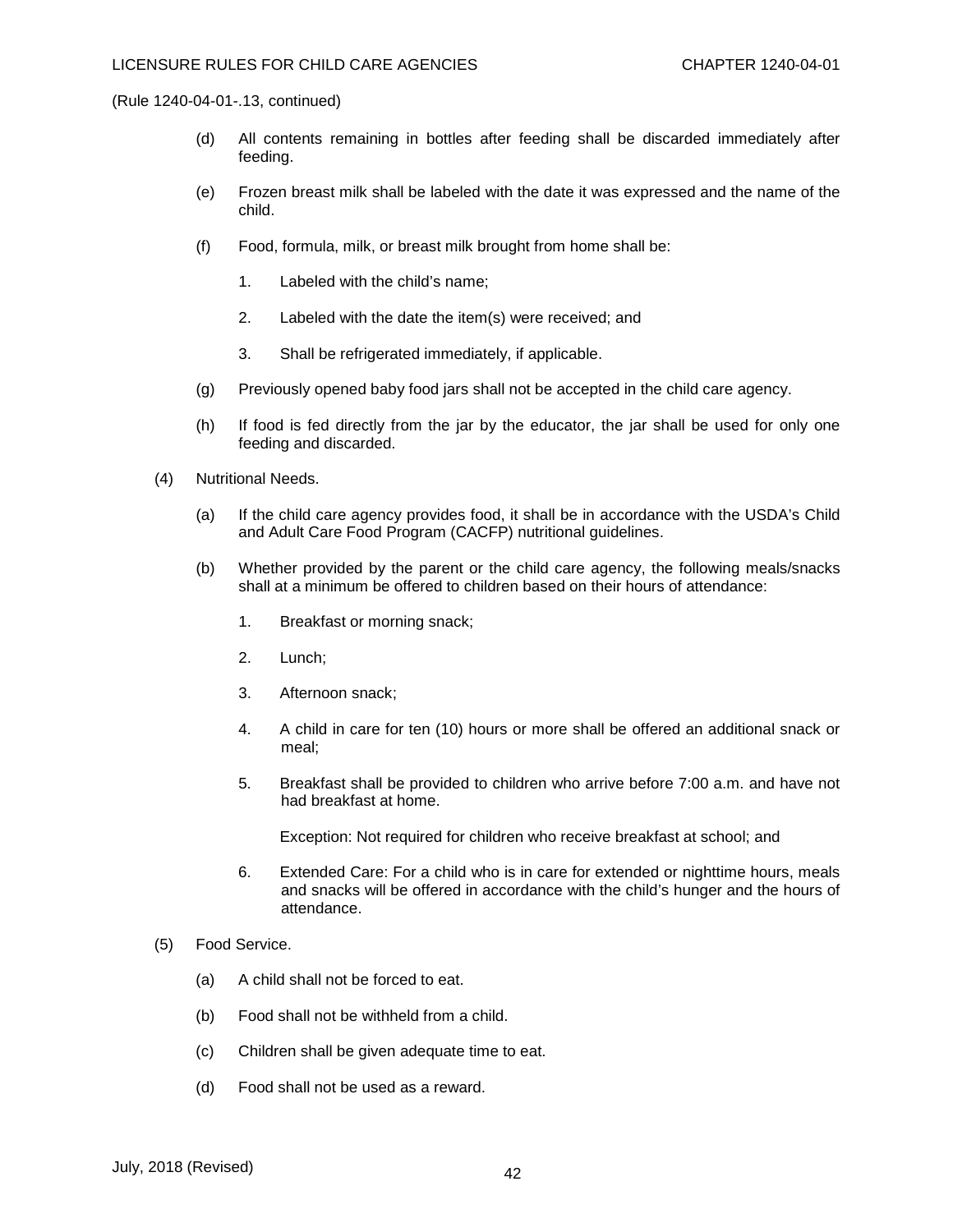(Rule 1240-04-01-.13, continued)

(d) All contents remaining in bottles after feeding shall be discarded immediately after feeding.

(e) Frozen breast milk shall be labeled with the date it was expressed and the name of the child.

(f) Food, formula, milk, or breast milk brought from home shall be:

1. Labeled with the child's name;

2. Labeled with the date the item(s) were received; and

3. Shall be refrigerated immediately, if applicable.

(g) Previously opened baby food jars shall not be accepted in the child care agency.

(h) If food is fed directly from the jar by the educator, the jar shall be used for only one feeding and discarded.

(4) Nutritional Needs.

(a) If the child care agency provides food, it shall be in accordance with the USDA's Child and Adult Care Food Program (CACFP) nutritional guidelines.

(b) Whether provided by the parent or the child care agency, the following meals/snacks shall at a minimum be offered to children based on their hours of attendance:

1. Breakfast or morning snack;

2. Lunch;

3. Afternoon snack;

4. A child in care for ten (10) hours or more shall be offered an additional snack or meal;

5. Breakfast shall be provided to children who arrive before 7:00 a.m. and have not had breakfast at home.

   Exception: Not required for children who receive breakfast at school; and

6. Extended Care: For a child who is in care for extended or nighttime hours, meals and snacks will be offered in accordance with the child's hunger and the hours of attendance.

(5) Food Service.

(a) A child shall not be forced to eat.

(b) Food shall not be withheld from a child.

(c) Children shall be given adequate time to eat.

(d) Food shall not be used as a reward.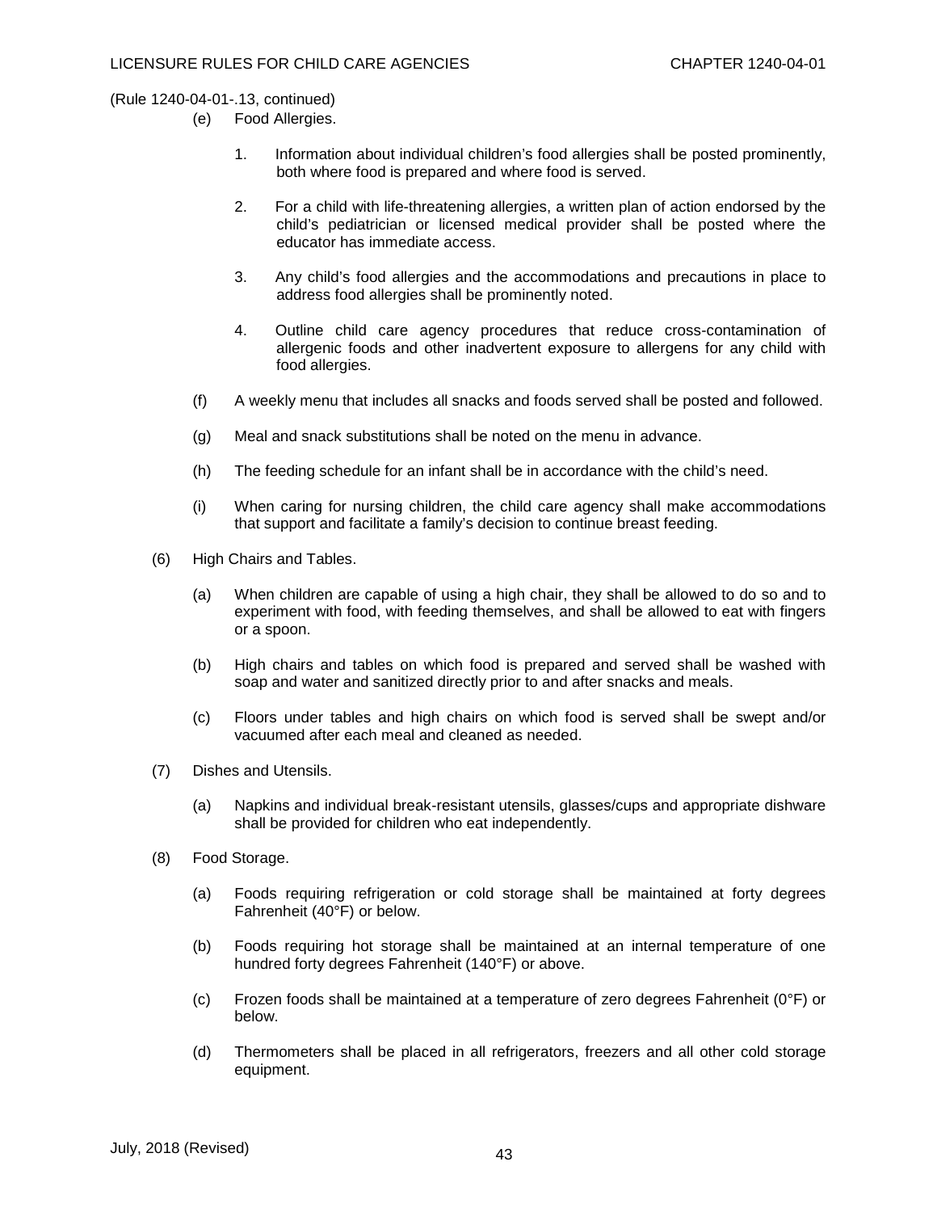(Rule 1240-04-01-.13, continued)

(e) Food Allergies.

1. Information about individual children's food allergies shall be posted prominently, both where food is prepared and where food is served.

2. For a child with life-threatening allergies, a written plan of action endorsed by the child's pediatrician or licensed medical provider shall be posted where the educator has immediate access.

3. Any child's food allergies and the accommodations and precautions in place to address food allergies shall be prominently noted.

4. Outline child care agency procedures that reduce cross-contamination of allergenic foods and other inadvertent exposure to allergens for any child with food allergies.

(f) A weekly menu that includes all snacks and foods served shall be posted and followed.

(g) Meal and snack substitutions shall be noted on the menu in advance.

(h) The feeding schedule for an infant shall be in accordance with the child's need.

(i) When caring for nursing children, the child care agency shall make accommodations that support and facilitate a family's decision to continue breast feeding.

(6) High Chairs and Tables.

(a) When children are capable of using a high chair, they shall be allowed to do so and to experiment with food, with feeding themselves, and shall be allowed to eat with fingers or a spoon.

(b) High chairs and tables on which food is prepared and served shall be washed with soap and water and sanitized directly prior to and after snacks and meals.

(c) Floors under tables and high chairs on which food is served shall be swept and/or vacuumed after each meal and cleaned as needed.

(7) Dishes and Utensils.

(a) Napkins and individual break-resistant utensils, glasses/cups and appropriate dishware shall be provided for children who eat independently.

(8) Food Storage.

(a) Foods requiring refrigeration or cold storage shall be maintained at forty degrees Fahrenheit (40°F) or below.

(b) Foods requiring hot storage shall be maintained at an internal temperature of one hundred forty degrees Fahrenheit (140°F) or above.

(c) Frozen foods shall be maintained at a temperature of zero degrees Fahrenheit (0°F) or below.

(d) Thermometers shall be placed in all refrigerators, freezers and all other cold storage equipment.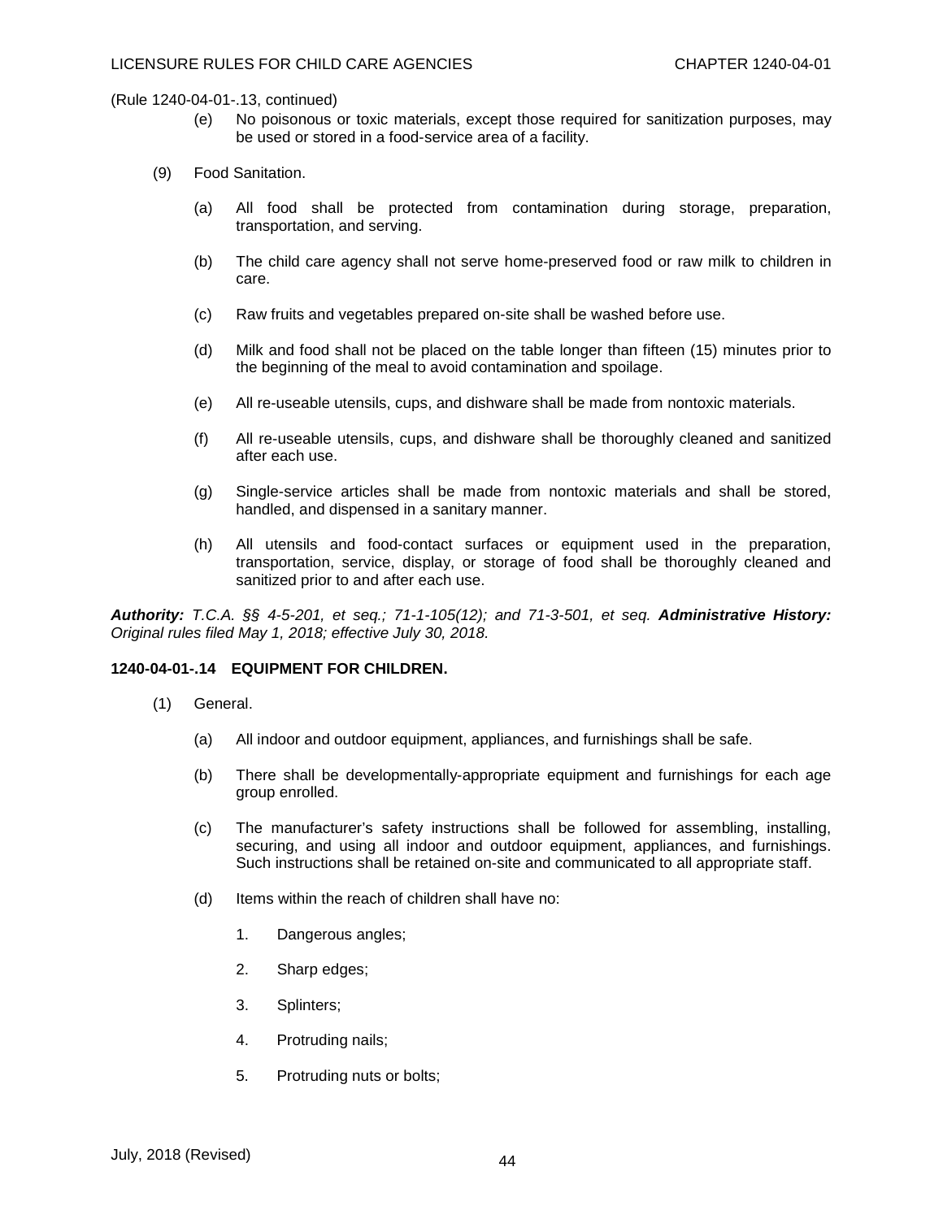(Rule 1240-04-01-.13, continued)

(e) No poisonous or toxic materials, except those required for sanitization purposes, may be used or stored in a food-service area of a facility.

(9) Food Sanitation.

(a) All food shall be protected from contamination during storage, preparation, transportation, and serving.

(b) The child care agency shall not serve home-preserved food or raw milk to children in care.

(c) Raw fruits and vegetables prepared on-site shall be washed before use.

(d) Milk and food shall not be placed on the table longer than fifteen (15) minutes prior to the beginning of the meal to avoid contamination and spoilage.

(e) All re-useable utensils, cups, and dishware shall be made from nontoxic materials.

(f) All re-useable utensils, cups, and dishware shall be thoroughly cleaned and sanitized after each use.

(g) Single-service articles shall be made from nontoxic materials and shall be stored, handled, and dispensed in a sanitary manner.

(h) All utensils and food-contact surfaces or equipment used in the preparation, transportation, service, display, or storage of food shall be thoroughly cleaned and sanitized prior to and after each use.

***Authority:*** *T.C.A. §§ 4-5-201, et seq.; 71-1-105(12); and 71-3-501, et seq.* ***Administrative History:*** *Original rules filed May 1, 2018; effective July 30, 2018.*

**1240-04-01-.14 EQUIPMENT FOR CHILDREN.**

(1) General.

(a) All indoor and outdoor equipment, appliances, and furnishings shall be safe.

(b) There shall be developmentally-appropriate equipment and furnishings for each age group enrolled.

(c) The manufacturer's safety instructions shall be followed for assembling, installing, securing, and using all indoor and outdoor equipment, appliances, and furnishings. Such instructions shall be retained on-site and communicated to all appropriate staff.

(d) Items within the reach of children shall have no:

1. Dangerous angles;

2. Sharp edges;

3. Splinters;

4. Protruding nails;

5. Protruding nuts or bolts;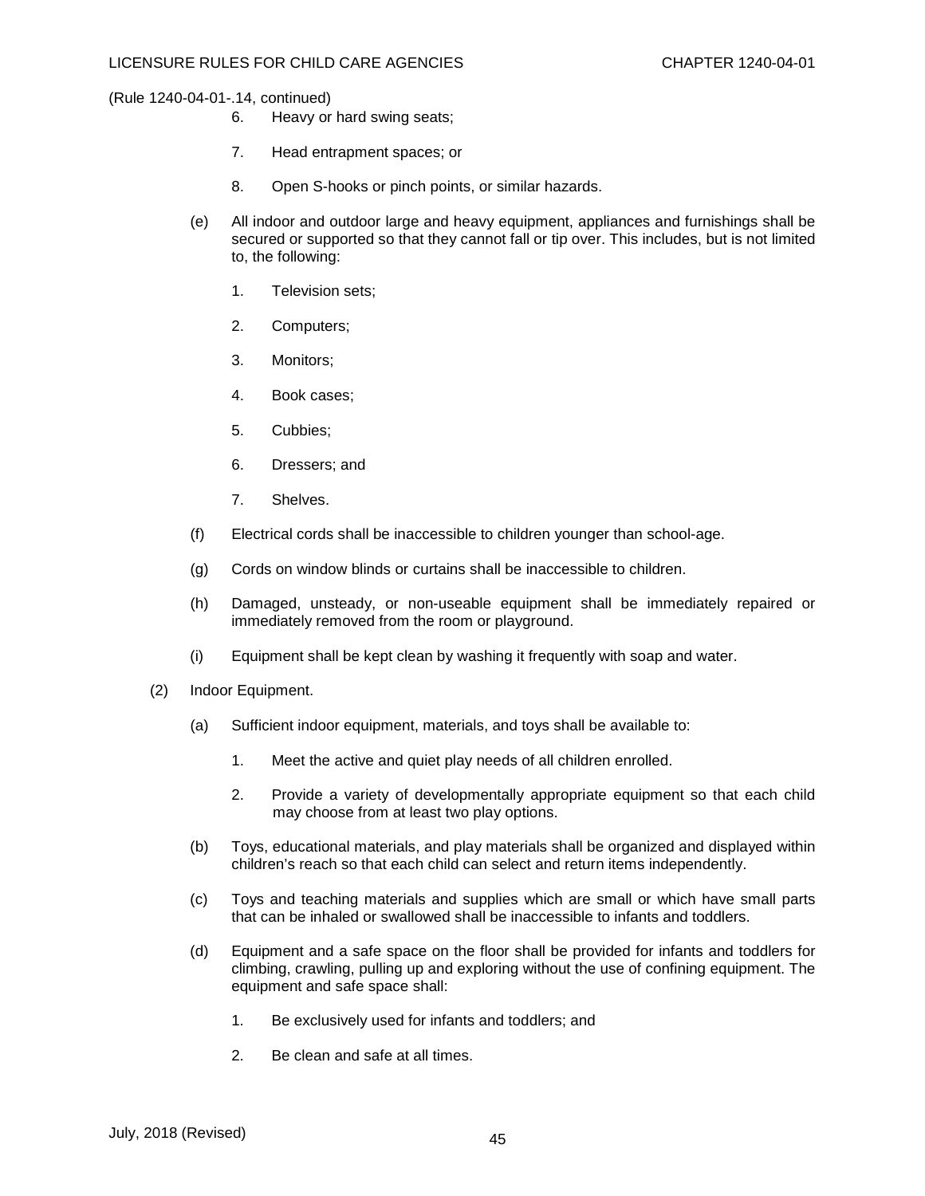(Rule 1240-04-01-.14, continued)

6. Heavy or hard swing seats;

7. Head entrapment spaces; or

8. Open S-hooks or pinch points, or similar hazards.

(e) All indoor and outdoor large and heavy equipment, appliances and furnishings shall be secured or supported so that they cannot fall or tip over. This includes, but is not limited to, the following:

1. Television sets;

2. Computers;

3. Monitors;

4. Book cases;

5. Cubbies;

6. Dressers; and

7. Shelves.

(f) Electrical cords shall be inaccessible to children younger than school-age.

(g) Cords on window blinds or curtains shall be inaccessible to children.

(h) Damaged, unsteady, or non-useable equipment shall be immediately repaired or immediately removed from the room or playground.

(i) Equipment shall be kept clean by washing it frequently with soap and water.

(2) Indoor Equipment.

(a) Sufficient indoor equipment, materials, and toys shall be available to:

1. Meet the active and quiet play needs of all children enrolled.

2. Provide a variety of developmentally appropriate equipment so that each child may choose from at least two play options.

(b) Toys, educational materials, and play materials shall be organized and displayed within children's reach so that each child can select and return items independently.

(c) Toys and teaching materials and supplies which are small or which have small parts that can be inhaled or swallowed shall be inaccessible to infants and toddlers.

(d) Equipment and a safe space on the floor shall be provided for infants and toddlers for climbing, crawling, pulling up and exploring without the use of confining equipment. The equipment and safe space shall:

1. Be exclusively used for infants and toddlers; and

2. Be clean and safe at all times.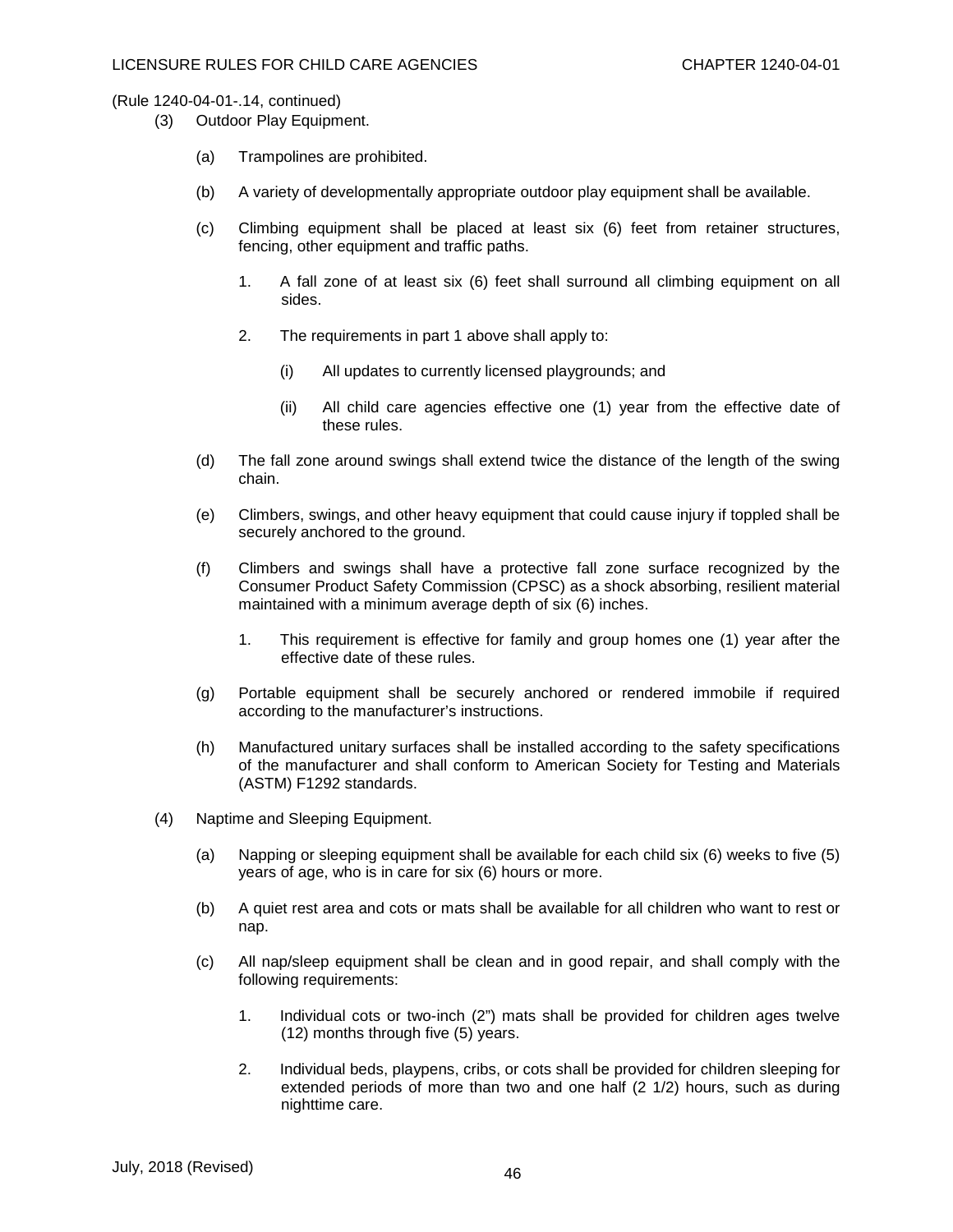(Rule 1240-04-01-.14, continued)

(3) Outdoor Play Equipment.

(a) Trampolines are prohibited.

(b) A variety of developmentally appropriate outdoor play equipment shall be available.

(c) Climbing equipment shall be placed at least six (6) feet from retainer structures, fencing, other equipment and traffic paths.

1. A fall zone of at least six (6) feet shall surround all climbing equipment on all sides.

2. The requirements in part 1 above shall apply to:

(i) All updates to currently licensed playgrounds; and

(ii) All child care agencies effective one (1) year from the effective date of these rules.

(d) The fall zone around swings shall extend twice the distance of the length of the swing chain.

(e) Climbers, swings, and other heavy equipment that could cause injury if toppled shall be securely anchored to the ground.

(f) Climbers and swings shall have a protective fall zone surface recognized by the Consumer Product Safety Commission (CPSC) as a shock absorbing, resilient material maintained with a minimum average depth of six (6) inches.

1. This requirement is effective for family and group homes one (1) year after the effective date of these rules.

(g) Portable equipment shall be securely anchored or rendered immobile if required according to the manufacturer's instructions.

(h) Manufactured unitary surfaces shall be installed according to the safety specifications of the manufacturer and shall conform to American Society for Testing and Materials (ASTM) F1292 standards.

(4) Naptime and Sleeping Equipment.

(a) Napping or sleeping equipment shall be available for each child six (6) weeks to five (5) years of age, who is in care for six (6) hours or more.

(b) A quiet rest area and cots or mats shall be available for all children who want to rest or nap.

(c) All nap/sleep equipment shall be clean and in good repair, and shall comply with the following requirements:

1. Individual cots or two-inch (2") mats shall be provided for children ages twelve (12) months through five (5) years.

2. Individual beds, playpens, cribs, or cots shall be provided for children sleeping for extended periods of more than two and one half (2 1/2) hours, such as during nighttime care.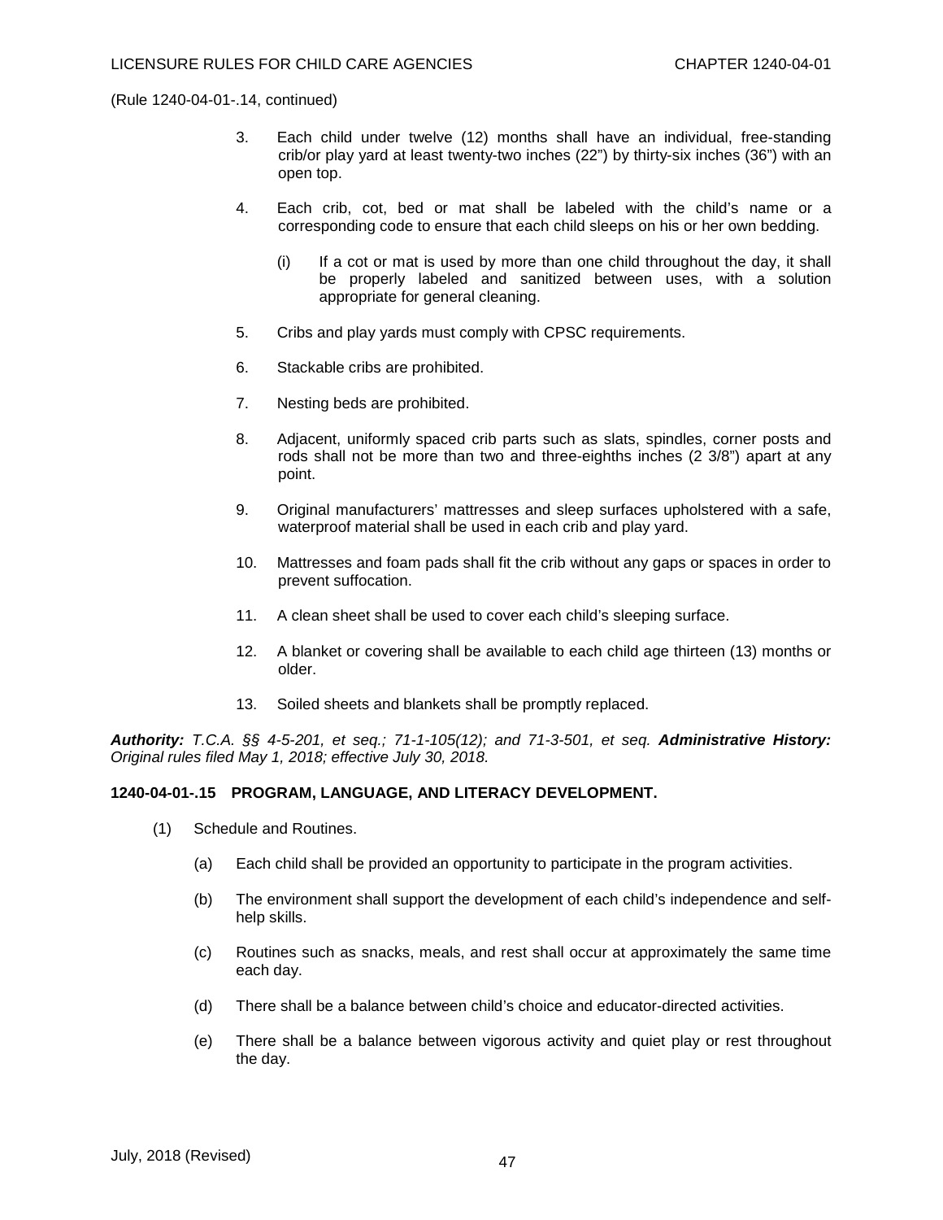(Rule 1240-04-01-.14, continued)

3. Each child under twelve (12) months shall have an individual, free-standing crib/or play yard at least twenty-two inches (22") by thirty-six inches (36") with an open top.

4. Each crib, cot, bed or mat shall be labeled with the child's name or a corresponding code to ensure that each child sleeps on his or her own bedding.

   (i) If a cot or mat is used by more than one child throughout the day, it shall be properly labeled and sanitized between uses, with a solution appropriate for general cleaning.

5. Cribs and play yards must comply with CPSC requirements.

6. Stackable cribs are prohibited.

7. Nesting beds are prohibited.

8. Adjacent, uniformly spaced crib parts such as slats, spindles, corner posts and rods shall not be more than two and three-eighths inches (2 3/8") apart at any point.

9. Original manufacturers' mattresses and sleep surfaces upholstered with a safe, waterproof material shall be used in each crib and play yard.

10. Mattresses and foam pads shall fit the crib without any gaps or spaces in order to prevent suffocation.

11. A clean sheet shall be used to cover each child's sleeping surface.

12. A blanket or covering shall be available to each child age thirteen (13) months or older.

13. Soiled sheets and blankets shall be promptly replaced.

***Authority:*** *T.C.A. §§ 4-5-201, et seq.; 71-1-105(12); and 71-3-501, et seq.* ***Administrative History:*** *Original rules filed May 1, 2018; effective July 30, 2018.*

**1240-04-01-.15 PROGRAM, LANGUAGE, AND LITERACY DEVELOPMENT.**

(1) Schedule and Routines.

   (a) Each child shall be provided an opportunity to participate in the program activities.

   (b) The environment shall support the development of each child's independence and self-help skills.

   (c) Routines such as snacks, meals, and rest shall occur at approximately the same time each day.

   (d) There shall be a balance between child's choice and educator-directed activities.

   (e) There shall be a balance between vigorous activity and quiet play or rest throughout the day.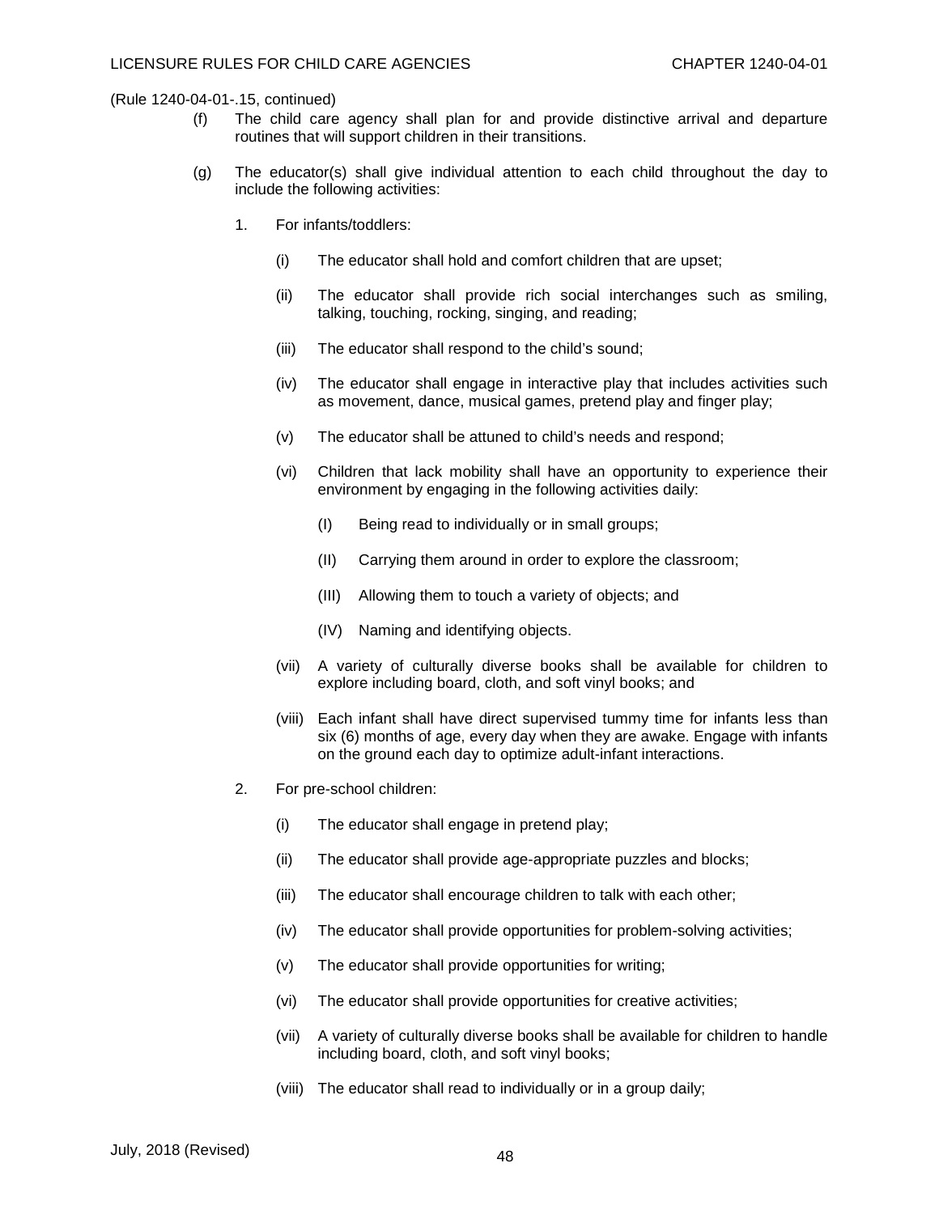(Rule 1240-04-01-.15, continued)

(f) The child care agency shall plan for and provide distinctive arrival and departure routines that will support children in their transitions.

(g) The educator(s) shall give individual attention to each child throughout the day to include the following activities:

1. For infants/toddlers:

   (i) The educator shall hold and comfort children that are upset;

   (ii) The educator shall provide rich social interchanges such as smiling, talking, touching, rocking, singing, and reading;

   (iii) The educator shall respond to the child's sound;

   (iv) The educator shall engage in interactive play that includes activities such as movement, dance, musical games, pretend play and finger play;

   (v) The educator shall be attuned to child's needs and respond;

   (vi) Children that lack mobility shall have an opportunity to experience their environment by engaging in the following activities daily:

      (I) Being read to individually or in small groups;

      (II) Carrying them around in order to explore the classroom;

      (III) Allowing them to touch a variety of objects; and

      (IV) Naming and identifying objects.

   (vii) A variety of culturally diverse books shall be available for children to explore including board, cloth, and soft vinyl books; and

   (viii) Each infant shall have direct supervised tummy time for infants less than six (6) months of age, every day when they are awake. Engage with infants on the ground each day to optimize adult-infant interactions.

2. For pre-school children:

   (i) The educator shall engage in pretend play;

   (ii) The educator shall provide age-appropriate puzzles and blocks;

   (iii) The educator shall encourage children to talk with each other;

   (iv) The educator shall provide opportunities for problem-solving activities;

   (v) The educator shall provide opportunities for writing;

   (vi) The educator shall provide opportunities for creative activities;

   (vii) A variety of culturally diverse books shall be available for children to handle including board, cloth, and soft vinyl books;

   (viii) The educator shall read to individually or in a group daily;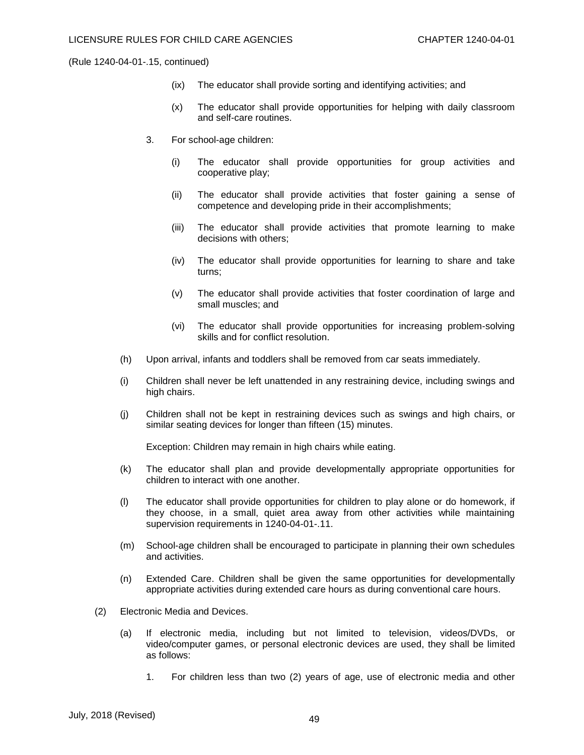(Rule 1240-04-01-.15, continued)

(ix) The educator shall provide sorting and identifying activities; and

(x) The educator shall provide opportunities for helping with daily classroom and self-care routines.

3. For school-age children:

(i) The educator shall provide opportunities for group activities and cooperative play;

(ii) The educator shall provide activities that foster gaining a sense of competence and developing pride in their accomplishments;

(iii) The educator shall provide activities that promote learning to make decisions with others;

(iv) The educator shall provide opportunities for learning to share and take turns;

(v) The educator shall provide activities that foster coordination of large and small muscles; and

(vi) The educator shall provide opportunities for increasing problem-solving skills and for conflict resolution.

(h) Upon arrival, infants and toddlers shall be removed from car seats immediately.

(i) Children shall never be left unattended in any restraining device, including swings and high chairs.

(j) Children shall not be kept in restraining devices such as swings and high chairs, or similar seating devices for longer than fifteen (15) minutes.

Exception: Children may remain in high chairs while eating.

(k) The educator shall plan and provide developmentally appropriate opportunities for children to interact with one another.

(l) The educator shall provide opportunities for children to play alone or do homework, if they choose, in a small, quiet area away from other activities while maintaining supervision requirements in 1240-04-01-.11.

(m) School-age children shall be encouraged to participate in planning their own schedules and activities.

(n) Extended Care. Children shall be given the same opportunities for developmentally appropriate activities during extended care hours as during conventional care hours.

(2) Electronic Media and Devices.

(a) If electronic media, including but not limited to television, videos/DVDs, or video/computer games, or personal electronic devices are used, they shall be limited as follows:

1. For children less than two (2) years of age, use of electronic media and other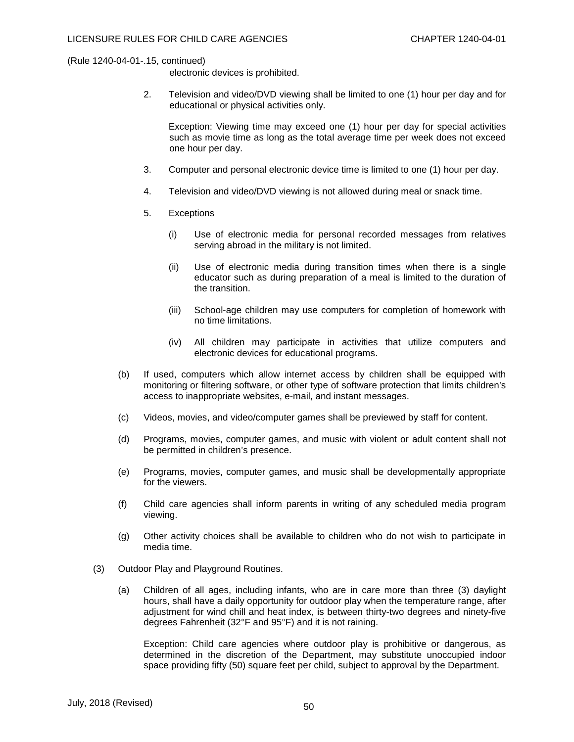(Rule 1240-04-01-.15, continued)

electronic devices is prohibited.

2. Television and video/DVD viewing shall be limited to one (1) hour per day and for educational or physical activities only.

   Exception: Viewing time may exceed one (1) hour per day for special activities such as movie time as long as the total average time per week does not exceed one hour per day.

3. Computer and personal electronic device time is limited to one (1) hour per day.

4. Television and video/DVD viewing is not allowed during meal or snack time.

5. Exceptions

   (i) Use of electronic media for personal recorded messages from relatives serving abroad in the military is not limited.

   (ii) Use of electronic media during transition times when there is a single educator such as during preparation of a meal is limited to the duration of the transition.

   (iii) School-age children may use computers for completion of homework with no time limitations.

   (iv) All children may participate in activities that utilize computers and electronic devices for educational programs.

(b) If used, computers which allow internet access by children shall be equipped with monitoring or filtering software, or other type of software protection that limits children's access to inappropriate websites, e-mail, and instant messages.

(c) Videos, movies, and video/computer games shall be previewed by staff for content.

(d) Programs, movies, computer games, and music with violent or adult content shall not be permitted in children's presence.

(e) Programs, movies, computer games, and music shall be developmentally appropriate for the viewers.

(f) Child care agencies shall inform parents in writing of any scheduled media program viewing.

(g) Other activity choices shall be available to children who do not wish to participate in media time.

(3) Outdoor Play and Playground Routines.

(a) Children of all ages, including infants, who are in care more than three (3) daylight hours, shall have a daily opportunity for outdoor play when the temperature range, after adjustment for wind chill and heat index, is between thirty-two degrees and ninety-five degrees Fahrenheit (32°F and 95°F) and it is not raining.

   Exception: Child care agencies where outdoor play is prohibitive or dangerous, as determined in the discretion of the Department, may substitute unoccupied indoor space providing fifty (50) square feet per child, subject to approval by the Department.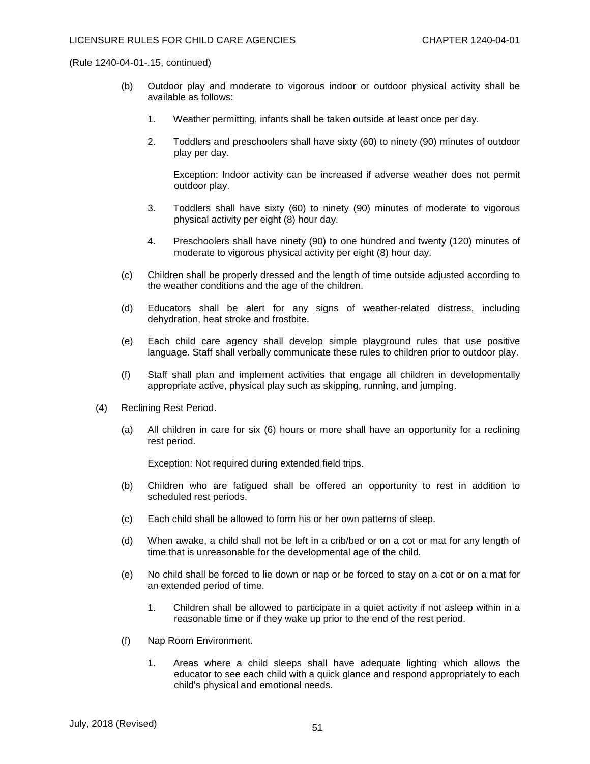(Rule 1240-04-01-.15, continued)

(b) Outdoor play and moderate to vigorous indoor or outdoor physical activity shall be available as follows:

1. Weather permitting, infants shall be taken outside at least once per day.

2. Toddlers and preschoolers shall have sixty (60) to ninety (90) minutes of outdoor play per day.

   Exception: Indoor activity can be increased if adverse weather does not permit outdoor play.

3. Toddlers shall have sixty (60) to ninety (90) minutes of moderate to vigorous physical activity per eight (8) hour day.

4. Preschoolers shall have ninety (90) to one hundred and twenty (120) minutes of moderate to vigorous physical activity per eight (8) hour day.

(c) Children shall be properly dressed and the length of time outside adjusted according to the weather conditions and the age of the children.

(d) Educators shall be alert for any signs of weather-related distress, including dehydration, heat stroke and frostbite.

(e) Each child care agency shall develop simple playground rules that use positive language. Staff shall verbally communicate these rules to children prior to outdoor play.

(f) Staff shall plan and implement activities that engage all children in developmentally appropriate active, physical play such as skipping, running, and jumping.

(4) Reclining Rest Period.

(a) All children in care for six (6) hours or more shall have an opportunity for a reclining rest period.

   Exception: Not required during extended field trips.

(b) Children who are fatigued shall be offered an opportunity to rest in addition to scheduled rest periods.

(c) Each child shall be allowed to form his or her own patterns of sleep.

(d) When awake, a child shall not be left in a crib/bed or on a cot or mat for any length of time that is unreasonable for the developmental age of the child.

(e) No child shall be forced to lie down or nap or be forced to stay on a cot or on a mat for an extended period of time.

1. Children shall be allowed to participate in a quiet activity if not asleep within in a reasonable time or if they wake up prior to the end of the rest period.

(f) Nap Room Environment.

1. Areas where a child sleeps shall have adequate lighting which allows the educator to see each child with a quick glance and respond appropriately to each child's physical and emotional needs.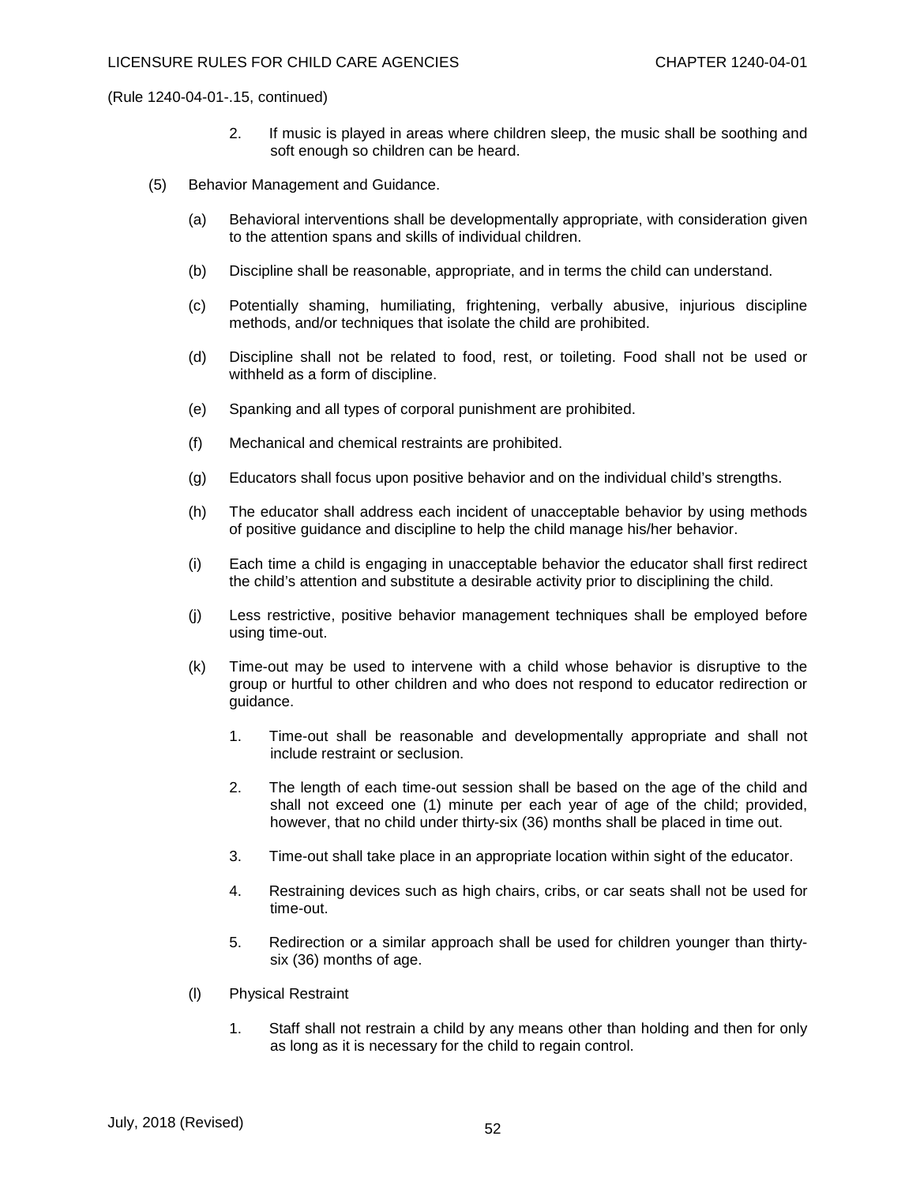(Rule 1240-04-01-.15, continued)

2. If music is played in areas where children sleep, the music shall be soothing and soft enough so children can be heard.

(5) Behavior Management and Guidance.

(a) Behavioral interventions shall be developmentally appropriate, with consideration given to the attention spans and skills of individual children.

(b) Discipline shall be reasonable, appropriate, and in terms the child can understand.

(c) Potentially shaming, humiliating, frightening, verbally abusive, injurious discipline methods, and/or techniques that isolate the child are prohibited.

(d) Discipline shall not be related to food, rest, or toileting. Food shall not be used or withheld as a form of discipline.

(e) Spanking and all types of corporal punishment are prohibited.

(f) Mechanical and chemical restraints are prohibited.

(g) Educators shall focus upon positive behavior and on the individual child's strengths.

(h) The educator shall address each incident of unacceptable behavior by using methods of positive guidance and discipline to help the child manage his/her behavior.

(i) Each time a child is engaging in unacceptable behavior the educator shall first redirect the child's attention and substitute a desirable activity prior to disciplining the child.

(j) Less restrictive, positive behavior management techniques shall be employed before using time-out.

(k) Time-out may be used to intervene with a child whose behavior is disruptive to the group or hurtful to other children and who does not respond to educator redirection or guidance.

1. Time-out shall be reasonable and developmentally appropriate and shall not include restraint or seclusion.

2. The length of each time-out session shall be based on the age of the child and shall not exceed one (1) minute per each year of age of the child; provided, however, that no child under thirty-six (36) months shall be placed in time out.

3. Time-out shall take place in an appropriate location within sight of the educator.

4. Restraining devices such as high chairs, cribs, or car seats shall not be used for time-out.

5. Redirection or a similar approach shall be used for children younger than thirty-six (36) months of age.

(l) Physical Restraint

1. Staff shall not restrain a child by any means other than holding and then for only as long as it is necessary for the child to regain control.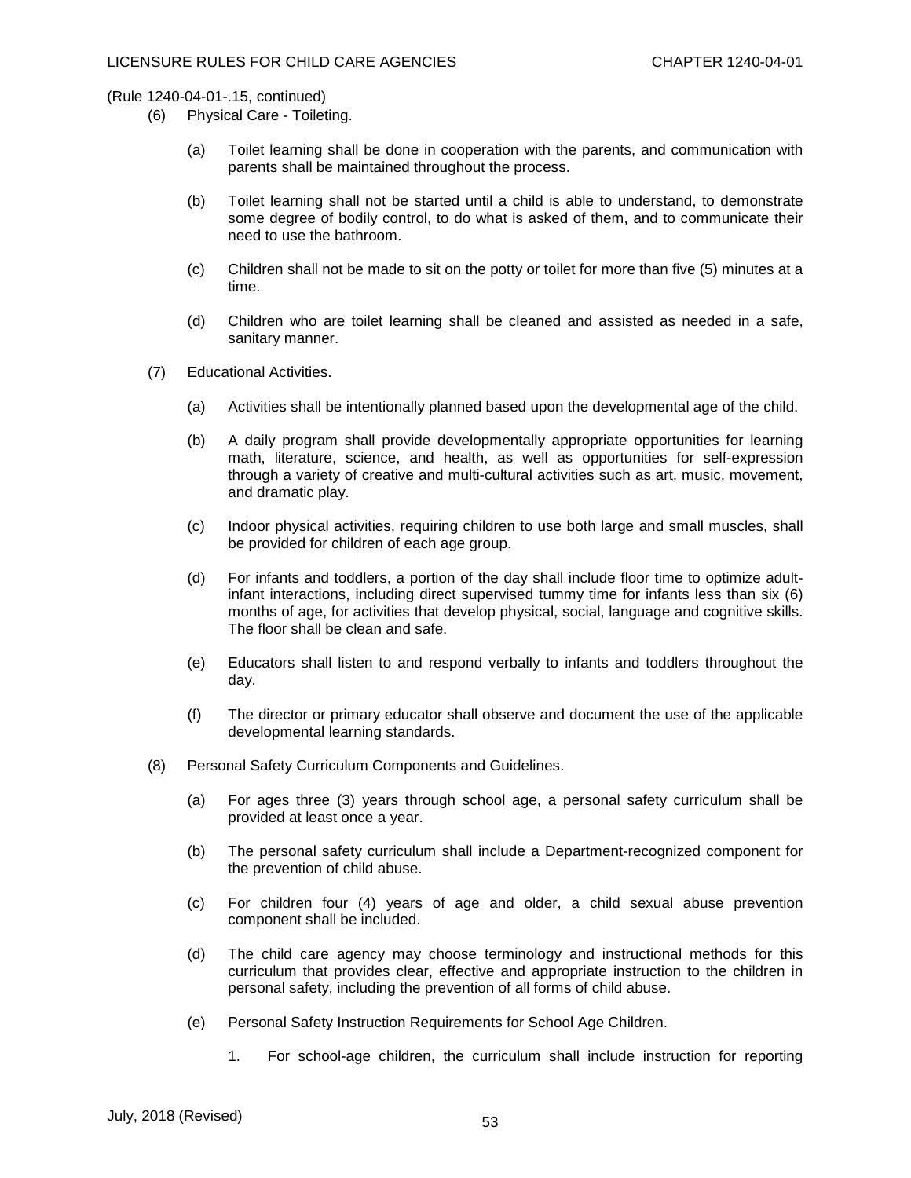(Rule 1240-04-01-.15, continued)

(6) Physical Care - Toileting.

(a) Toilet learning shall be done in cooperation with the parents, and communication with parents shall be maintained throughout the process.

(b) Toilet learning shall not be started until a child is able to understand, to demonstrate some degree of bodily control, to do what is asked of them, and to communicate their need to use the bathroom.

(c) Children shall not be made to sit on the potty or toilet for more than five (5) minutes at a time.

(d) Children who are toilet learning shall be cleaned and assisted as needed in a safe, sanitary manner.

(7) Educational Activities.

(a) Activities shall be intentionally planned based upon the developmental age of the child.

(b) A daily program shall provide developmentally appropriate opportunities for learning math, literature, science, and health, as well as opportunities for self-expression through a variety of creative and multi-cultural activities such as art, music, movement, and dramatic play.

(c) Indoor physical activities, requiring children to use both large and small muscles, shall be provided for children of each age group.

(d) For infants and toddlers, a portion of the day shall include floor time to optimize adult-infant interactions, including direct supervised tummy time for infants less than six (6) months of age, for activities that develop physical, social, language and cognitive skills. The floor shall be clean and safe.

(e) Educators shall listen to and respond verbally to infants and toddlers throughout the day.

(f) The director or primary educator shall observe and document the use of the applicable developmental learning standards.

(8) Personal Safety Curriculum Components and Guidelines.

(a) For ages three (3) years through school age, a personal safety curriculum shall be provided at least once a year.

(b) The personal safety curriculum shall include a Department-recognized component for the prevention of child abuse.

(c) For children four (4) years of age and older, a child sexual abuse prevention component shall be included.

(d) The child care agency may choose terminology and instructional methods for this curriculum that provides clear, effective and appropriate instruction to the children in personal safety, including the prevention of all forms of child abuse.

(e) Personal Safety Instruction Requirements for School Age Children.

1. For school-age children, the curriculum shall include instruction for reporting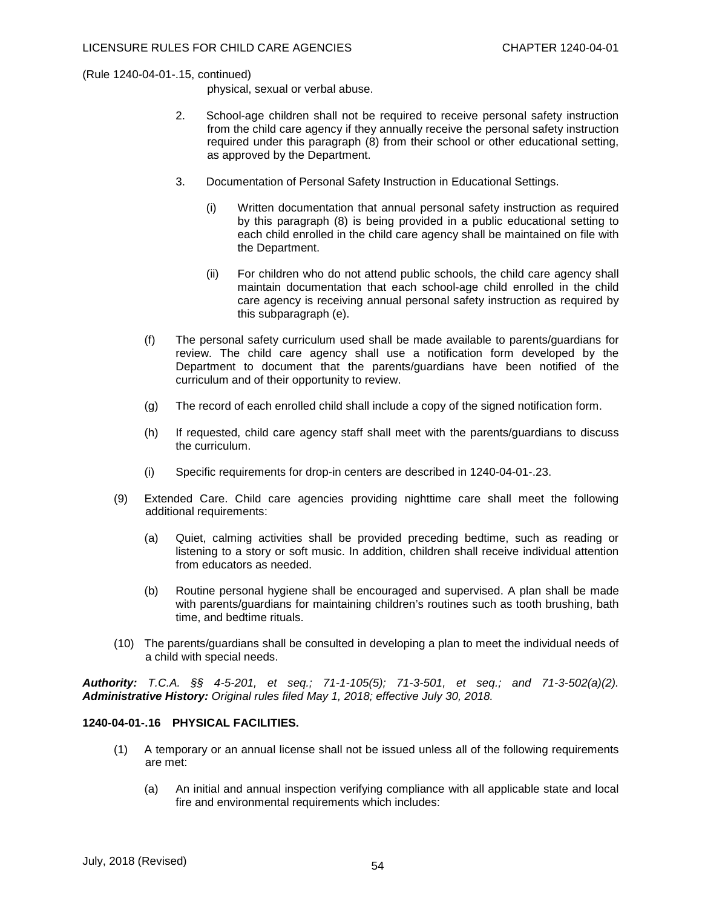(Rule 1240-04-01-.15, continued)

physical, sexual or verbal abuse.

2. School-age children shall not be required to receive personal safety instruction from the child care agency if they annually receive the personal safety instruction required under this paragraph (8) from their school or other educational setting, as approved by the Department.

3. Documentation of Personal Safety Instruction in Educational Settings.

   (i) Written documentation that annual personal safety instruction as required by this paragraph (8) is being provided in a public educational setting to each child enrolled in the child care agency shall be maintained on file with the Department.

   (ii) For children who do not attend public schools, the child care agency shall maintain documentation that each school-age child enrolled in the child care agency is receiving annual personal safety instruction as required by this subparagraph (e).

(f) The personal safety curriculum used shall be made available to parents/guardians for review. The child care agency shall use a notification form developed by the Department to document that the parents/guardians have been notified of the curriculum and of their opportunity to review.

(g) The record of each enrolled child shall include a copy of the signed notification form.

(h) If requested, child care agency staff shall meet with the parents/guardians to discuss the curriculum.

(i) Specific requirements for drop-in centers are described in 1240-04-01-.23.

(9) Extended Care. Child care agencies providing nighttime care shall meet the following additional requirements:

(a) Quiet, calming activities shall be provided preceding bedtime, such as reading or listening to a story or soft music. In addition, children shall receive individual attention from educators as needed.

(b) Routine personal hygiene shall be encouraged and supervised. A plan shall be made with parents/guardians for maintaining children's routines such as tooth brushing, bath time, and bedtime rituals.

(10) The parents/guardians shall be consulted in developing a plan to meet the individual needs of a child with special needs.

***Authority:*** *T.C.A. §§ 4-5-201, et seq.; 71-1-105(5); 71-3-501, et seq.; and 71-3-502(a)(2).* ***Administrative History:*** *Original rules filed May 1, 2018; effective July 30, 2018.*

**1240-04-01-.16 PHYSICAL FACILITIES.**

(1) A temporary or an annual license shall not be issued unless all of the following requirements are met:

(a) An initial and annual inspection verifying compliance with all applicable state and local fire and environmental requirements which includes: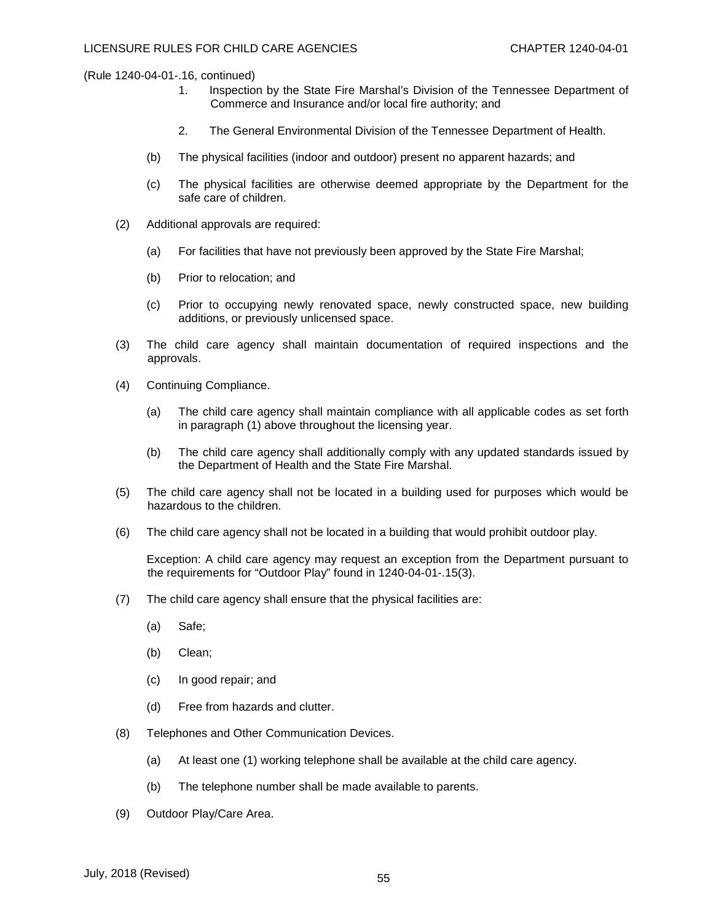(Rule 1240-04-01-.16, continued)

1. Inspection by the State Fire Marshal's Division of the Tennessee Department of Commerce and Insurance and/or local fire authority; and

2. The General Environmental Division of the Tennessee Department of Health.

(b) The physical facilities (indoor and outdoor) present no apparent hazards; and

(c) The physical facilities are otherwise deemed appropriate by the Department for the safe care of children.

(2) Additional approvals are required:

(a) For facilities that have not previously been approved by the State Fire Marshal;

(b) Prior to relocation; and

(c) Prior to occupying newly renovated space, newly constructed space, new building additions, or previously unlicensed space.

(3) The child care agency shall maintain documentation of required inspections and the approvals.

(4) Continuing Compliance.

(a) The child care agency shall maintain compliance with all applicable codes as set forth in paragraph (1) above throughout the licensing year.

(b) The child care agency shall additionally comply with any updated standards issued by the Department of Health and the State Fire Marshal.

(5) The child care agency shall not be located in a building used for purposes which would be hazardous to the children.

(6) The child care agency shall not be located in a building that would prohibit outdoor play.

Exception: A child care agency may request an exception from the Department pursuant to the requirements for "Outdoor Play" found in 1240-04-01-.15(3).

(7) The child care agency shall ensure that the physical facilities are:

(a) Safe;

(b) Clean;

(c) In good repair; and

(d) Free from hazards and clutter.

(8) Telephones and Other Communication Devices.

(a) At least one (1) working telephone shall be available at the child care agency.

(b) The telephone number shall be made available to parents.

(9) Outdoor Play/Care Area.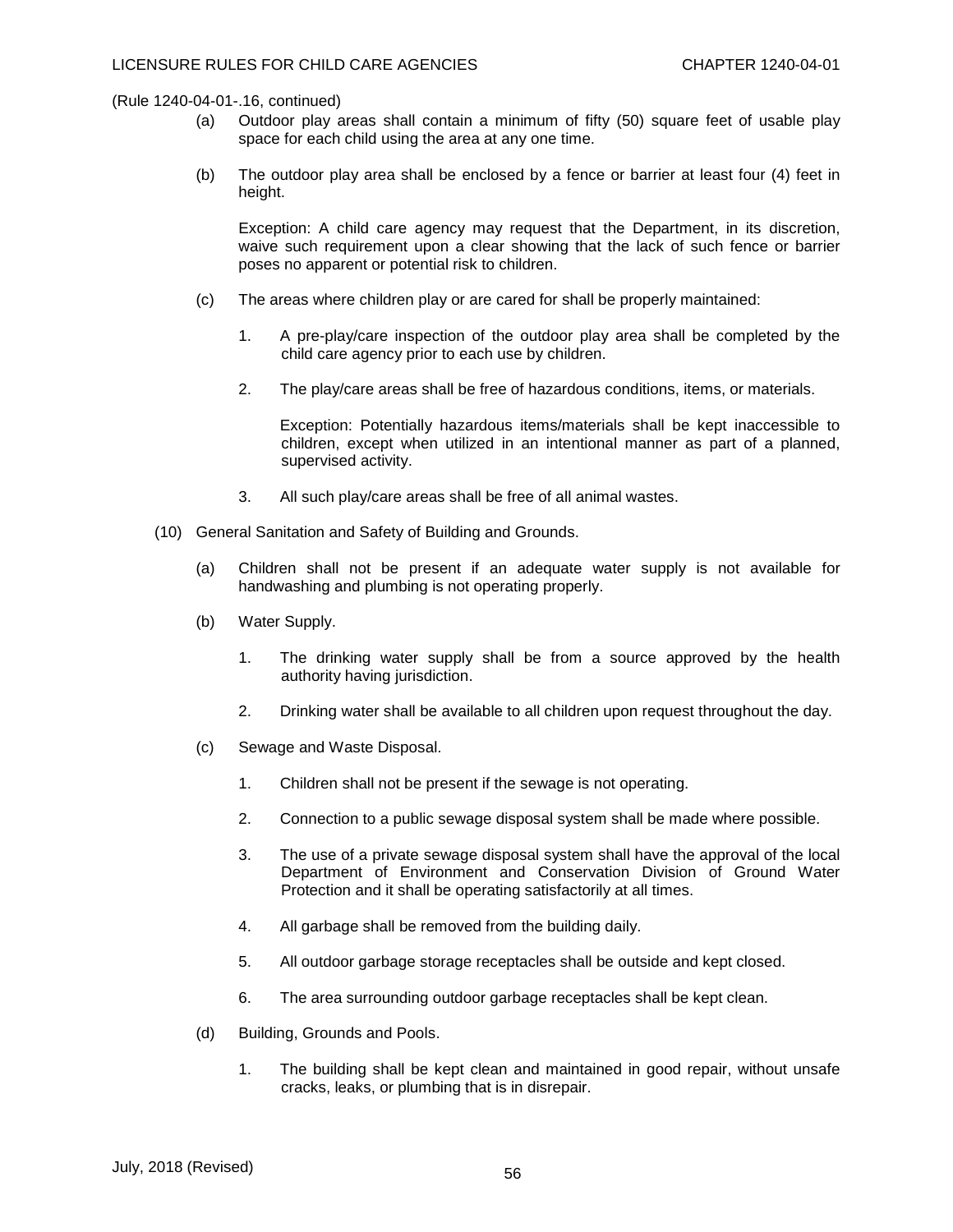(Rule 1240-04-01-.16, continued)

(a) Outdoor play areas shall contain a minimum of fifty (50) square feet of usable play space for each child using the area at any one time.

(b) The outdoor play area shall be enclosed by a fence or barrier at least four (4) feet in height.

Exception: A child care agency may request that the Department, in its discretion, waive such requirement upon a clear showing that the lack of such fence or barrier poses no apparent or potential risk to children.

(c) The areas where children play or are cared for shall be properly maintained:

1. A pre-play/care inspection of the outdoor play area shall be completed by the child care agency prior to each use by children.

2. The play/care areas shall be free of hazardous conditions, items, or materials.

Exception: Potentially hazardous items/materials shall be kept inaccessible to children, except when utilized in an intentional manner as part of a planned, supervised activity.

3. All such play/care areas shall be free of all animal wastes.

(10) General Sanitation and Safety of Building and Grounds.

(a) Children shall not be present if an adequate water supply is not available for handwashing and plumbing is not operating properly.

(b) Water Supply.

1. The drinking water supply shall be from a source approved by the health authority having jurisdiction.

2. Drinking water shall be available to all children upon request throughout the day.

(c) Sewage and Waste Disposal.

1. Children shall not be present if the sewage is not operating.

2. Connection to a public sewage disposal system shall be made where possible.

3. The use of a private sewage disposal system shall have the approval of the local Department of Environment and Conservation Division of Ground Water Protection and it shall be operating satisfactorily at all times.

4. All garbage shall be removed from the building daily.

5. All outdoor garbage storage receptacles shall be outside and kept closed.

6. The area surrounding outdoor garbage receptacles shall be kept clean.

(d) Building, Grounds and Pools.

1. The building shall be kept clean and maintained in good repair, without unsafe cracks, leaks, or plumbing that is in disrepair.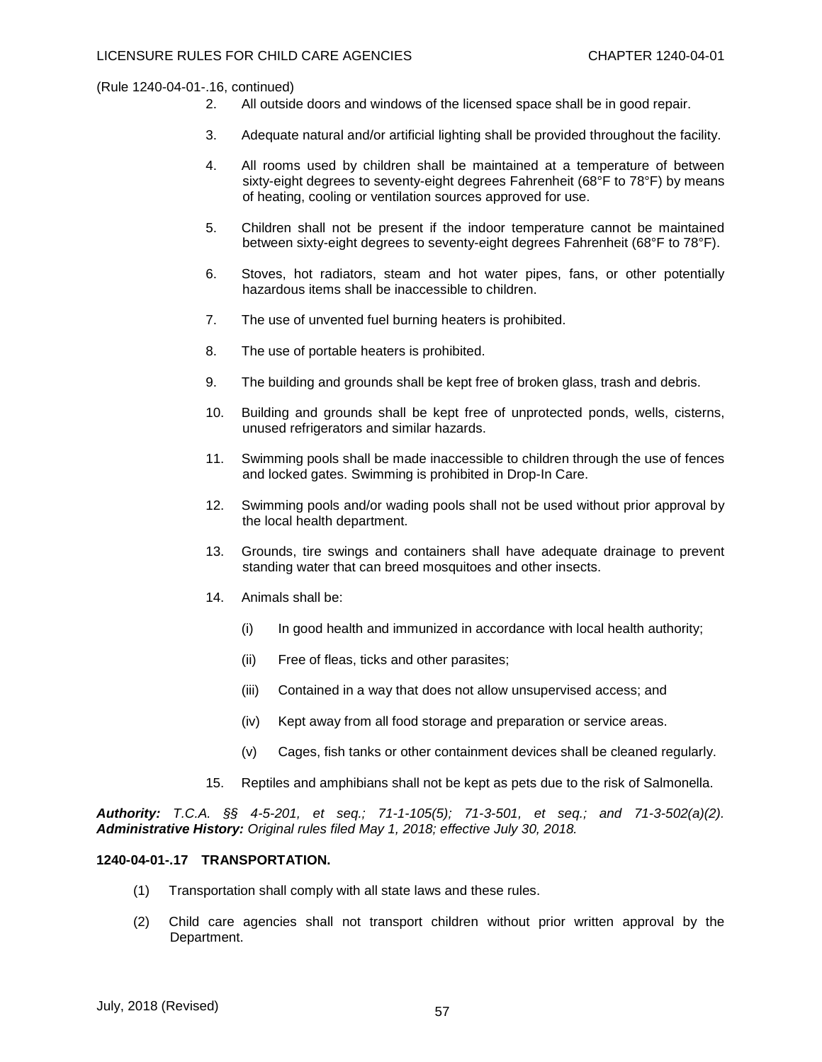(Rule 1240-04-01-.16, continued)

2. All outside doors and windows of the licensed space shall be in good repair.

3. Adequate natural and/or artificial lighting shall be provided throughout the facility.

4. All rooms used by children shall be maintained at a temperature of between sixty-eight degrees to seventy-eight degrees Fahrenheit (68°F to 78°F) by means of heating, cooling or ventilation sources approved for use.

5. Children shall not be present if the indoor temperature cannot be maintained between sixty-eight degrees to seventy-eight degrees Fahrenheit (68°F to 78°F).

6. Stoves, hot radiators, steam and hot water pipes, fans, or other potentially hazardous items shall be inaccessible to children.

7. The use of unvented fuel burning heaters is prohibited.

8. The use of portable heaters is prohibited.

9. The building and grounds shall be kept free of broken glass, trash and debris.

10. Building and grounds shall be kept free of unprotected ponds, wells, cisterns, unused refrigerators and similar hazards.

11. Swimming pools shall be made inaccessible to children through the use of fences and locked gates. Swimming is prohibited in Drop-In Care.

12. Swimming pools and/or wading pools shall not be used without prior approval by the local health department.

13. Grounds, tire swings and containers shall have adequate drainage to prevent standing water that can breed mosquitoes and other insects.

14. Animals shall be:

    (i) In good health and immunized in accordance with local health authority;

    (ii) Free of fleas, ticks and other parasites;

    (iii) Contained in a way that does not allow unsupervised access; and

    (iv) Kept away from all food storage and preparation or service areas.

    (v) Cages, fish tanks or other containment devices shall be cleaned regularly.

15. Reptiles and amphibians shall not be kept as pets due to the risk of Salmonella.

***Authority:*** *T.C.A. §§ 4-5-201, et seq.; 71-1-105(5); 71-3-501, et seq.; and 71-3-502(a)(2).* ***Administrative History:*** *Original rules filed May 1, 2018; effective July 30, 2018.*

**1240-04-01-.17 TRANSPORTATION.**

(1) Transportation shall comply with all state laws and these rules.

(2) Child care agencies shall not transport children without prior written approval by the Department.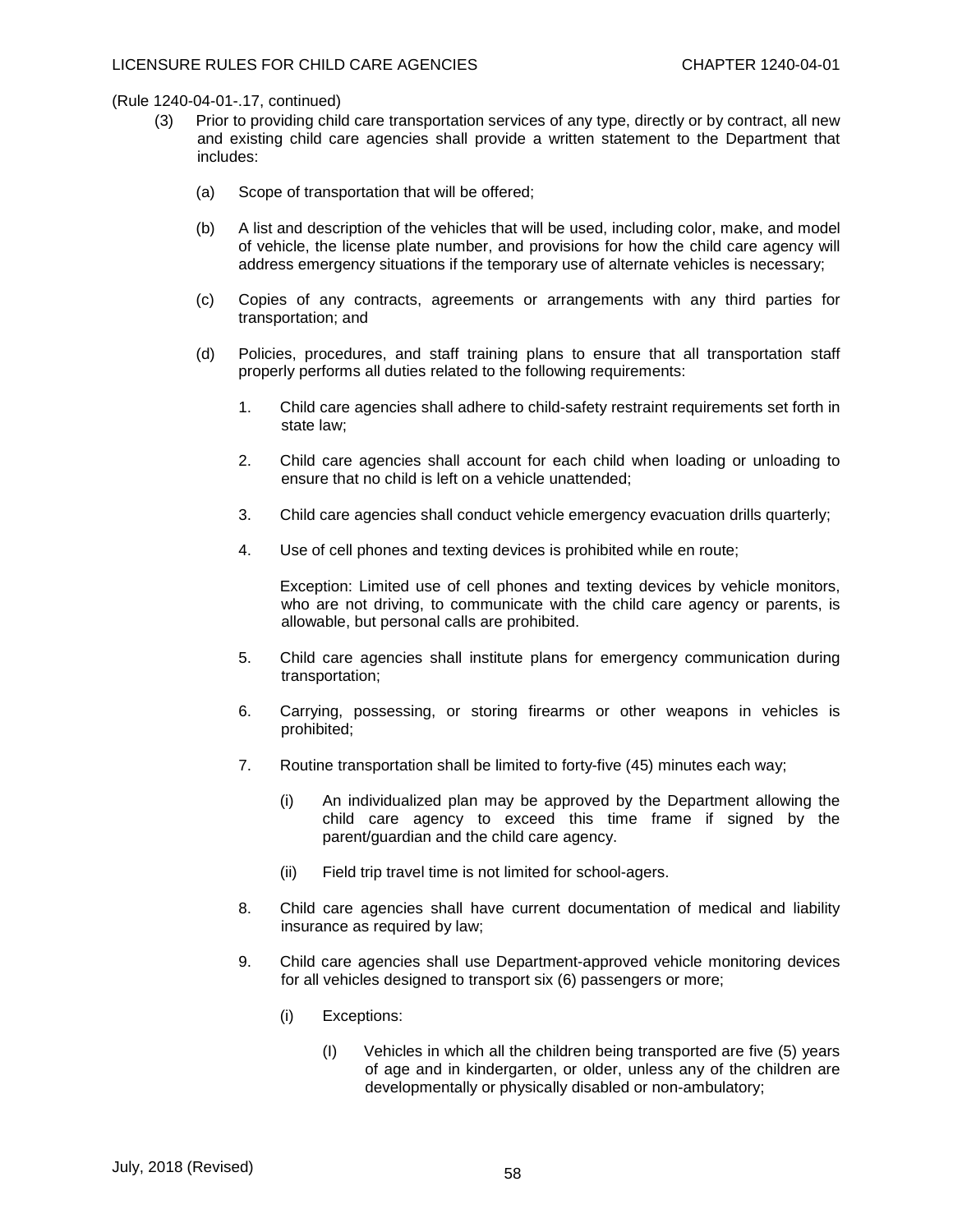(Rule 1240-04-01-.17, continued)

(3) Prior to providing child care transportation services of any type, directly or by contract, all new and existing child care agencies shall provide a written statement to the Department that includes:

(a) Scope of transportation that will be offered;

(b) A list and description of the vehicles that will be used, including color, make, and model of vehicle, the license plate number, and provisions for how the child care agency will address emergency situations if the temporary use of alternate vehicles is necessary;

(c) Copies of any contracts, agreements or arrangements with any third parties for transportation; and

(d) Policies, procedures, and staff training plans to ensure that all transportation staff properly performs all duties related to the following requirements:

1. Child care agencies shall adhere to child-safety restraint requirements set forth in state law;

2. Child care agencies shall account for each child when loading or unloading to ensure that no child is left on a vehicle unattended;

3. Child care agencies shall conduct vehicle emergency evacuation drills quarterly;

4. Use of cell phones and texting devices is prohibited while en route;

   Exception: Limited use of cell phones and texting devices by vehicle monitors, who are not driving, to communicate with the child care agency or parents, is allowable, but personal calls are prohibited.

5. Child care agencies shall institute plans for emergency communication during transportation;

6. Carrying, possessing, or storing firearms or other weapons in vehicles is prohibited;

7. Routine transportation shall be limited to forty-five (45) minutes each way;

   (i) An individualized plan may be approved by the Department allowing the child care agency to exceed this time frame if signed by the parent/guardian and the child care agency.

   (ii) Field trip travel time is not limited for school-agers.

8. Child care agencies shall have current documentation of medical and liability insurance as required by law;

9. Child care agencies shall use Department-approved vehicle monitoring devices for all vehicles designed to transport six (6) passengers or more;

   (i) Exceptions:

      (I) Vehicles in which all the children being transported are five (5) years of age and in kindergarten, or older, unless any of the children are developmentally or physically disabled or non-ambulatory;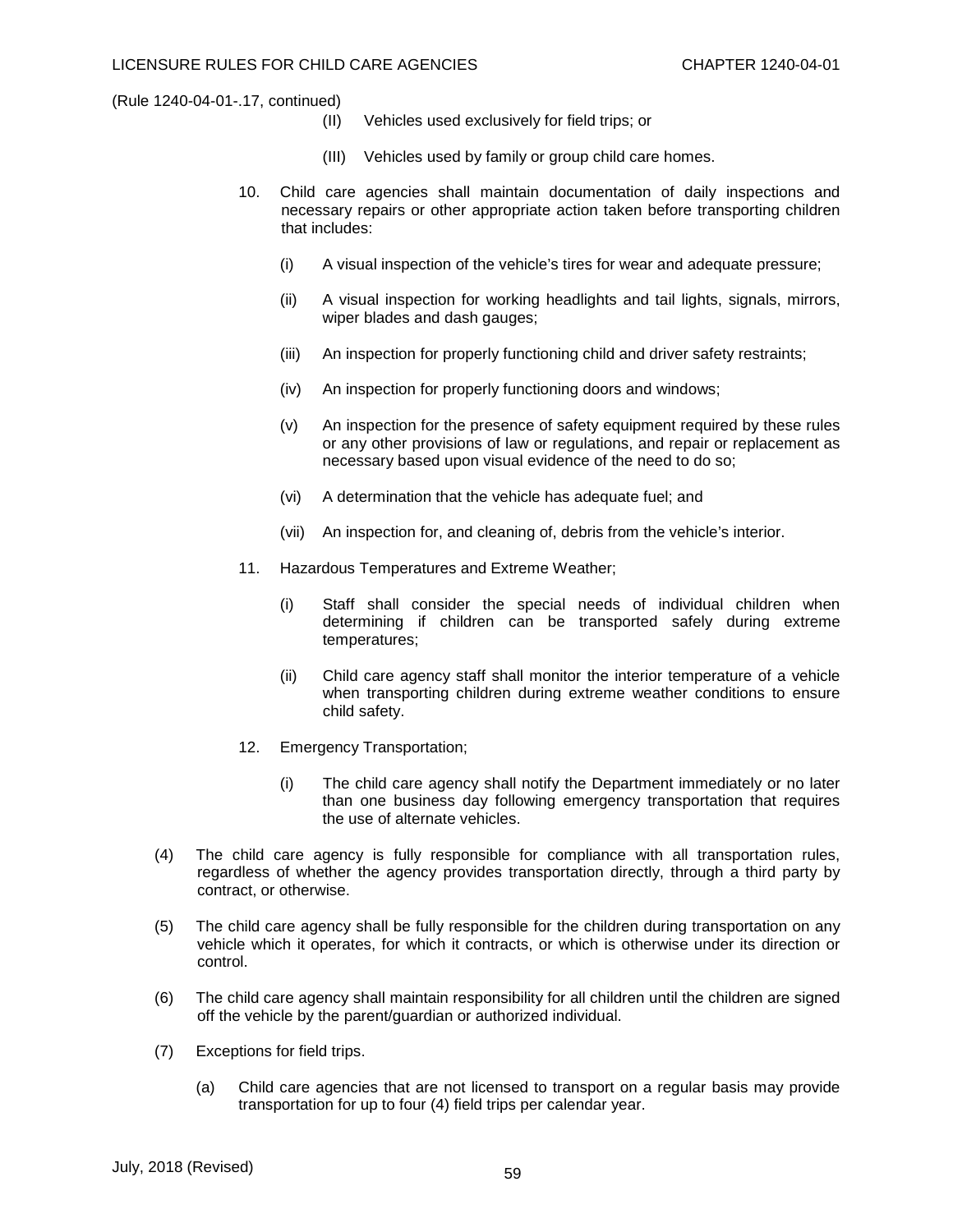(Rule 1240-04-01-.17, continued)

(II) Vehicles used exclusively for field trips; or

(III) Vehicles used by family or group child care homes.

10. Child care agencies shall maintain documentation of daily inspections and necessary repairs or other appropriate action taken before transporting children that includes:

    (i) A visual inspection of the vehicle's tires for wear and adequate pressure;

    (ii) A visual inspection for working headlights and tail lights, signals, mirrors, wiper blades and dash gauges;

    (iii) An inspection for properly functioning child and driver safety restraints;

    (iv) An inspection for properly functioning doors and windows;

    (v) An inspection for the presence of safety equipment required by these rules or any other provisions of law or regulations, and repair or replacement as necessary based upon visual evidence of the need to do so;

    (vi) A determination that the vehicle has adequate fuel; and

    (vii) An inspection for, and cleaning of, debris from the vehicle's interior.

11. Hazardous Temperatures and Extreme Weather;

    (i) Staff shall consider the special needs of individual children when determining if children can be transported safely during extreme temperatures;

    (ii) Child care agency staff shall monitor the interior temperature of a vehicle when transporting children during extreme weather conditions to ensure child safety.

12. Emergency Transportation;

    (i) The child care agency shall notify the Department immediately or no later than one business day following emergency transportation that requires the use of alternate vehicles.

(4) The child care agency is fully responsible for compliance with all transportation rules, regardless of whether the agency provides transportation directly, through a third party by contract, or otherwise.

(5) The child care agency shall be fully responsible for the children during transportation on any vehicle which it operates, for which it contracts, or which is otherwise under its direction or control.

(6) The child care agency shall maintain responsibility for all children until the children are signed off the vehicle by the parent/guardian or authorized individual.

(7) Exceptions for field trips.

    (a) Child care agencies that are not licensed to transport on a regular basis may provide transportation for up to four (4) field trips per calendar year.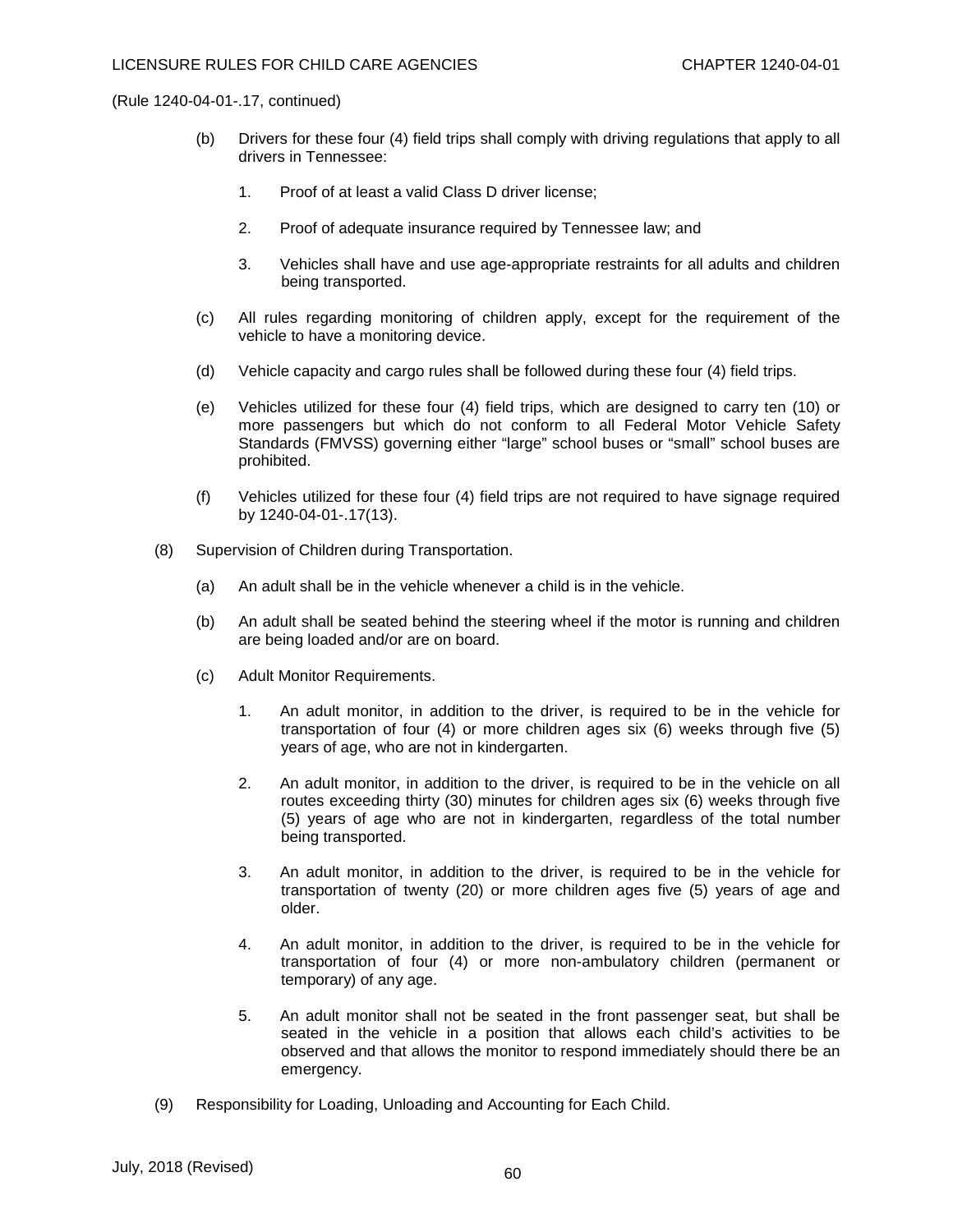(Rule 1240-04-01-.17, continued)

(b) Drivers for these four (4) field trips shall comply with driving regulations that apply to all drivers in Tennessee:

1. Proof of at least a valid Class D driver license;

2. Proof of adequate insurance required by Tennessee law; and

3. Vehicles shall have and use age-appropriate restraints for all adults and children being transported.

(c) All rules regarding monitoring of children apply, except for the requirement of the vehicle to have a monitoring device.

(d) Vehicle capacity and cargo rules shall be followed during these four (4) field trips.

(e) Vehicles utilized for these four (4) field trips, which are designed to carry ten (10) or more passengers but which do not conform to all Federal Motor Vehicle Safety Standards (FMVSS) governing either "large" school buses or "small" school buses are prohibited.

(f) Vehicles utilized for these four (4) field trips are not required to have signage required by 1240-04-01-.17(13).

(8) Supervision of Children during Transportation.

(a) An adult shall be in the vehicle whenever a child is in the vehicle.

(b) An adult shall be seated behind the steering wheel if the motor is running and children are being loaded and/or are on board.

(c) Adult Monitor Requirements.

1. An adult monitor, in addition to the driver, is required to be in the vehicle for transportation of four (4) or more children ages six (6) weeks through five (5) years of age, who are not in kindergarten.

2. An adult monitor, in addition to the driver, is required to be in the vehicle on all routes exceeding thirty (30) minutes for children ages six (6) weeks through five (5) years of age who are not in kindergarten, regardless of the total number being transported.

3. An adult monitor, in addition to the driver, is required to be in the vehicle for transportation of twenty (20) or more children ages five (5) years of age and older.

4. An adult monitor, in addition to the driver, is required to be in the vehicle for transportation of four (4) or more non-ambulatory children (permanent or temporary) of any age.

5. An adult monitor shall not be seated in the front passenger seat, but shall be seated in the vehicle in a position that allows each child's activities to be observed and that allows the monitor to respond immediately should there be an emergency.

(9) Responsibility for Loading, Unloading and Accounting for Each Child.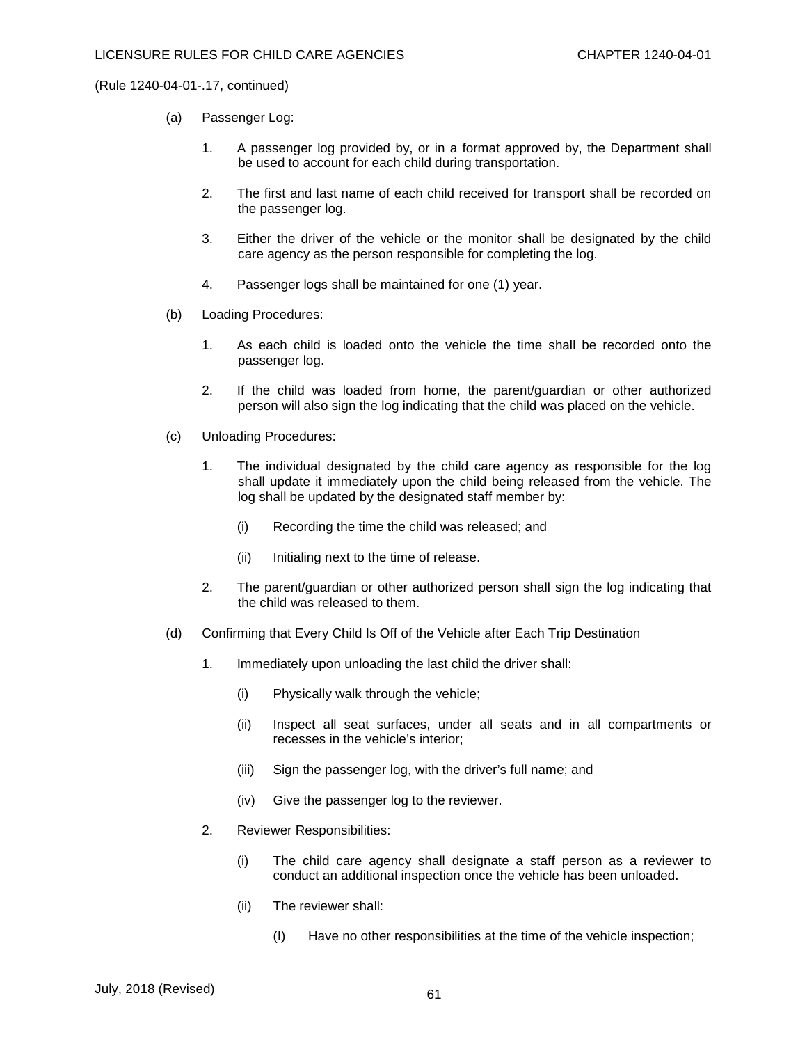(Rule 1240-04-01-.17, continued)

(a) Passenger Log:

1. A passenger log provided by, or in a format approved by, the Department shall be used to account for each child during transportation.

2. The first and last name of each child received for transport shall be recorded on the passenger log.

3. Either the driver of the vehicle or the monitor shall be designated by the child care agency as the person responsible for completing the log.

4. Passenger logs shall be maintained for one (1) year.

(b) Loading Procedures:

1. As each child is loaded onto the vehicle the time shall be recorded onto the passenger log.

2. If the child was loaded from home, the parent/guardian or other authorized person will also sign the log indicating that the child was placed on the vehicle.

(c) Unloading Procedures:

1. The individual designated by the child care agency as responsible for the log shall update it immediately upon the child being released from the vehicle. The log shall be updated by the designated staff member by:

   (i) Recording the time the child was released; and

   (ii) Initialing next to the time of release.

2. The parent/guardian or other authorized person shall sign the log indicating that the child was released to them.

(d) Confirming that Every Child Is Off of the Vehicle after Each Trip Destination

1. Immediately upon unloading the last child the driver shall:

   (i) Physically walk through the vehicle;

   (ii) Inspect all seat surfaces, under all seats and in all compartments or recesses in the vehicle's interior;

   (iii) Sign the passenger log, with the driver's full name; and

   (iv) Give the passenger log to the reviewer.

2. Reviewer Responsibilities:

   (i) The child care agency shall designate a staff person as a reviewer to conduct an additional inspection once the vehicle has been unloaded.

   (ii) The reviewer shall:

      (I) Have no other responsibilities at the time of the vehicle inspection;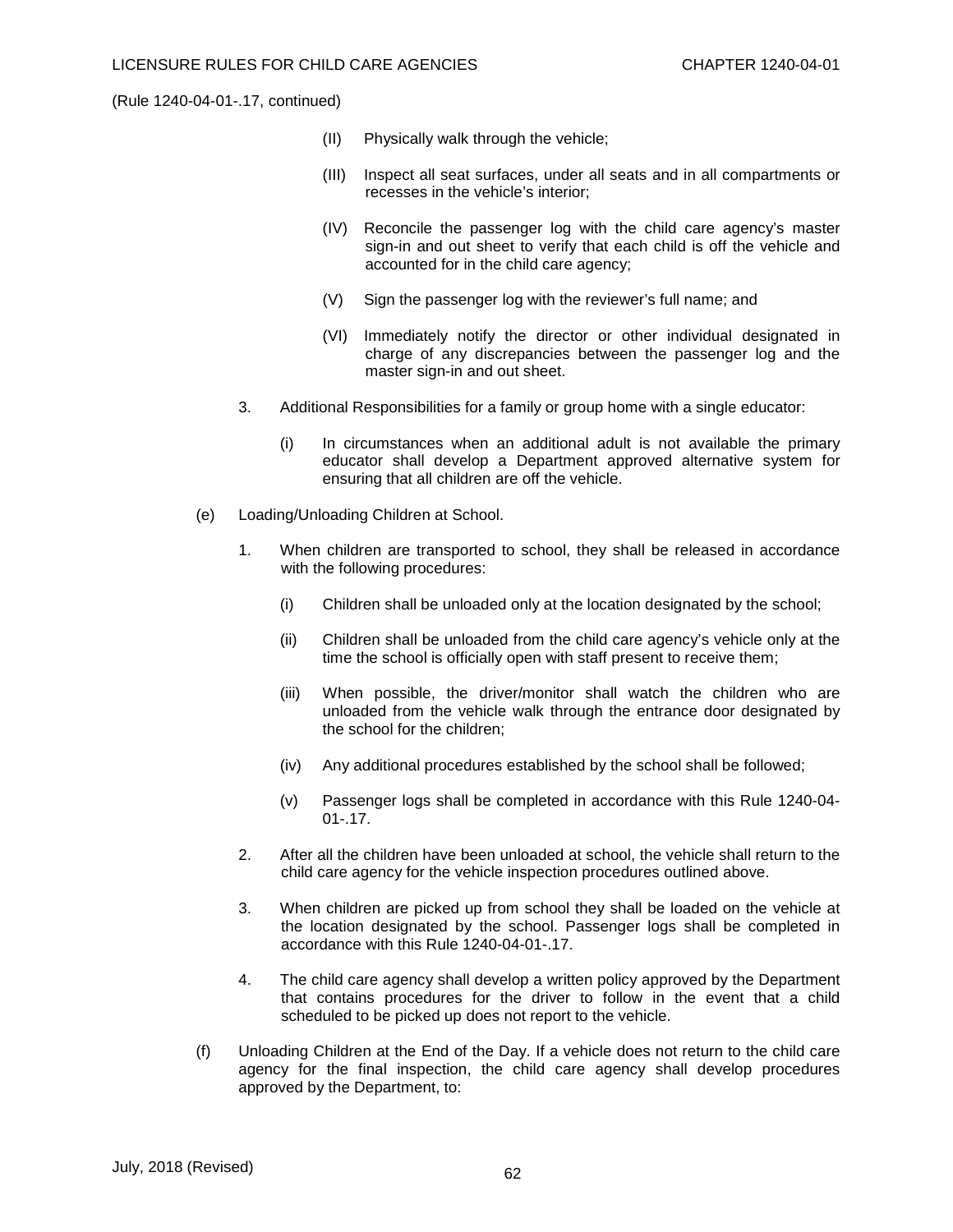(Rule 1240-04-01-.17, continued)

(II) Physically walk through the vehicle;

(III) Inspect all seat surfaces, under all seats and in all compartments or recesses in the vehicle's interior;

(IV) Reconcile the passenger log with the child care agency's master sign-in and out sheet to verify that each child is off the vehicle and accounted for in the child care agency;

(V) Sign the passenger log with the reviewer's full name; and

(VI) Immediately notify the director or other individual designated in charge of any discrepancies between the passenger log and the master sign-in and out sheet.

3. Additional Responsibilities for a family or group home with a single educator:

(i) In circumstances when an additional adult is not available the primary educator shall develop a Department approved alternative system for ensuring that all children are off the vehicle.

(e) Loading/Unloading Children at School.

1. When children are transported to school, they shall be released in accordance with the following procedures:

(i) Children shall be unloaded only at the location designated by the school;

(ii) Children shall be unloaded from the child care agency's vehicle only at the time the school is officially open with staff present to receive them;

(iii) When possible, the driver/monitor shall watch the children who are unloaded from the vehicle walk through the entrance door designated by the school for the children;

(iv) Any additional procedures established by the school shall be followed;

(v) Passenger logs shall be completed in accordance with this Rule 1240-04-01-.17.

2. After all the children have been unloaded at school, the vehicle shall return to the child care agency for the vehicle inspection procedures outlined above.

3. When children are picked up from school they shall be loaded on the vehicle at the location designated by the school. Passenger logs shall be completed in accordance with this Rule 1240-04-01-.17.

4. The child care agency shall develop a written policy approved by the Department that contains procedures for the driver to follow in the event that a child scheduled to be picked up does not report to the vehicle.

(f) Unloading Children at the End of the Day. If a vehicle does not return to the child care agency for the final inspection, the child care agency shall develop procedures approved by the Department, to: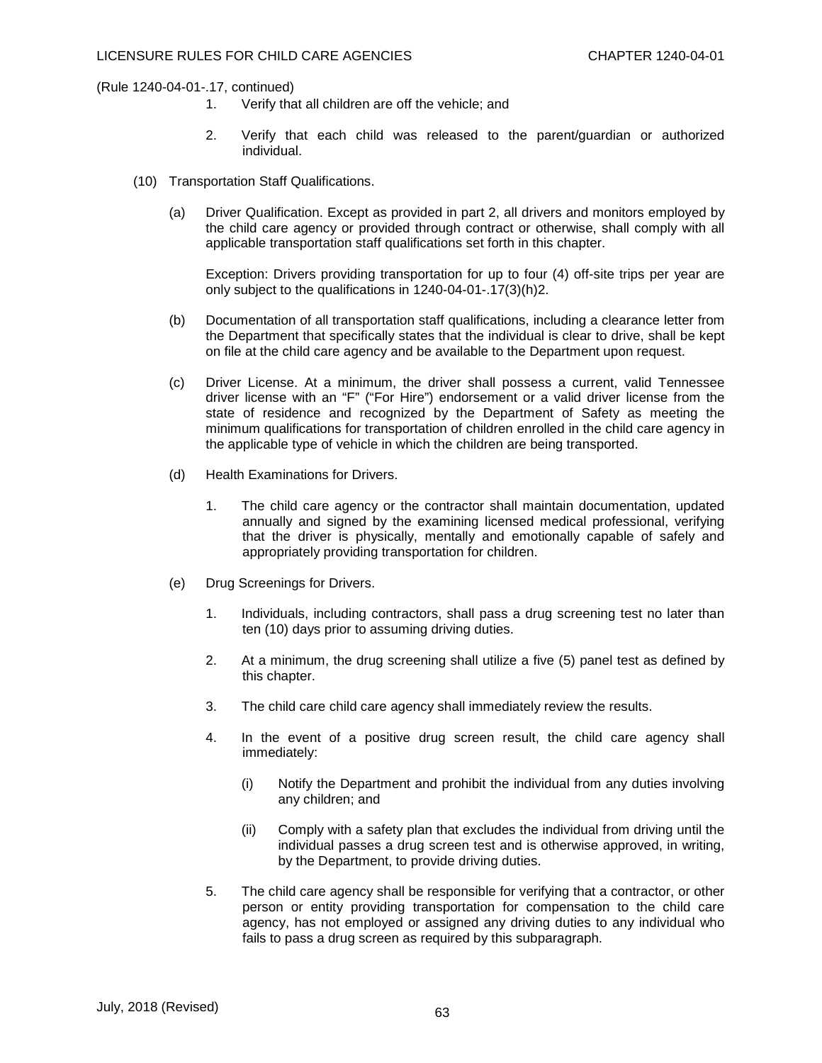(Rule 1240-04-01-.17, continued)

1. Verify that all children are off the vehicle; and

2. Verify that each child was released to the parent/guardian or authorized individual.

(10) Transportation Staff Qualifications.

(a) Driver Qualification. Except as provided in part 2, all drivers and monitors employed by the child care agency or provided through contract or otherwise, shall comply with all applicable transportation staff qualifications set forth in this chapter.

Exception: Drivers providing transportation for up to four (4) off-site trips per year are only subject to the qualifications in 1240-04-01-.17(3)(h)2.

(b) Documentation of all transportation staff qualifications, including a clearance letter from the Department that specifically states that the individual is clear to drive, shall be kept on file at the child care agency and be available to the Department upon request.

(c) Driver License. At a minimum, the driver shall possess a current, valid Tennessee driver license with an "F" ("For Hire") endorsement or a valid driver license from the state of residence and recognized by the Department of Safety as meeting the minimum qualifications for transportation of children enrolled in the child care agency in the applicable type of vehicle in which the children are being transported.

(d) Health Examinations for Drivers.

1. The child care agency or the contractor shall maintain documentation, updated annually and signed by the examining licensed medical professional, verifying that the driver is physically, mentally and emotionally capable of safely and appropriately providing transportation for children.

(e) Drug Screenings for Drivers.

1. Individuals, including contractors, shall pass a drug screening test no later than ten (10) days prior to assuming driving duties.

2. At a minimum, the drug screening shall utilize a five (5) panel test as defined by this chapter.

3. The child care child care agency shall immediately review the results.

4. In the event of a positive drug screen result, the child care agency shall immediately:

   (i) Notify the Department and prohibit the individual from any duties involving any children; and

   (ii) Comply with a safety plan that excludes the individual from driving until the individual passes a drug screen test and is otherwise approved, in writing, by the Department, to provide driving duties.

5. The child care agency shall be responsible for verifying that a contractor, or other person or entity providing transportation for compensation to the child care agency, has not employed or assigned any driving duties to any individual who fails to pass a drug screen as required by this subparagraph.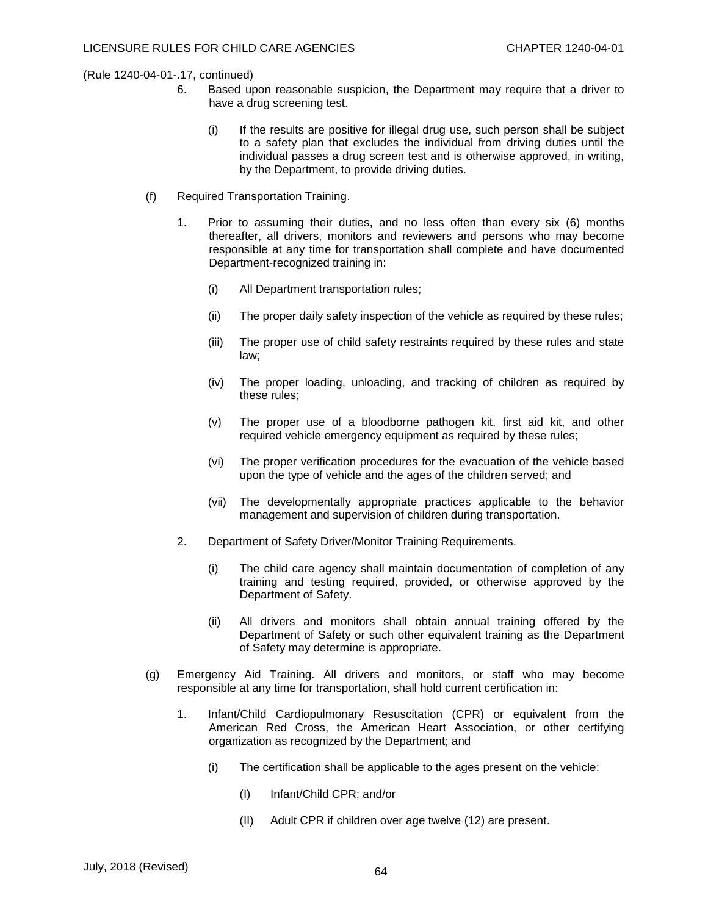(Rule 1240-04-01-.17, continued)

6. Based upon reasonable suspicion, the Department may require that a driver to have a drug screening test.

   (i) If the results are positive for illegal drug use, such person shall be subject to a safety plan that excludes the individual from driving duties until the individual passes a drug screen test and is otherwise approved, in writing, by the Department, to provide driving duties.

(f) Required Transportation Training.

1. Prior to assuming their duties, and no less often than every six (6) months thereafter, all drivers, monitors and reviewers and persons who may become responsible at any time for transportation shall complete and have documented Department-recognized training in:

   (i) All Department transportation rules;

   (ii) The proper daily safety inspection of the vehicle as required by these rules;

   (iii) The proper use of child safety restraints required by these rules and state law;

   (iv) The proper loading, unloading, and tracking of children as required by these rules;

   (v) The proper use of a bloodborne pathogen kit, first aid kit, and other required vehicle emergency equipment as required by these rules;

   (vi) The proper verification procedures for the evacuation of the vehicle based upon the type of vehicle and the ages of the children served; and

   (vii) The developmentally appropriate practices applicable to the behavior management and supervision of children during transportation.

2. Department of Safety Driver/Monitor Training Requirements.

   (i) The child care agency shall maintain documentation of completion of any training and testing required, provided, or otherwise approved by the Department of Safety.

   (ii) All drivers and monitors shall obtain annual training offered by the Department of Safety or such other equivalent training as the Department of Safety may determine is appropriate.

(g) Emergency Aid Training. All drivers and monitors, or staff who may become responsible at any time for transportation, shall hold current certification in:

1. Infant/Child Cardiopulmonary Resuscitation (CPR) or equivalent from the American Red Cross, the American Heart Association, or other certifying organization as recognized by the Department; and

   (i) The certification shall be applicable to the ages present on the vehicle:

      (I) Infant/Child CPR; and/or

      (II) Adult CPR if children over age twelve (12) are present.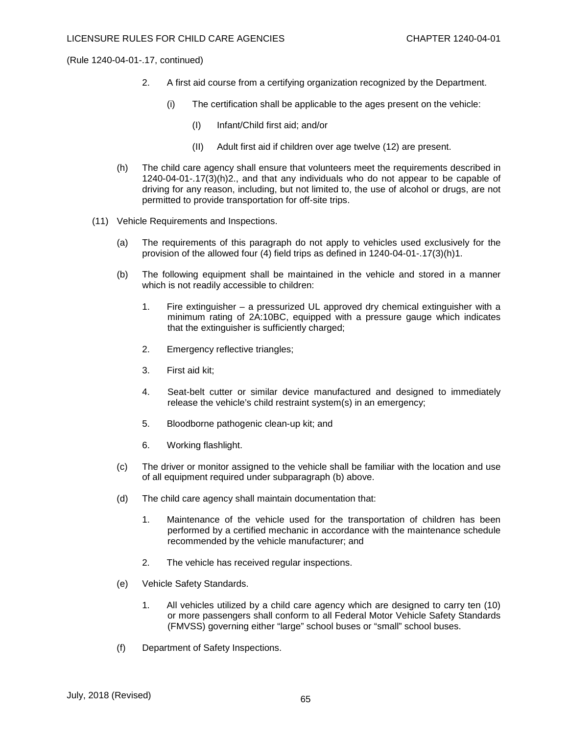(Rule 1240-04-01-.17, continued)

2. A first aid course from a certifying organization recognized by the Department.

   (i) The certification shall be applicable to the ages present on the vehicle:

   (I) Infant/Child first aid; and/or

   (II) Adult first aid if children over age twelve (12) are present.

(h) The child care agency shall ensure that volunteers meet the requirements described in 1240-04-01-.17(3)(h)2., and that any individuals who do not appear to be capable of driving for any reason, including, but not limited to, the use of alcohol or drugs, are not permitted to provide transportation for off-site trips.

(11) Vehicle Requirements and Inspections.

(a) The requirements of this paragraph do not apply to vehicles used exclusively for the provision of the allowed four (4) field trips as defined in 1240-04-01-.17(3)(h)1.

(b) The following equipment shall be maintained in the vehicle and stored in a manner which is not readily accessible to children:

1. Fire extinguisher – a pressurized UL approved dry chemical extinguisher with a minimum rating of 2A:10BC, equipped with a pressure gauge which indicates that the extinguisher is sufficiently charged;

2. Emergency reflective triangles;

3. First aid kit;

4. Seat-belt cutter or similar device manufactured and designed to immediately release the vehicle's child restraint system(s) in an emergency;

5. Bloodborne pathogenic clean-up kit; and

6. Working flashlight.

(c) The driver or monitor assigned to the vehicle shall be familiar with the location and use of all equipment required under subparagraph (b) above.

(d) The child care agency shall maintain documentation that:

1. Maintenance of the vehicle used for the transportation of children has been performed by a certified mechanic in accordance with the maintenance schedule recommended by the vehicle manufacturer; and

2. The vehicle has received regular inspections.

(e) Vehicle Safety Standards.

1. All vehicles utilized by a child care agency which are designed to carry ten (10) or more passengers shall conform to all Federal Motor Vehicle Safety Standards (FMVSS) governing either "large" school buses or "small" school buses.

(f) Department of Safety Inspections.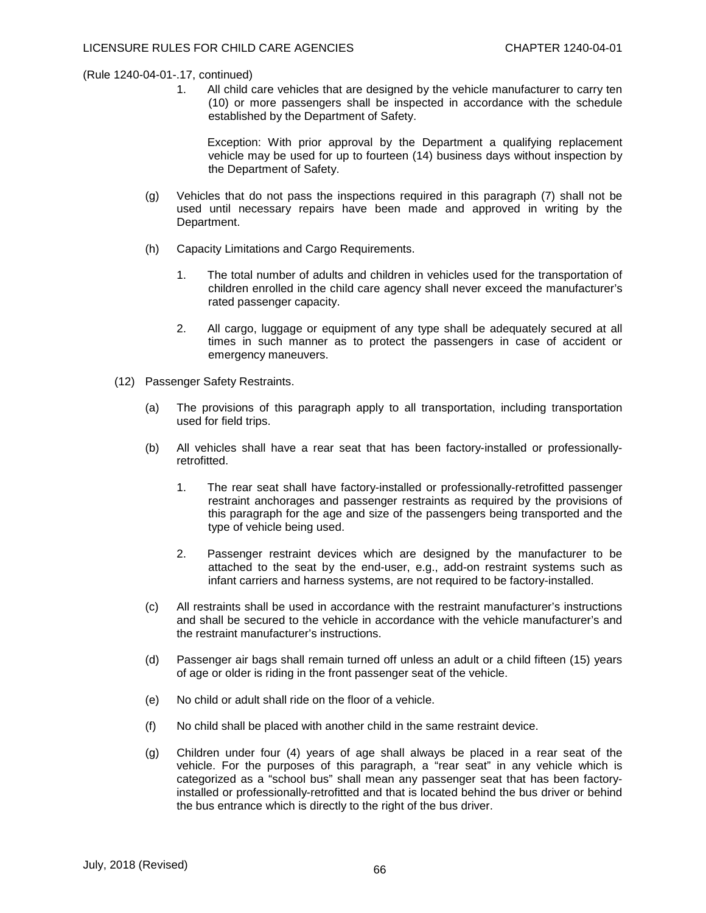(Rule 1240-04-01-.17, continued)

1. All child care vehicles that are designed by the vehicle manufacturer to carry ten (10) or more passengers shall be inspected in accordance with the schedule established by the Department of Safety.

   Exception: With prior approval by the Department a qualifying replacement vehicle may be used for up to fourteen (14) business days without inspection by the Department of Safety.

(g) Vehicles that do not pass the inspections required in this paragraph (7) shall not be used until necessary repairs have been made and approved in writing by the Department.

(h) Capacity Limitations and Cargo Requirements.

1. The total number of adults and children in vehicles used for the transportation of children enrolled in the child care agency shall never exceed the manufacturer's rated passenger capacity.

2. All cargo, luggage or equipment of any type shall be adequately secured at all times in such manner as to protect the passengers in case of accident or emergency maneuvers.

(12) Passenger Safety Restraints.

(a) The provisions of this paragraph apply to all transportation, including transportation used for field trips.

(b) All vehicles shall have a rear seat that has been factory-installed or professionally-retrofitted.

1. The rear seat shall have factory-installed or professionally-retrofitted passenger restraint anchorages and passenger restraints as required by the provisions of this paragraph for the age and size of the passengers being transported and the type of vehicle being used.

2. Passenger restraint devices which are designed by the manufacturer to be attached to the seat by the end-user, e.g., add-on restraint systems such as infant carriers and harness systems, are not required to be factory-installed.

(c) All restraints shall be used in accordance with the restraint manufacturer's instructions and shall be secured to the vehicle in accordance with the vehicle manufacturer's and the restraint manufacturer's instructions.

(d) Passenger air bags shall remain turned off unless an adult or a child fifteen (15) years of age or older is riding in the front passenger seat of the vehicle.

(e) No child or adult shall ride on the floor of a vehicle.

(f) No child shall be placed with another child in the same restraint device.

(g) Children under four (4) years of age shall always be placed in a rear seat of the vehicle. For the purposes of this paragraph, a "rear seat" in any vehicle which is categorized as a "school bus" shall mean any passenger seat that has been factory-installed or professionally-retrofitted and that is located behind the bus driver or behind the bus entrance which is directly to the right of the bus driver.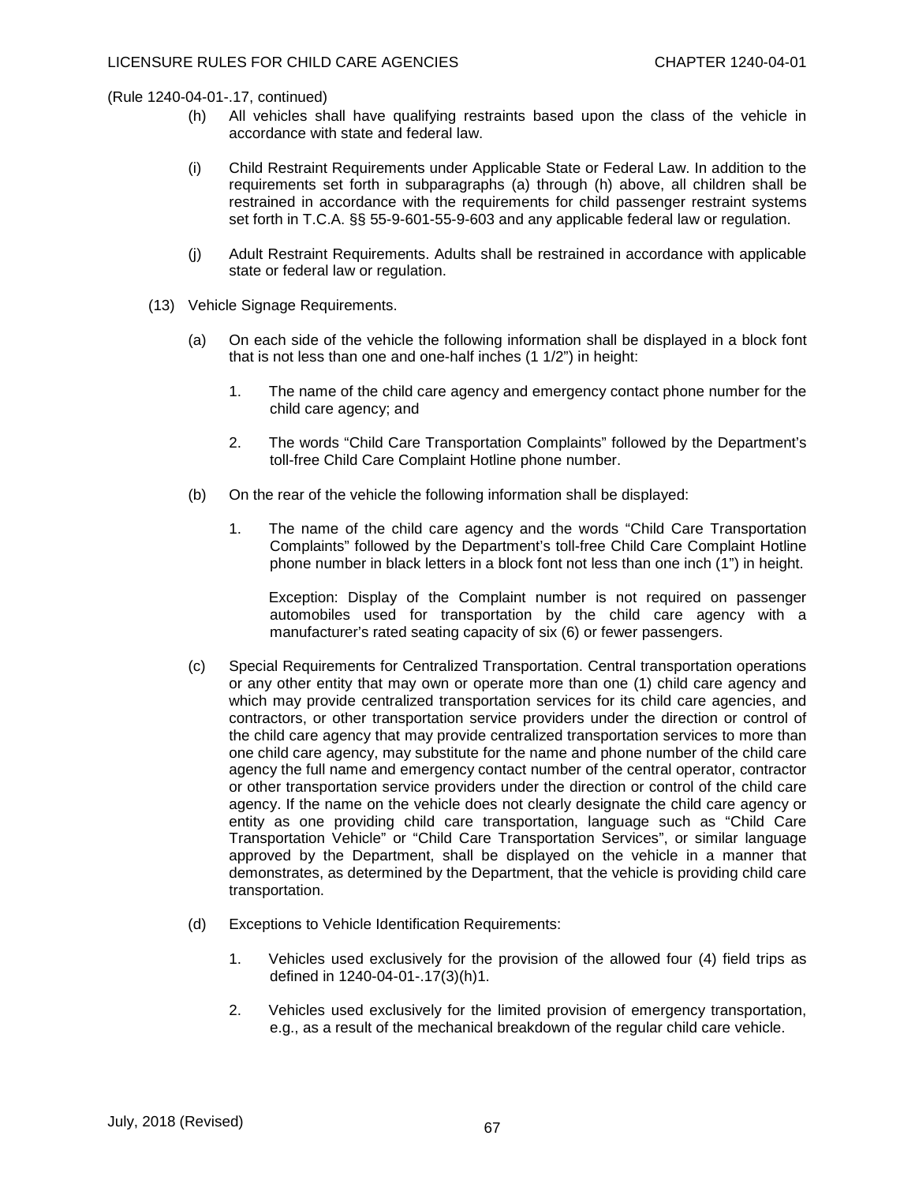(Rule 1240-04-01-.17, continued)

(h) All vehicles shall have qualifying restraints based upon the class of the vehicle in accordance with state and federal law.

(i) Child Restraint Requirements under Applicable State or Federal Law. In addition to the requirements set forth in subparagraphs (a) through (h) above, all children shall be restrained in accordance with the requirements for child passenger restraint systems set forth in T.C.A. §§ 55-9-601-55-9-603 and any applicable federal law or regulation.

(j) Adult Restraint Requirements. Adults shall be restrained in accordance with applicable state or federal law or regulation.

(13) Vehicle Signage Requirements.

(a) On each side of the vehicle the following information shall be displayed in a block font that is not less than one and one-half inches (1 1/2") in height:

1. The name of the child care agency and emergency contact phone number for the child care agency; and

2. The words "Child Care Transportation Complaints" followed by the Department's toll-free Child Care Complaint Hotline phone number.

(b) On the rear of the vehicle the following information shall be displayed:

1. The name of the child care agency and the words "Child Care Transportation Complaints" followed by the Department's toll-free Child Care Complaint Hotline phone number in black letters in a block font not less than one inch (1") in height.

Exception: Display of the Complaint number is not required on passenger automobiles used for transportation by the child care agency with a manufacturer's rated seating capacity of six (6) or fewer passengers.

(c) Special Requirements for Centralized Transportation. Central transportation operations or any other entity that may own or operate more than one (1) child care agency and which may provide centralized transportation services for its child care agencies, and contractors, or other transportation service providers under the direction or control of the child care agency that may provide centralized transportation services to more than one child care agency, may substitute for the name and phone number of the child care agency the full name and emergency contact number of the central operator, contractor or other transportation service providers under the direction or control of the child care agency. If the name on the vehicle does not clearly designate the child care agency or entity as one providing child care transportation, language such as "Child Care Transportation Vehicle" or "Child Care Transportation Services", or similar language approved by the Department, shall be displayed on the vehicle in a manner that demonstrates, as determined by the Department, that the vehicle is providing child care transportation.

(d) Exceptions to Vehicle Identification Requirements:

1. Vehicles used exclusively for the provision of the allowed four (4) field trips as defined in 1240-04-01-.17(3)(h)1.

2. Vehicles used exclusively for the limited provision of emergency transportation, e.g., as a result of the mechanical breakdown of the regular child care vehicle.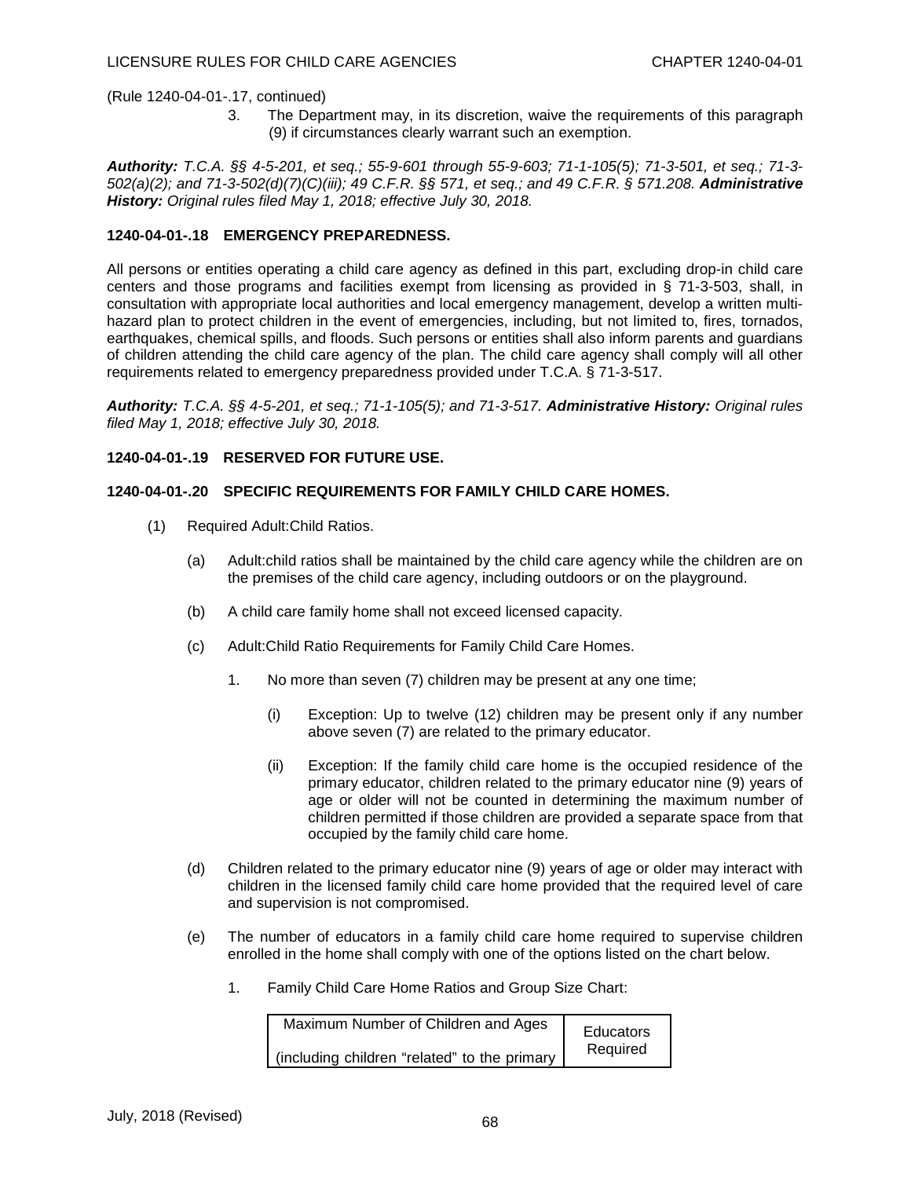(Rule 1240-04-01-.17, continued)

3. The Department may, in its discretion, waive the requirements of this paragraph (9) if circumstances clearly warrant such an exemption.

***Authority:*** *T.C.A. §§ 4-5-201, et seq.; 55-9-601 through 55-9-603; 71-1-105(5); 71-3-501, et seq.; 71-3-502(a)(2); and 71-3-502(d)(7)(C)(iii); 49 C.F.R. §§ 571, et seq.; and 49 C.F.R. § 571.208.* ***Administrative History:*** *Original rules filed May 1, 2018; effective July 30, 2018.*

**1240-04-01-.18 EMERGENCY PREPAREDNESS.**

All persons or entities operating a child care agency as defined in this part, excluding drop-in child care centers and those programs and facilities exempt from licensing as provided in § 71-3-503, shall, in consultation with appropriate local authorities and local emergency management, develop a written multi-hazard plan to protect children in the event of emergencies, including, but not limited to, fires, tornados, earthquakes, chemical spills, and floods. Such persons or entities shall also inform parents and guardians of children attending the child care agency of the plan. The child care agency shall comply will all other requirements related to emergency preparedness provided under T.C.A. § 71-3-517.

***Authority:*** *T.C.A. §§ 4-5-201, et seq.; 71-1-105(5); and 71-3-517.* ***Administrative History:*** *Original rules filed May 1, 2018; effective July 30, 2018.*

**1240-04-01-.19 RESERVED FOR FUTURE USE.**

**1240-04-01-.20 SPECIFIC REQUIREMENTS FOR FAMILY CHILD CARE HOMES.**

(1) Required Adult:Child Ratios.

(a) Adult:child ratios shall be maintained by the child care agency while the children are on the premises of the child care agency, including outdoors or on the playground.

(b) A child care family home shall not exceed licensed capacity.

(c) Adult:Child Ratio Requirements for Family Child Care Homes.

1. No more than seven (7) children may be present at any one time;

(i) Exception: Up to twelve (12) children may be present only if any number above seven (7) are related to the primary educator.

(ii) Exception: If the family child care home is the occupied residence of the primary educator, children related to the primary educator nine (9) years of age or older will not be counted in determining the maximum number of children permitted if those children are provided a separate space from that occupied by the family child care home.

(d) Children related to the primary educator nine (9) years of age or older may interact with children in the licensed family child care home provided that the required level of care and supervision is not compromised.

(e) The number of educators in a family child care home required to supervise children enrolled in the home shall comply with one of the options listed on the chart below.

1. Family Child Care Home Ratios and Group Size Chart:

| Maximum Number of Children and Ages (including children "related" to the primary | Educators Required |
|---|---|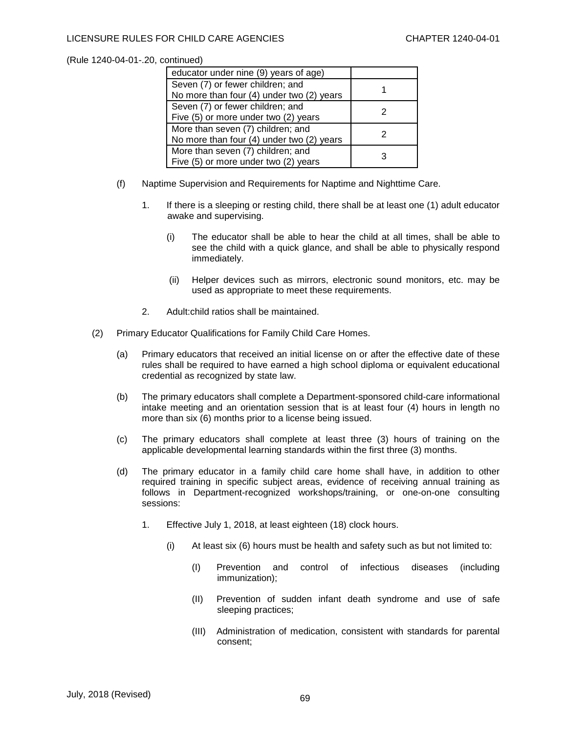(Rule 1240-04-01-.20, continued)

| educator under nine (9) years of age) | |
|---|---|
| Seven (7) or fewer children; and No more than four (4) under two (2) years | 1 |
| Seven (7) or fewer children; and Five (5) or more under two (2) years | 2 |
| More than seven (7) children; and No more than four (4) under two (2) years | 2 |
| More than seven (7) children; and Five (5) or more under two (2) years | 3 |

(f) Naptime Supervision and Requirements for Naptime and Nighttime Care.

1. If there is a sleeping or resting child, there shall be at least one (1) adult educator awake and supervising.

   (i) The educator shall be able to hear the child at all times, shall be able to see the child with a quick glance, and shall be able to physically respond immediately.

   (ii) Helper devices such as mirrors, electronic sound monitors, etc. may be used as appropriate to meet these requirements.

2. Adult:child ratios shall be maintained.

(2) Primary Educator Qualifications for Family Child Care Homes.

(a) Primary educators that received an initial license on or after the effective date of these rules shall be required to have earned a high school diploma or equivalent educational credential as recognized by state law.

(b) The primary educators shall complete a Department-sponsored child-care informational intake meeting and an orientation session that is at least four (4) hours in length no more than six (6) months prior to a license being issued.

(c) The primary educators shall complete at least three (3) hours of training on the applicable developmental learning standards within the first three (3) months.

(d) The primary educator in a family child care home shall have, in addition to other required training in specific subject areas, evidence of receiving annual training as follows in Department-recognized workshops/training, or one-on-one consulting sessions:

1. Effective July 1, 2018, at least eighteen (18) clock hours.

   (i) At least six (6) hours must be health and safety such as but not limited to:

      (I) Prevention and control of infectious diseases (including immunization);

      (II) Prevention of sudden infant death syndrome and use of safe sleeping practices;

      (III) Administration of medication, consistent with standards for parental consent;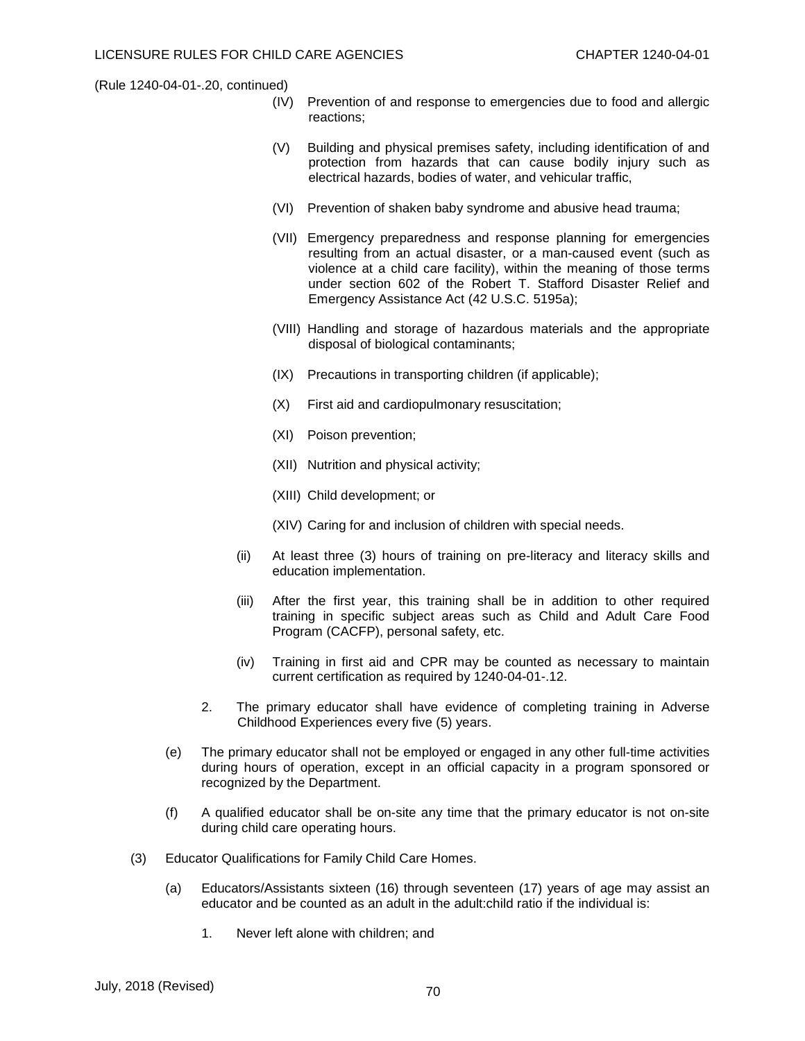(Rule 1240-04-01-.20, continued)

(IV) Prevention of and response to emergencies due to food and allergic reactions;

(V) Building and physical premises safety, including identification of and protection from hazards that can cause bodily injury such as electrical hazards, bodies of water, and vehicular traffic,

(VI) Prevention of shaken baby syndrome and abusive head trauma;

(VII) Emergency preparedness and response planning for emergencies resulting from an actual disaster, or a man-caused event (such as violence at a child care facility), within the meaning of those terms under section 602 of the Robert T. Stafford Disaster Relief and Emergency Assistance Act (42 U.S.C. 5195a);

(VIII) Handling and storage of hazardous materials and the appropriate disposal of biological contaminants;

(IX) Precautions in transporting children (if applicable);

(X) First aid and cardiopulmonary resuscitation;

(XI) Poison prevention;

(XII) Nutrition and physical activity;

(XIII) Child development; or

(XIV) Caring for and inclusion of children with special needs.

(ii) At least three (3) hours of training on pre-literacy and literacy skills and education implementation.

(iii) After the first year, this training shall be in addition to other required training in specific subject areas such as Child and Adult Care Food Program (CACFP), personal safety, etc.

(iv) Training in first aid and CPR may be counted as necessary to maintain current certification as required by 1240-04-01-.12.

2. The primary educator shall have evidence of completing training in Adverse Childhood Experiences every five (5) years.

(e) The primary educator shall not be employed or engaged in any other full-time activities during hours of operation, except in an official capacity in a program sponsored or recognized by the Department.

(f) A qualified educator shall be on-site any time that the primary educator is not on-site during child care operating hours.

(3) Educator Qualifications for Family Child Care Homes.

(a) Educators/Assistants sixteen (16) through seventeen (17) years of age may assist an educator and be counted as an adult in the adult:child ratio if the individual is:

1. Never left alone with children; and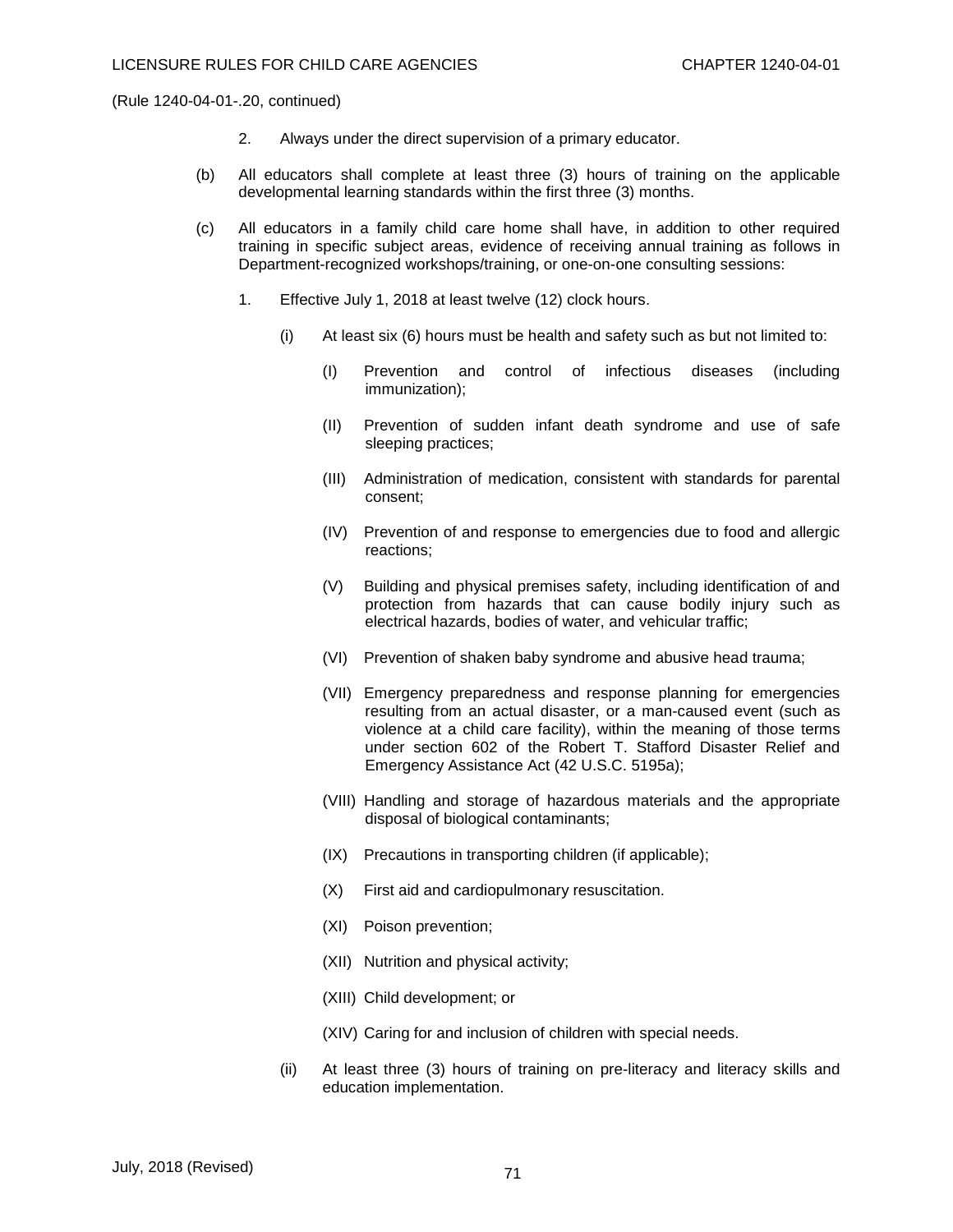(Rule 1240-04-01-.20, continued)

2. Always under the direct supervision of a primary educator.

(b) All educators shall complete at least three (3) hours of training on the applicable developmental learning standards within the first three (3) months.

(c) All educators in a family child care home shall have, in addition to other required training in specific subject areas, evidence of receiving annual training as follows in Department-recognized workshops/training, or one-on-one consulting sessions:

1. Effective July 1, 2018 at least twelve (12) clock hours.

   (i) At least six (6) hours must be health and safety such as but not limited to:

      (I) Prevention and control of infectious diseases (including immunization);

      (II) Prevention of sudden infant death syndrome and use of safe sleeping practices;

      (III) Administration of medication, consistent with standards for parental consent;

      (IV) Prevention of and response to emergencies due to food and allergic reactions;

      (V) Building and physical premises safety, including identification of and protection from hazards that can cause bodily injury such as electrical hazards, bodies of water, and vehicular traffic;

      (VI) Prevention of shaken baby syndrome and abusive head trauma;

      (VII) Emergency preparedness and response planning for emergencies resulting from an actual disaster, or a man-caused event (such as violence at a child care facility), within the meaning of those terms under section 602 of the Robert T. Stafford Disaster Relief and Emergency Assistance Act (42 U.S.C. 5195a);

      (VIII) Handling and storage of hazardous materials and the appropriate disposal of biological contaminants;

      (IX) Precautions in transporting children (if applicable);

      (X) First aid and cardiopulmonary resuscitation.

      (XI) Poison prevention;

      (XII) Nutrition and physical activity;

      (XIII) Child development; or

      (XIV) Caring for and inclusion of children with special needs.

   (ii) At least three (3) hours of training on pre-literacy and literacy skills and education implementation.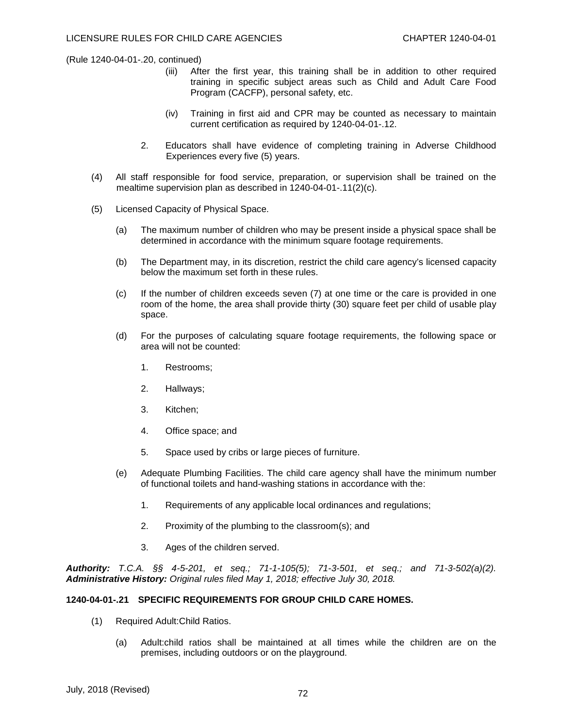(Rule 1240-04-01-.20, continued)

(iii) After the first year, this training shall be in addition to other required training in specific subject areas such as Child and Adult Care Food Program (CACFP), personal safety, etc.

(iv) Training in first aid and CPR may be counted as necessary to maintain current certification as required by 1240-04-01-.12.

2. Educators shall have evidence of completing training in Adverse Childhood Experiences every five (5) years.

(4) All staff responsible for food service, preparation, or supervision shall be trained on the mealtime supervision plan as described in 1240-04-01-.11(2)(c).

(5) Licensed Capacity of Physical Space.

(a) The maximum number of children who may be present inside a physical space shall be determined in accordance with the minimum square footage requirements.

(b) The Department may, in its discretion, restrict the child care agency's licensed capacity below the maximum set forth in these rules.

(c) If the number of children exceeds seven (7) at one time or the care is provided in one room of the home, the area shall provide thirty (30) square feet per child of usable play space.

(d) For the purposes of calculating square footage requirements, the following space or area will not be counted:

1. Restrooms;

2. Hallways;

3. Kitchen;

4. Office space; and

5. Space used by cribs or large pieces of furniture.

(e) Adequate Plumbing Facilities. The child care agency shall have the minimum number of functional toilets and hand-washing stations in accordance with the:

1. Requirements of any applicable local ordinances and regulations;

2. Proximity of the plumbing to the classroom(s); and

3. Ages of the children served.

***Authority:*** *T.C.A. §§ 4-5-201, et seq.; 71-1-105(5); 71-3-501, et seq.; and 71-3-502(a)(2).* ***Administrative History:*** *Original rules filed May 1, 2018; effective July 30, 2018.*

**1240-04-01-.21 SPECIFIC REQUIREMENTS FOR GROUP CHILD CARE HOMES.**

(1) Required Adult:Child Ratios.

(a) Adult:child ratios shall be maintained at all times while the children are on the premises, including outdoors or on the playground.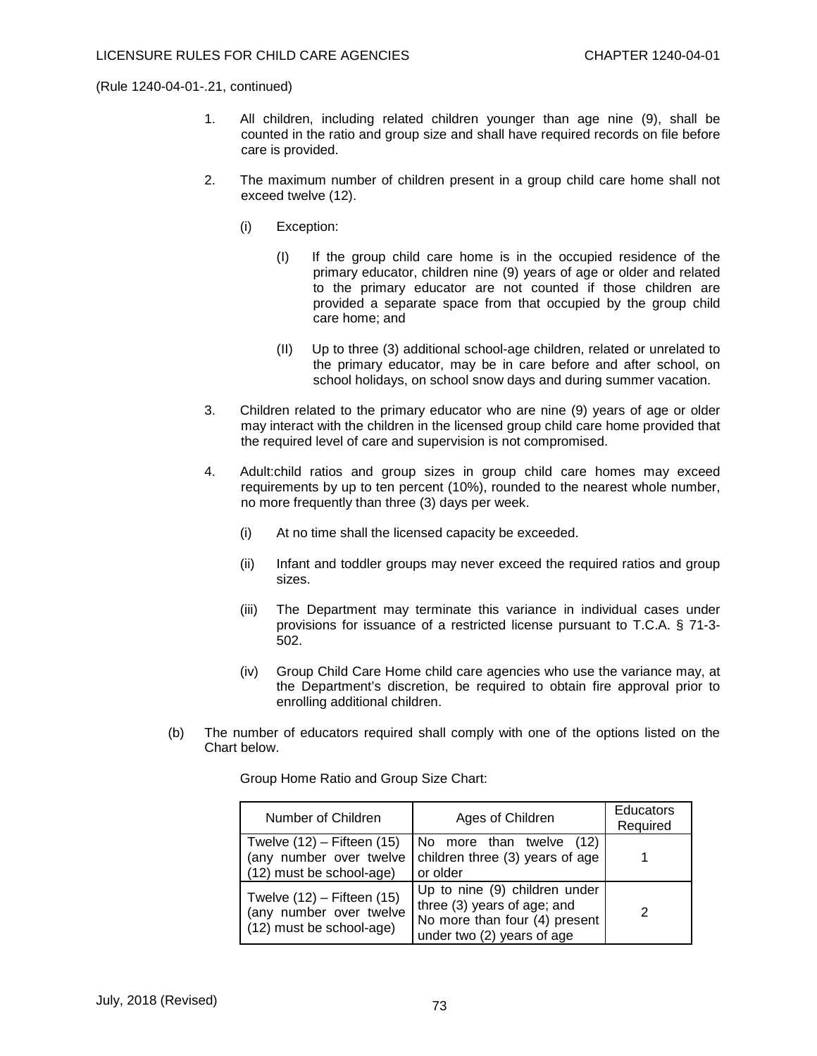(Rule 1240-04-01-.21, continued)

1. All children, including related children younger than age nine (9), shall be counted in the ratio and group size and shall have required records on file before care is provided.

2. The maximum number of children present in a group child care home shall not exceed twelve (12).

   (i) Exception:

      (I) If the group child care home is in the occupied residence of the primary educator, children nine (9) years of age or older and related to the primary educator are not counted if those children are provided a separate space from that occupied by the group child care home; and

      (II) Up to three (3) additional school-age children, related or unrelated to the primary educator, may be in care before and after school, on school holidays, on school snow days and during summer vacation.

3. Children related to the primary educator who are nine (9) years of age or older may interact with the children in the licensed group child care home provided that the required level of care and supervision is not compromised.

4. Adult:child ratios and group sizes in group child care homes may exceed requirements by up to ten percent (10%), rounded to the nearest whole number, no more frequently than three (3) days per week.

   (i) At no time shall the licensed capacity be exceeded.

   (ii) Infant and toddler groups may never exceed the required ratios and group sizes.

   (iii) The Department may terminate this variance in individual cases under provisions for issuance of a restricted license pursuant to T.C.A. § 71-3-502.

   (iv) Group Child Care Home child care agencies who use the variance may, at the Department's discretion, be required to obtain fire approval prior to enrolling additional children.

(b) The number of educators required shall comply with one of the options listed on the Chart below.

Group Home Ratio and Group Size Chart:

| Number of Children | Ages of Children | Educators Required |
|---|---|---|
| Twelve (12) – Fifteen (15) (any number over twelve (12) must be school-age) | No more than twelve (12) children three (3) years of age or older | 1 |
| Twelve (12) – Fifteen (15) (any number over twelve (12) must be school-age) | Up to nine (9) children under three (3) years of age; and No more than four (4) present under two (2) years of age | 2 |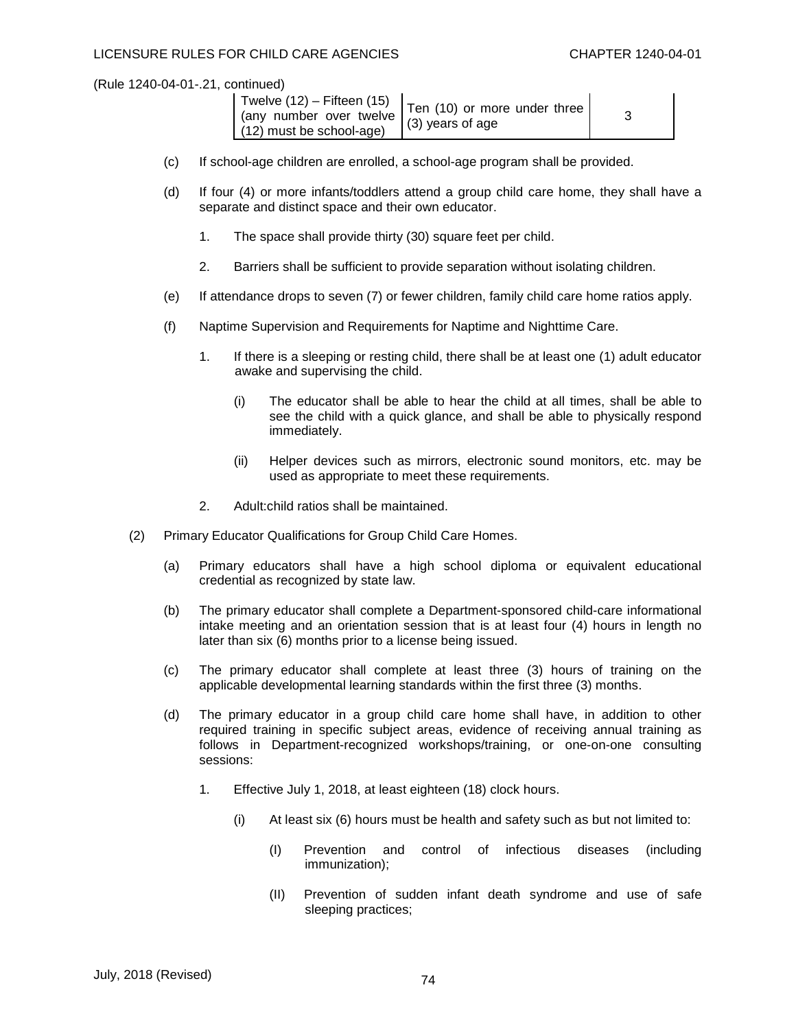(Rule 1240-04-01-.21, continued)

| | | |
|---|---|---|
| Twelve (12) – Fifteen (15) (any number over twelve (12) must be school-age) | Ten (10) or more under three (3) years of age | 3 |

(c) If school-age children are enrolled, a school-age program shall be provided.

(d) If four (4) or more infants/toddlers attend a group child care home, they shall have a separate and distinct space and their own educator.

1. The space shall provide thirty (30) square feet per child.

2. Barriers shall be sufficient to provide separation without isolating children.

(e) If attendance drops to seven (7) or fewer children, family child care home ratios apply.

(f) Naptime Supervision and Requirements for Naptime and Nighttime Care.

1. If there is a sleeping or resting child, there shall be at least one (1) adult educator awake and supervising the child.

(i) The educator shall be able to hear the child at all times, shall be able to see the child with a quick glance, and shall be able to physically respond immediately.

(ii) Helper devices such as mirrors, electronic sound monitors, etc. may be used as appropriate to meet these requirements.

2. Adult:child ratios shall be maintained.

(2) Primary Educator Qualifications for Group Child Care Homes.

(a) Primary educators shall have a high school diploma or equivalent educational credential as recognized by state law.

(b) The primary educator shall complete a Department-sponsored child-care informational intake meeting and an orientation session that is at least four (4) hours in length no later than six (6) months prior to a license being issued.

(c) The primary educator shall complete at least three (3) hours of training on the applicable developmental learning standards within the first three (3) months.

(d) The primary educator in a group child care home shall have, in addition to other required training in specific subject areas, evidence of receiving annual training as follows in Department-recognized workshops/training, or one-on-one consulting sessions:

1. Effective July 1, 2018, at least eighteen (18) clock hours.

(i) At least six (6) hours must be health and safety such as but not limited to:

(I) Prevention and control of infectious diseases (including immunization);

(II) Prevention of sudden infant death syndrome and use of safe sleeping practices;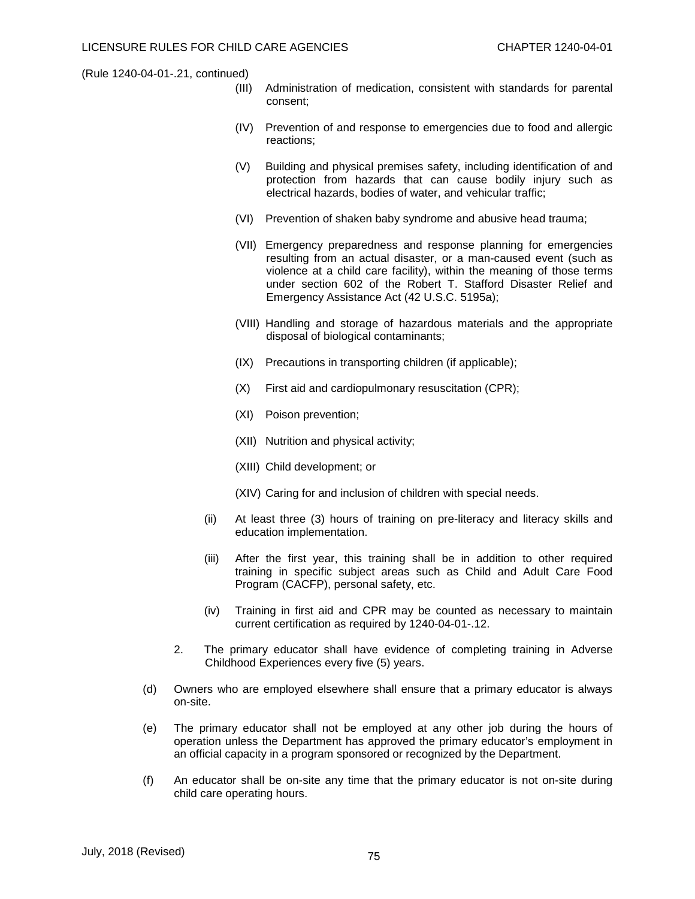(Rule 1240-04-01-.21, continued)

(III) Administration of medication, consistent with standards for parental consent;

(IV) Prevention of and response to emergencies due to food and allergic reactions;

(V) Building and physical premises safety, including identification of and protection from hazards that can cause bodily injury such as electrical hazards, bodies of water, and vehicular traffic;

(VI) Prevention of shaken baby syndrome and abusive head trauma;

(VII) Emergency preparedness and response planning for emergencies resulting from an actual disaster, or a man-caused event (such as violence at a child care facility), within the meaning of those terms under section 602 of the Robert T. Stafford Disaster Relief and Emergency Assistance Act (42 U.S.C. 5195a);

(VIII) Handling and storage of hazardous materials and the appropriate disposal of biological contaminants;

(IX) Precautions in transporting children (if applicable);

(X) First aid and cardiopulmonary resuscitation (CPR);

(XI) Poison prevention;

(XII) Nutrition and physical activity;

(XIII) Child development; or

(XIV) Caring for and inclusion of children with special needs.

(ii) At least three (3) hours of training on pre-literacy and literacy skills and education implementation.

(iii) After the first year, this training shall be in addition to other required training in specific subject areas such as Child and Adult Care Food Program (CACFP), personal safety, etc.

(iv) Training in first aid and CPR may be counted as necessary to maintain current certification as required by 1240-04-01-.12.

2. The primary educator shall have evidence of completing training in Adverse Childhood Experiences every five (5) years.

(d) Owners who are employed elsewhere shall ensure that a primary educator is always on-site.

(e) The primary educator shall not be employed at any other job during the hours of operation unless the Department has approved the primary educator's employment in an official capacity in a program sponsored or recognized by the Department.

(f) An educator shall be on-site any time that the primary educator is not on-site during child care operating hours.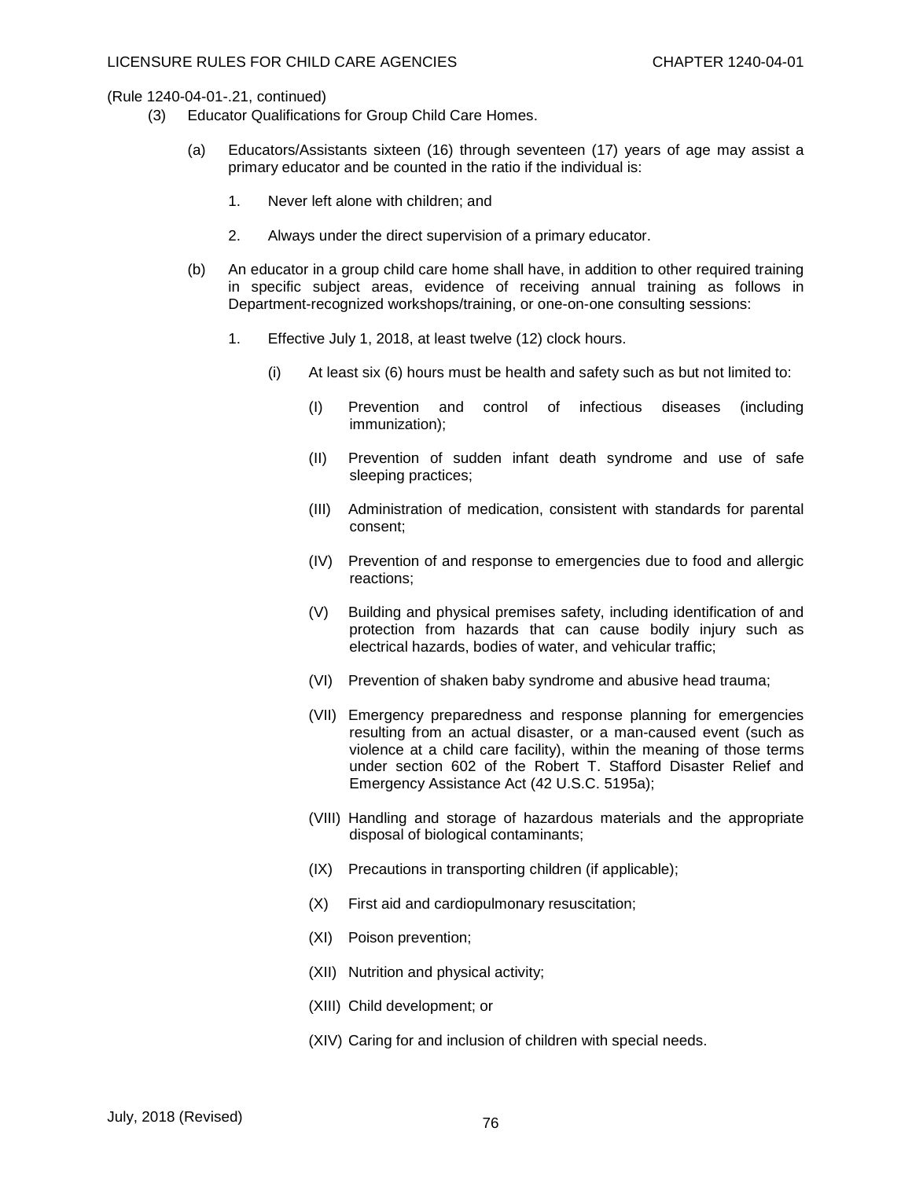(Rule 1240-04-01-.21, continued)

(3) Educator Qualifications for Group Child Care Homes.

(a) Educators/Assistants sixteen (16) through seventeen (17) years of age may assist a primary educator and be counted in the ratio if the individual is:

1. Never left alone with children; and

2. Always under the direct supervision of a primary educator.

(b) An educator in a group child care home shall have, in addition to other required training in specific subject areas, evidence of receiving annual training as follows in Department-recognized workshops/training, or one-on-one consulting sessions:

1. Effective July 1, 2018, at least twelve (12) clock hours.

(i) At least six (6) hours must be health and safety such as but not limited to:

(I) Prevention and control of infectious diseases (including immunization);

(II) Prevention of sudden infant death syndrome and use of safe sleeping practices;

(III) Administration of medication, consistent with standards for parental consent;

(IV) Prevention of and response to emergencies due to food and allergic reactions;

(V) Building and physical premises safety, including identification of and protection from hazards that can cause bodily injury such as electrical hazards, bodies of water, and vehicular traffic;

(VI) Prevention of shaken baby syndrome and abusive head trauma;

(VII) Emergency preparedness and response planning for emergencies resulting from an actual disaster, or a man-caused event (such as violence at a child care facility), within the meaning of those terms under section 602 of the Robert T. Stafford Disaster Relief and Emergency Assistance Act (42 U.S.C. 5195a);

(VIII) Handling and storage of hazardous materials and the appropriate disposal of biological contaminants;

(IX) Precautions in transporting children (if applicable);

(X) First aid and cardiopulmonary resuscitation;

(XI) Poison prevention;

(XII) Nutrition and physical activity;

(XIII) Child development; or

(XIV) Caring for and inclusion of children with special needs.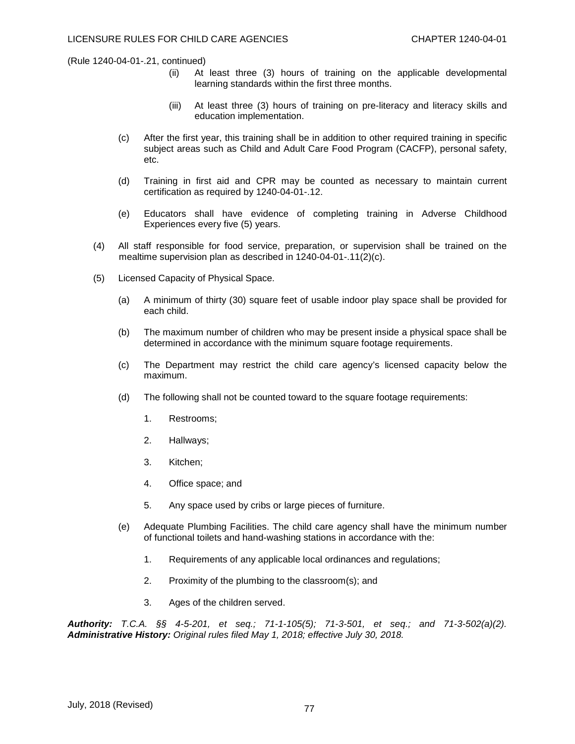(Rule 1240-04-01-.21, continued)

(ii) At least three (3) hours of training on the applicable developmental learning standards within the first three months.

(iii) At least three (3) hours of training on pre-literacy and literacy skills and education implementation.

(c) After the first year, this training shall be in addition to other required training in specific subject areas such as Child and Adult Care Food Program (CACFP), personal safety, etc.

(d) Training in first aid and CPR may be counted as necessary to maintain current certification as required by 1240-04-01-.12.

(e) Educators shall have evidence of completing training in Adverse Childhood Experiences every five (5) years.

(4) All staff responsible for food service, preparation, or supervision shall be trained on the mealtime supervision plan as described in 1240-04-01-.11(2)(c).

(5) Licensed Capacity of Physical Space.

(a) A minimum of thirty (30) square feet of usable indoor play space shall be provided for each child.

(b) The maximum number of children who may be present inside a physical space shall be determined in accordance with the minimum square footage requirements.

(c) The Department may restrict the child care agency's licensed capacity below the maximum.

(d) The following shall not be counted toward to the square footage requirements:

1. Restrooms;

2. Hallways;

3. Kitchen;

4. Office space; and

5. Any space used by cribs or large pieces of furniture.

(e) Adequate Plumbing Facilities. The child care agency shall have the minimum number of functional toilets and hand-washing stations in accordance with the:

1. Requirements of any applicable local ordinances and regulations;

2. Proximity of the plumbing to the classroom(s); and

3. Ages of the children served.

***Authority:*** *T.C.A. §§ 4-5-201, et seq.; 71-1-105(5); 71-3-501, et seq.; and 71-3-502(a)(2).* ***Administrative History:*** *Original rules filed May 1, 2018; effective July 30, 2018.*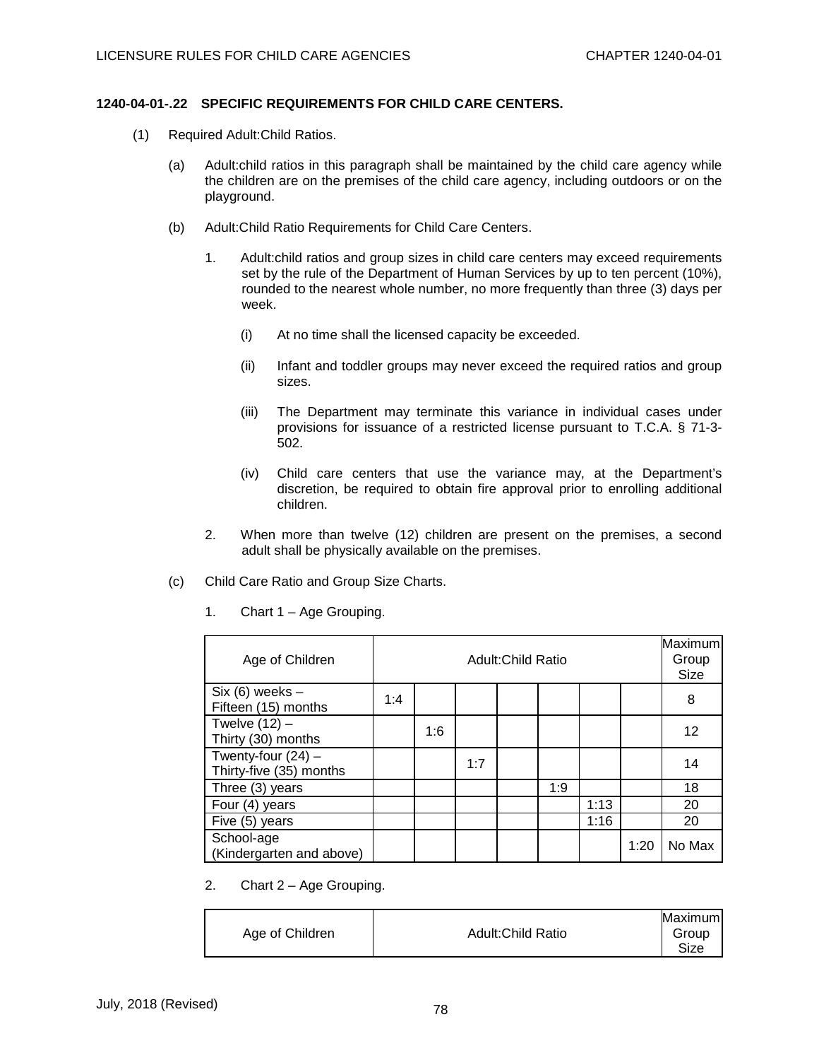**1240-04-01-.22 SPECIFIC REQUIREMENTS FOR CHILD CARE CENTERS.**

(1) Required Adult:Child Ratios.

(a) Adult:child ratios in this paragraph shall be maintained by the child care agency while the children are on the premises of the child care agency, including outdoors or on the playground.

(b) Adult:Child Ratio Requirements for Child Care Centers.

1. Adult:child ratios and group sizes in child care centers may exceed requirements set by the rule of the Department of Human Services by up to ten percent (10%), rounded to the nearest whole number, no more frequently than three (3) days per week.

(i) At no time shall the licensed capacity be exceeded.

(ii) Infant and toddler groups may never exceed the required ratios and group sizes.

(iii) The Department may terminate this variance in individual cases under provisions for issuance of a restricted license pursuant to T.C.A. § 71-3-502.

(iv) Child care centers that use the variance may, at the Department's discretion, be required to obtain fire approval prior to enrolling additional children.

2. When more than twelve (12) children are present on the premises, a second adult shall be physically available on the premises.

(c) Child Care Ratio and Group Size Charts.

1. Chart 1 – Age Grouping.

| Age of Children | Adult:Child Ratio | | | | | | | Maximum Group Size |
|---|---|---|---|---|---|---|---|---|
| Six (6) weeks – Fifteen (15) months | 1:4 | | | | | | | 8 |
| Twelve (12) – Thirty (30) months | | 1:6 | | | | | | 12 |
| Twenty-four (24) – Thirty-five (35) months | | | 1:7 | | | | | 14 |
| Three (3) years | | | | | 1:9 | | | 18 |
| Four (4) years | | | | | | 1:13 | | 20 |
| Five (5) years | | | | | | 1:16 | | 20 |
| School-age (Kindergarten and above) | | | | | | | 1:20 | No Max |

2. Chart 2 – Age Grouping.

| Age of Children | Adult:Child Ratio | Maximum Group Size |
|---|---|---|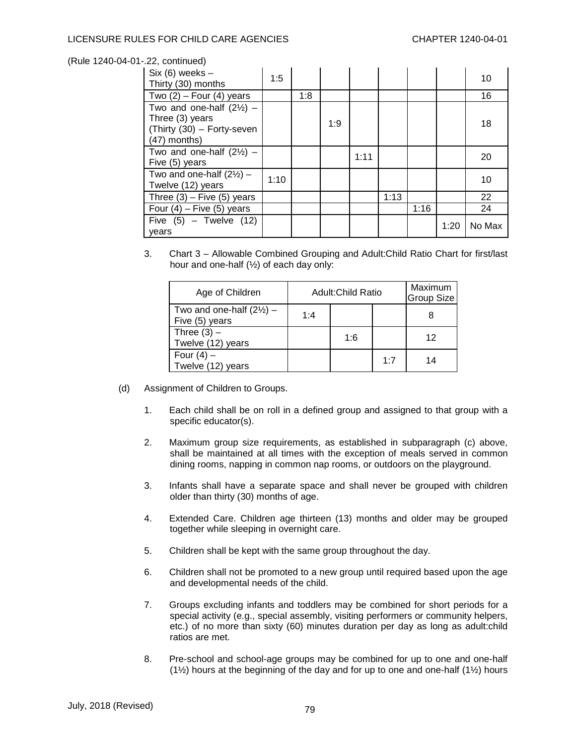(Rule 1240-04-01-.22, continued)

| | | | | | | | | |
|---|---|---|---|---|---|---|---|---|
| Six (6) weeks – Thirty (30) months | 1:5 | | | | | | | 10 |
| Two (2) – Four (4) years | | 1:8 | | | | | | 16 |
| Two and one-half (2½) – Three (3) years (Thirty (30) – Forty-seven (47) months) | | | 1:9 | | | | | 18 |
| Two and one-half (2½) – Five (5) years | | | | 1:11 | | | | 20 |
| Two and one-half (2½) – Twelve (12) years | 1:10 | | | | | | | 10 |
| Three (3) – Five (5) years | | | | | 1:13 | | | 22 |
| Four (4) – Five (5) years | | | | | | 1:16 | | 24 |
| Five (5) – Twelve (12) years | | | | | | | 1:20 | No Max |

3. Chart 3 – Allowable Combined Grouping and Adult:Child Ratio Chart for first/last hour and one-half (½) of each day only:

| Age of Children | Adult:Child Ratio | | | Maximum Group Size |
|---|---|---|---|---|
| Two and one-half (2½) – Five (5) years | 1:4 | | | 8 |
| Three (3) – Twelve (12) years | | 1:6 | | 12 |
| Four (4) – Twelve (12) years | | | 1:7 | 14 |

(d) Assignment of Children to Groups.

1. Each child shall be on roll in a defined group and assigned to that group with a specific educator(s).

2. Maximum group size requirements, as established in subparagraph (c) above, shall be maintained at all times with the exception of meals served in common dining rooms, napping in common nap rooms, or outdoors on the playground.

3. Infants shall have a separate space and shall never be grouped with children older than thirty (30) months of age.

4. Extended Care. Children age thirteen (13) months and older may be grouped together while sleeping in overnight care.

5. Children shall be kept with the same group throughout the day.

6. Children shall not be promoted to a new group until required based upon the age and developmental needs of the child.

7. Groups excluding infants and toddlers may be combined for short periods for a special activity (e.g., special assembly, visiting performers or community helpers, etc.) of no more than sixty (60) minutes duration per day as long as adult:child ratios are met.

8. Pre-school and school-age groups may be combined for up to one and one-half (1½) hours at the beginning of the day and for up to one and one-half (1½) hours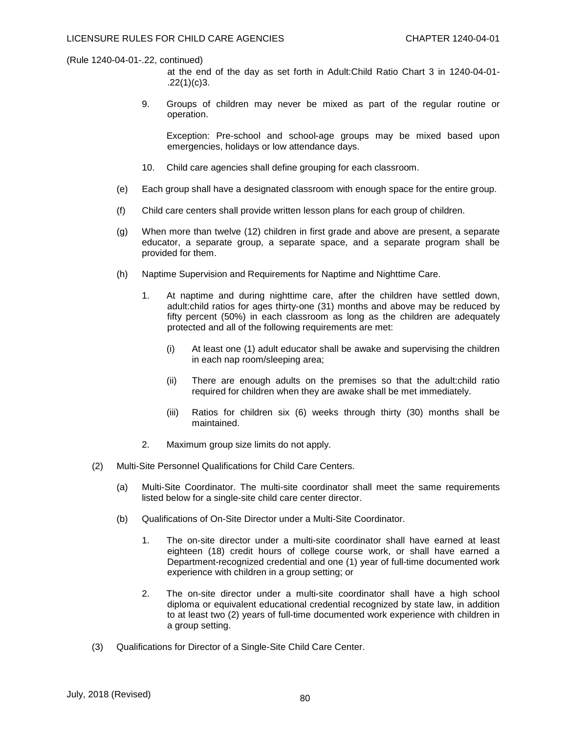(Rule 1240-04-01-.22, continued)

at the end of the day as set forth in Adult:Child Ratio Chart 3 in 1240-04-01-.22(1)(c)3.

9. Groups of children may never be mixed as part of the regular routine or operation.

   Exception: Pre-school and school-age groups may be mixed based upon emergencies, holidays or low attendance days.

10. Child care agencies shall define grouping for each classroom.

(e) Each group shall have a designated classroom with enough space for the entire group.

(f) Child care centers shall provide written lesson plans for each group of children.

(g) When more than twelve (12) children in first grade and above are present, a separate educator, a separate group, a separate space, and a separate program shall be provided for them.

(h) Naptime Supervision and Requirements for Naptime and Nighttime Care.

1. At naptime and during nighttime care, after the children have settled down, adult:child ratios for ages thirty-one (31) months and above may be reduced by fifty percent (50%) in each classroom as long as the children are adequately protected and all of the following requirements are met:

   (i) At least one (1) adult educator shall be awake and supervising the children in each nap room/sleeping area;

   (ii) There are enough adults on the premises so that the adult:child ratio required for children when they are awake shall be met immediately.

   (iii) Ratios for children six (6) weeks through thirty (30) months shall be maintained.

2. Maximum group size limits do not apply.

(2) Multi-Site Personnel Qualifications for Child Care Centers.

(a) Multi-Site Coordinator. The multi-site coordinator shall meet the same requirements listed below for a single-site child care center director.

(b) Qualifications of On-Site Director under a Multi-Site Coordinator.

1. The on-site director under a multi-site coordinator shall have earned at least eighteen (18) credit hours of college course work, or shall have earned a Department-recognized credential and one (1) year of full-time documented work experience with children in a group setting; or

2. The on-site director under a multi-site coordinator shall have a high school diploma or equivalent educational credential recognized by state law, in addition to at least two (2) years of full-time documented work experience with children in a group setting.

(3) Qualifications for Director of a Single-Site Child Care Center.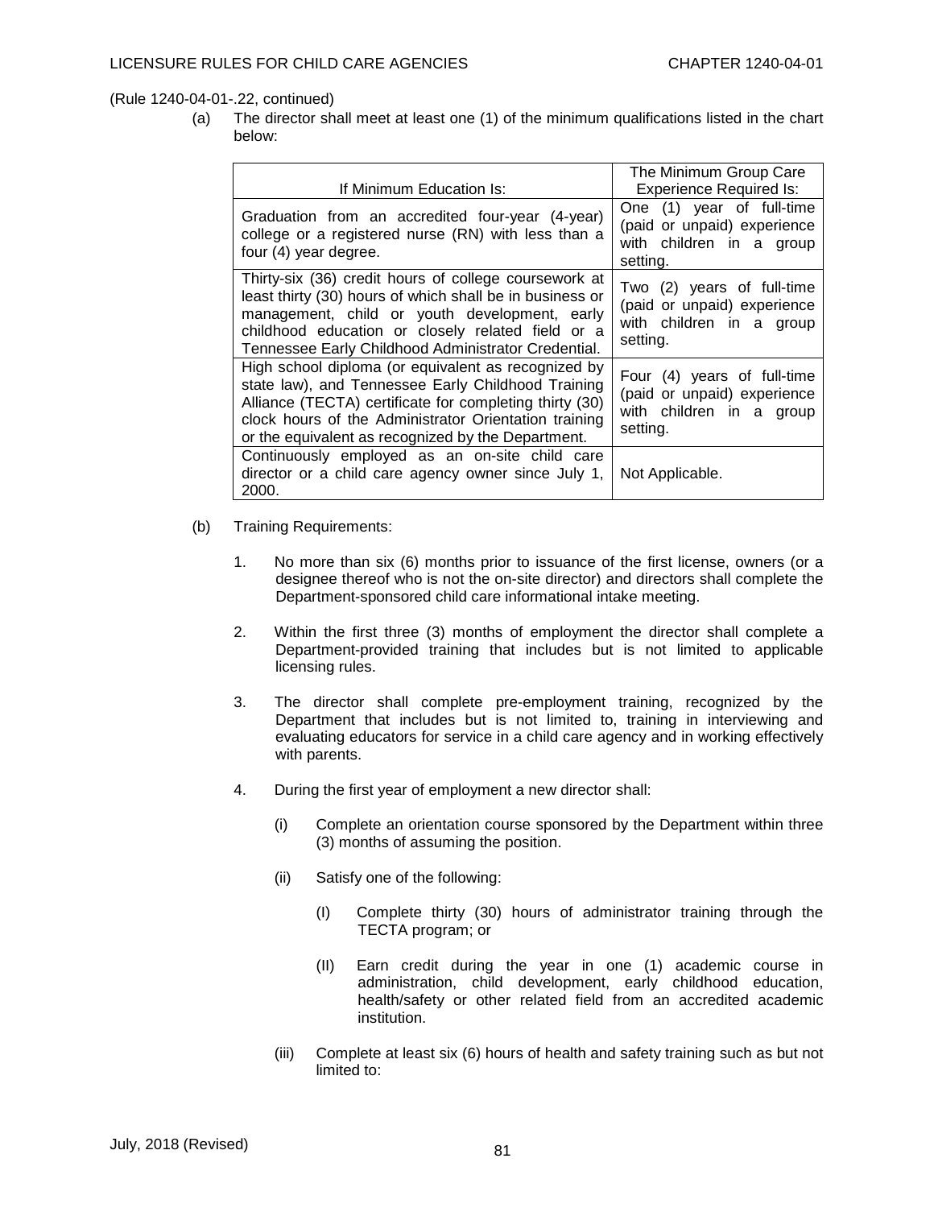(Rule 1240-04-01-.22, continued)

(a) The director shall meet at least one (1) of the minimum qualifications listed in the chart below:

| If Minimum Education Is: | The Minimum Group Care Experience Required Is: |
|---|---|
| Graduation from an accredited four-year (4-year) college or a registered nurse (RN) with less than a four (4) year degree. | One (1) year of full-time (paid or unpaid) experience with children in a group setting. |
| Thirty-six (36) credit hours of college coursework at least thirty (30) hours of which shall be in business or management, child or youth development, early childhood education or closely related field or a Tennessee Early Childhood Administrator Credential. | Two (2) years of full-time (paid or unpaid) experience with children in a group setting. |
| High school diploma (or equivalent as recognized by state law), and Tennessee Early Childhood Training Alliance (TECTA) certificate for completing thirty (30) clock hours of the Administrator Orientation training or the equivalent as recognized by the Department. | Four (4) years of full-time (paid or unpaid) experience with children in a group setting. |
| Continuously employed as an on-site child care director or a child care agency owner since July 1, 2000. | Not Applicable. |

(b) Training Requirements:

1. No more than six (6) months prior to issuance of the first license, owners (or a designee thereof who is not the on-site director) and directors shall complete the Department-sponsored child care informational intake meeting.

2. Within the first three (3) months of employment the director shall complete a Department-provided training that includes but is not limited to applicable licensing rules.

3. The director shall complete pre-employment training, recognized by the Department that includes but is not limited to, training in interviewing and evaluating educators for service in a child care agency and in working effectively with parents.

4. During the first year of employment a new director shall:

   (i) Complete an orientation course sponsored by the Department within three (3) months of assuming the position.

   (ii) Satisfy one of the following:

      (I) Complete thirty (30) hours of administrator training through the TECTA program; or

      (II) Earn credit during the year in one (1) academic course in administration, child development, early childhood education, health/safety or other related field from an accredited academic institution.

   (iii) Complete at least six (6) hours of health and safety training such as but not limited to: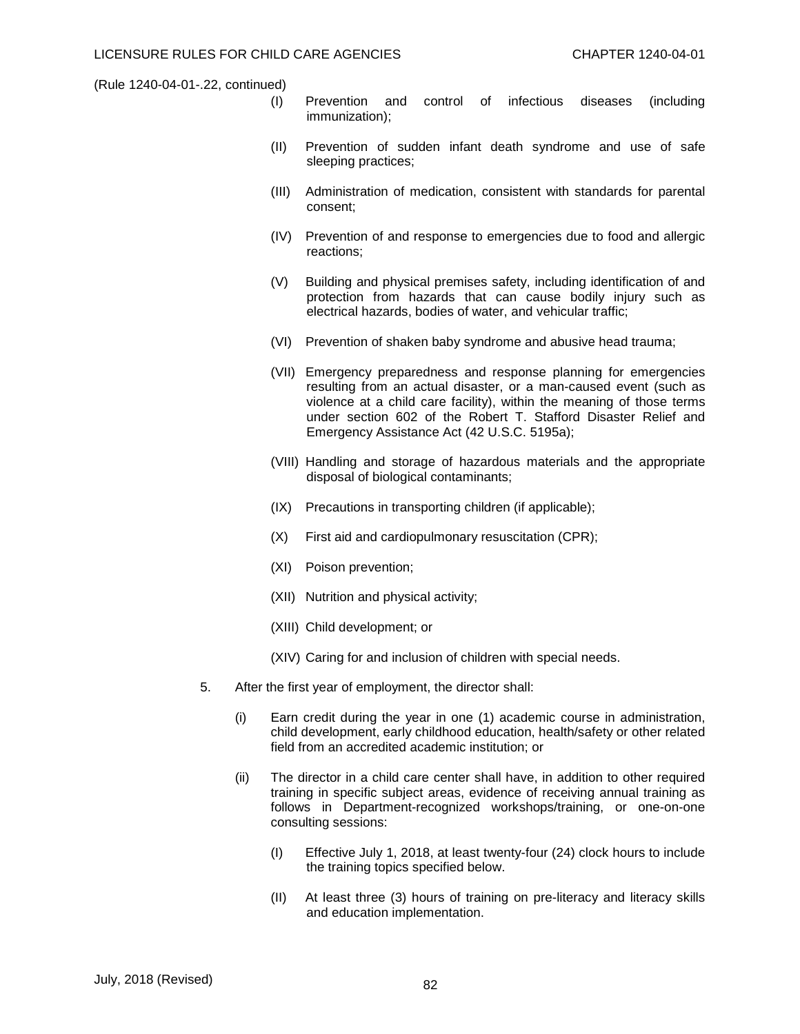(Rule 1240-04-01-.22, continued)

(I) Prevention and control of infectious diseases (including immunization);

(II) Prevention of sudden infant death syndrome and use of safe sleeping practices;

(III) Administration of medication, consistent with standards for parental consent;

(IV) Prevention of and response to emergencies due to food and allergic reactions;

(V) Building and physical premises safety, including identification of and protection from hazards that can cause bodily injury such as electrical hazards, bodies of water, and vehicular traffic;

(VI) Prevention of shaken baby syndrome and abusive head trauma;

(VII) Emergency preparedness and response planning for emergencies resulting from an actual disaster, or a man-caused event (such as violence at a child care facility), within the meaning of those terms under section 602 of the Robert T. Stafford Disaster Relief and Emergency Assistance Act (42 U.S.C. 5195a);

(VIII) Handling and storage of hazardous materials and the appropriate disposal of biological contaminants;

(IX) Precautions in transporting children (if applicable);

(X) First aid and cardiopulmonary resuscitation (CPR);

(XI) Poison prevention;

(XII) Nutrition and physical activity;

(XIII) Child development; or

(XIV) Caring for and inclusion of children with special needs.

5. After the first year of employment, the director shall:

(i) Earn credit during the year in one (1) academic course in administration, child development, early childhood education, health/safety or other related field from an accredited academic institution; or

(ii) The director in a child care center shall have, in addition to other required training in specific subject areas, evidence of receiving annual training as follows in Department-recognized workshops/training, or one-on-one consulting sessions:

(I) Effective July 1, 2018, at least twenty-four (24) clock hours to include the training topics specified below.

(II) At least three (3) hours of training on pre-literacy and literacy skills and education implementation.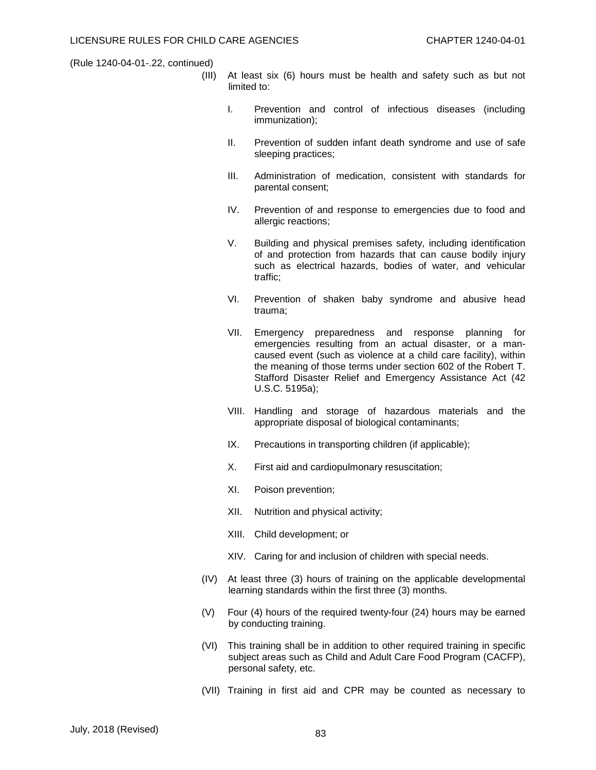(Rule 1240-04-01-.22, continued)

(III) At least six (6) hours must be health and safety such as but not limited to:

I. Prevention and control of infectious diseases (including immunization);

II. Prevention of sudden infant death syndrome and use of safe sleeping practices;

III. Administration of medication, consistent with standards for parental consent;

IV. Prevention of and response to emergencies due to food and allergic reactions;

V. Building and physical premises safety, including identification of and protection from hazards that can cause bodily injury such as electrical hazards, bodies of water, and vehicular traffic;

VI. Prevention of shaken baby syndrome and abusive head trauma;

VII. Emergency preparedness and response planning for emergencies resulting from an actual disaster, or a man-caused event (such as violence at a child care facility), within the meaning of those terms under section 602 of the Robert T. Stafford Disaster Relief and Emergency Assistance Act (42 U.S.C. 5195a);

VIII. Handling and storage of hazardous materials and the appropriate disposal of biological contaminants;

IX. Precautions in transporting children (if applicable);

X. First aid and cardiopulmonary resuscitation;

XI. Poison prevention;

XII. Nutrition and physical activity;

XIII. Child development; or

XIV. Caring for and inclusion of children with special needs.

(IV) At least three (3) hours of training on the applicable developmental learning standards within the first three (3) months.

(V) Four (4) hours of the required twenty-four (24) hours may be earned by conducting training.

(VI) This training shall be in addition to other required training in specific subject areas such as Child and Adult Care Food Program (CACFP), personal safety, etc.

(VII) Training in first aid and CPR may be counted as necessary to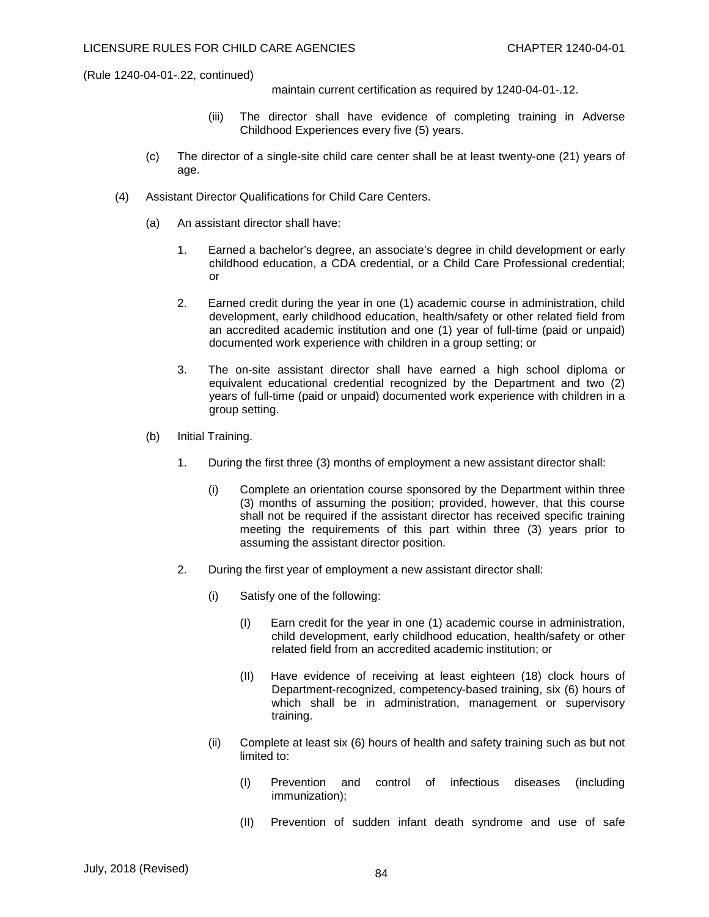(Rule 1240-04-01-.22, continued)

maintain current certification as required by 1240-04-01-.12.

(iii) The director shall have evidence of completing training in Adverse Childhood Experiences every five (5) years.

(c) The director of a single-site child care center shall be at least twenty-one (21) years of age.

(4) Assistant Director Qualifications for Child Care Centers.

(a) An assistant director shall have:

1. Earned a bachelor's degree, an associate's degree in child development or early childhood education, a CDA credential, or a Child Care Professional credential; or

2. Earned credit during the year in one (1) academic course in administration, child development, early childhood education, health/safety or other related field from an accredited academic institution and one (1) year of full-time (paid or unpaid) documented work experience with children in a group setting; or

3. The on-site assistant director shall have earned a high school diploma or equivalent educational credential recognized by the Department and two (2) years of full-time (paid or unpaid) documented work experience with children in a group setting.

(b) Initial Training.

1. During the first three (3) months of employment a new assistant director shall:

(i) Complete an orientation course sponsored by the Department within three (3) months of assuming the position; provided, however, that this course shall not be required if the assistant director has received specific training meeting the requirements of this part within three (3) years prior to assuming the assistant director position.

2. During the first year of employment a new assistant director shall:

(i) Satisfy one of the following:

(I) Earn credit for the year in one (1) academic course in administration, child development, early childhood education, health/safety or other related field from an accredited academic institution; or

(II) Have evidence of receiving at least eighteen (18) clock hours of Department-recognized, competency-based training, six (6) hours of which shall be in administration, management or supervisory training.

(ii) Complete at least six (6) hours of health and safety training such as but not limited to:

(I) Prevention and control of infectious diseases (including immunization);

(II) Prevention of sudden infant death syndrome and use of safe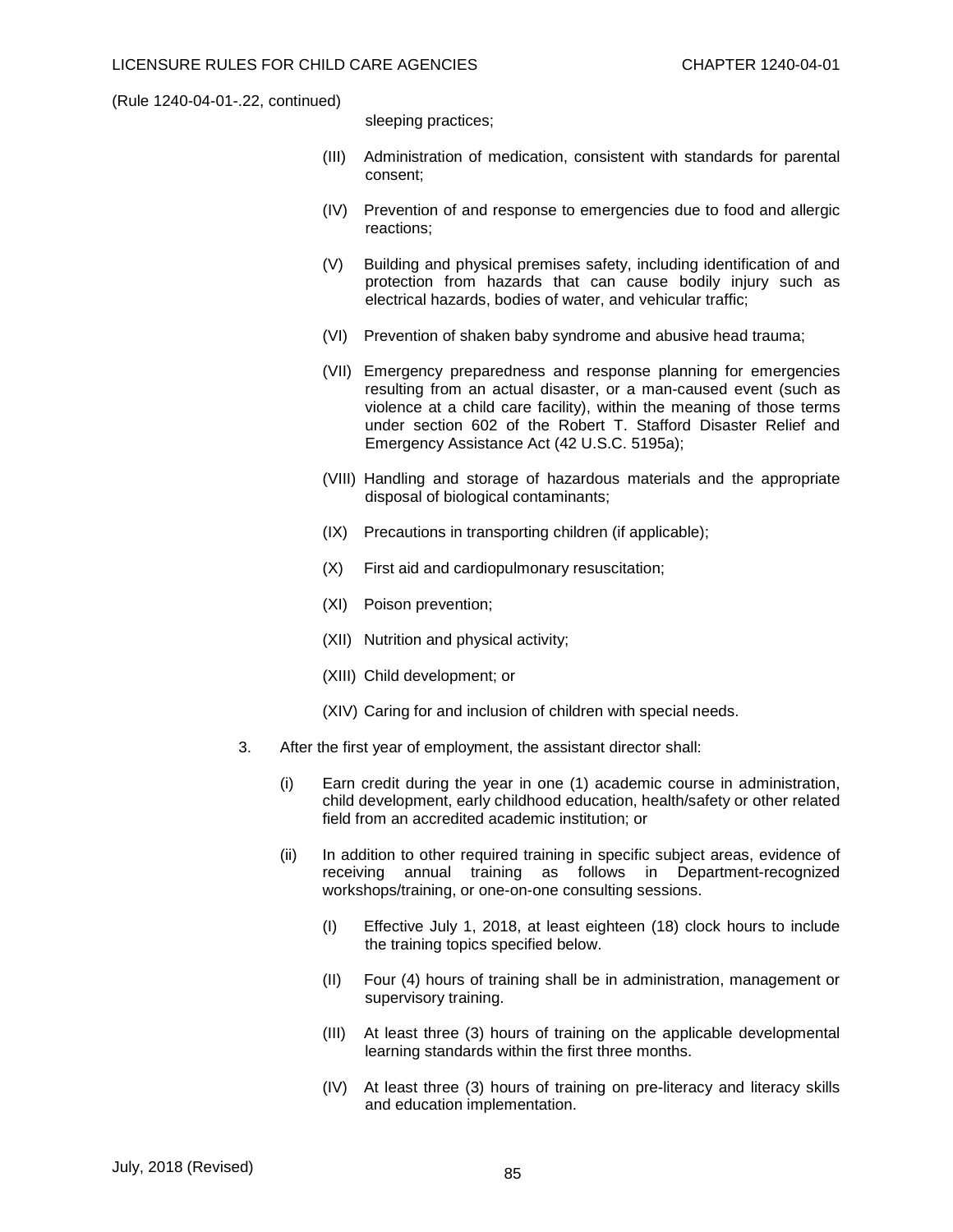(Rule 1240-04-01-.22, continued)

sleeping practices;

(III) Administration of medication, consistent with standards for parental consent;

(IV) Prevention of and response to emergencies due to food and allergic reactions;

(V) Building and physical premises safety, including identification of and protection from hazards that can cause bodily injury such as electrical hazards, bodies of water, and vehicular traffic;

(VI) Prevention of shaken baby syndrome and abusive head trauma;

(VII) Emergency preparedness and response planning for emergencies resulting from an actual disaster, or a man-caused event (such as violence at a child care facility), within the meaning of those terms under section 602 of the Robert T. Stafford Disaster Relief and Emergency Assistance Act (42 U.S.C. 5195a);

(VIII) Handling and storage of hazardous materials and the appropriate disposal of biological contaminants;

(IX) Precautions in transporting children (if applicable);

(X) First aid and cardiopulmonary resuscitation;

(XI) Poison prevention;

(XII) Nutrition and physical activity;

(XIII) Child development; or

(XIV) Caring for and inclusion of children with special needs.

3. After the first year of employment, the assistant director shall:

(i) Earn credit during the year in one (1) academic course in administration, child development, early childhood education, health/safety or other related field from an accredited academic institution; or

(ii) In addition to other required training in specific subject areas, evidence of receiving annual training as follows in Department-recognized workshops/training, or one-on-one consulting sessions.

(I) Effective July 1, 2018, at least eighteen (18) clock hours to include the training topics specified below.

(II) Four (4) hours of training shall be in administration, management or supervisory training.

(III) At least three (3) hours of training on the applicable developmental learning standards within the first three months.

(IV) At least three (3) hours of training on pre-literacy and literacy skills and education implementation.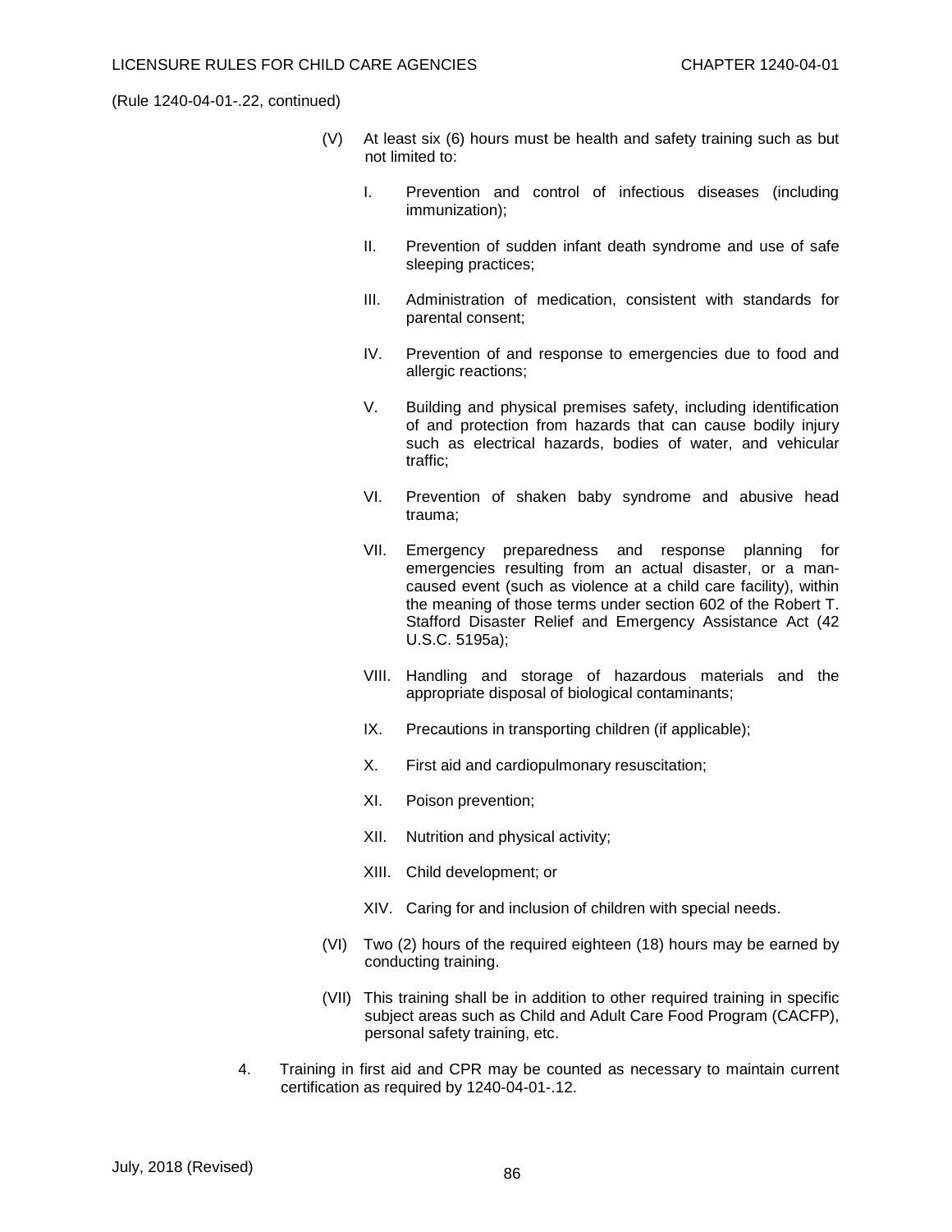(Rule 1240-04-01-.22, continued)

(V) At least six (6) hours must be health and safety training such as but not limited to:

I. Prevention and control of infectious diseases (including immunization);

II. Prevention of sudden infant death syndrome and use of safe sleeping practices;

III. Administration of medication, consistent with standards for parental consent;

IV. Prevention of and response to emergencies due to food and allergic reactions;

V. Building and physical premises safety, including identification of and protection from hazards that can cause bodily injury such as electrical hazards, bodies of water, and vehicular traffic;

VI. Prevention of shaken baby syndrome and abusive head trauma;

VII. Emergency preparedness and response planning for emergencies resulting from an actual disaster, or a man-caused event (such as violence at a child care facility), within the meaning of those terms under section 602 of the Robert T. Stafford Disaster Relief and Emergency Assistance Act (42 U.S.C. 5195a);

VIII. Handling and storage of hazardous materials and the appropriate disposal of biological contaminants;

IX. Precautions in transporting children (if applicable);

X. First aid and cardiopulmonary resuscitation;

XI. Poison prevention;

XII. Nutrition and physical activity;

XIII. Child development; or

XIV. Caring for and inclusion of children with special needs.

(VI) Two (2) hours of the required eighteen (18) hours may be earned by conducting training.

(VII) This training shall be in addition to other required training in specific subject areas such as Child and Adult Care Food Program (CACFP), personal safety training, etc.

4. Training in first aid and CPR may be counted as necessary to maintain current certification as required by 1240-04-01-.12.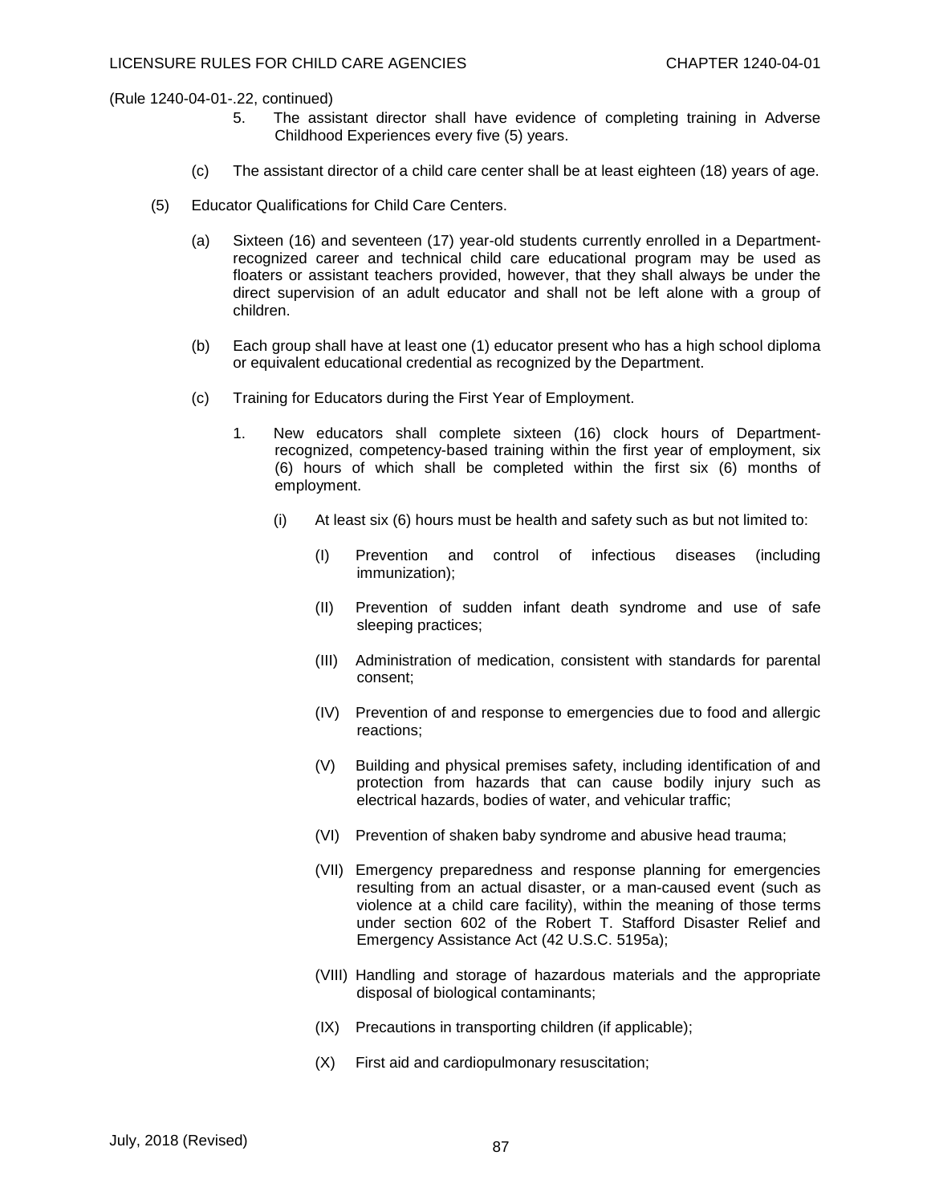(Rule 1240-04-01-.22, continued)

5. The assistant director shall have evidence of completing training in Adverse Childhood Experiences every five (5) years.

(c) The assistant director of a child care center shall be at least eighteen (18) years of age.

(5) Educator Qualifications for Child Care Centers.

(a) Sixteen (16) and seventeen (17) year-old students currently enrolled in a Department-recognized career and technical child care educational program may be used as floaters or assistant teachers provided, however, that they shall always be under the direct supervision of an adult educator and shall not be left alone with a group of children.

(b) Each group shall have at least one (1) educator present who has a high school diploma or equivalent educational credential as recognized by the Department.

(c) Training for Educators during the First Year of Employment.

1. New educators shall complete sixteen (16) clock hours of Department-recognized, competency-based training within the first year of employment, six (6) hours of which shall be completed within the first six (6) months of employment.

(i) At least six (6) hours must be health and safety such as but not limited to:

(I) Prevention and control of infectious diseases (including immunization);

(II) Prevention of sudden infant death syndrome and use of safe sleeping practices;

(III) Administration of medication, consistent with standards for parental consent;

(IV) Prevention of and response to emergencies due to food and allergic reactions;

(V) Building and physical premises safety, including identification of and protection from hazards that can cause bodily injury such as electrical hazards, bodies of water, and vehicular traffic;

(VI) Prevention of shaken baby syndrome and abusive head trauma;

(VII) Emergency preparedness and response planning for emergencies resulting from an actual disaster, or a man-caused event (such as violence at a child care facility), within the meaning of those terms under section 602 of the Robert T. Stafford Disaster Relief and Emergency Assistance Act (42 U.S.C. 5195a);

(VIII) Handling and storage of hazardous materials and the appropriate disposal of biological contaminants;

(IX) Precautions in transporting children (if applicable);

(X) First aid and cardiopulmonary resuscitation;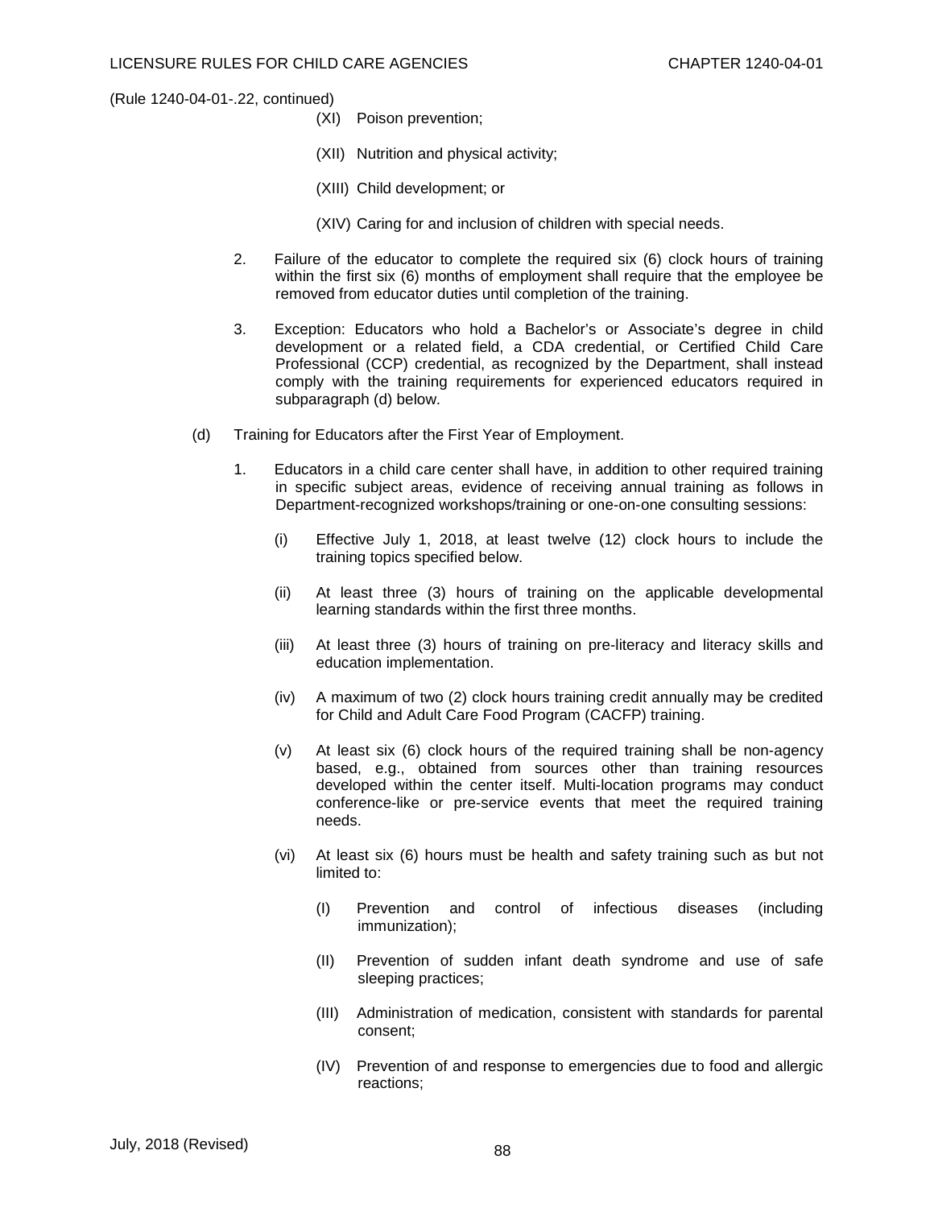(Rule 1240-04-01-.22, continued)

(XI) Poison prevention;

(XII) Nutrition and physical activity;

(XIII) Child development; or

(XIV) Caring for and inclusion of children with special needs.

2. Failure of the educator to complete the required six (6) clock hours of training within the first six (6) months of employment shall require that the employee be removed from educator duties until completion of the training.

3. Exception: Educators who hold a Bachelor's or Associate's degree in child development or a related field, a CDA credential, or Certified Child Care Professional (CCP) credential, as recognized by the Department, shall instead comply with the training requirements for experienced educators required in subparagraph (d) below.

(d) Training for Educators after the First Year of Employment.

1. Educators in a child care center shall have, in addition to other required training in specific subject areas, evidence of receiving annual training as follows in Department-recognized workshops/training or one-on-one consulting sessions:

(i) Effective July 1, 2018, at least twelve (12) clock hours to include the training topics specified below.

(ii) At least three (3) hours of training on the applicable developmental learning standards within the first three months.

(iii) At least three (3) hours of training on pre-literacy and literacy skills and education implementation.

(iv) A maximum of two (2) clock hours training credit annually may be credited for Child and Adult Care Food Program (CACFP) training.

(v) At least six (6) clock hours of the required training shall be non-agency based, e.g., obtained from sources other than training resources developed within the center itself. Multi-location programs may conduct conference-like or pre-service events that meet the required training needs.

(vi) At least six (6) hours must be health and safety training such as but not limited to:

(I) Prevention and control of infectious diseases (including immunization);

(II) Prevention of sudden infant death syndrome and use of safe sleeping practices;

(III) Administration of medication, consistent with standards for parental consent;

(IV) Prevention of and response to emergencies due to food and allergic reactions;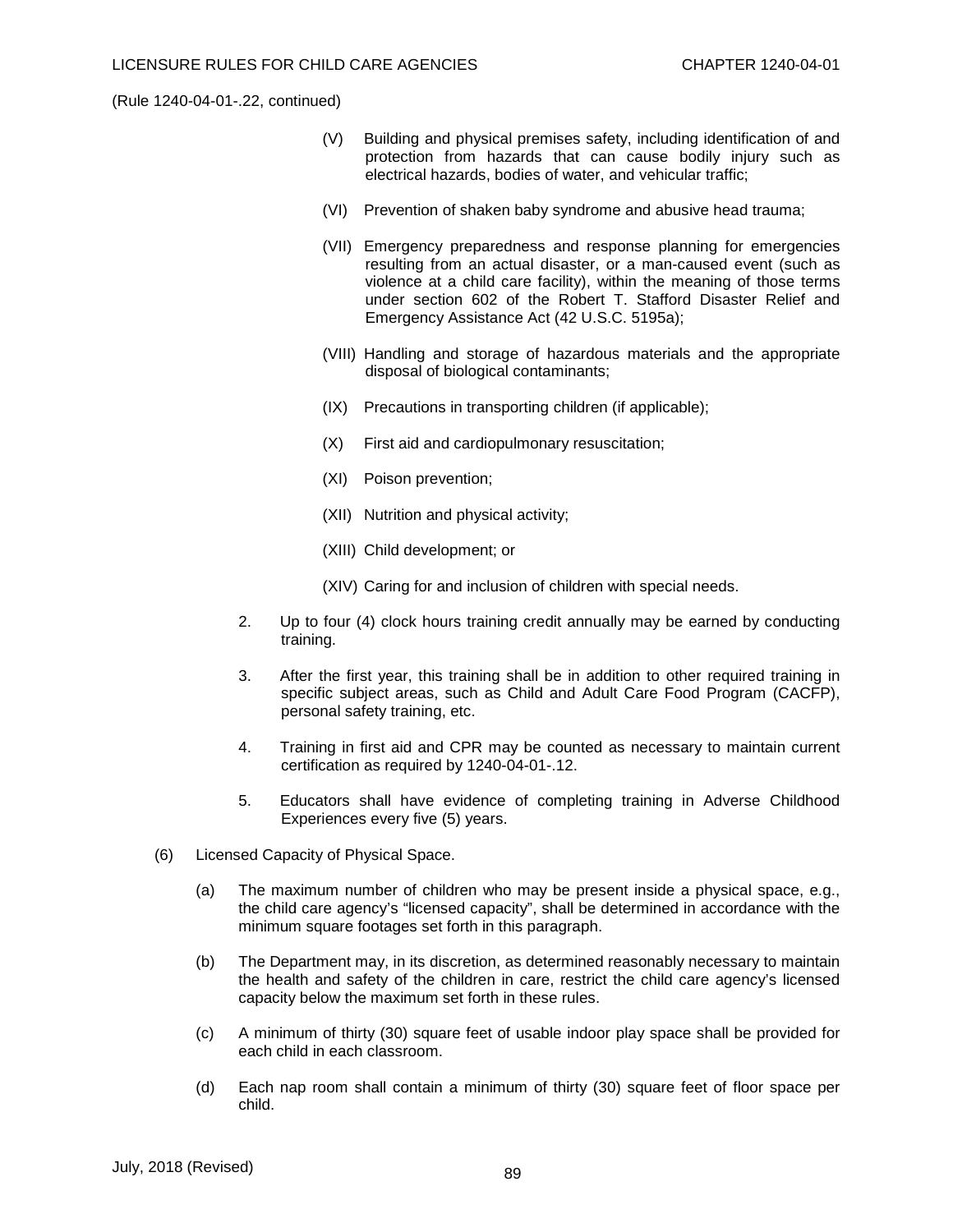(Rule 1240-04-01-.22, continued)

(V) Building and physical premises safety, including identification of and protection from hazards that can cause bodily injury such as electrical hazards, bodies of water, and vehicular traffic;

(VI) Prevention of shaken baby syndrome and abusive head trauma;

(VII) Emergency preparedness and response planning for emergencies resulting from an actual disaster, or a man-caused event (such as violence at a child care facility), within the meaning of those terms under section 602 of the Robert T. Stafford Disaster Relief and Emergency Assistance Act (42 U.S.C. 5195a);

(VIII) Handling and storage of hazardous materials and the appropriate disposal of biological contaminants;

(IX) Precautions in transporting children (if applicable);

(X) First aid and cardiopulmonary resuscitation;

(XI) Poison prevention;

(XII) Nutrition and physical activity;

(XIII) Child development; or

(XIV) Caring for and inclusion of children with special needs.

2. Up to four (4) clock hours training credit annually may be earned by conducting training.

3. After the first year, this training shall be in addition to other required training in specific subject areas, such as Child and Adult Care Food Program (CACFP), personal safety training, etc.

4. Training in first aid and CPR may be counted as necessary to maintain current certification as required by 1240-04-01-.12.

5. Educators shall have evidence of completing training in Adverse Childhood Experiences every five (5) years.

(6) Licensed Capacity of Physical Space.

(a) The maximum number of children who may be present inside a physical space, e.g., the child care agency's "licensed capacity", shall be determined in accordance with the minimum square footages set forth in this paragraph.

(b) The Department may, in its discretion, as determined reasonably necessary to maintain the health and safety of the children in care, restrict the child care agency's licensed capacity below the maximum set forth in these rules.

(c) A minimum of thirty (30) square feet of usable indoor play space shall be provided for each child in each classroom.

(d) Each nap room shall contain a minimum of thirty (30) square feet of floor space per child.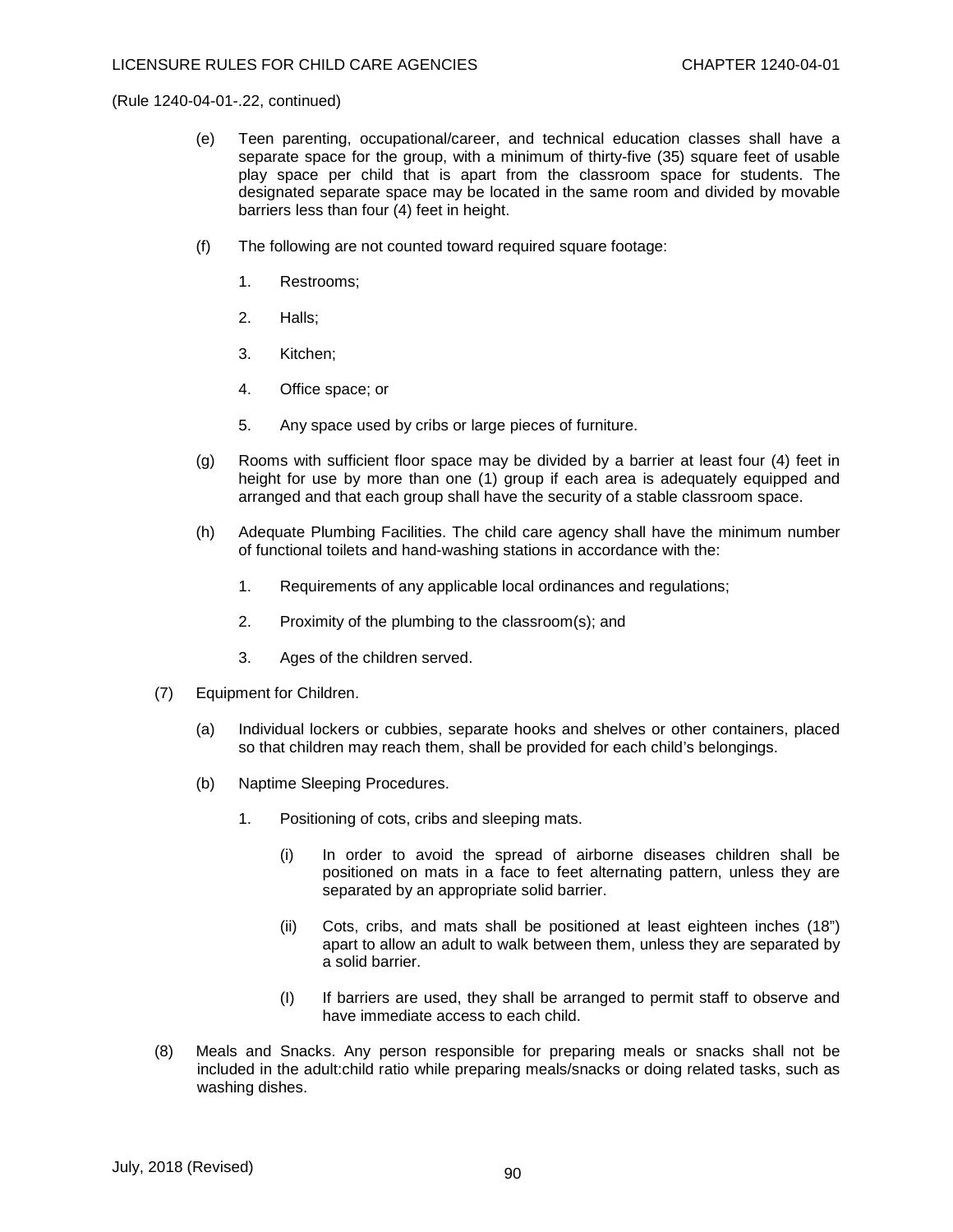(Rule 1240-04-01-.22, continued)

(e) Teen parenting, occupational/career, and technical education classes shall have a separate space for the group, with a minimum of thirty-five (35) square feet of usable play space per child that is apart from the classroom space for students. The designated separate space may be located in the same room and divided by movable barriers less than four (4) feet in height.

(f) The following are not counted toward required square footage:

1. Restrooms;

2. Halls;

3. Kitchen;

4. Office space; or

5. Any space used by cribs or large pieces of furniture.

(g) Rooms with sufficient floor space may be divided by a barrier at least four (4) feet in height for use by more than one (1) group if each area is adequately equipped and arranged and that each group shall have the security of a stable classroom space.

(h) Adequate Plumbing Facilities. The child care agency shall have the minimum number of functional toilets and hand-washing stations in accordance with the:

1. Requirements of any applicable local ordinances and regulations;

2. Proximity of the plumbing to the classroom(s); and

3. Ages of the children served.

(7) Equipment for Children.

(a) Individual lockers or cubbies, separate hooks and shelves or other containers, placed so that children may reach them, shall be provided for each child's belongings.

(b) Naptime Sleeping Procedures.

1. Positioning of cots, cribs and sleeping mats.

(i) In order to avoid the spread of airborne diseases children shall be positioned on mats in a face to feet alternating pattern, unless they are separated by an appropriate solid barrier.

(ii) Cots, cribs, and mats shall be positioned at least eighteen inches (18") apart to allow an adult to walk between them, unless they are separated by a solid barrier.

(I) If barriers are used, they shall be arranged to permit staff to observe and have immediate access to each child.

(8) Meals and Snacks. Any person responsible for preparing meals or snacks shall not be included in the adult:child ratio while preparing meals/snacks or doing related tasks, such as washing dishes.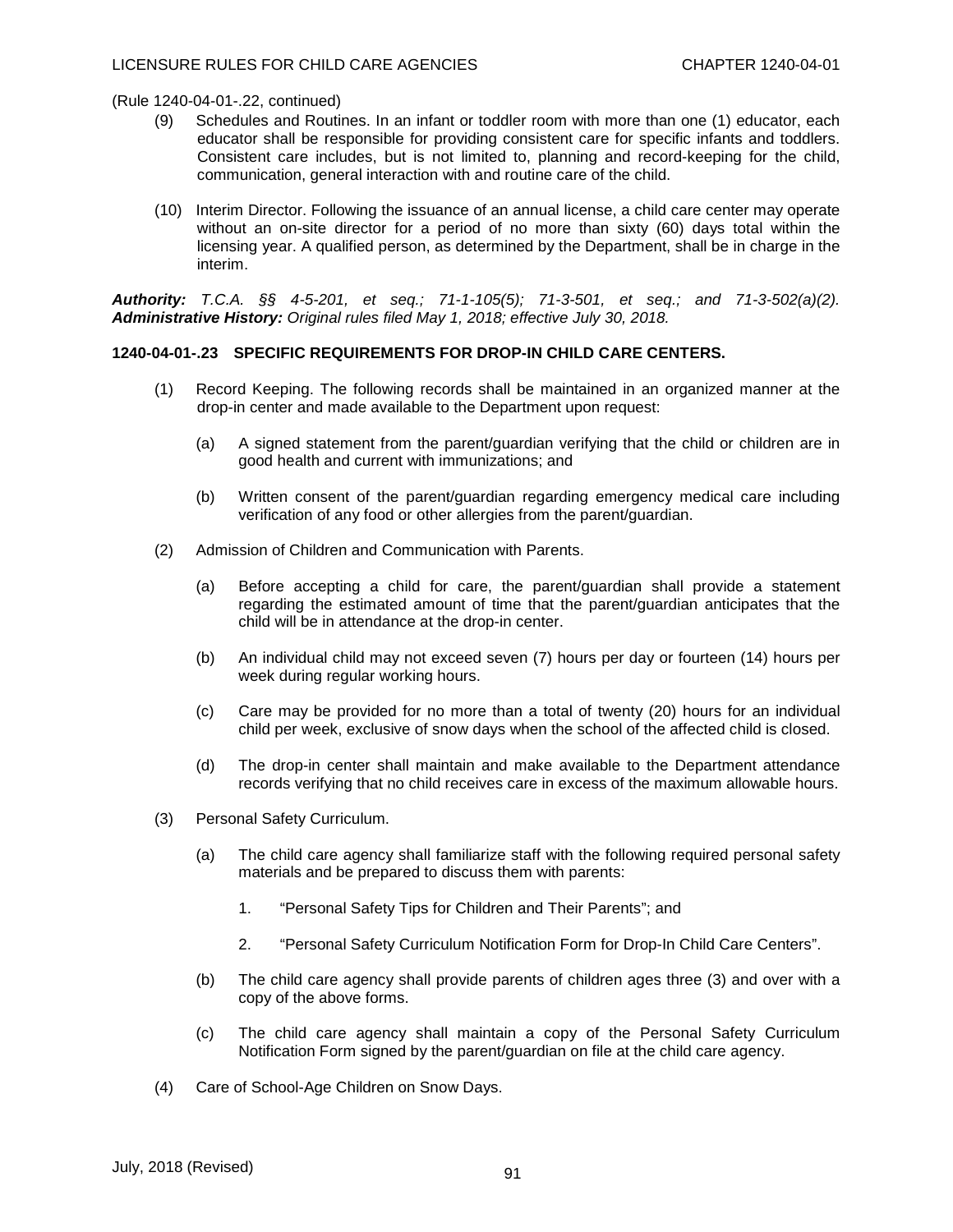(Rule 1240-04-01-.22, continued)

(9) Schedules and Routines. In an infant or toddler room with more than one (1) educator, each educator shall be responsible for providing consistent care for specific infants and toddlers. Consistent care includes, but is not limited to, planning and record-keeping for the child, communication, general interaction with and routine care of the child.

(10) Interim Director. Following the issuance of an annual license, a child care center may operate without an on-site director for a period of no more than sixty (60) days total within the licensing year. A qualified person, as determined by the Department, shall be in charge in the interim.

***Authority:*** *T.C.A. §§ 4-5-201, et seq.; 71-1-105(5); 71-3-501, et seq.; and 71-3-502(a)(2).* ***Administrative History:*** *Original rules filed May 1, 2018; effective July 30, 2018.*

**1240-04-01-.23 SPECIFIC REQUIREMENTS FOR DROP-IN CHILD CARE CENTERS.**

(1) Record Keeping. The following records shall be maintained in an organized manner at the drop-in center and made available to the Department upon request:

(a) A signed statement from the parent/guardian verifying that the child or children are in good health and current with immunizations; and

(b) Written consent of the parent/guardian regarding emergency medical care including verification of any food or other allergies from the parent/guardian.

(2) Admission of Children and Communication with Parents.

(a) Before accepting a child for care, the parent/guardian shall provide a statement regarding the estimated amount of time that the parent/guardian anticipates that the child will be in attendance at the drop-in center.

(b) An individual child may not exceed seven (7) hours per day or fourteen (14) hours per week during regular working hours.

(c) Care may be provided for no more than a total of twenty (20) hours for an individual child per week, exclusive of snow days when the school of the affected child is closed.

(d) The drop-in center shall maintain and make available to the Department attendance records verifying that no child receives care in excess of the maximum allowable hours.

(3) Personal Safety Curriculum.

(a) The child care agency shall familiarize staff with the following required personal safety materials and be prepared to discuss them with parents:

1. "Personal Safety Tips for Children and Their Parents"; and

2. "Personal Safety Curriculum Notification Form for Drop-In Child Care Centers".

(b) The child care agency shall provide parents of children ages three (3) and over with a copy of the above forms.

(c) The child care agency shall maintain a copy of the Personal Safety Curriculum Notification Form signed by the parent/guardian on file at the child care agency.

(4) Care of School-Age Children on Snow Days.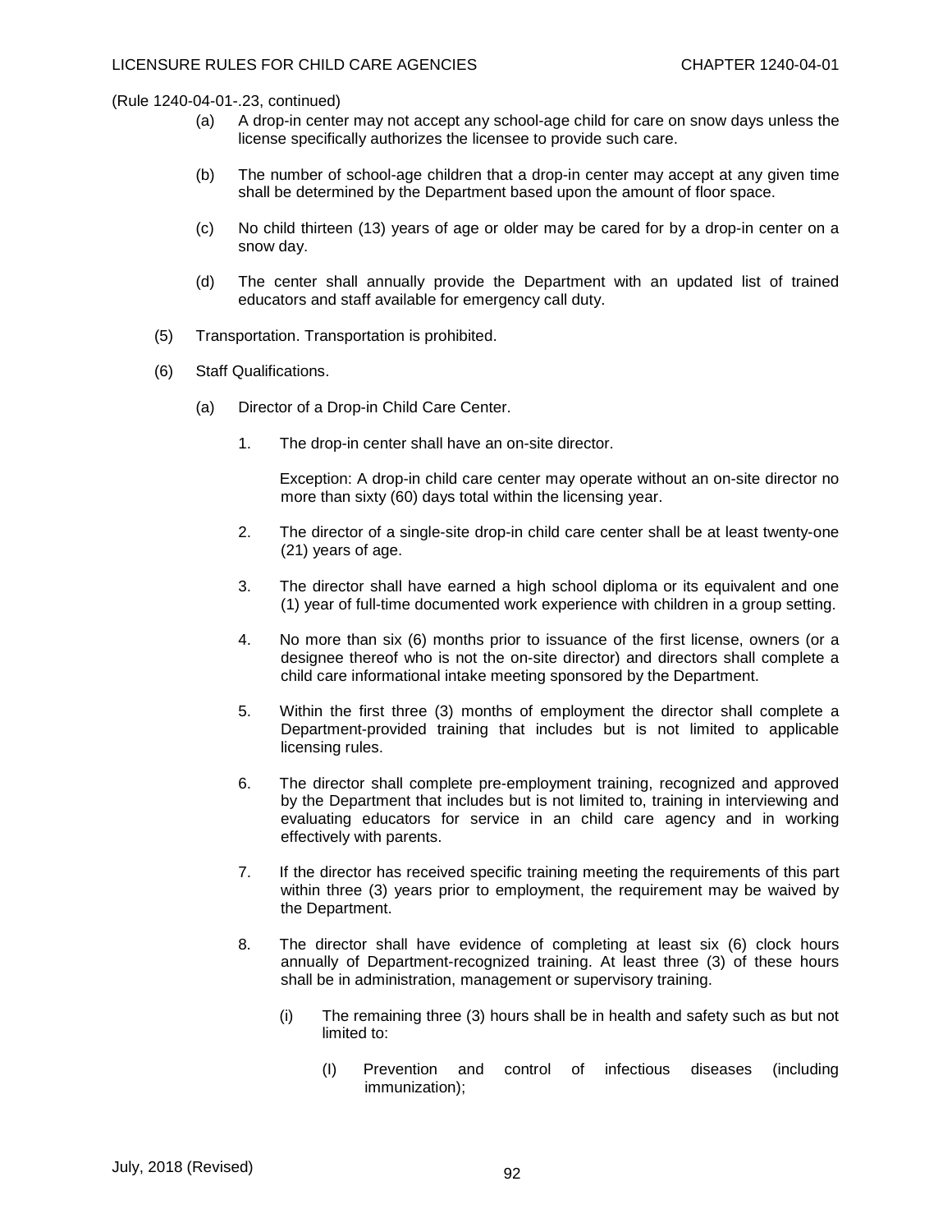(Rule 1240-04-01-.23, continued)

(a) A drop-in center may not accept any school-age child for care on snow days unless the license specifically authorizes the licensee to provide such care.

(b) The number of school-age children that a drop-in center may accept at any given time shall be determined by the Department based upon the amount of floor space.

(c) No child thirteen (13) years of age or older may be cared for by a drop-in center on a snow day.

(d) The center shall annually provide the Department with an updated list of trained educators and staff available for emergency call duty.

(5) Transportation. Transportation is prohibited.

(6) Staff Qualifications.

(a) Director of a Drop-in Child Care Center.

1. The drop-in center shall have an on-site director.

   Exception: A drop-in child care center may operate without an on-site director no more than sixty (60) days total within the licensing year.

2. The director of a single-site drop-in child care center shall be at least twenty-one (21) years of age.

3. The director shall have earned a high school diploma or its equivalent and one (1) year of full-time documented work experience with children in a group setting.

4. No more than six (6) months prior to issuance of the first license, owners (or a designee thereof who is not the on-site director) and directors shall complete a child care informational intake meeting sponsored by the Department.

5. Within the first three (3) months of employment the director shall complete a Department-provided training that includes but is not limited to applicable licensing rules.

6. The director shall complete pre-employment training, recognized and approved by the Department that includes but is not limited to, training in interviewing and evaluating educators for service in an child care agency and in working effectively with parents.

7. If the director has received specific training meeting the requirements of this part within three (3) years prior to employment, the requirement may be waived by the Department.

8. The director shall have evidence of completing at least six (6) clock hours annually of Department-recognized training. At least three (3) of these hours shall be in administration, management or supervisory training.

   (i) The remaining three (3) hours shall be in health and safety such as but not limited to:

      (I) Prevention and control of infectious diseases (including immunization);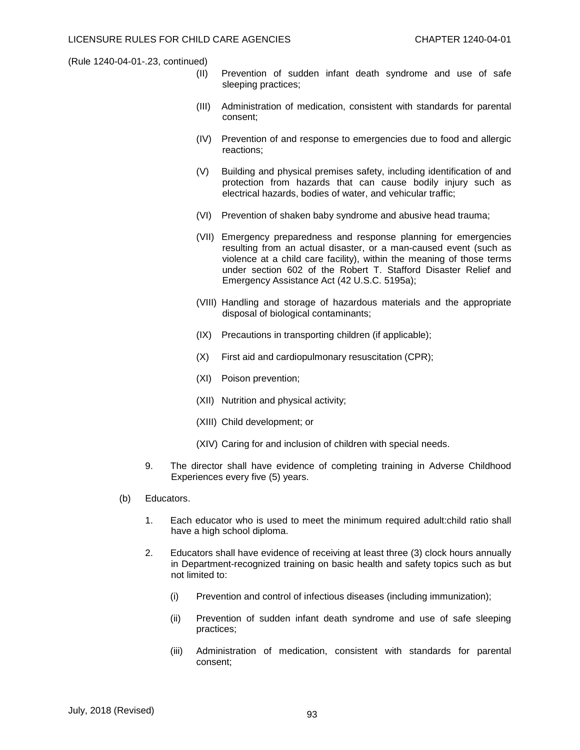(Rule 1240-04-01-.23, continued)

(II) Prevention of sudden infant death syndrome and use of safe sleeping practices;

(III) Administration of medication, consistent with standards for parental consent;

(IV) Prevention of and response to emergencies due to food and allergic reactions;

(V) Building and physical premises safety, including identification of and protection from hazards that can cause bodily injury such as electrical hazards, bodies of water, and vehicular traffic;

(VI) Prevention of shaken baby syndrome and abusive head trauma;

(VII) Emergency preparedness and response planning for emergencies resulting from an actual disaster, or a man-caused event (such as violence at a child care facility), within the meaning of those terms under section 602 of the Robert T. Stafford Disaster Relief and Emergency Assistance Act (42 U.S.C. 5195a);

(VIII) Handling and storage of hazardous materials and the appropriate disposal of biological contaminants;

(IX) Precautions in transporting children (if applicable);

(X) First aid and cardiopulmonary resuscitation (CPR);

(XI) Poison prevention;

(XII) Nutrition and physical activity;

(XIII) Child development; or

(XIV) Caring for and inclusion of children with special needs.

9. The director shall have evidence of completing training in Adverse Childhood Experiences every five (5) years.

(b) Educators.

1. Each educator who is used to meet the minimum required adult:child ratio shall have a high school diploma.

2. Educators shall have evidence of receiving at least three (3) clock hours annually in Department-recognized training on basic health and safety topics such as but not limited to:

(i) Prevention and control of infectious diseases (including immunization);

(ii) Prevention of sudden infant death syndrome and use of safe sleeping practices;

(iii) Administration of medication, consistent with standards for parental consent;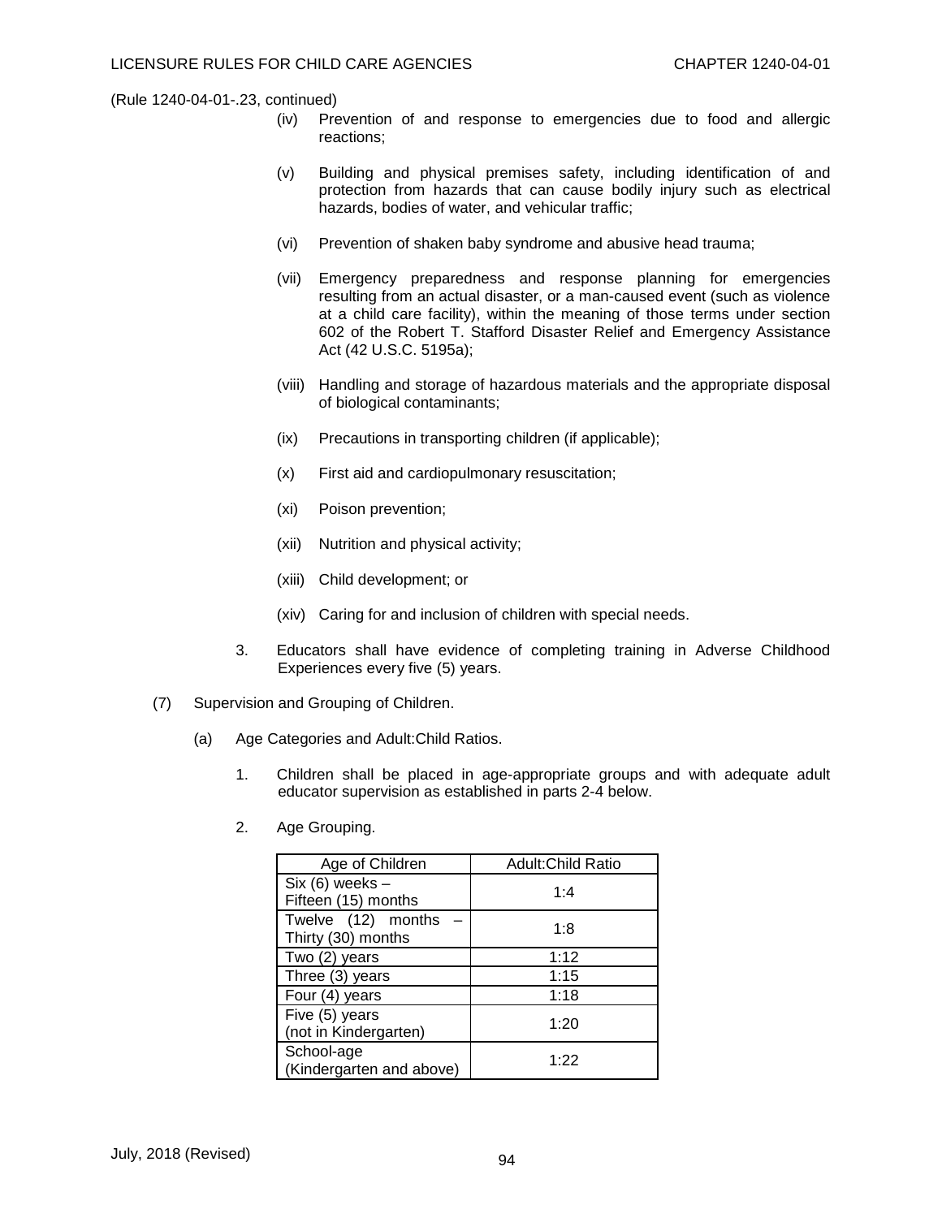(Rule 1240-04-01-.23, continued)

(iv) Prevention of and response to emergencies due to food and allergic reactions;

(v) Building and physical premises safety, including identification of and protection from hazards that can cause bodily injury such as electrical hazards, bodies of water, and vehicular traffic;

(vi) Prevention of shaken baby syndrome and abusive head trauma;

(vii) Emergency preparedness and response planning for emergencies resulting from an actual disaster, or a man-caused event (such as violence at a child care facility), within the meaning of those terms under section 602 of the Robert T. Stafford Disaster Relief and Emergency Assistance Act (42 U.S.C. 5195a);

(viii) Handling and storage of hazardous materials and the appropriate disposal of biological contaminants;

(ix) Precautions in transporting children (if applicable);

(x) First aid and cardiopulmonary resuscitation;

(xi) Poison prevention;

(xii) Nutrition and physical activity;

(xiii) Child development; or

(xiv) Caring for and inclusion of children with special needs.

3. Educators shall have evidence of completing training in Adverse Childhood Experiences every five (5) years.

(7) Supervision and Grouping of Children.

(a) Age Categories and Adult:Child Ratios.

1. Children shall be placed in age-appropriate groups and with adequate adult educator supervision as established in parts 2-4 below.

2. Age Grouping.

| Age of Children | Adult:Child Ratio |
|---|---|
| Six (6) weeks – Fifteen (15) months | 1:4 |
| Twelve (12) months – Thirty (30) months | 1:8 |
| Two (2) years | 1:12 |
| Three (3) years | 1:15 |
| Four (4) years | 1:18 |
| Five (5) years (not in Kindergarten) | 1:20 |
| School-age (Kindergarten and above) | 1:22 |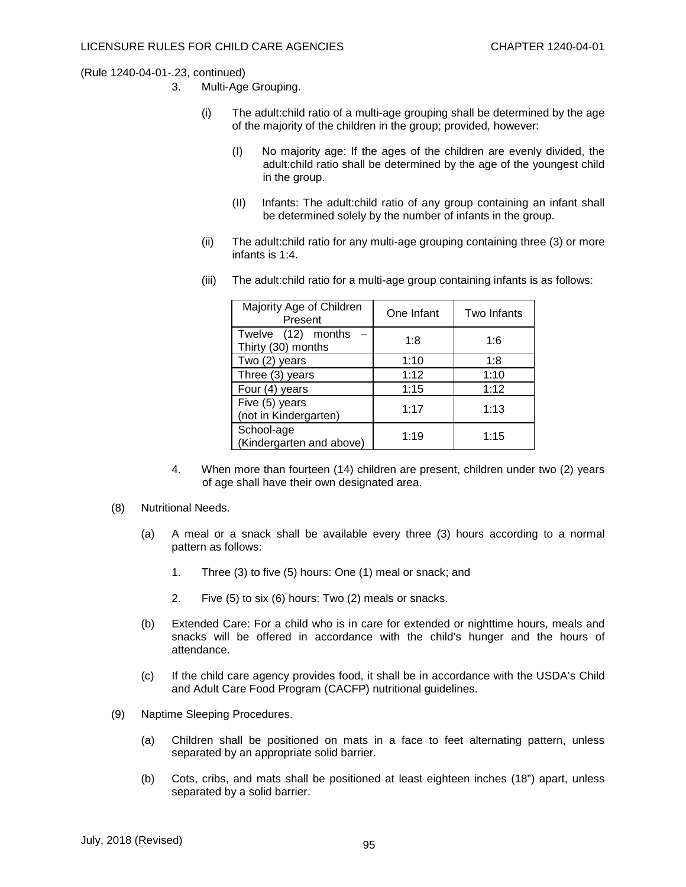(Rule 1240-04-01-.23, continued)

3. Multi-Age Grouping.

   (i) The adult:child ratio of a multi-age grouping shall be determined by the age of the majority of the children in the group; provided, however:

      (I) No majority age: If the ages of the children are evenly divided, the adult:child ratio shall be determined by the age of the youngest child in the group.

      (II) Infants: The adult:child ratio of any group containing an infant shall be determined solely by the number of infants in the group.

   (ii) The adult:child ratio for any multi-age grouping containing three (3) or more infants is 1:4.

   (iii) The adult:child ratio for a multi-age group containing infants is as follows:

| Majority Age of Children Present | One Infant | Two Infants |
|---|---|---|
| Twelve (12) months – Thirty (30) months | 1:8 | 1:6 |
| Two (2) years | 1:10 | 1:8 |
| Three (3) years | 1:12 | 1:10 |
| Four (4) years | 1:15 | 1:12 |
| Five (5) years (not in Kindergarten) | 1:17 | 1:13 |
| School-age (Kindergarten and above) | 1:19 | 1:15 |

4. When more than fourteen (14) children are present, children under two (2) years of age shall have their own designated area.

(8) Nutritional Needs.

   (a) A meal or a snack shall be available every three (3) hours according to a normal pattern as follows:

      1. Three (3) to five (5) hours: One (1) meal or snack; and

      2. Five (5) to six (6) hours: Two (2) meals or snacks.

   (b) Extended Care: For a child who is in care for extended or nighttime hours, meals and snacks will be offered in accordance with the child's hunger and the hours of attendance.

   (c) If the child care agency provides food, it shall be in accordance with the USDA's Child and Adult Care Food Program (CACFP) nutritional guidelines.

(9) Naptime Sleeping Procedures.

   (a) Children shall be positioned on mats in a face to feet alternating pattern, unless separated by an appropriate solid barrier.

   (b) Cots, cribs, and mats shall be positioned at least eighteen inches (18") apart, unless separated by a solid barrier.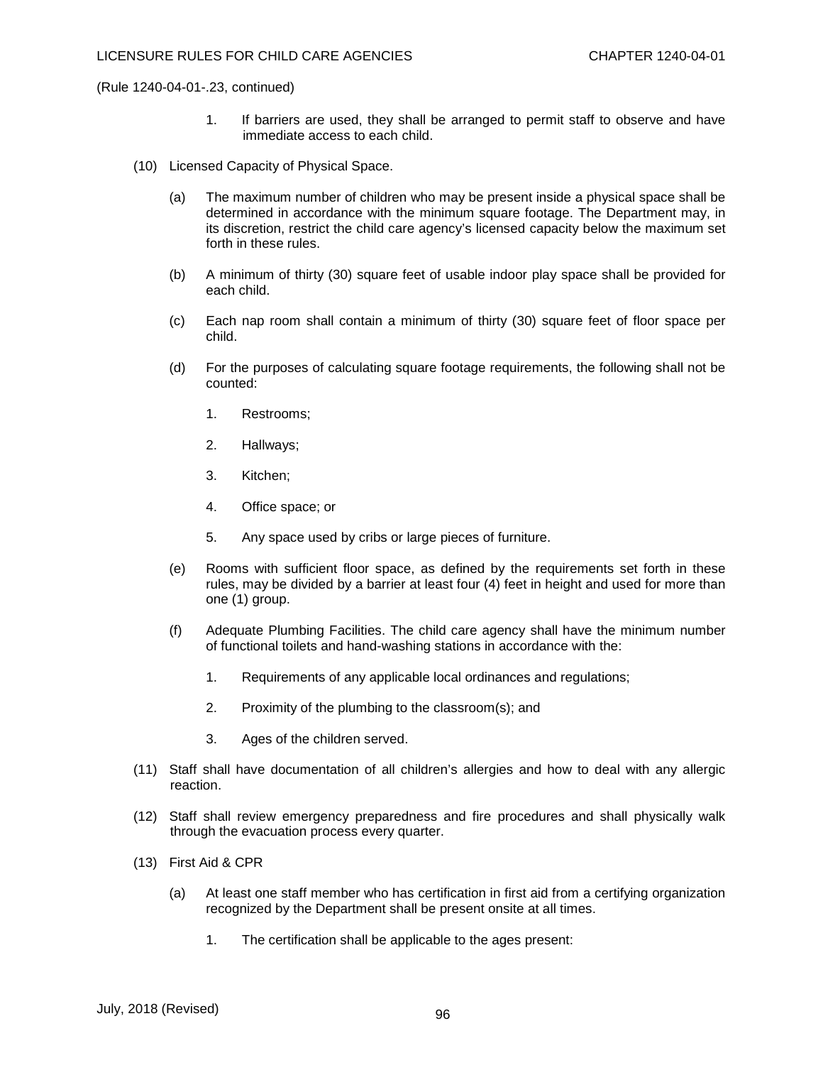(Rule 1240-04-01-.23, continued)

1. If barriers are used, they shall be arranged to permit staff to observe and have immediate access to each child.

(10) Licensed Capacity of Physical Space.

(a) The maximum number of children who may be present inside a physical space shall be determined in accordance with the minimum square footage. The Department may, in its discretion, restrict the child care agency's licensed capacity below the maximum set forth in these rules.

(b) A minimum of thirty (30) square feet of usable indoor play space shall be provided for each child.

(c) Each nap room shall contain a minimum of thirty (30) square feet of floor space per child.

(d) For the purposes of calculating square footage requirements, the following shall not be counted:

1. Restrooms;

2. Hallways;

3. Kitchen;

4. Office space; or

5. Any space used by cribs or large pieces of furniture.

(e) Rooms with sufficient floor space, as defined by the requirements set forth in these rules, may be divided by a barrier at least four (4) feet in height and used for more than one (1) group.

(f) Adequate Plumbing Facilities. The child care agency shall have the minimum number of functional toilets and hand-washing stations in accordance with the:

1. Requirements of any applicable local ordinances and regulations;

2. Proximity of the plumbing to the classroom(s); and

3. Ages of the children served.

(11) Staff shall have documentation of all children's allergies and how to deal with any allergic reaction.

(12) Staff shall review emergency preparedness and fire procedures and shall physically walk through the evacuation process every quarter.

(13) First Aid & CPR

(a) At least one staff member who has certification in first aid from a certifying organization recognized by the Department shall be present onsite at all times.

1. The certification shall be applicable to the ages present: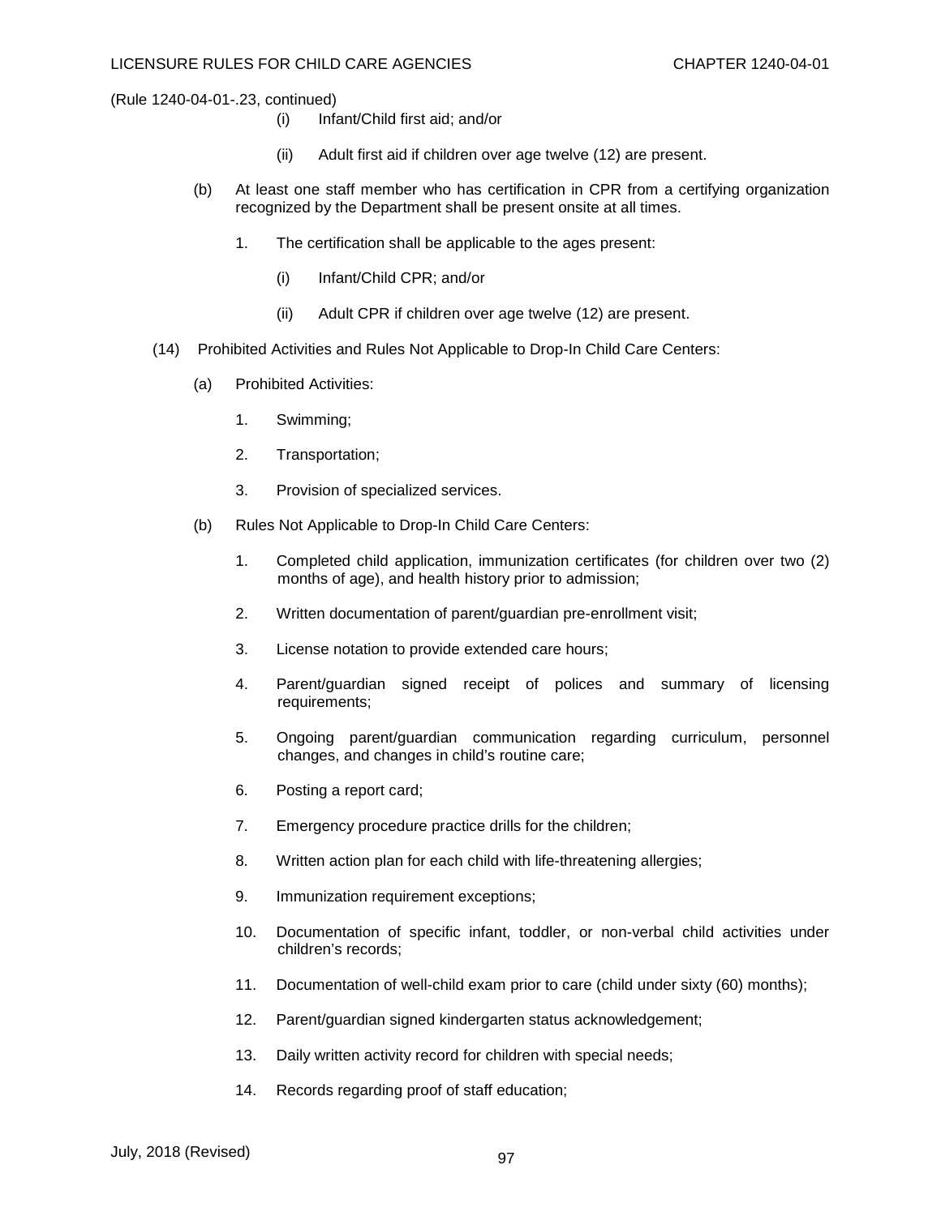(Rule 1240-04-01-.23, continued)

(i) Infant/Child first aid; and/or

(ii) Adult first aid if children over age twelve (12) are present.

(b) At least one staff member who has certification in CPR from a certifying organization recognized by the Department shall be present onsite at all times.

1. The certification shall be applicable to the ages present:

(i) Infant/Child CPR; and/or

(ii) Adult CPR if children over age twelve (12) are present.

(14) Prohibited Activities and Rules Not Applicable to Drop-In Child Care Centers:

(a) Prohibited Activities:

1. Swimming;

2. Transportation;

3. Provision of specialized services.

(b) Rules Not Applicable to Drop-In Child Care Centers:

1. Completed child application, immunization certificates (for children over two (2) months of age), and health history prior to admission;

2. Written documentation of parent/guardian pre-enrollment visit;

3. License notation to provide extended care hours;

4. Parent/guardian signed receipt of polices and summary of licensing requirements;

5. Ongoing parent/guardian communication regarding curriculum, personnel changes, and changes in child's routine care;

6. Posting a report card;

7. Emergency procedure practice drills for the children;

8. Written action plan for each child with life-threatening allergies;

9. Immunization requirement exceptions;

10. Documentation of specific infant, toddler, or non-verbal child activities under children's records;

11. Documentation of well-child exam prior to care (child under sixty (60) months);

12. Parent/guardian signed kindergarten status acknowledgement;

13. Daily written activity record for children with special needs;

14. Records regarding proof of staff education;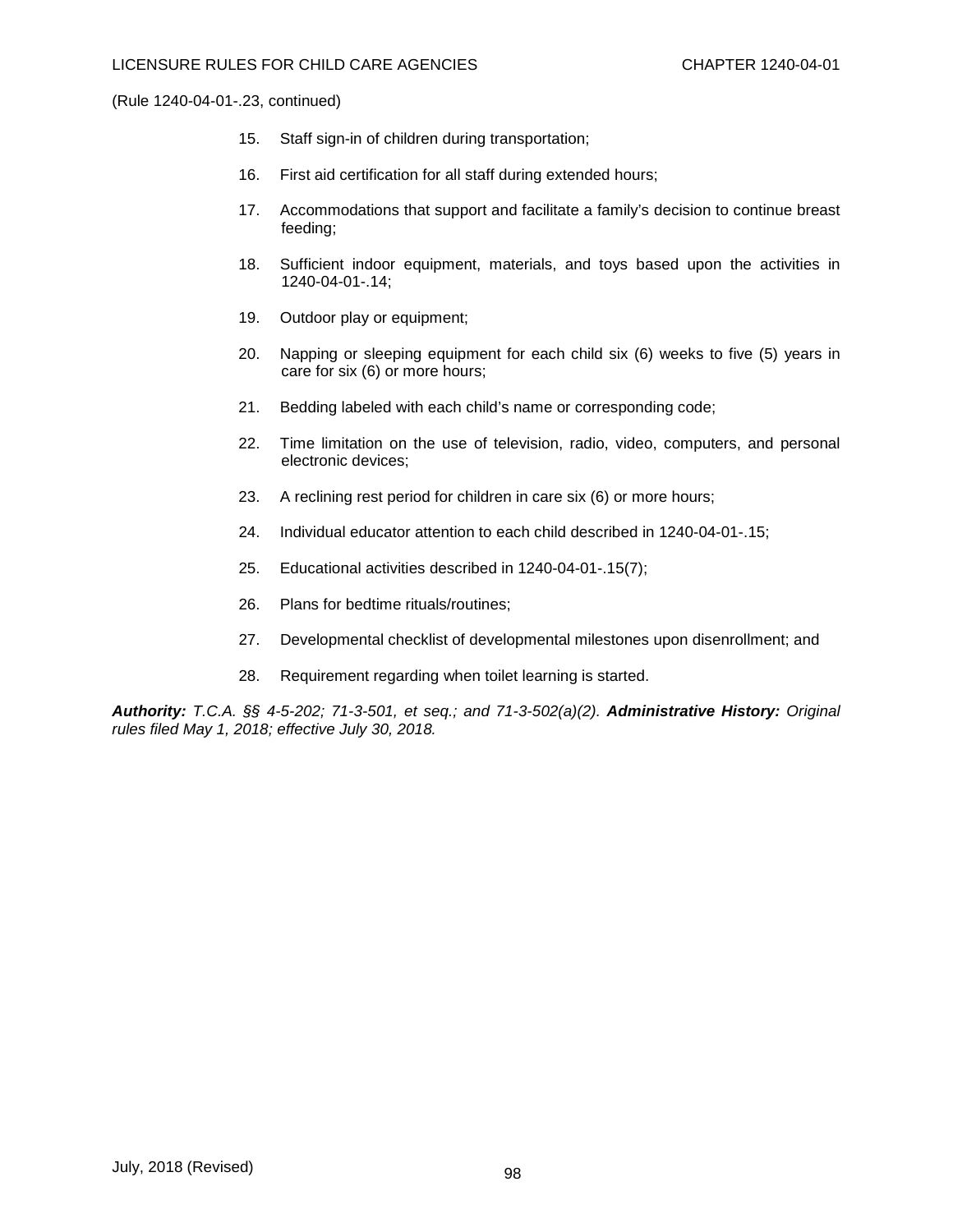(Rule 1240-04-01-.23, continued)

15. Staff sign-in of children during transportation;

16. First aid certification for all staff during extended hours;

17. Accommodations that support and facilitate a family's decision to continue breast feeding;

18. Sufficient indoor equipment, materials, and toys based upon the activities in 1240-04-01-.14;

19. Outdoor play or equipment;

20. Napping or sleeping equipment for each child six (6) weeks to five (5) years in care for six (6) or more hours;

21. Bedding labeled with each child's name or corresponding code;

22. Time limitation on the use of television, radio, video, computers, and personal electronic devices;

23. A reclining rest period for children in care six (6) or more hours;

24. Individual educator attention to each child described in 1240-04-01-.15;

25. Educational activities described in 1240-04-01-.15(7);

26. Plans for bedtime rituals/routines;

27. Developmental checklist of developmental milestones upon disenrollment; and

28. Requirement regarding when toilet learning is started.

***Authority:*** *T.C.A. §§ 4-5-202; 71-3-501, et seq.; and 71-3-502(a)(2).* ***Administrative History:*** *Original rules filed May 1, 2018; effective July 30, 2018.*